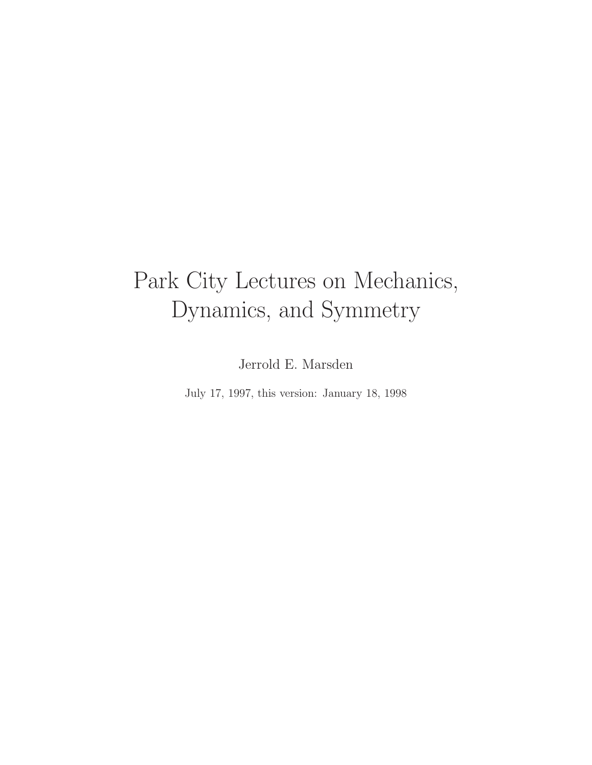# Park City Lectures on Mechanics, Dynamics, and Symmetry

Jerrold E. Marsden

July 17, 1997, this version: January 18, 1998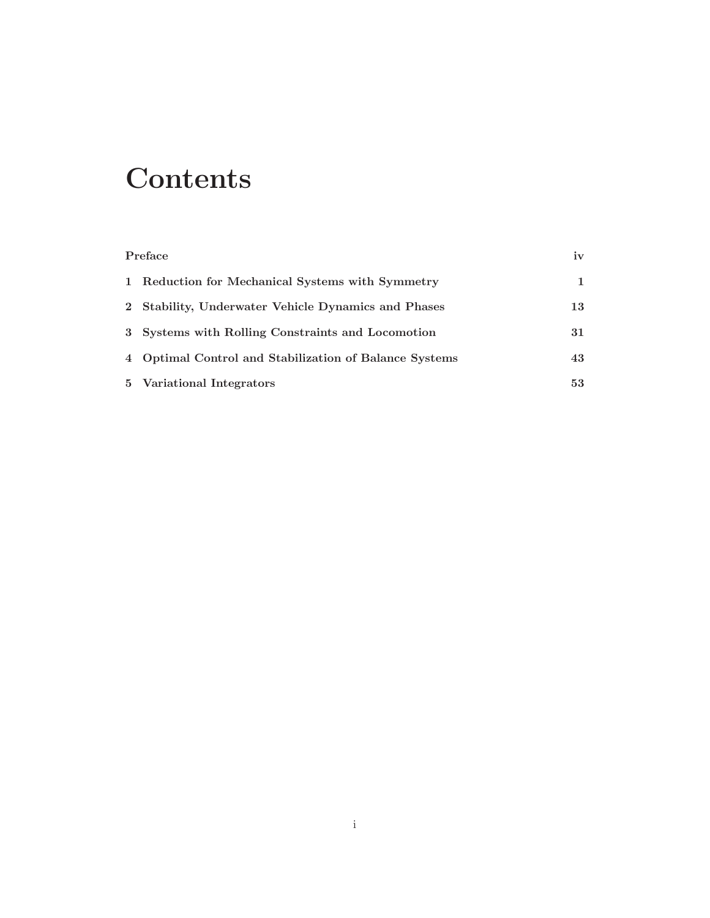# Contents

| | |
|---|---|
| Preface | iv |
| **1 Reduction for Mechanical Systems with Symmetry** | **1** |
| **2 Stability, Underwater Vehicle Dynamics and Phases** | **13** |
| **3 Systems with Rolling Constraints and Locomotion** | **31** |
| **4 Optimal Control and Stabilization of Balance Systems** | **43** |
| **5 Variational Integrators** | **53** |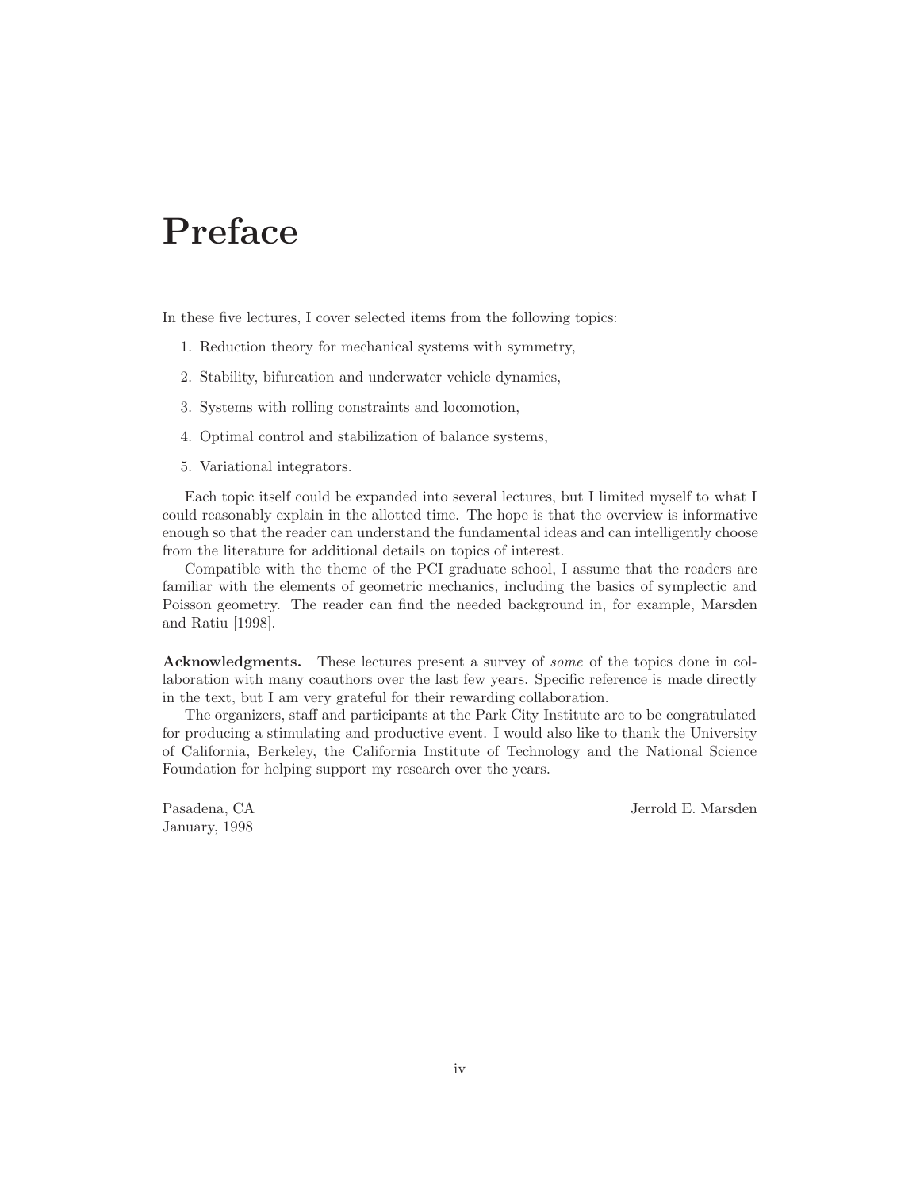# Preface

In these five lectures, I cover selected items from the following topics:

1. Reduction theory for mechanical systems with symmetry,
2. Stability, bifurcation and underwater vehicle dynamics,
3. Systems with rolling constraints and locomotion,
4. Optimal control and stabilization of balance systems,
5. Variational integrators.

Each topic itself could be expanded into several lectures, but I limited myself to what I could reasonably explain in the allotted time. The hope is that the overview is informative enough so that the reader can understand the fundamental ideas and can intelligently choose from the literature for additional details on topics of interest.

Compatible with the theme of the PCI graduate school, I assume that the readers are familiar with the elements of geometric mechanics, including the basics of symplectic and Poisson geometry. The reader can find the needed background in, for example, Marsden and Ratiu [1998].

**Acknowledgments.** These lectures present a survey of *some* of the topics done in collaboration with many coauthors over the last few years. Specific reference is made directly in the text, but I am very grateful for their rewarding collaboration.

The organizers, staff and participants at the Park City Institute are to be congratulated for producing a stimulating and productive event. I would also like to thank the University of California, Berkeley, the California Institute of Technology and the National Science Foundation for helping support my research over the years.

Pasadena, CA
January, 1998

Jerrold E. Marsden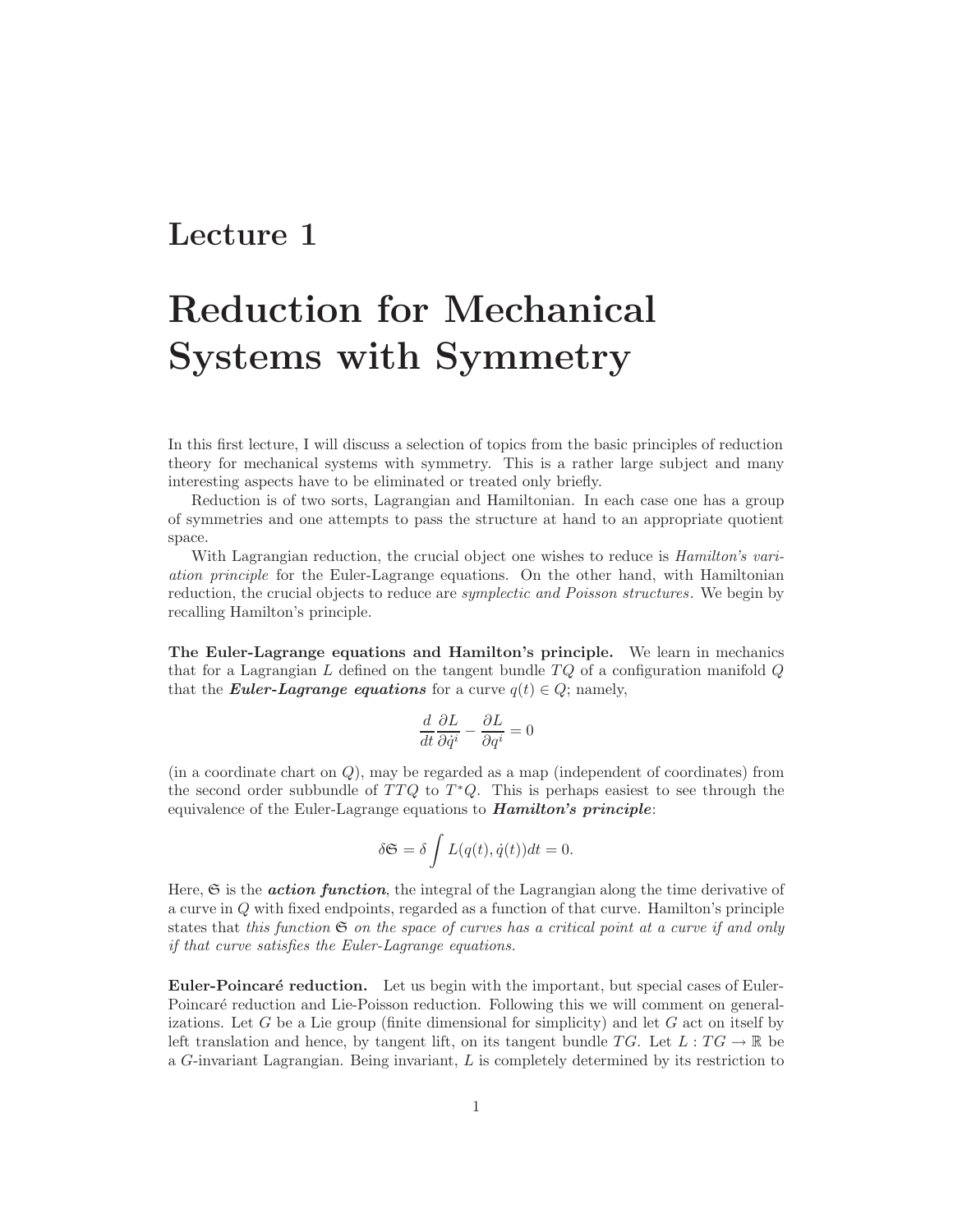# Lecture 1

# Reduction for Mechanical Systems with Symmetry

In this first lecture, I will discuss a selection of topics from the basic principles of reduction theory for mechanical systems with symmetry. This is a rather large subject and many interesting aspects have to be eliminated or treated only briefly.

Reduction is of two sorts, Lagrangian and Hamiltonian. In each case one has a group of symmetries and one attempts to pass the structure at hand to an appropriate quotient space.

With Lagrangian reduction, the crucial object one wishes to reduce is *Hamilton's variation principle* for the Euler-Lagrange equations. On the other hand, with Hamiltonian reduction, the crucial objects to reduce are *symplectic and Poisson structures*. We begin by recalling Hamilton's principle.

**The Euler-Lagrange equations and Hamilton's principle.** We learn in mechanics that for a Lagrangian $L$ defined on the tangent bundle $TQ$ of a configuration manifold $Q$ that the ***Euler-Lagrange equations*** for a curve $q(t) \in Q$; namely,

$$\frac{d}{dt}\frac{\partial L}{\partial \dot{q}^i} - \frac{\partial L}{\partial q^i} = 0$$

(in a coordinate chart on $Q$), may be regarded as a map (independent of coordinates) from the second order subbundle of $TTQ$ to $T^*Q$. This is perhaps easiest to see through the equivalence of the Euler-Lagrange equations to ***Hamilton's principle***:

$$\delta\mathfrak{S} = \delta \int L(q(t), \dot{q}(t))dt = 0.$$

Here, $\mathfrak{S}$ is the ***action function***, the integral of the Lagrangian along the time derivative of a curve in $Q$ with fixed endpoints, regarded as a function of that curve. Hamilton's principle states that *this function $\mathfrak{S}$ on the space of curves has a critical point at a curve if and only if that curve satisfies the Euler-Lagrange equations.*

**Euler-Poincaré reduction.** Let us begin with the important, but special cases of Euler-Poincaré reduction and Lie-Poisson reduction. Following this we will comment on generalizations. Let $G$ be a Lie group (finite dimensional for simplicity) and let $G$ act on itself by left translation and hence, by tangent lift, on its tangent bundle $TG$. Let $L : TG \to \mathbb{R}$ be a $G$-invariant Lagrangian. Being invariant, $L$ is completely determined by its restriction to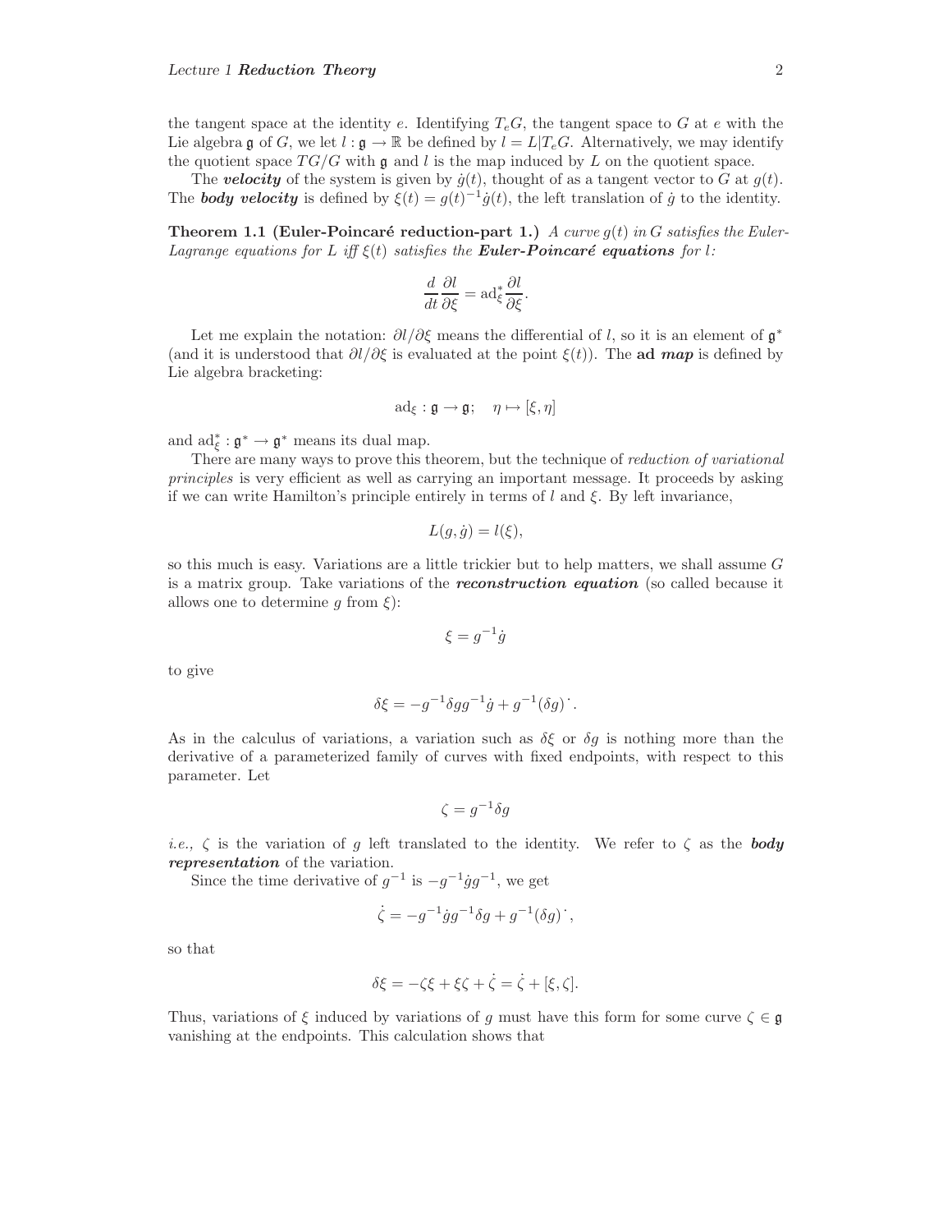the tangent space at the identity $e$. Identifying $T_eG$, the tangent space to $G$ at $e$ with the Lie algebra $\mathfrak{g}$ of $G$, we let $l : \mathfrak{g} \to \mathbb{R}$ be defined by $l = L|T_eG$. Alternatively, we may identify the quotient space $TG/G$ with $\mathfrak{g}$ and $l$ is the map induced by $L$ on the quotient space.

The ***velocity*** of the system is given by $\dot{g}(t)$, thought of as a tangent vector to $G$ at $g(t)$. The ***body velocity*** is defined by $\xi(t) = g(t)^{-1}\dot{g}(t)$, the left translation of $\dot{g}$ to the identity.

**Theorem 1.1 (Euler-Poincaré reduction-part 1.)** *A curve $g(t)$ in $G$ satisfies the Euler-Lagrange equations for $L$ iff $\xi(t)$ satisfies the **Euler-Poincaré equations** for $l$:*

$$\frac{d}{dt}\frac{\partial l}{\partial \xi} = \mathrm{ad}^*_\xi \frac{\partial l}{\partial \xi}.$$

Let me explain the notation: $\partial l/\partial \xi$ means the differential of $l$, so it is an element of $\mathfrak{g}^*$ (and it is understood that $\partial l/\partial \xi$ is evaluated at the point $\xi(t)$). The **ad *map*** is defined by Lie algebra bracketing:

$$\mathrm{ad}_\xi : \mathfrak{g} \to \mathfrak{g}; \quad \eta \mapsto [\xi, \eta]$$

and $\mathrm{ad}^*_\xi : \mathfrak{g}^* \to \mathfrak{g}^*$ means its dual map.

There are many ways to prove this theorem, but the technique of *reduction of variational principles* is very efficient as well as carrying an important message. It proceeds by asking if we can write Hamilton's principle entirely in terms of $l$ and $\xi$. By left invariance,

$$L(g, \dot{g}) = l(\xi),$$

so this much is easy. Variations are a little trickier but to help matters, we shall assume $G$ is a matrix group. Take variations of the ***reconstruction equation*** (so called because it allows one to determine $g$ from $\xi$):

$$\xi = g^{-1}\dot{g}$$

to give

$$\delta\xi = -g^{-1}\delta g g^{-1}\dot{g} + g^{-1}(\delta g)^{\cdot}.$$

As in the calculus of variations, a variation such as $\delta\xi$ or $\delta g$ is nothing more than the derivative of a parameterized family of curves with fixed endpoints, with respect to this parameter. Let

$$\zeta = g^{-1}\delta g$$

*i.e.,* $\zeta$ is the variation of $g$ left translated to the identity. We refer to $\zeta$ as the ***body representation*** of the variation.

Since the time derivative of $g^{-1}$ is $-g^{-1}\dot{g}g^{-1}$, we get

$$\dot{\zeta} = -g^{-1}\dot{g}g^{-1}\delta g + g^{-1}(\delta g)^{\cdot},$$

so that

$$\delta\xi = -\zeta\xi + \xi\zeta + \dot{\zeta} = \dot{\zeta} + [\xi, \zeta].$$

Thus, variations of $\xi$ induced by variations of $g$ must have this form for some curve $\zeta \in \mathfrak{g}$ vanishing at the endpoints. This calculation shows that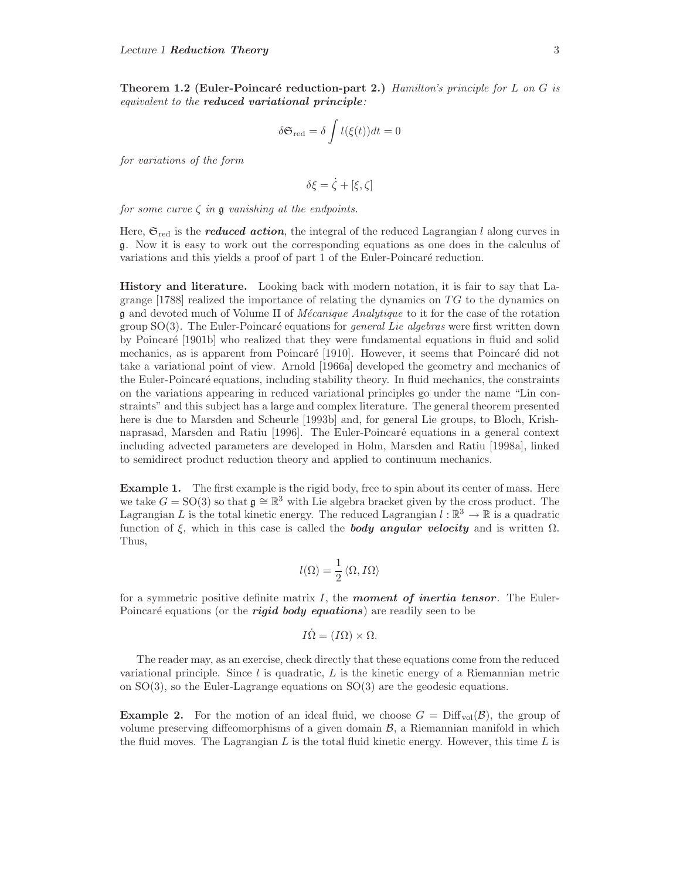**Theorem 1.2 (Euler-Poincaré reduction-part 2.)** *Hamilton's principle for $L$ on $G$ is equivalent to the **reduced variational principle**:*

$$\delta \mathfrak{S}_{\rm red} = \delta \int l(\xi(t)) dt = 0$$

*for variations of the form*

$$\delta \xi = \dot{\zeta} + [\xi, \zeta]$$

*for some curve $\zeta$ in $\mathfrak{g}$ vanishing at the endpoints.*

Here, $\mathfrak{S}_{\rm red}$ is the ***reduced action***, the integral of the reduced Lagrangian $l$ along curves in $\mathfrak{g}$. Now it is easy to work out the corresponding equations as one does in the calculus of variations and this yields a proof of part 1 of the Euler-Poincaré reduction.

**History and literature.** Looking back with modern notation, it is fair to say that Lagrange [1788] realized the importance of relating the dynamics on $TG$ to the dynamics on $\mathfrak{g}$ and devoted much of Volume II of *Mécanique Analytique* to it for the case of the rotation group $\mathrm{SO}(3)$. The Euler-Poincaré equations for *general Lie algebras* were first written down by Poincaré [1901b] who realized that they were fundamental equations in fluid and solid mechanics, as is apparent from Poincaré [1910]. However, it seems that Poincaré did not take a variational point of view. Arnold [1966a] developed the geometry and mechanics of the Euler-Poincaré equations, including stability theory. In fluid mechanics, the constraints on the variations appearing in reduced variational principles go under the name "Lin constraints" and this subject has a large and complex literature. The general theorem presented here is due to Marsden and Scheurle [1993b] and, for general Lie groups, to Bloch, Krishnaprasad, Marsden and Ratiu [1996]. The Euler-Poincaré equations in a general context including advected parameters are developed in Holm, Marsden and Ratiu [1998a], linked to semidirect product reduction theory and applied to continuum mechanics.

**Example 1.** The first example is the rigid body, free to spin about its center of mass. Here we take $G = \mathrm{SO}(3)$ so that $\mathfrak{g} \cong \mathbb{R}^3$ with Lie algebra bracket given by the cross product. The Lagrangian $L$ is the total kinetic energy. The reduced Lagrangian $l : \mathbb{R}^3 \to \mathbb{R}$ is a quadratic function of $\xi$, which in this case is called the ***body angular velocity*** and is written $\Omega$. Thus,

$$l(\Omega) = \frac{1}{2} \langle \Omega, I\Omega \rangle$$

for a symmetric positive definite matrix $I$, the ***moment of inertia tensor***. The Euler-Poincaré equations (or the ***rigid body equations***) are readily seen to be

$$I\dot{\Omega} = (I\Omega) \times \Omega.$$

The reader may, as an exercise, check directly that these equations come from the reduced variational principle. Since $l$ is quadratic, $L$ is the kinetic energy of a Riemannian metric on $\mathrm{SO}(3)$, so the Euler-Lagrange equations on $\mathrm{SO}(3)$ are the geodesic equations.

**Example 2.** For the motion of an ideal fluid, we choose $G = \mathrm{Diff}_{\rm vol}(\mathcal{B})$, the group of volume preserving diffeomorphisms of a given domain $\mathcal{B}$, a Riemannian manifold in which the fluid moves. The Lagrangian $L$ is the total fluid kinetic energy. However, this time $L$ is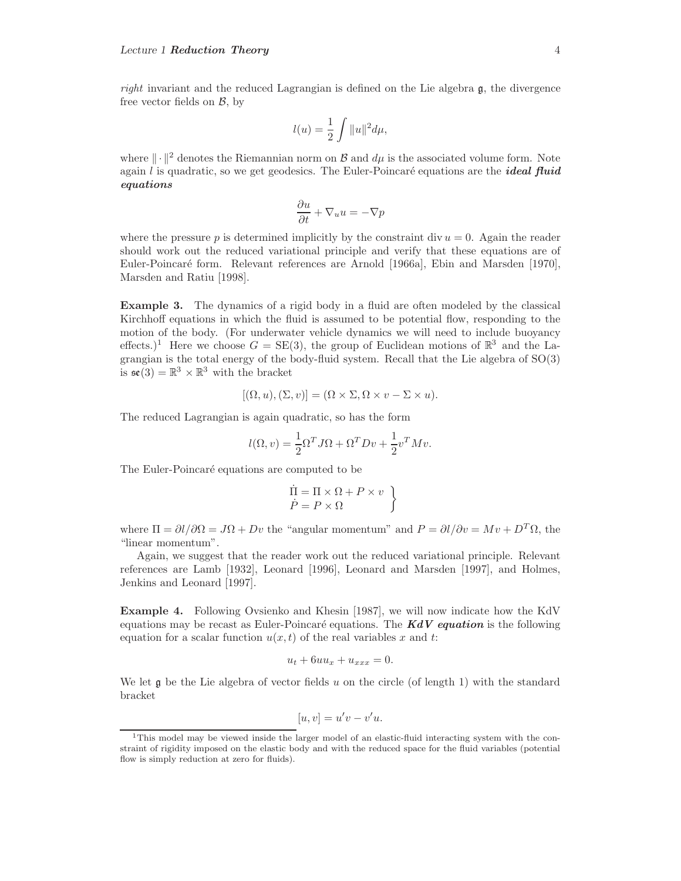*right* invariant and the reduced Lagrangian is defined on the Lie algebra $\mathfrak{g}$, the divergence free vector fields on $\mathcal{B}$, by

$$l(u) = \frac{1}{2}\int \|u\|^2 d\mu,$$

where $\|\cdot\|^2$ denotes the Riemannian norm on $\mathcal{B}$ and $d\mu$ is the associated volume form. Note again $l$ is quadratic, so we get geodesics. The Euler-Poincaré equations are the ***ideal fluid equations***

$$\frac{\partial u}{\partial t} + \nabla_u u = -\nabla p$$

where the pressure $p$ is determined implicitly by the constraint $\operatorname{div} u = 0$. Again the reader should work out the reduced variational principle and verify that these equations are of Euler-Poincaré form. Relevant references are Arnold [1966a], Ebin and Marsden [1970], Marsden and Ratiu [1998].

**Example 3.** The dynamics of a rigid body in a fluid are often modeled by the classical Kirchhoff equations in which the fluid is assumed to be potential flow, responding to the motion of the body. (For underwater vehicle dynamics we will need to include buoyancy effects.)[1] Here we choose $G = \mathrm{SE}(3)$, the group of Euclidean motions of $\mathbb{R}^3$ and the Lagrangian is the total energy of the body-fluid system. Recall that the Lie algebra of SO(3) is $\mathfrak{se}(3) = \mathbb{R}^3 \times \mathbb{R}^3$ with the bracket

$$[(\Omega, u), (\Sigma, v)] = (\Omega \times \Sigma, \Omega \times v - \Sigma \times u).$$

The reduced Lagrangian is again quadratic, so has the form

$$l(\Omega, v) = \frac{1}{2}\Omega^T J \Omega + \Omega^T D v + \frac{1}{2} v^T M v.$$

The Euler-Poincaré equations are computed to be

$$\left.\begin{array}{l} \dot{\Pi} = \Pi \times \Omega + P \times v \\ \dot{P} = P \times \Omega \end{array}\right\}$$

where $\Pi = \partial l / \partial \Omega = J\Omega + Dv$ the "angular momentum" and $P = \partial l / \partial v = Mv + D^T \Omega$, the "linear momentum".

Again, we suggest that the reader work out the reduced variational principle. Relevant references are Lamb [1932], Leonard [1996], Leonard and Marsden [1997], and Holmes, Jenkins and Leonard [1997].

**Example 4.** Following Ovsienko and Khesin [1987], we will now indicate how the KdV equations may be recast as Euler-Poincaré equations. The ***KdV equation*** is the following equation for a scalar function $u(x,t)$ of the real variables $x$ and $t$:

$$u_t + 6uu_x + u_{xxx} = 0.$$

We let $\mathfrak{g}$ be the Lie algebra of vector fields $u$ on the circle (of length 1) with the standard bracket

$$[u, v] = u'v - v'u.$$

[1] This model may be viewed inside the larger model of an elastic-fluid interacting system with the constraint of rigidity imposed on the elastic body and with the reduced space for the fluid variables (potential flow is simply reduction at zero for fluids).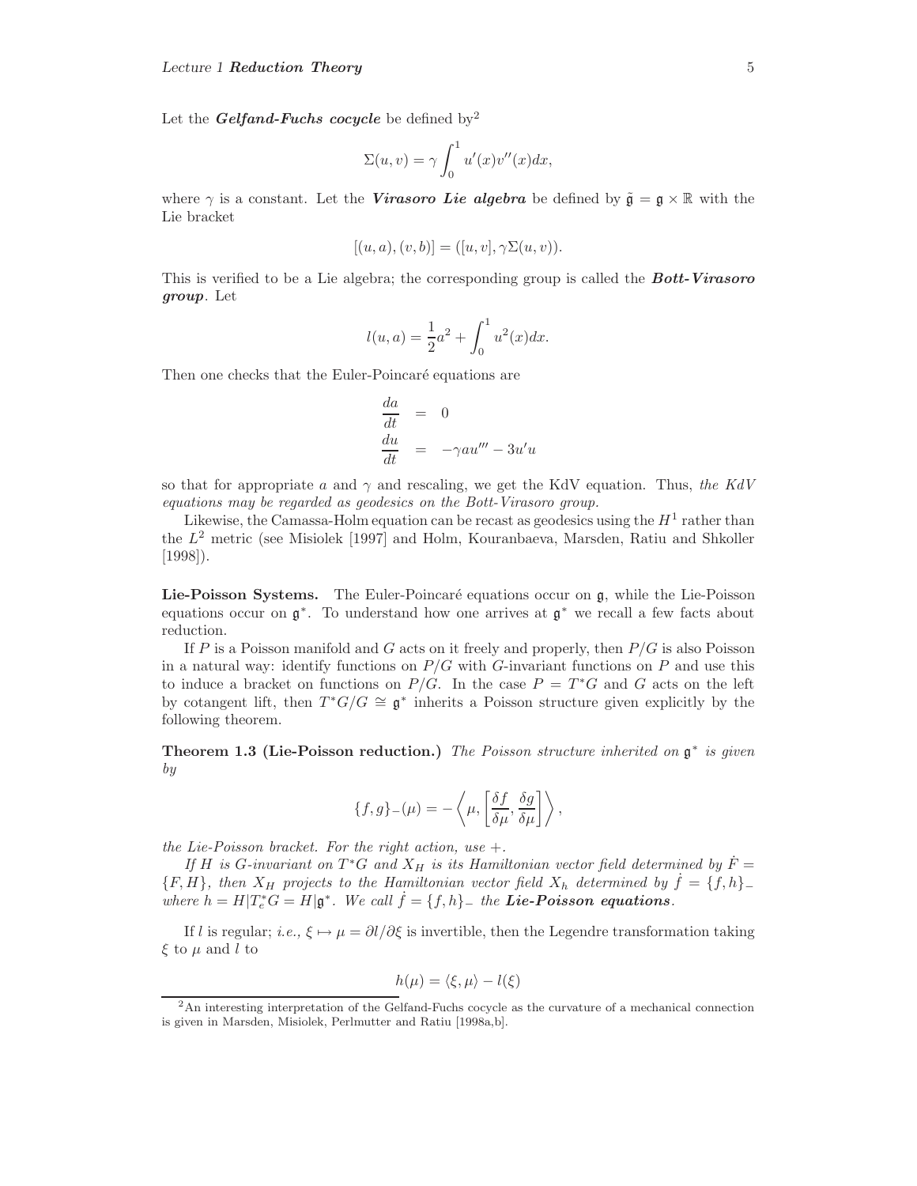Let the ***Gelfand-Fuchs cocycle*** be defined by[2]

$$\Sigma(u,v) = \gamma \int_0^1 u'(x) v''(x) dx,$$

where $\gamma$ is a constant. Let the ***Virasoro Lie algebra*** be defined by $\tilde{\mathfrak{g}} = \mathfrak{g} \times \mathbb{R}$ with the Lie bracket

$$[(u,a),(v,b)] = ([u,v], \gamma \Sigma(u,v)).$$

This is verified to be a Lie algebra; the corresponding group is called the ***Bott-Virasoro group***. Let

$$l(u,a) = \frac{1}{2}a^2 + \int_0^1 u^2(x) dx.$$

Then one checks that the Euler-Poincaré equations are

$$\begin{aligned} \frac{da}{dt} &= 0 \\ \frac{du}{dt} &= -\gamma a u''' - 3u'u \end{aligned}$$

so that for appropriate $a$ and $\gamma$ and rescaling, we get the KdV equation. Thus, *the KdV equations may be regarded as geodesics on the Bott-Virasoro group.*

Likewise, the Camassa-Holm equation can be recast as geodesics using the $H^1$ rather than the $L^2$ metric (see Misiolek [1997] and Holm, Kouranbaeva, Marsden, Ratiu and Shkoller [1998]).

**Lie-Poisson Systems.** The Euler-Poincaré equations occur on $\mathfrak{g}$, while the Lie-Poisson equations occur on $\mathfrak{g}^*$. To understand how one arrives at $\mathfrak{g}^*$ we recall a few facts about reduction.

If $P$ is a Poisson manifold and $G$ acts on it freely and properly, then $P/G$ is also Poisson in a natural way: identify functions on $P/G$ with $G$-invariant functions on $P$ and use this to induce a bracket on functions on $P/G$. In the case $P = T^*G$ and $G$ acts on the left by cotangent lift, then $T^*G/G \cong \mathfrak{g}^*$ inherits a Poisson structure given explicitly by the following theorem.

**Theorem 1.3 (Lie-Poisson reduction.)** *The Poisson structure inherited on $\mathfrak{g}^*$ is given by*

$$\{f,g\}_-(\mu) = -\left\langle \mu, \left[\frac{\delta f}{\delta \mu}, \frac{\delta g}{\delta \mu}\right]\right\rangle,$$

*the Lie-Poisson bracket. For the right action, use $+$.*

*If $H$ is $G$-invariant on $T^*G$ and $X_H$ is its Hamiltonian vector field determined by $\dot{F} = \{F,H\}$, then $X_H$ projects to the Hamiltonian vector field $X_h$ determined by $\dot{f} = \{f,h\}_-$ where $h = H|T_e^*G = H|\mathfrak{g}^*$. We call $\dot{f} = \{f,h\}_-$ the **Lie-Poisson equations**.*

If $l$ is regular; *i.e.,* $\xi \mapsto \mu = \partial l/\partial \xi$ is invertible, then the Legendre transformation taking $\xi$ to $\mu$ and $l$ to

$$h(\mu) = \langle \xi, \mu \rangle - l(\xi)$$

[2] An interesting interpretation of the Gelfand-Fuchs cocycle as the curvature of a mechanical connection is given in Marsden, Misiolek, Perlmutter and Ratiu [1998a,b].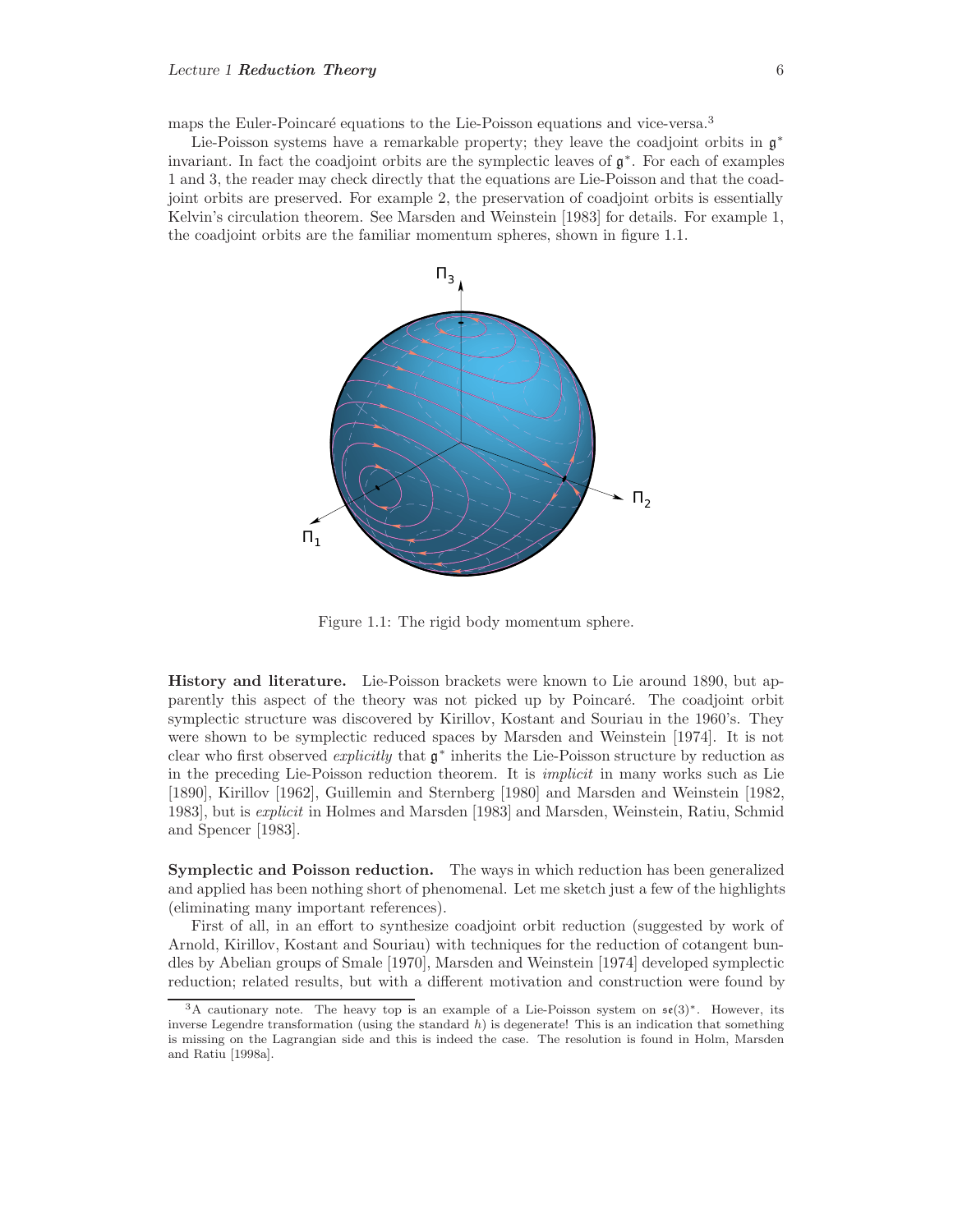maps the Euler-Poincaré equations to the Lie-Poisson equations and vice-versa.[3]

Lie-Poisson systems have a remarkable property; they leave the coadjoint orbits in $\mathfrak{g}^*$ invariant. In fact the coadjoint orbits are the symplectic leaves of $\mathfrak{g}^*$. For each of examples 1 and 3, the reader may check directly that the equations are Lie-Poisson and that the coadjoint orbits are preserved. For example 2, the preservation of coadjoint orbits is essentially Kelvin's circulation theorem. See Marsden and Weinstein [1983] for details. For example 1, the coadjoint orbits are the familiar momentum spheres, shown in figure 1.1.

Figure 1.1: The rigid body momentum sphere.

**History and literature.** Lie-Poisson brackets were known to Lie around 1890, but apparently this aspect of the theory was not picked up by Poincaré. The coadjoint orbit symplectic structure was discovered by Kirillov, Kostant and Souriau in the 1960's. They were shown to be symplectic reduced spaces by Marsden and Weinstein [1974]. It is not clear who first observed *explicitly* that $\mathfrak{g}^*$ inherits the Lie-Poisson structure by reduction as in the preceding Lie-Poisson reduction theorem. It is *implicit* in many works such as Lie [1890], Kirillov [1962], Guillemin and Sternberg [1980] and Marsden and Weinstein [1982, 1983], but is *explicit* in Holmes and Marsden [1983] and Marsden, Weinstein, Ratiu, Schmid and Spencer [1983].

**Symplectic and Poisson reduction.** The ways in which reduction has been generalized and applied has been nothing short of phenomenal. Let me sketch just a few of the highlights (eliminating many important references).

First of all, in an effort to synthesize coadjoint orbit reduction (suggested by work of Arnold, Kirillov, Kostant and Souriau) with techniques for the reduction of cotangent bundles by Abelian groups of Smale [1970], Marsden and Weinstein [1974] developed symplectic reduction; related results, but with a different motivation and construction were found by

[3] A cautionary note. The heavy top is an example of a Lie-Poisson system on $\mathfrak{se}(3)^*$. However, its inverse Legendre transformation (using the standard $h$) is degenerate! This is an indication that something is missing on the Lagrangian side and this is indeed the case. The resolution is found in Holm, Marsden and Ratiu [1998a].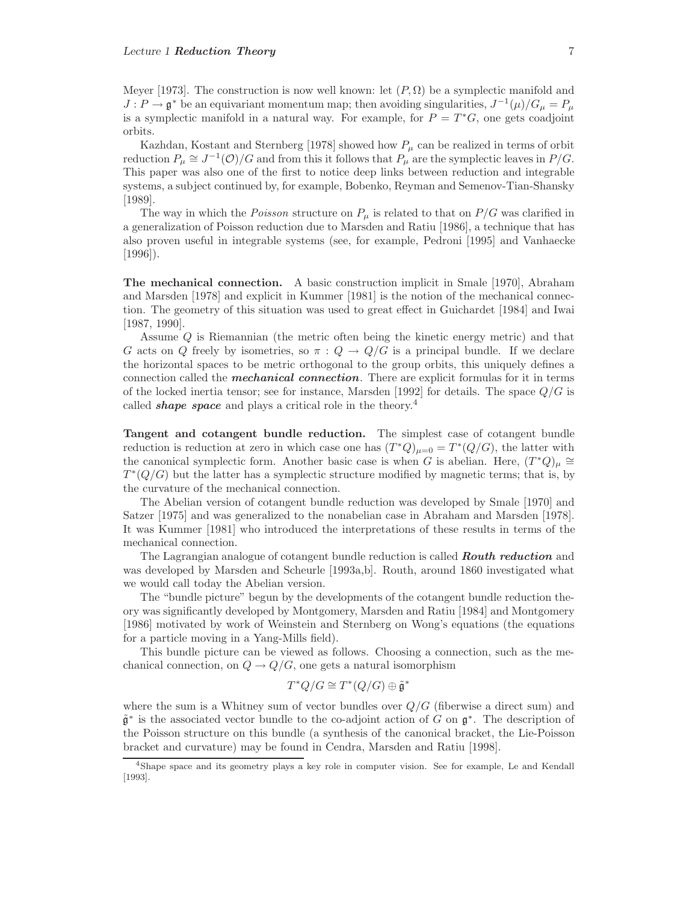Meyer [1973]. The construction is now well known: let $(P, \Omega)$ be a symplectic manifold and $J : P \to \mathfrak{g}^*$ be an equivariant momentum map; then avoiding singularities, $J^{-1}(\mu)/G_\mu = P_\mu$ is a symplectic manifold in a natural way. For example, for $P = T^*G$, one gets coadjoint orbits.

Kazhdan, Kostant and Sternberg [1978] showed how $P_\mu$ can be realized in terms of orbit reduction $P_\mu \cong J^{-1}(\mathcal{O})/G$ and from this it follows that $P_\mu$ are the symplectic leaves in $P/G$. This paper was also one of the first to notice deep links between reduction and integrable systems, a subject continued by, for example, Bobenko, Reyman and Semenov-Tian-Shansky [1989].

The way in which the *Poisson* structure on $P_\mu$ is related to that on $P/G$ was clarified in a generalization of Poisson reduction due to Marsden and Ratiu [1986], a technique that has also proven useful in integrable systems (see, for example, Pedroni [1995] and Vanhaecke [1996]).

**The mechanical connection.** A basic construction implicit in Smale [1970], Abraham and Marsden [1978] and explicit in Kummer [1981] is the notion of the mechanical connection. The geometry of this situation was used to great effect in Guichardet [1984] and Iwai [1987, 1990].

Assume $Q$ is Riemannian (the metric often being the kinetic energy metric) and that $G$ acts on $Q$ freely by isometries, so $\pi : Q \to Q/G$ is a principal bundle. If we declare the horizontal spaces to be metric orthogonal to the group orbits, this uniquely defines a connection called the ***mechanical connection***. There are explicit formulas for it in terms of the locked inertia tensor; see for instance, Marsden [1992] for details. The space $Q/G$ is called ***shape space*** and plays a critical role in the theory.[4]

**Tangent and cotangent bundle reduction.** The simplest case of cotangent bundle reduction is reduction at zero in which case one has $(T^*Q)_{\mu=0} = T^*(Q/G)$, the latter with the canonical symplectic form. Another basic case is when $G$ is abelian. Here, $(T^*Q)_\mu \cong T^*(Q/G)$ but the latter has a symplectic structure modified by magnetic terms; that is, by the curvature of the mechanical connection.

The Abelian version of cotangent bundle reduction was developed by Smale [1970] and Satzer [1975] and was generalized to the nonabelian case in Abraham and Marsden [1978]. It was Kummer [1981] who introduced the interpretations of these results in terms of the mechanical connection.

The Lagrangian analogue of cotangent bundle reduction is called ***Routh reduction*** and was developed by Marsden and Scheurle [1993a,b]. Routh, around 1860 investigated what we would call today the Abelian version.

The "bundle picture" begun by the developments of the cotangent bundle reduction theory was significantly developed by Montgomery, Marsden and Ratiu [1984] and Montgomery [1986] motivated by work of Weinstein and Sternberg on Wong's equations (the equations for a particle moving in a Yang-Mills field).

This bundle picture can be viewed as follows. Choosing a connection, such as the mechanical connection, on $Q \to Q/G$, one gets a natural isomorphism

$$T^*Q/G \cong T^*(Q/G) \oplus \tilde{\mathfrak{g}}^*$$

where the sum is a Whitney sum of vector bundles over $Q/G$ (fiberwise a direct sum) and $\tilde{\mathfrak{g}}^*$ is the associated vector bundle to the co-adjoint action of $G$ on $\mathfrak{g}^*$. The description of the Poisson structure on this bundle (a synthesis of the canonical bracket, the Lie-Poisson bracket and curvature) may be found in Cendra, Marsden and Ratiu [1998].

[4] Shape space and its geometry plays a key role in computer vision. See for example, Le and Kendall [1993].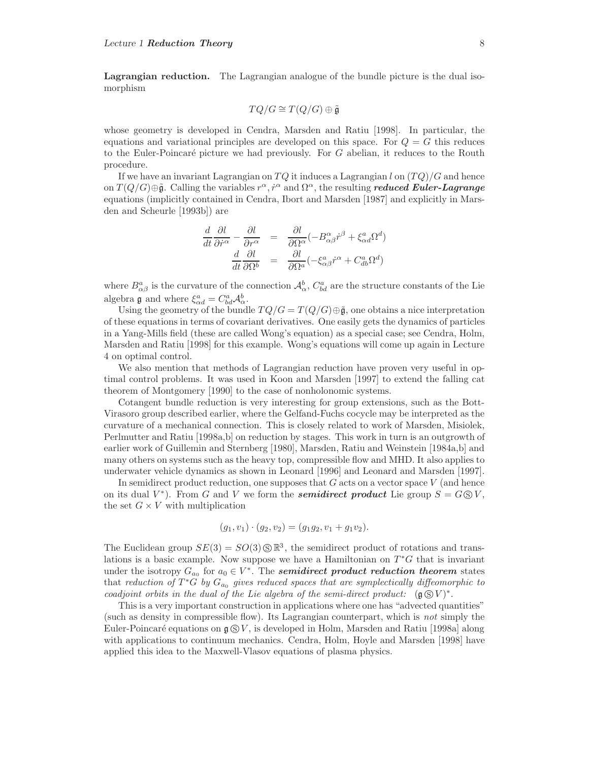**Lagrangian reduction.** The Lagrangian analogue of the bundle picture is the dual isomorphism

$$TQ/G \cong T(Q/G) \oplus \tilde{\mathfrak{g}}$$

whose geometry is developed in Cendra, Marsden and Ratiu [1998]. In particular, the equations and variational principles are developed on this space. For $Q = G$ this reduces to the Euler-Poincaré picture we had previously. For $G$ abelian, it reduces to the Routh procedure.

If we have an invariant Lagrangian on $TQ$ it induces a Lagrangian $l$ on $(TQ)/G$ and hence on $T(Q/G)\oplus\tilde{\mathfrak{g}}$. Calling the variables $r^\alpha, \dot{r}^\alpha$ and $\Omega^\alpha$, the resulting ***reduced Euler-Lagrange*** equations (implicitly contained in Cendra, Ibort and Marsden [1987] and explicitly in Marsden and Scheurle [1993b]) are

$$\begin{aligned}
\frac{d}{dt}\frac{\partial l}{\partial \dot{r}^\alpha} - \frac{\partial l}{\partial r^\alpha} &= \frac{\partial l}{\partial \Omega^\alpha}(-B^\alpha_{\alpha\beta}\dot{r}^\beta + \xi^a_{\alpha d}\Omega^d) \\
\frac{d}{dt}\frac{\partial l}{\partial \Omega^b} &= \frac{\partial l}{\partial \Omega^a}(-\xi^a_{\alpha\beta}\dot{r}^\alpha + C^a_{db}\Omega^d)
\end{aligned}$$

where $B^a_{\alpha\beta}$ is the curvature of the connection $\mathcal{A}^b_\alpha$, $C^a_{bd}$ are the structure constants of the Lie algebra $\mathfrak{g}$ and where $\xi^a_{\alpha d} = C^a_{bd}\mathcal{A}^b_\alpha$.

Using the geometry of the bundle $TQ/G = T(Q/G)\oplus\tilde{\mathfrak{g}}$, one obtains a nice interpretation of these equations in terms of covariant derivatives. One easily gets the dynamics of particles in a Yang-Mills field (these are called Wong's equation) as a special case; see Cendra, Holm, Marsden and Ratiu [1998] for this example. Wong's equations will come up again in Lecture 4 on optimal control.

We also mention that methods of Lagrangian reduction have proven very useful in optimal control problems. It was used in Koon and Marsden [1997] to extend the falling cat theorem of Montgomery [1990] to the case of nonholonomic systems.

Cotangent bundle reduction is very interesting for group extensions, such as the Bott-Virasoro group described earlier, where the Gelfand-Fuchs cocycle may be interpreted as the curvature of a mechanical connection. This is closely related to work of Marsden, Misiolek, Perlmutter and Ratiu [1998a,b] on reduction by stages. This work in turn is an outgrowth of earlier work of Guillemin and Sternberg [1980], Marsden, Ratiu and Weinstein [1984a,b] and many others on systems such as the heavy top, compressible flow and MHD. It also applies to underwater vehicle dynamics as shown in Leonard [1996] and Leonard and Marsden [1997].

In semidirect product reduction, one supposes that $G$ acts on a vector space $V$ (and hence on its dual $V^*$). From $G$ and $V$ we form the ***semidirect product*** Lie group $S = G \circledS V$, the set $G \times V$ with multiplication

$$(g_1, v_1)\cdot(g_2, v_2) = (g_1 g_2, v_1 + g_1 v_2).$$

The Euclidean group $SE(3) = SO(3)\circledS\mathbb{R}^3$, the semidirect product of rotations and translations is a basic example. Now suppose we have a Hamiltonian on $T^*G$ that is invariant under the isotropy $G_{a_0}$ for $a_0 \in V^*$. The ***semidirect product reduction theorem*** states that *reduction of $T^*G$ by $G_{a_0}$ gives reduced spaces that are symplectically diffeomorphic to coadjoint orbits in the dual of the Lie algebra of the semi-direct product:* $(\mathfrak{g}\circledS V)^*$.

This is a very important construction in applications where one has "advected quantities" (such as density in compressible flow). Its Lagrangian counterpart, which is *not* simply the Euler-Poincaré equations on $\mathfrak{g}\circledS V$, is developed in Holm, Marsden and Ratiu [1998a] along with applications to continuum mechanics. Cendra, Holm, Hoyle and Marsden [1998] have applied this idea to the Maxwell-Vlasov equations of plasma physics.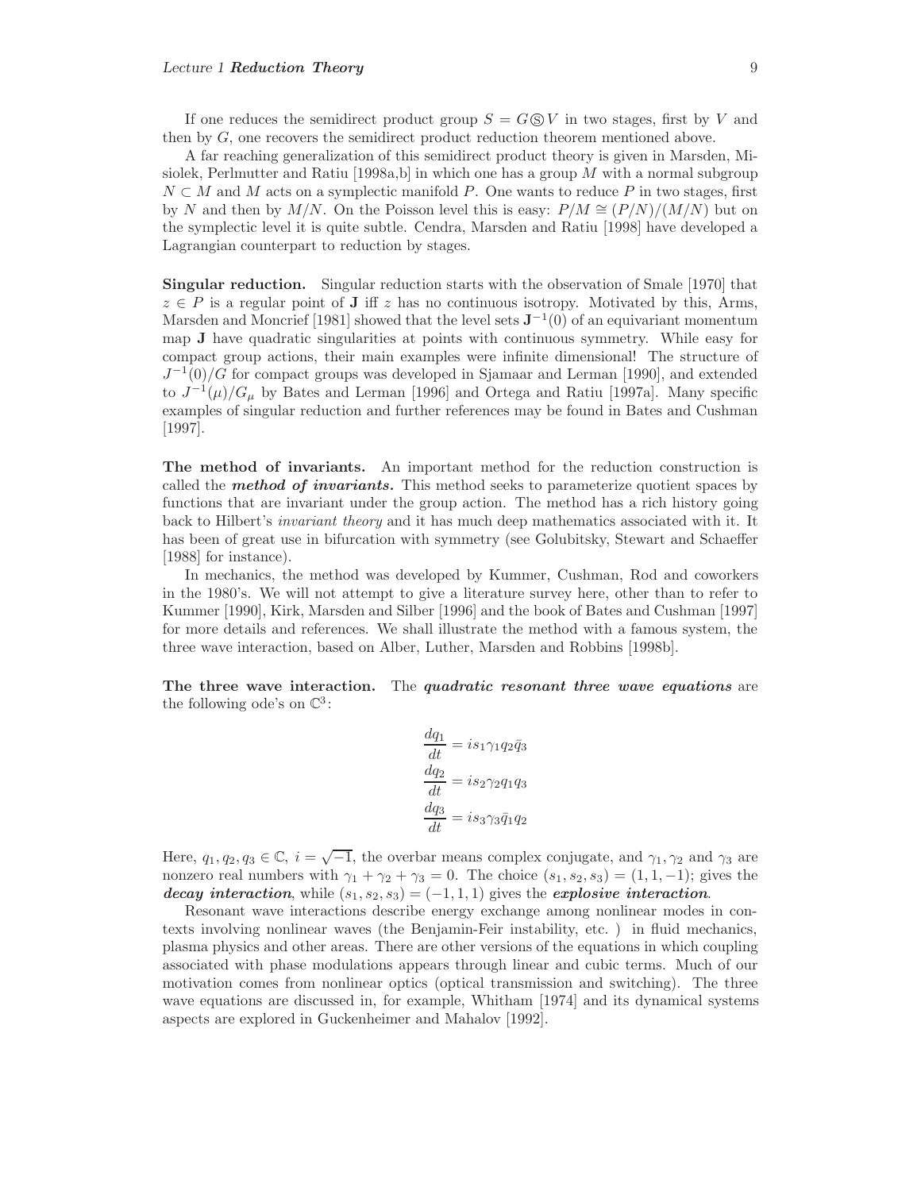If one reduces the semidirect product group $S = G \circledS V$ in two stages, first by $V$ and then by $G$, one recovers the semidirect product reduction theorem mentioned above.

A far reaching generalization of this semidirect product theory is given in Marsden, Misiolek, Perlmutter and Ratiu [1998a,b] in which one has a group $M$ with a normal subgroup $N \subset M$ and $M$ acts on a symplectic manifold $P$. One wants to reduce $P$ in two stages, first by $N$ and then by $M/N$. On the Poisson level this is easy: $P/M \cong (P/N)/(M/N)$ but on the symplectic level it is quite subtle. Cendra, Marsden and Ratiu [1998] have developed a Lagrangian counterpart to reduction by stages.

**Singular reduction.** Singular reduction starts with the observation of Smale [1970] that $z \in P$ is a regular point of $\mathbf{J}$ iff $z$ has no continuous isotropy. Motivated by this, Arms, Marsden and Moncrief [1981] showed that the level sets $\mathbf{J}^{-1}(0)$ of an equivariant momentum map $\mathbf{J}$ have quadratic singularities at points with continuous symmetry. While easy for compact group actions, their main examples were infinite dimensional! The structure of $J^{-1}(0)/G$ for compact groups was developed in Sjamaar and Lerman [1990], and extended to $J^{-1}(\mu)/G_\mu$ by Bates and Lerman [1996] and Ortega and Ratiu [1997a]. Many specific examples of singular reduction and further references may be found in Bates and Cushman [1997].

**The method of invariants.** An important method for the reduction construction is called the ***method of invariants.*** This method seeks to parameterize quotient spaces by functions that are invariant under the group action. The method has a rich history going back to Hilbert's *invariant theory* and it has much deep mathematics associated with it. It has been of great use in bifurcation with symmetry (see Golubitsky, Stewart and Schaeffer [1988] for instance).

In mechanics, the method was developed by Kummer, Cushman, Rod and coworkers in the 1980's. We will not attempt to give a literature survey here, other than to refer to Kummer [1990], Kirk, Marsden and Silber [1996] and the book of Bates and Cushman [1997] for more details and references. We shall illustrate the method with a famous system, the three wave interaction, based on Alber, Luther, Marsden and Robbins [1998b].

**The three wave interaction.** The ***quadratic resonant three wave equations*** are the following ode's on $\mathbb{C}^3$:

$$
\begin{aligned}
\frac{dq_1}{dt} &= i s_1 \gamma_1 q_2 \bar{q}_3 \\
\frac{dq_2}{dt} &= i s_2 \gamma_2 q_1 q_3 \\
\frac{dq_3}{dt} &= i s_3 \gamma_3 \bar{q}_1 q_2
\end{aligned}
$$

Here, $q_1, q_2, q_3 \in \mathbb{C}$, $i = \sqrt{-1}$, the overbar means complex conjugate, and $\gamma_1, \gamma_2$ and $\gamma_3$ are nonzero real numbers with $\gamma_1 + \gamma_2 + \gamma_3 = 0$. The choice $(s_1, s_2, s_3) = (1, 1, -1)$; gives the ***decay interaction***, while $(s_1, s_2, s_3) = (-1, 1, 1)$ gives the ***explosive interaction***.

Resonant wave interactions describe energy exchange among nonlinear modes in contexts involving nonlinear waves (the Benjamin-Feir instability, etc. ) in fluid mechanics, plasma physics and other areas. There are other versions of the equations in which coupling associated with phase modulations appears through linear and cubic terms. Much of our motivation comes from nonlinear optics (optical transmission and switching). The three wave equations are discussed in, for example, Whitham [1974] and its dynamical systems aspects are explored in Guckenheimer and Mahalov [1992].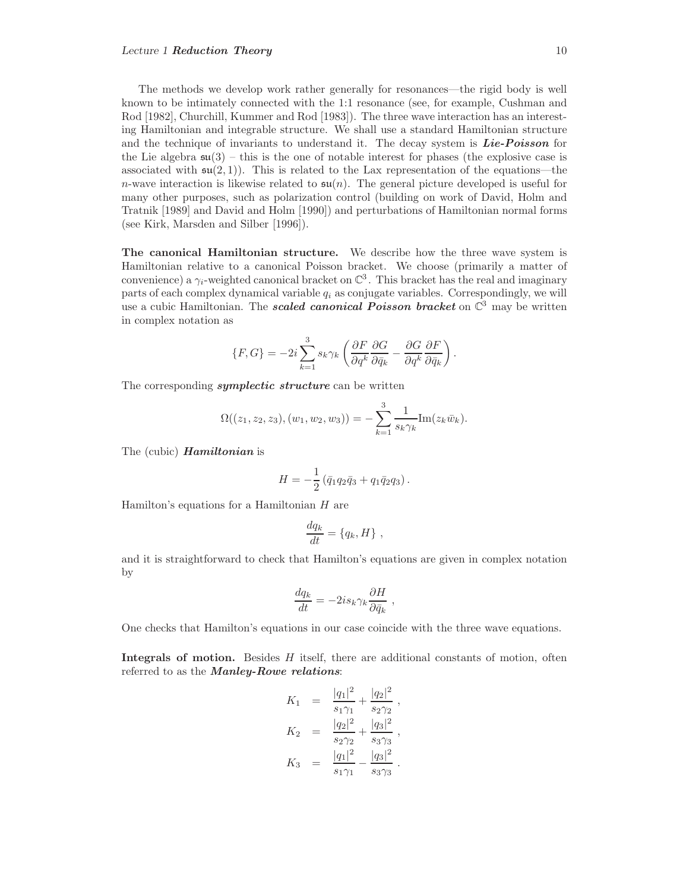The methods we develop work rather generally for resonances—the rigid body is well known to be intimately connected with the 1:1 resonance (see, for example, Cushman and Rod [1982], Churchill, Kummer and Rod [1983]). The three wave interaction has an interesting Hamiltonian and integrable structure. We shall use a standard Hamiltonian structure and the technique of invariants to understand it. The decay system is ***Lie-Poisson*** for the Lie algebra $\mathfrak{su}(3)$ – this is the one of notable interest for phases (the explosive case is associated with $\mathfrak{su}(2,1)$). This is related to the Lax representation of the equations—the $n$-wave interaction is likewise related to $\mathfrak{su}(n)$. The general picture developed is useful for many other purposes, such as polarization control (building on work of David, Holm and Tratnik [1989] and David and Holm [1990]) and perturbations of Hamiltonian normal forms (see Kirk, Marsden and Silber [1996]).

**The canonical Hamiltonian structure.** We describe how the three wave system is Hamiltonian relative to a canonical Poisson bracket. We choose (primarily a matter of convenience) a $\gamma_i$-weighted canonical bracket on $\mathbb{C}^3$. This bracket has the real and imaginary parts of each complex dynamical variable $q_i$ as conjugate variables. Correspondingly, we will use a cubic Hamiltonian. The ***scaled canonical Poisson bracket*** on $\mathbb{C}^3$ may be written in complex notation as

$$\{F, G\} = -2i \sum_{k=1}^{3} s_k \gamma_k \left( \frac{\partial F}{\partial q^k} \frac{\partial G}{\partial \bar{q}_k} - \frac{\partial G}{\partial q^k} \frac{\partial F}{\partial \bar{q}_k} \right).$$

The corresponding ***symplectic structure*** can be written

$$\Omega((z_1, z_2, z_3), (w_1, w_2, w_3)) = - \sum_{k=1}^{3} \frac{1}{s_k \gamma_k} \mathrm{Im}(z_k \bar{w}_k).$$

The (cubic) ***Hamiltonian*** is

$$H = -\frac{1}{2} \left( \bar{q}_1 q_2 \bar{q}_3 + q_1 \bar{q}_2 q_3 \right).$$

Hamilton's equations for a Hamiltonian $H$ are

$$\frac{dq_k}{dt} = \{q_k, H\} \ ,$$

and it is straightforward to check that Hamilton's equations are given in complex notation by

$$\frac{dq_k}{dt} = -2i s_k \gamma_k \frac{\partial H}{\partial \bar{q}_k} \ ,$$

One checks that Hamilton's equations in our case coincide with the three wave equations.

**Integrals of motion.** Besides $H$ itself, there are additional constants of motion, often referred to as the ***Manley-Rowe relations***:

$$\begin{aligned}
K_1 &= \frac{|q_1|^2}{s_1 \gamma_1} + \frac{|q_2|^2}{s_2 \gamma_2} \ , \\
K_2 &= \frac{|q_2|^2}{s_2 \gamma_2} + \frac{|q_3|^2}{s_3 \gamma_3} \ , \\
K_3 &= \frac{|q_1|^2}{s_1 \gamma_1} - \frac{|q_3|^2}{s_3 \gamma_3} \ .
\end{aligned}$$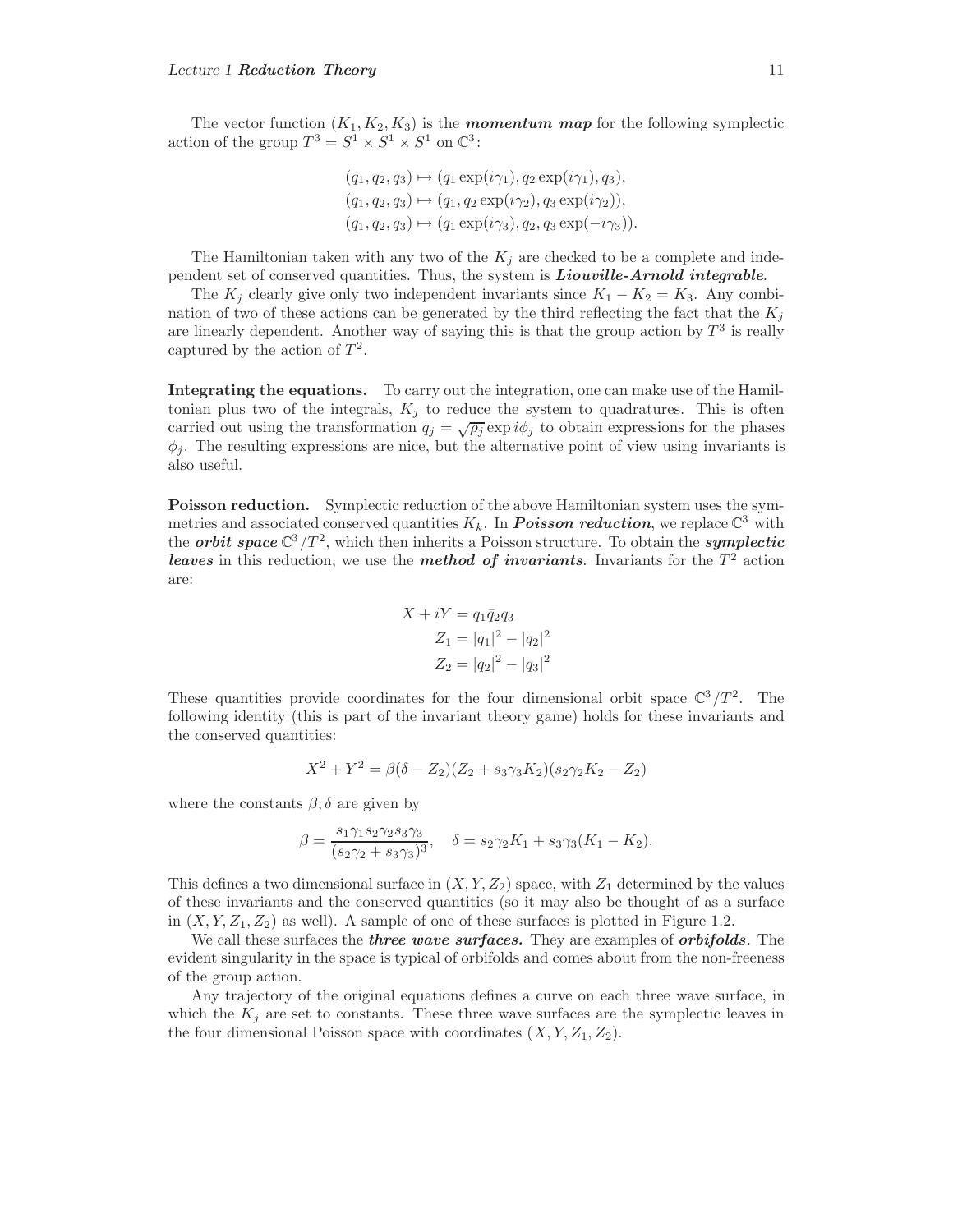The vector function $(K_1, K_2, K_3)$ is the ***momentum map*** for the following symplectic action of the group $T^3 = S^1 \times S^1 \times S^1$ on $\mathbb{C}^3$:

$$
\begin{aligned}
(q_1, q_2, q_3) &\mapsto (q_1 \exp(i\gamma_1), q_2 \exp(i\gamma_1), q_3),\\
(q_1, q_2, q_3) &\mapsto (q_1, q_2 \exp(i\gamma_2), q_3 \exp(i\gamma_2)),\\
(q_1, q_2, q_3) &\mapsto (q_1 \exp(i\gamma_3), q_2, q_3 \exp(-i\gamma_3)).
\end{aligned}
$$

The Hamiltonian taken with any two of the $K_j$ are checked to be a complete and independent set of conserved quantities. Thus, the system is ***Liouville-Arnold integrable***.

The $K_j$ clearly give only two independent invariants since $K_1 - K_2 = K_3$. Any combination of two of these actions can be generated by the third reflecting the fact that the $K_j$ are linearly dependent. Another way of saying this is that the group action by $T^3$ is really captured by the action of $T^2$.

**Integrating the equations.** To carry out the integration, one can make use of the Hamiltonian plus two of the integrals, $K_j$ to reduce the system to quadratures. This is often carried out using the transformation $q_j = \sqrt{\rho_j} \exp i\phi_j$ to obtain expressions for the phases $\phi_j$. The resulting expressions are nice, but the alternative point of view using invariants is also useful.

**Poisson reduction.** Symplectic reduction of the above Hamiltonian system uses the symmetries and associated conserved quantities $K_k$. In ***Poisson reduction***, we replace $\mathbb{C}^3$ with the ***orbit space*** $\mathbb{C}^3/T^2$, which then inherits a Poisson structure. To obtain the ***symplectic leaves*** in this reduction, we use the ***method of invariants***. Invariants for the $T^2$ action are:

$$
\begin{aligned}
X + iY &= q_1 \bar{q}_2 q_3\\
Z_1 &= |q_1|^2 - |q_2|^2\\
Z_2 &= |q_2|^2 - |q_3|^2
\end{aligned}
$$

These quantities provide coordinates for the four dimensional orbit space $\mathbb{C}^3/T^2$. The following identity (this is part of the invariant theory game) holds for these invariants and the conserved quantities:

$$
X^2 + Y^2 = \beta(\delta - Z_2)(Z_2 + s_3\gamma_3 K_2)(s_2\gamma_2 K_2 - Z_2)
$$

where the constants $\beta, \delta$ are given by

$$
\beta = \frac{s_1\gamma_1 s_2\gamma_2 s_3\gamma_3}{(s_2\gamma_2 + s_3\gamma_3)^3}, \quad \delta = s_2\gamma_2 K_1 + s_3\gamma_3(K_1 - K_2).
$$

This defines a two dimensional surface in $(X, Y, Z_2)$ space, with $Z_1$ determined by the values of these invariants and the conserved quantities (so it may also be thought of as a surface in $(X, Y, Z_1, Z_2)$ as well). A sample of one of these surfaces is plotted in Figure 1.2.

We call these surfaces the ***three wave surfaces.*** They are examples of ***orbifolds***. The evident singularity in the space is typical of orbifolds and comes about from the non-freeness of the group action.

Any trajectory of the original equations defines a curve on each three wave surface, in which the $K_j$ are set to constants. These three wave surfaces are the symplectic leaves in the four dimensional Poisson space with coordinates $(X, Y, Z_1, Z_2)$.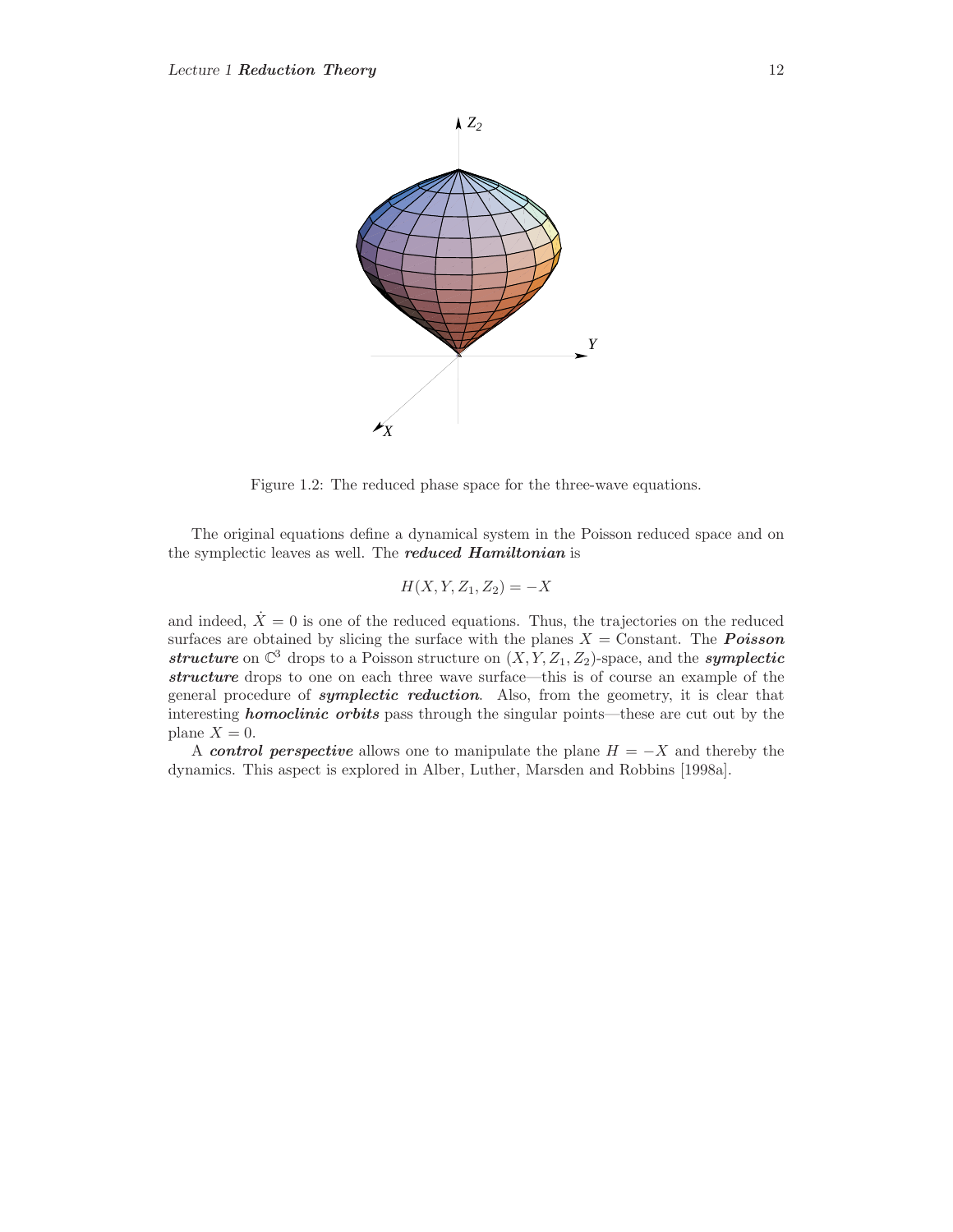Figure 1.2: The reduced phase space for the three-wave equations.

The original equations define a dynamical system in the Poisson reduced space and on the symplectic leaves as well. The ***reduced Hamiltonian*** is

$$H(X, Y, Z_1, Z_2) = -X$$

and indeed, $\dot{X} = 0$ is one of the reduced equations. Thus, the trajectories on the reduced surfaces are obtained by slicing the surface with the planes $X =$ Constant. The ***Poisson structure*** on $\mathbb{C}^3$ drops to a Poisson structure on $(X, Y, Z_1, Z_2)$-space, and the ***symplectic structure*** drops to one on each three wave surface—this is of course an example of the general procedure of ***symplectic reduction***. Also, from the geometry, it is clear that interesting ***homoclinic orbits*** pass through the singular points—these are cut out by the plane $X = 0$.

A ***control perspective*** allows one to manipulate the plane $H = -X$ and thereby the dynamics. This aspect is explored in Alber, Luther, Marsden and Robbins [1998a].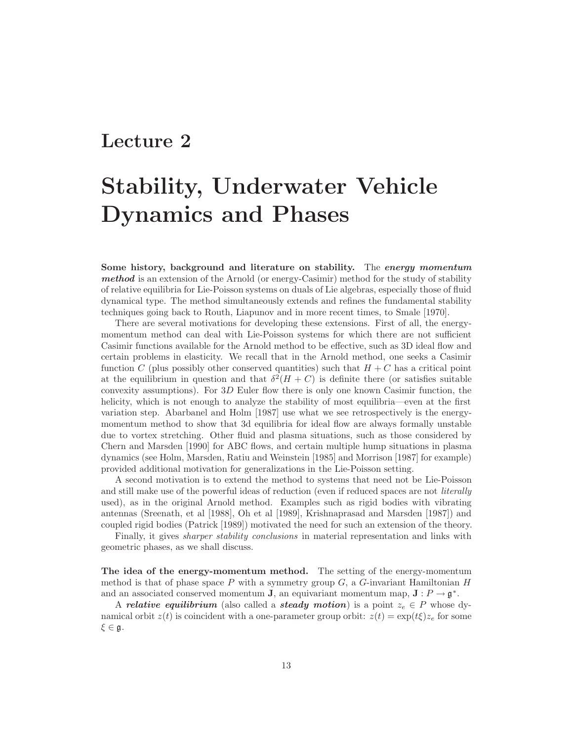# Lecture 2

# Stability, Underwater Vehicle Dynamics and Phases

**Some history, background and literature on stability.** The ***energy momentum method*** is an extension of the Arnold (or energy-Casimir) method for the study of stability of relative equilibria for Lie-Poisson systems on duals of Lie algebras, especially those of fluid dynamical type. The method simultaneously extends and refines the fundamental stability techniques going back to Routh, Liapunov and in more recent times, to Smale [1970].

There are several motivations for developing these extensions. First of all, the energy-momentum method can deal with Lie-Poisson systems for which there are not sufficient Casimir functions available for the Arnold method to be effective, such as 3D ideal flow and certain problems in elasticity. We recall that in the Arnold method, one seeks a Casimir function $C$ (plus possibly other conserved quantities) such that $H + C$ has a critical point at the equilibrium in question and that $\delta^2(H + C)$ is definite there (or satisfies suitable convexity assumptions). For $3D$ Euler flow there is only one known Casimir function, the helicity, which is not enough to analyze the stability of most equilibria—even at the first variation step. Abarbanel and Holm [1987] use what we see retrospectively is the energy-momentum method to show that 3d equilibria for ideal flow are always formally unstable due to vortex stretching. Other fluid and plasma situations, such as those considered by Chern and Marsden [1990] for ABC flows, and certain multiple hump situations in plasma dynamics (see Holm, Marsden, Ratiu and Weinstein [1985] and Morrison [1987] for example) provided additional motivation for generalizations in the Lie-Poisson setting.

A second motivation is to extend the method to systems that need not be Lie-Poisson and still make use of the powerful ideas of reduction (even if reduced spaces are not *literally* used), as in the original Arnold method. Examples such as rigid bodies with vibrating antennas (Sreenath, et al [1988], Oh et al [1989], Krishnaprasad and Marsden [1987]) and coupled rigid bodies (Patrick [1989]) motivated the need for such an extension of the theory.

Finally, it gives *sharper stability conclusions* in material representation and links with geometric phases, as we shall discuss.

**The idea of the energy-momentum method.** The setting of the energy-momentum method is that of phase space $P$ with a symmetry group $G$, a $G$-invariant Hamiltonian $H$ and an associated conserved momentum $\mathbf{J}$, an equivariant momentum map, $\mathbf{J} : P \to \mathfrak{g}^*$.

A ***relative equilibrium*** (also called a ***steady motion***) is a point $z_e \in P$ whose dynamical orbit $z(t)$ is coincident with a one-parameter group orbit: $z(t) = \exp(t\xi)z_e$ for some $\xi \in \mathfrak{g}$.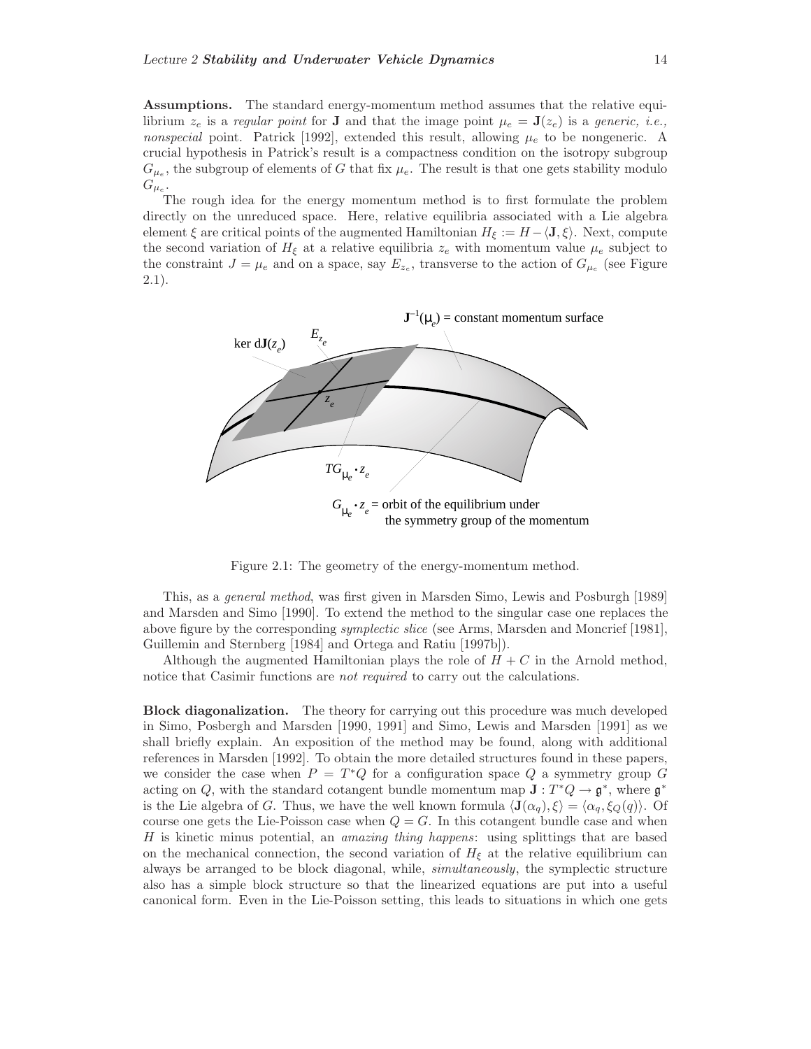**Assumptions.** The standard energy-momentum method assumes that the relative equilibrium $z_e$ is a *regular point* for $\mathbf{J}$ and that the image point $\mu_e = \mathbf{J}(z_e)$ is a *generic, i.e., nonspecial* point. Patrick [1992], extended this result, allowing $\mu_e$ to be nongeneric. A crucial hypothesis in Patrick's result is a compactness condition on the isotropy subgroup $G_{\mu_e}$, the subgroup of elements of $G$ that fix $\mu_e$. The result is that one gets stability modulo $G_{\mu_e}$.

The rough idea for the energy momentum method is to first formulate the problem directly on the unreduced space. Here, relative equilibria associated with a Lie algebra element $\xi$ are critical points of the augmented Hamiltonian $H_\xi := H - \langle \mathbf{J}, \xi \rangle$. Next, compute the second variation of $H_\xi$ at a relative equilibria $z_e$ with momentum value $\mu_e$ subject to the constraint $J = \mu_e$ and on a space, say $E_{z_e}$, transverse to the action of $G_{\mu_e}$ (see Figure 2.1).

Figure 2.1: The geometry of the energy-momentum method.

This, as a *general method*, was first given in Marsden Simo, Lewis and Posburgh [1989] and Marsden and Simo [1990]. To extend the method to the singular case one replaces the above figure by the corresponding *symplectic slice* (see Arms, Marsden and Moncrief [1981], Guillemin and Sternberg [1984] and Ortega and Ratiu [1997b]).

Although the augmented Hamiltonian plays the role of $H + C$ in the Arnold method, notice that Casimir functions are *not required* to carry out the calculations.

**Block diagonalization.** The theory for carrying out this procedure was much developed in Simo, Posbergh and Marsden [1990, 1991] and Simo, Lewis and Marsden [1991] as we shall briefly explain. An exposition of the method may be found, along with additional references in Marsden [1992]. To obtain the more detailed structures found in these papers, we consider the case when $P = T^*Q$ for a configuration space $Q$ a symmetry group $G$ acting on $Q$, with the standard cotangent bundle momentum map $\mathbf{J} : T^*Q \to \mathfrak{g}^*$, where $\mathfrak{g}^*$ is the Lie algebra of $G$. Thus, we have the well known formula $\langle \mathbf{J}(\alpha_q), \xi \rangle = \langle \alpha_q, \xi_Q(q) \rangle$. Of course one gets the Lie-Poisson case when $Q = G$. In this cotangent bundle case and when $H$ is kinetic minus potential, an *amazing thing happens*: using splittings that are based on the mechanical connection, the second variation of $H_\xi$ at the relative equilibrium can always be arranged to be block diagonal, while, *simultaneously*, the symplectic structure also has a simple block structure so that the linearized equations are put into a useful canonical form. Even in the Lie-Poisson setting, this leads to situations in which one gets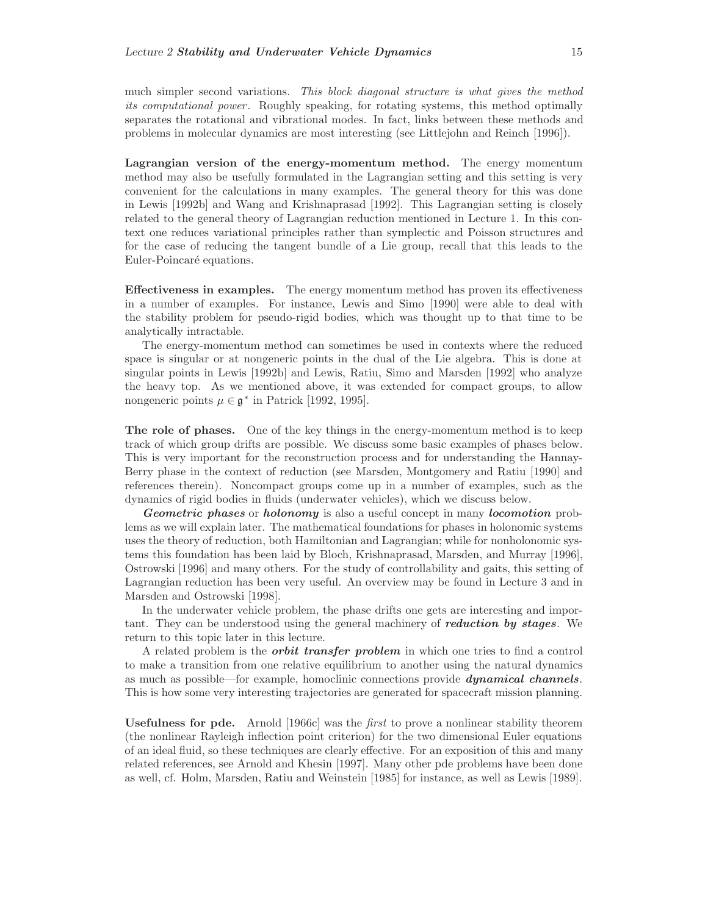much simpler second variations. *This block diagonal structure is what gives the method its computational power*. Roughly speaking, for rotating systems, this method optimally separates the rotational and vibrational modes. In fact, links between these methods and problems in molecular dynamics are most interesting (see Littlejohn and Reinch [1996]).

**Lagrangian version of the energy-momentum method.** The energy momentum method may also be usefully formulated in the Lagrangian setting and this setting is very convenient for the calculations in many examples. The general theory for this was done in Lewis [1992b] and Wang and Krishnaprasad [1992]. This Lagrangian setting is closely related to the general theory of Lagrangian reduction mentioned in Lecture 1. In this context one reduces variational principles rather than symplectic and Poisson structures and for the case of reducing the tangent bundle of a Lie group, recall that this leads to the Euler-Poincaré equations.

**Effectiveness in examples.** The energy momentum method has proven its effectiveness in a number of examples. For instance, Lewis and Simo [1990] were able to deal with the stability problem for pseudo-rigid bodies, which was thought up to that time to be analytically intractable.

The energy-momentum method can sometimes be used in contexts where the reduced space is singular or at nongeneric points in the dual of the Lie algebra. This is done at singular points in Lewis [1992b] and Lewis, Ratiu, Simo and Marsden [1992] who analyze the heavy top. As we mentioned above, it was extended for compact groups, to allow nongeneric points $\mu \in \mathfrak{g}^*$ in Patrick [1992, 1995].

**The role of phases.** One of the key things in the energy-momentum method is to keep track of which group drifts are possible. We discuss some basic examples of phases below. This is very important for the reconstruction process and for understanding the Hannay-Berry phase in the context of reduction (see Marsden, Montgomery and Ratiu [1990] and references therein). Noncompact groups come up in a number of examples, such as the dynamics of rigid bodies in fluids (underwater vehicles), which we discuss below.

***Geometric phases*** or ***holonomy*** is also a useful concept in many ***locomotion*** problems as we will explain later. The mathematical foundations for phases in holonomic systems uses the theory of reduction, both Hamiltonian and Lagrangian; while for nonholonomic systems this foundation has been laid by Bloch, Krishnaprasad, Marsden, and Murray [1996], Ostrowski [1996] and many others. For the study of controllability and gaits, this setting of Lagrangian reduction has been very useful. An overview may be found in Lecture 3 and in Marsden and Ostrowski [1998].

In the underwater vehicle problem, the phase drifts one gets are interesting and important. They can be understood using the general machinery of ***reduction by stages***. We return to this topic later in this lecture.

A related problem is the ***orbit transfer problem*** in which one tries to find a control to make a transition from one relative equilibrium to another using the natural dynamics as much as possible—for example, homoclinic connections provide ***dynamical channels***. This is how some very interesting trajectories are generated for spacecraft mission planning.

**Usefulness for pde.** Arnold [1966c] was the *first* to prove a nonlinear stability theorem (the nonlinear Rayleigh inflection point criterion) for the two dimensional Euler equations of an ideal fluid, so these techniques are clearly effective. For an exposition of this and many related references, see Arnold and Khesin [1997]. Many other pde problems have been done as well, cf. Holm, Marsden, Ratiu and Weinstein [1985] for instance, as well as Lewis [1989].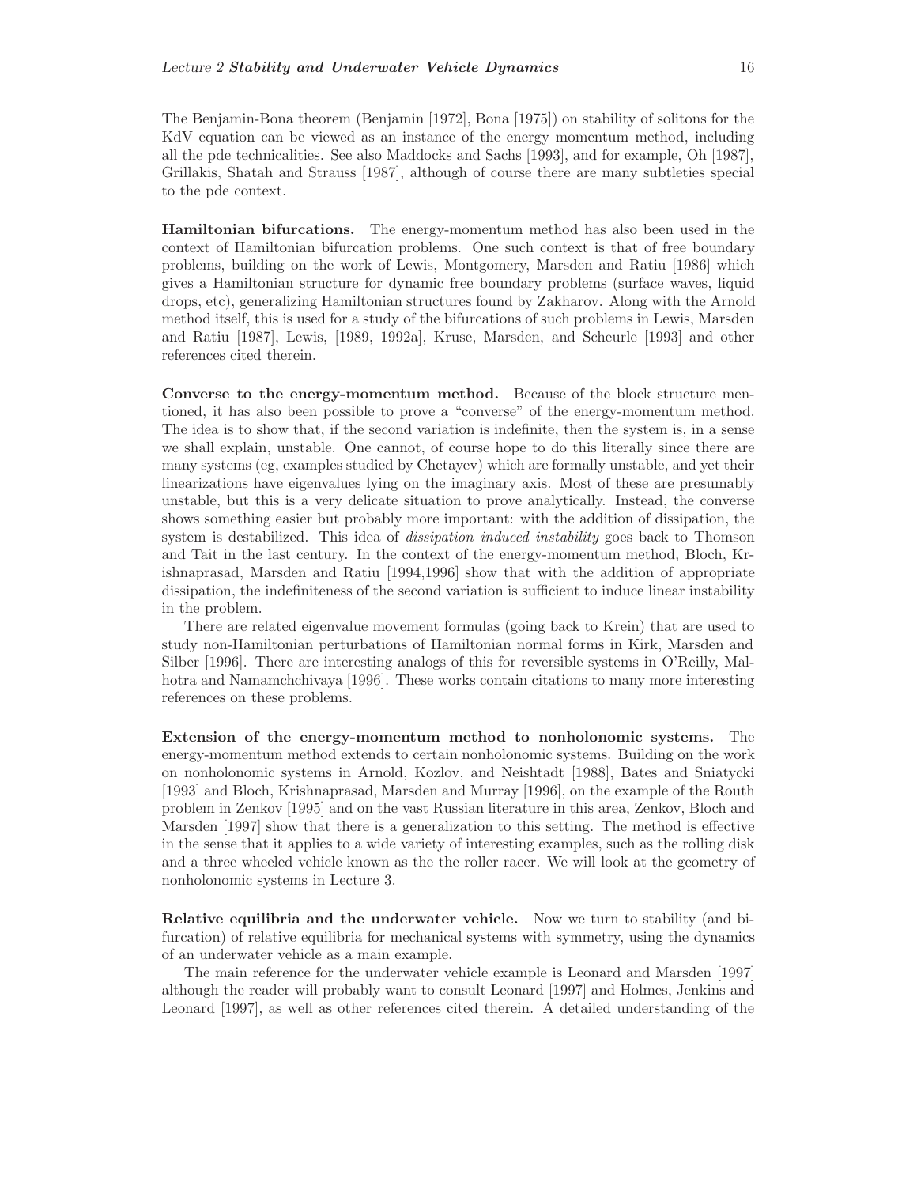The Benjamin-Bona theorem (Benjamin [1972], Bona [1975]) on stability of solitons for the KdV equation can be viewed as an instance of the energy momentum method, including all the pde technicalities. See also Maddocks and Sachs [1993], and for example, Oh [1987], Grillakis, Shatah and Strauss [1987], although of course there are many subtleties special to the pde context.

**Hamiltonian bifurcations.** The energy-momentum method has also been used in the context of Hamiltonian bifurcation problems. One such context is that of free boundary problems, building on the work of Lewis, Montgomery, Marsden and Ratiu [1986] which gives a Hamiltonian structure for dynamic free boundary problems (surface waves, liquid drops, etc), generalizing Hamiltonian structures found by Zakharov. Along with the Arnold method itself, this is used for a study of the bifurcations of such problems in Lewis, Marsden and Ratiu [1987], Lewis, [1989, 1992a], Kruse, Marsden, and Scheurle [1993] and other references cited therein.

**Converse to the energy-momentum method.** Because of the block structure mentioned, it has also been possible to prove a "converse" of the energy-momentum method. The idea is to show that, if the second variation is indefinite, then the system is, in a sense we shall explain, unstable. One cannot, of course hope to do this literally since there are many systems (eg, examples studied by Chetayev) which are formally unstable, and yet their linearizations have eigenvalues lying on the imaginary axis. Most of these are presumably unstable, but this is a very delicate situation to prove analytically. Instead, the converse shows something easier but probably more important: with the addition of dissipation, the system is destabilized. This idea of *dissipation induced instability* goes back to Thomson and Tait in the last century. In the context of the energy-momentum method, Bloch, Krishnaprasad, Marsden and Ratiu [1994,1996] show that with the addition of appropriate dissipation, the indefiniteness of the second variation is sufficient to induce linear instability in the problem.

There are related eigenvalue movement formulas (going back to Krein) that are used to study non-Hamiltonian perturbations of Hamiltonian normal forms in Kirk, Marsden and Silber [1996]. There are interesting analogs of this for reversible systems in O'Reilly, Malhotra and Namamchchivaya [1996]. These works contain citations to many more interesting references on these problems.

**Extension of the energy-momentum method to nonholonomic systems.** The energy-momentum method extends to certain nonholonomic systems. Building on the work on nonholonomic systems in Arnold, Kozlov, and Neishtadt [1988], Bates and Sniatycki [1993] and Bloch, Krishnaprasad, Marsden and Murray [1996], on the example of the Routh problem in Zenkov [1995] and on the vast Russian literature in this area, Zenkov, Bloch and Marsden [1997] show that there is a generalization to this setting. The method is effective in the sense that it applies to a wide variety of interesting examples, such as the rolling disk and a three wheeled vehicle known as the the roller racer. We will look at the geometry of nonholonomic systems in Lecture 3.

**Relative equilibria and the underwater vehicle.** Now we turn to stability (and bifurcation) of relative equilibria for mechanical systems with symmetry, using the dynamics of an underwater vehicle as a main example.

The main reference for the underwater vehicle example is Leonard and Marsden [1997] although the reader will probably want to consult Leonard [1997] and Holmes, Jenkins and Leonard [1997], as well as other references cited therein. A detailed understanding of the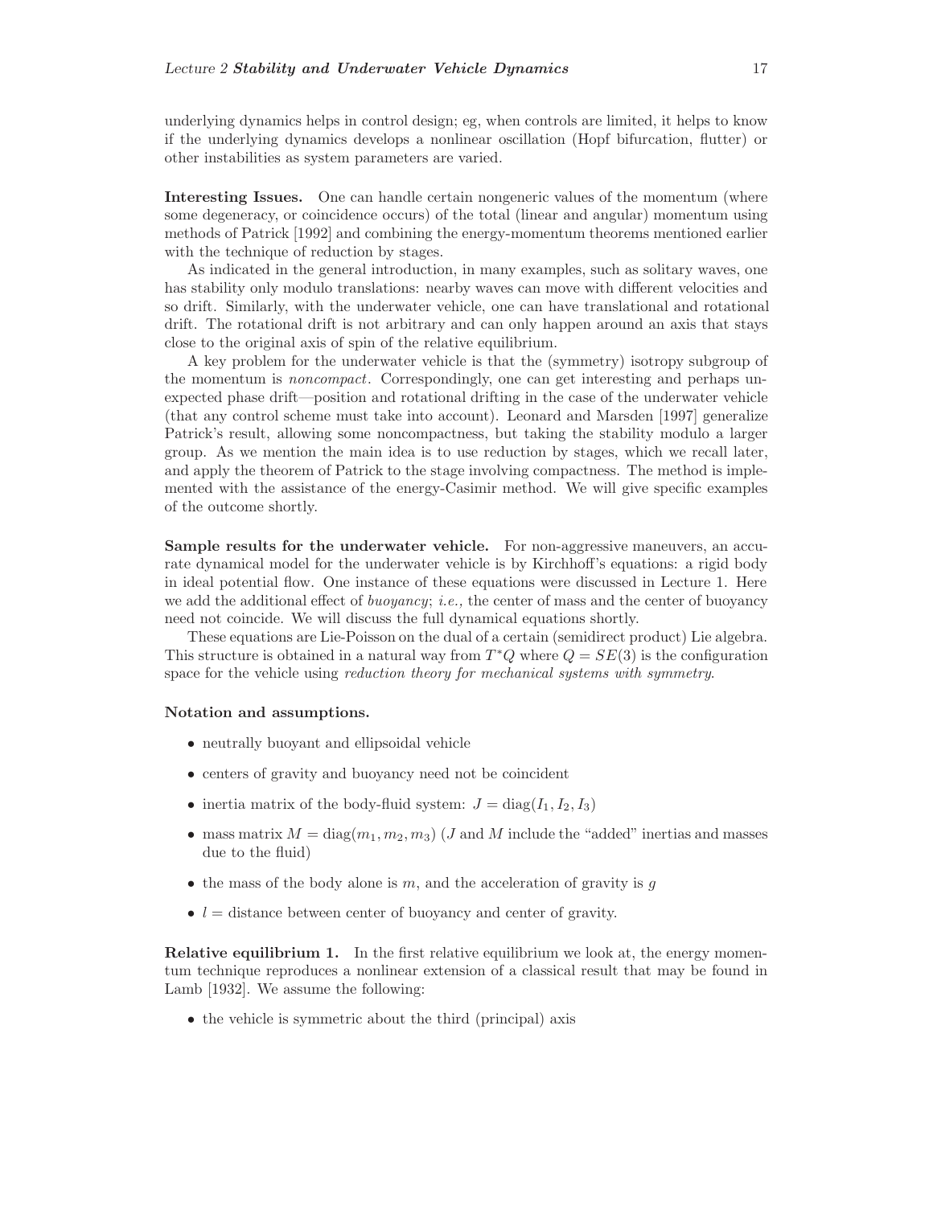underlying dynamics helps in control design; eg, when controls are limited, it helps to know if the underlying dynamics develops a nonlinear oscillation (Hopf bifurcation, flutter) or other instabilities as system parameters are varied.

**Interesting Issues.** One can handle certain nongeneric values of the momentum (where some degeneracy, or coincidence occurs) of the total (linear and angular) momentum using methods of Patrick [1992] and combining the energy-momentum theorems mentioned earlier with the technique of reduction by stages.

As indicated in the general introduction, in many examples, such as solitary waves, one has stability only modulo translations: nearby waves can move with different velocities and so drift. Similarly, with the underwater vehicle, one can have translational and rotational drift. The rotational drift is not arbitrary and can only happen around an axis that stays close to the original axis of spin of the relative equilibrium.

A key problem for the underwater vehicle is that the (symmetry) isotropy subgroup of the momentum is *noncompact*. Correspondingly, one can get interesting and perhaps unexpected phase drift—position and rotational drifting in the case of the underwater vehicle (that any control scheme must take into account). Leonard and Marsden [1997] generalize Patrick's result, allowing some noncompactness, but taking the stability modulo a larger group. As we mention the main idea is to use reduction by stages, which we recall later, and apply the theorem of Patrick to the stage involving compactness. The method is implemented with the assistance of the energy-Casimir method. We will give specific examples of the outcome shortly.

**Sample results for the underwater vehicle.** For non-aggressive maneuvers, an accurate dynamical model for the underwater vehicle is by Kirchhoff's equations: a rigid body in ideal potential flow. One instance of these equations were discussed in Lecture 1. Here we add the additional effect of *buoyancy*; *i.e.,* the center of mass and the center of buoyancy need not coincide. We will discuss the full dynamical equations shortly.

These equations are Lie-Poisson on the dual of a certain (semidirect product) Lie algebra. This structure is obtained in a natural way from $T^*Q$ where $Q = SE(3)$ is the configuration space for the vehicle using *reduction theory for mechanical systems with symmetry*.

**Notation and assumptions.**

- neutrally buoyant and ellipsoidal vehicle
- centers of gravity and buoyancy need not be coincident
- inertia matrix of the body-fluid system: $J = \operatorname{diag}(I_1, I_2, I_3)$
- mass matrix $M = \operatorname{diag}(m_1, m_2, m_3)$ ($J$ and $M$ include the "added" inertias and masses due to the fluid)
- the mass of the body alone is $m$, and the acceleration of gravity is $g$
- $l$ = distance between center of buoyancy and center of gravity.

**Relative equilibrium 1.** In the first relative equilibrium we look at, the energy momentum technique reproduces a nonlinear extension of a classical result that may be found in Lamb [1932]. We assume the following:

- the vehicle is symmetric about the third (principal) axis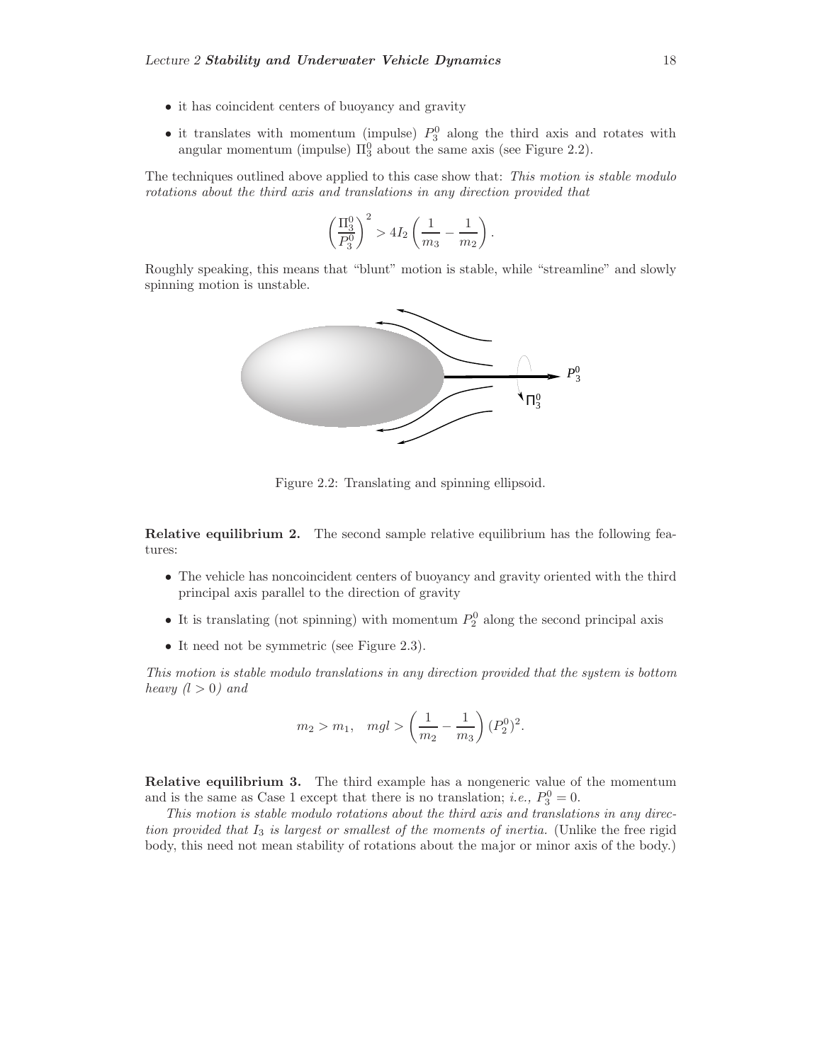- it has coincident centers of buoyancy and gravity
- it translates with momentum (impulse) $P_3^0$ along the third axis and rotates with angular momentum (impulse) $\Pi_3^0$ about the same axis (see Figure 2.2).

The techniques outlined above applied to this case show that: *This motion is stable modulo rotations about the third axis and translations in any direction provided that*

$$\left(\frac{\Pi_3^0}{P_3^0}\right)^2 > 4I_2\left(\frac{1}{m_3} - \frac{1}{m_2}\right).$$

Roughly speaking, this means that "blunt" motion is stable, while "streamline" and slowly spinning motion is unstable.

Figure 2.2: Translating and spinning ellipsoid.

**Relative equilibrium 2.** The second sample relative equilibrium has the following features:

- The vehicle has noncoincident centers of buoyancy and gravity oriented with the third principal axis parallel to the direction of gravity
- It is translating (not spinning) with momentum $P_2^0$ along the second principal axis
- It need not be symmetric (see Figure 2.3).

*This motion is stable modulo translations in any direction provided that the system is bottom heavy ($l > 0$) and*

$$m_2 > m_1, \quad mgl > \left(\frac{1}{m_2} - \frac{1}{m_3}\right)(P_2^0)^2.$$

**Relative equilibrium 3.** The third example has a nongeneric value of the momentum and is the same as Case 1 except that there is no translation; *i.e.,* $P_3^0 = 0$.

*This motion is stable modulo rotations about the third axis and translations in any direction provided that $I_3$ is largest or smallest of the moments of inertia.* (Unlike the free rigid body, this need not mean stability of rotations about the major or minor axis of the body.)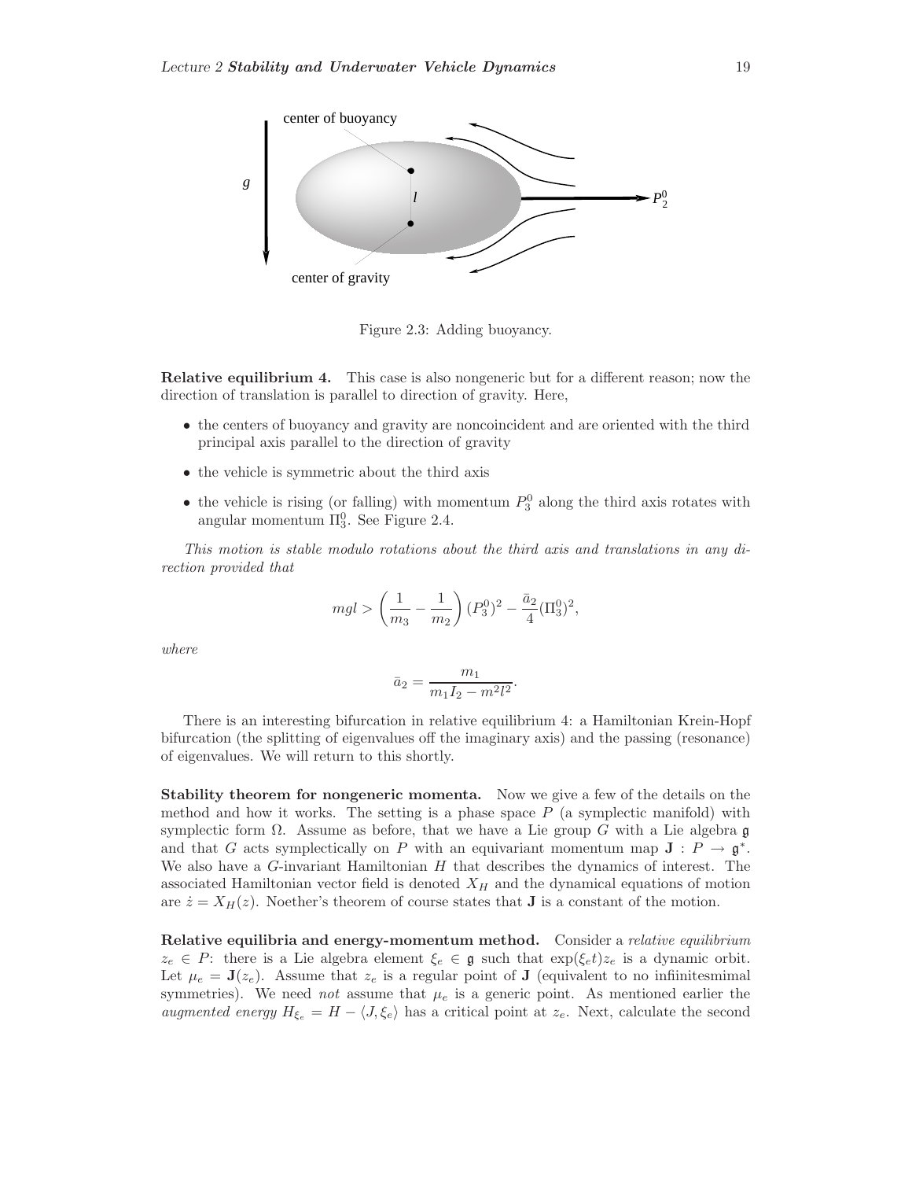Figure 2.3: Adding buoyancy.

**Relative equilibrium 4.** This case is also nongeneric but for a different reason; now the direction of translation is parallel to direction of gravity. Here,

- the centers of buoyancy and gravity are noncoincident and are oriented with the third principal axis parallel to the direction of gravity
- the vehicle is symmetric about the third axis
- the vehicle is rising (or falling) with momentum $P_3^0$ along the third axis rotates with angular momentum $\Pi_3^0$. See Figure 2.4.

*This motion is stable modulo rotations about the third axis and translations in any direction provided that*

$$mgl > \left( \frac{1}{m_3} - \frac{1}{m_2} \right) (P_3^0)^2 - \frac{\bar{a}_2}{4} (\Pi_3^0)^2,$$

*where*

$$\bar{a}_2 = \frac{m_1}{m_1 I_2 - m^2 l^2}.$$

There is an interesting bifurcation in relative equilibrium 4: a Hamiltonian Krein-Hopf bifurcation (the splitting of eigenvalues off the imaginary axis) and the passing (resonance) of eigenvalues. We will return to this shortly.

**Stability theorem for nongeneric momenta.** Now we give a few of the details on the method and how it works. The setting is a phase space $P$ (a symplectic manifold) with symplectic form $\Omega$. Assume as before, that we have a Lie group $G$ with a Lie algebra $\mathfrak{g}$ and that $G$ acts symplectically on $P$ with an equivariant momentum map $\mathbf{J} : P \to \mathfrak{g}^*$. We also have a $G$-invariant Hamiltonian $H$ that describes the dynamics of interest. The associated Hamiltonian vector field is denoted $X_H$ and the dynamical equations of motion are $\dot{z} = X_H(z)$. Noether's theorem of course states that $\mathbf{J}$ is a constant of the motion.

**Relative equilibria and energy-momentum method.** Consider a *relative equilibrium* $z_e \in P$: there is a Lie algebra element $\xi_e \in \mathfrak{g}$ such that $\exp(\xi_e t) z_e$ is a dynamic orbit. Let $\mu_e = \mathbf{J}(z_e)$. Assume that $z_e$ is a regular point of $\mathbf{J}$ (equivalent to no infiinitesmimal symmetries). We need *not* assume that $\mu_e$ is a generic point. As mentioned earlier the *augmented energy* $H_{\xi_e} = H - \langle J, \xi_e \rangle$ has a critical point at $z_e$. Next, calculate the second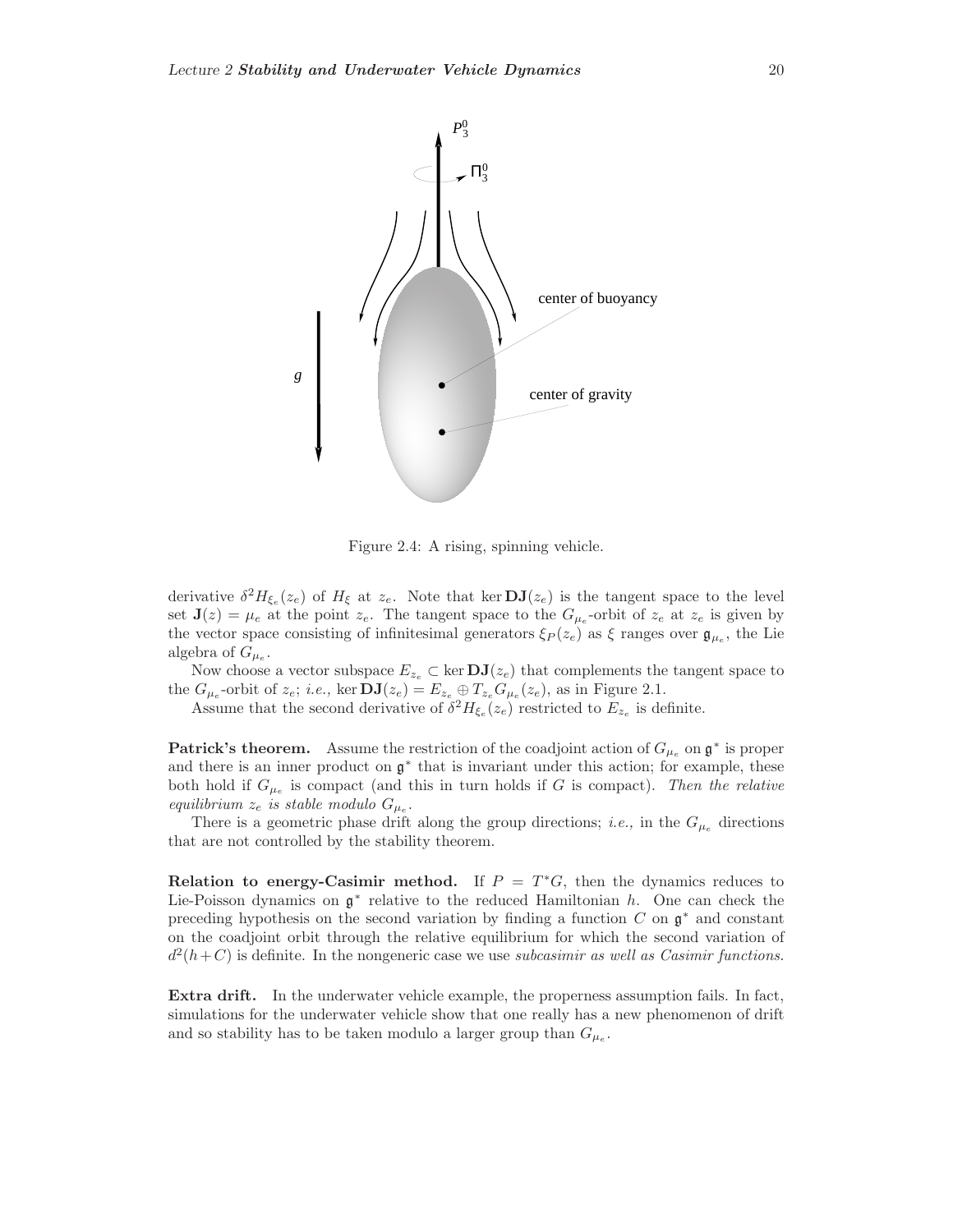Figure 2.4: A rising, spinning vehicle.

derivative $\delta^2 H_{\xi_e}(z_e)$ of $H_\xi$ at $z_e$. Note that $\ker \mathbf{DJ}(z_e)$ is the tangent space to the level set $\mathbf{J}(z) = \mu_e$ at the point $z_e$. The tangent space to the $G_{\mu_e}$-orbit of $z_e$ at $z_e$ is given by the vector space consisting of infinitesimal generators $\xi_P(z_e)$ as $\xi$ ranges over $\mathfrak{g}_{\mu_e}$, the Lie algebra of $G_{\mu_e}$.

Now choose a vector subspace $E_{z_e} \subset \ker \mathbf{DJ}(z_e)$ that complements the tangent space to the $G_{\mu_e}$-orbit of $z_e$; *i.e.,* $\ker \mathbf{DJ}(z_e) = E_{z_e} \oplus T_{z_e} G_{\mu_e}(z_e)$, as in Figure 2.1.

Assume that the second derivative of $\delta^2 H_{\xi_e}(z_e)$ restricted to $E_{z_e}$ is definite.

**Patrick's theorem.** Assume the restriction of the coadjoint action of $G_{\mu_e}$ on $\mathfrak{g}^*$ is proper and there is an inner product on $\mathfrak{g}^*$ that is invariant under this action; for example, these both hold if $G_{\mu_e}$ is compact (and this in turn holds if $G$ is compact). *Then the relative equilibrium $z_e$ is stable modulo $G_{\mu_e}$.*

There is a geometric phase drift along the group directions; *i.e.,* in the $G_{\mu_e}$ directions that are not controlled by the stability theorem.

**Relation to energy-Casimir method.** If $P = T^*G$, then the dynamics reduces to Lie-Poisson dynamics on $\mathfrak{g}^*$ relative to the reduced Hamiltonian $h$. One can check the preceding hypothesis on the second variation by finding a function $C$ on $\mathfrak{g}^*$ and constant on the coadjoint orbit through the relative equilibrium for which the second variation of $d^2(h+C)$ is definite. In the nongeneric case we use *subcasimir as well as Casimir functions.*

**Extra drift.** In the underwater vehicle example, the properness assumption fails. In fact, simulations for the underwater vehicle show that one really has a new phenomenon of drift and so stability has to be taken modulo a larger group than $G_{\mu_e}$.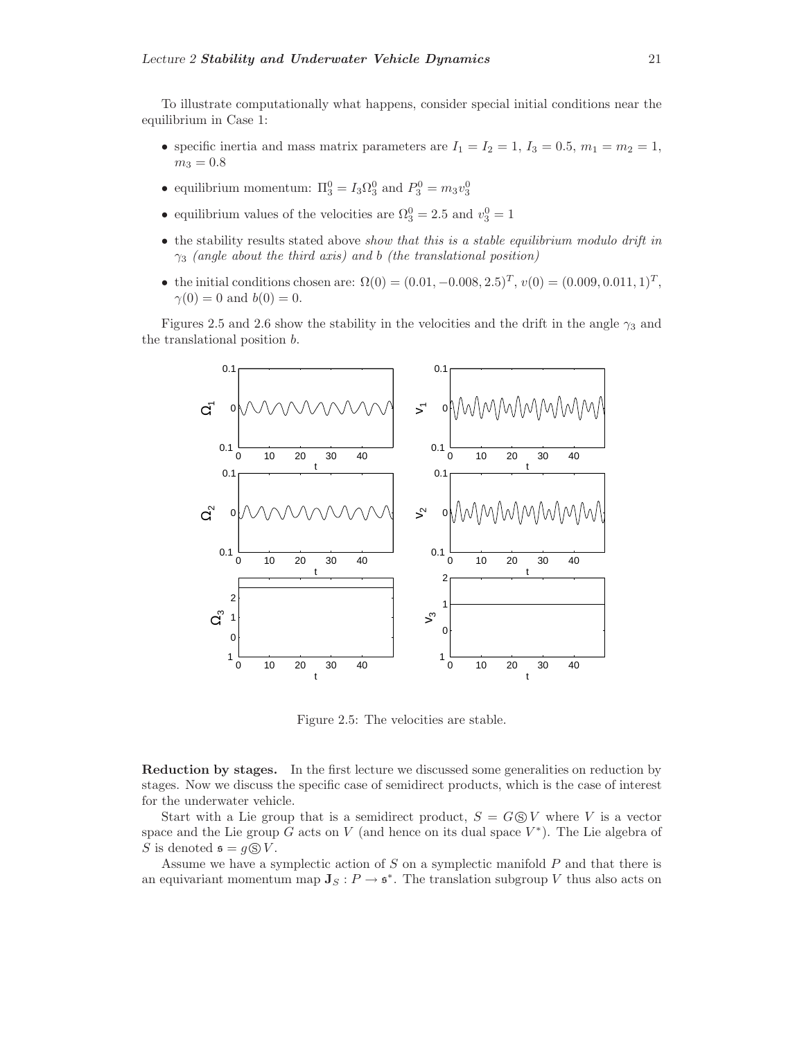To illustrate computationally what happens, consider special initial conditions near the equilibrium in Case 1:

- specific inertia and mass matrix parameters are $I_1 = I_2 = 1$, $I_3 = 0.5$, $m_1 = m_2 = 1$, $m_3 = 0.8$
- equilibrium momentum: $\Pi_3^0 = I_3 \Omega_3^0$ and $P_3^0 = m_3 v_3^0$
- equilibrium values of the velocities are $\Omega_3^0 = 2.5$ and $v_3^0 = 1$
- the stability results stated above *show that this is a stable equilibrium modulo drift in* $\gamma_3$ *(angle about the third axis) and* $b$ *(the translational position)*
- the initial conditions chosen are: $\Omega(0) = (0.01, -0.008, 2.5)^T$, $v(0) = (0.009, 0.011, 1)^T$, $\gamma(0) = 0$ and $b(0) = 0$.

Figures 2.5 and 2.6 show the stability in the velocities and the drift in the angle $\gamma_3$ and the translational position $b$.

Figure 2.5: The velocities are stable.

**Reduction by stages.** In the first lecture we discussed some generalities on reduction by stages. Now we discuss the specific case of semidirect products, which is the case of interest for the underwater vehicle.

Start with a Lie group that is a semidirect product, $S = G \circledS V$ where $V$ is a vector space and the Lie group $G$ acts on $V$ (and hence on its dual space $V^*$). The Lie algebra of $S$ is denoted $\mathfrak{s} = g \circledS V$.

Assume we have a symplectic action of $S$ on a symplectic manifold $P$ and that there is an equivariant momentum map $\mathbf{J}_S : P \to \mathfrak{s}^*$. The translation subgroup $V$ thus also acts on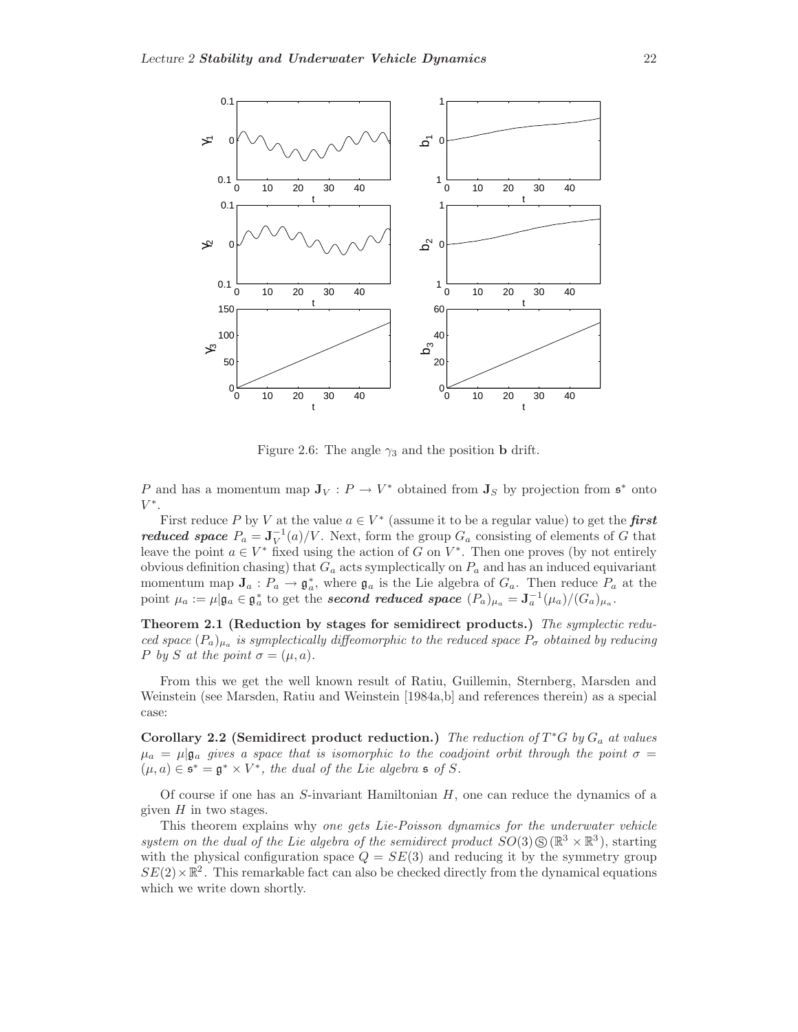Figure 2.6: The angle $\gamma_3$ and the position $\mathbf{b}$ drift.

$P$ and has a momentum map $\mathbf{J}_V : P \to V^*$ obtained from $\mathbf{J}_S$ by projection from $\mathfrak{s}^*$ onto $V^*$.

First reduce $P$ by $V$ at the value $a \in V^*$ (assume it to be a regular value) to get the ***first reduced space*** $P_a = \mathbf{J}_V^{-1}(a)/V$. Next, form the group $G_a$ consisting of elements of $G$ that leave the point $a \in V^*$ fixed using the action of $G$ on $V^*$. Then one proves (by not entirely obvious definition chasing) that $G_a$ acts symplectically on $P_a$ and has an induced equivariant momentum map $\mathbf{J}_a : P_a \to \mathfrak{g}_a^*$, where $\mathfrak{g}_a$ is the Lie algebra of $G_a$. Then reduce $P_a$ at the point $\mu_a := \mu|\mathfrak{g}_a \in \mathfrak{g}_a^*$ to get the ***second reduced space*** $(P_a)_{\mu_a} = \mathbf{J}_a^{-1}(\mu_a)/(G_a)_{\mu_a}$.

**Theorem 2.1 (Reduction by stages for semidirect products.)** *The symplectic reduced space $(P_a)_{\mu_a}$ is symplectically diffeomorphic to the reduced space $P_\sigma$ obtained by reducing $P$ by $S$ at the point $\sigma = (\mu, a)$.*

From this we get the well known result of Ratiu, Guillemin, Sternberg, Marsden and Weinstein (see Marsden, Ratiu and Weinstein [1984a,b] and references therein) as a special case:

**Corollary 2.2 (Semidirect product reduction.)** *The reduction of $T^*G$ by $G_a$ at values $\mu_a = \mu|\mathfrak{g}_a$ gives a space that is isomorphic to the coadjoint orbit through the point $\sigma = (\mu, a) \in \mathfrak{s}^* = \mathfrak{g}^* \times V^*$, the dual of the Lie algebra $\mathfrak{s}$ of $S$.*

Of course if one has an $S$-invariant Hamiltonian $H$, one can reduce the dynamics of a given $H$ in two stages.

This theorem explains why *one gets Lie-Poisson dynamics for the underwater vehicle system on the dual of the Lie algebra of the semidirect product $SO(3) \circledS (\mathbb{R}^3 \times \mathbb{R}^3)$*, starting with the physical configuration space $Q = SE(3)$ and reducing it by the symmetry group $SE(2) \times \mathbb{R}^2$. This remarkable fact can also be checked directly from the dynamical equations which we write down shortly.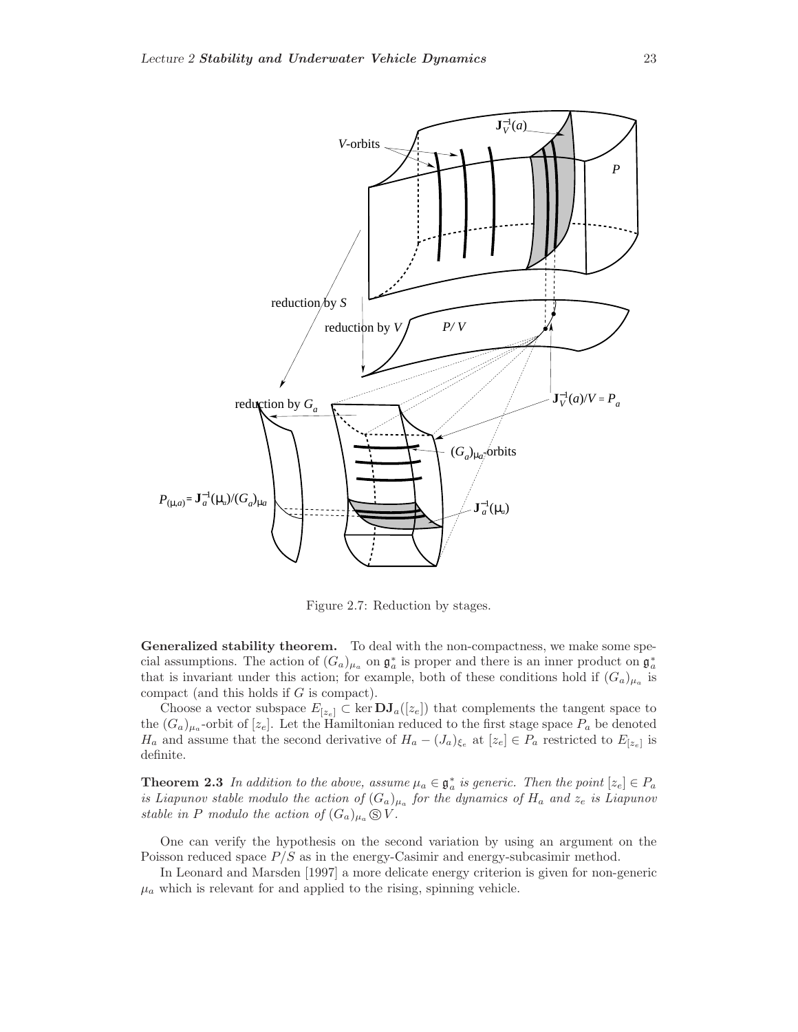Figure 2.7: Reduction by stages.

**Generalized stability theorem.** To deal with the non-compactness, we make some special assumptions. The action of $(G_a)_{\mu_a}$ on $\mathfrak{g}_a^*$ is proper and there is an inner product on $\mathfrak{g}_a^*$ that is invariant under this action; for example, both of these conditions hold if $(G_a)_{\mu_a}$ is compact (and this holds if $G$ is compact).

Choose a vector subspace $E_{[z_e]} \subset \ker \mathbf{DJ}_a([z_e])$ that complements the tangent space to the $(G_a)_{\mu_a}$-orbit of $[z_e]$. Let the Hamiltonian reduced to the first stage space $P_a$ be denoted $H_a$ and assume that the second derivative of $H_a - (J_a)_{\xi_e}$ at $[z_e] \in P_a$ restricted to $E_{[z_e]}$ is definite.

**Theorem 2.3** *In addition to the above, assume $\mu_a \in \mathfrak{g}_a^*$ is generic. Then the point $[z_e] \in P_a$ is Liapunov stable modulo the action of $(G_a)_{\mu_a}$ for the dynamics of $H_a$ and $z_e$ is Liapunov stable in $P$ modulo the action of $(G_a)_{\mu_a} \circledS V$.*

One can verify the hypothesis on the second variation by using an argument on the Poisson reduced space $P/S$ as in the energy-Casimir and energy-subcasimir method.

In Leonard and Marsden [1997] a more delicate energy criterion is given for non-generic $\mu_a$ which is relevant for and applied to the rising, spinning vehicle.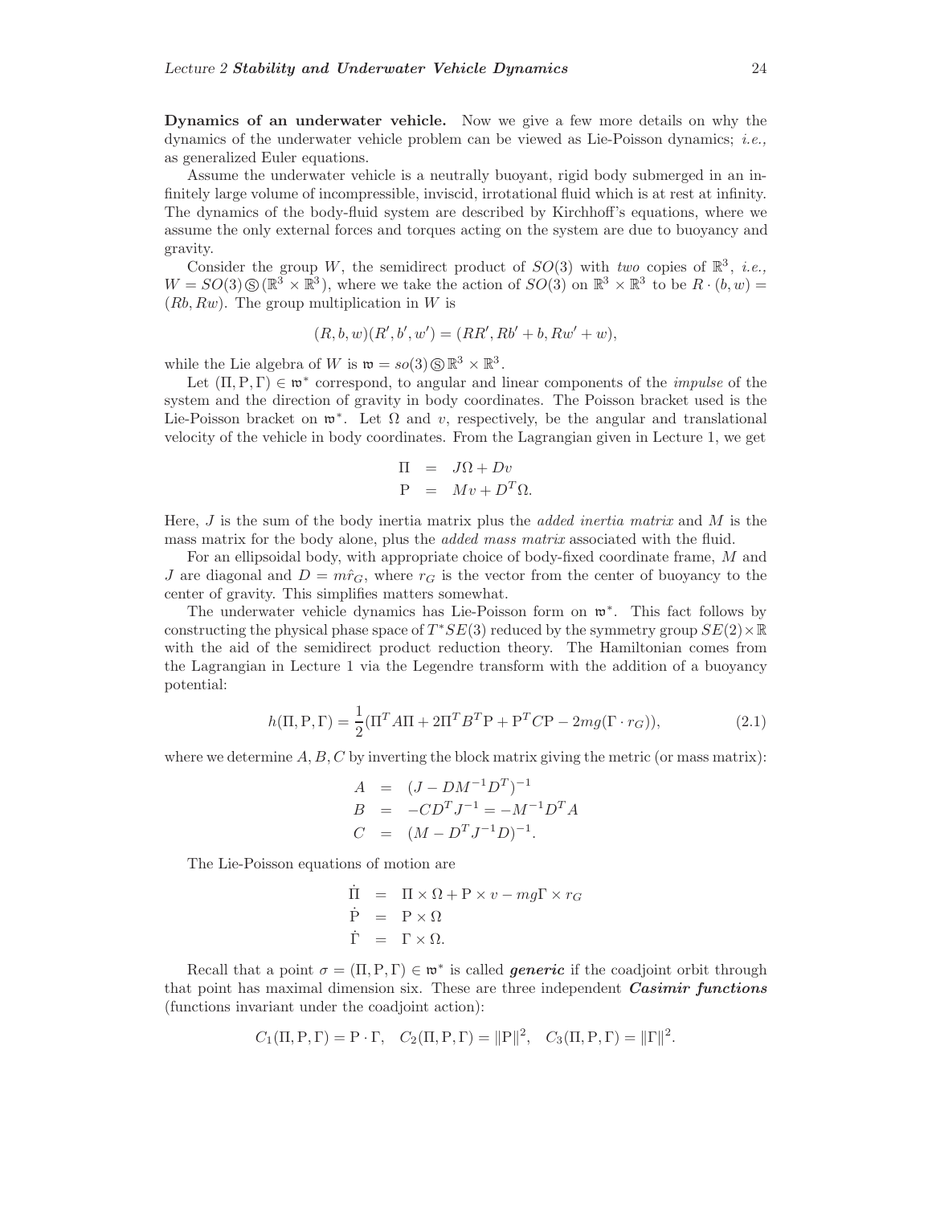**Dynamics of an underwater vehicle.** Now we give a few more details on why the dynamics of the underwater vehicle problem can be viewed as Lie-Poisson dynamics; *i.e.,* as generalized Euler equations.

Assume the underwater vehicle is a neutrally buoyant, rigid body submerged in an infinitely large volume of incompressible, inviscid, irrotational fluid which is at rest at infinity. The dynamics of the body-fluid system are described by Kirchhoff's equations, where we assume the only external forces and torques acting on the system are due to buoyancy and gravity.

Consider the group $W$, the semidirect product of $SO(3)$ with *two* copies of $\mathbb{R}^3$, *i.e.,* $W = SO(3) \circledS (\mathbb{R}^3 \times \mathbb{R}^3)$, where we take the action of $SO(3)$ on $\mathbb{R}^3 \times \mathbb{R}^3$ to be $R \cdot (b, w) = (Rb, Rw)$. The group multiplication in $W$ is

$$(R, b, w)(R', b', w') = (RR', Rb' + b, Rw' + w),$$

while the Lie algebra of $W$ is $\mathfrak{w} = so(3) \circledS \mathbb{R}^3 \times \mathbb{R}^3$.

Let $(\Pi, \mathrm{P}, \Gamma) \in \mathfrak{w}^*$ correspond, to angular and linear components of the *impulse* of the system and the direction of gravity in body coordinates. The Poisson bracket used is the Lie-Poisson bracket on $\mathfrak{w}^*$. Let $\Omega$ and $v$, respectively, be the angular and translational velocity of the vehicle in body coordinates. From the Lagrangian given in Lecture 1, we get

$$\begin{aligned} \Pi &= J\Omega + Dv \\ \mathrm{P} &= Mv + D^T\Omega. \end{aligned}$$

Here, $J$ is the sum of the body inertia matrix plus the *added inertia matrix* and $M$ is the mass matrix for the body alone, plus the *added mass matrix* associated with the fluid.

For an ellipsoidal body, with appropriate choice of body-fixed coordinate frame, $M$ and $J$ are diagonal and $D = m\hat{r}_G$, where $r_G$ is the vector from the center of buoyancy to the center of gravity. This simplifies matters somewhat.

The underwater vehicle dynamics has Lie-Poisson form on $\mathfrak{w}^*$. This fact follows by constructing the physical phase space of $T^*SE(3)$ reduced by the symmetry group $SE(2)\times\mathbb{R}$ with the aid of the semidirect product reduction theory. The Hamiltonian comes from the Lagrangian in Lecture 1 via the Legendre transform with the addition of a buoyancy potential:

$$h(\Pi, \mathrm{P}, \Gamma) = \frac{1}{2}(\Pi^T A \Pi + 2\Pi^T B^T \mathrm{P} + \mathrm{P}^T C \mathrm{P} - 2mg(\Gamma \cdot r_G)), \tag{2.1}$$

where we determine $A, B, C$ by inverting the block matrix giving the metric (or mass matrix):

$$\begin{aligned} A &= (J - DM^{-1}D^T)^{-1} \\ B &= -CD^TJ^{-1} = -M^{-1}D^TA \\ C &= (M - D^TJ^{-1}D)^{-1}. \end{aligned}$$

The Lie-Poisson equations of motion are

$$\begin{aligned} \dot{\Pi} &= \Pi \times \Omega + \mathrm{P} \times v - mg\Gamma \times r_G \\ \dot{\mathrm{P}} &= \mathrm{P} \times \Omega \\ \dot{\Gamma} &= \Gamma \times \Omega. \end{aligned}$$

Recall that a point $\sigma = (\Pi, \mathrm{P}, \Gamma) \in \mathfrak{w}^*$ is called ***generic*** if the coadjoint orbit through that point has maximal dimension six. These are three independent ***Casimir functions*** (functions invariant under the coadjoint action):

$$C_1(\Pi, \mathrm{P}, \Gamma) = \mathrm{P} \cdot \Gamma, \quad C_2(\Pi, \mathrm{P}, \Gamma) = \|\mathrm{P}\|^2, \quad C_3(\Pi, \mathrm{P}, \Gamma) = \|\Gamma\|^2.$$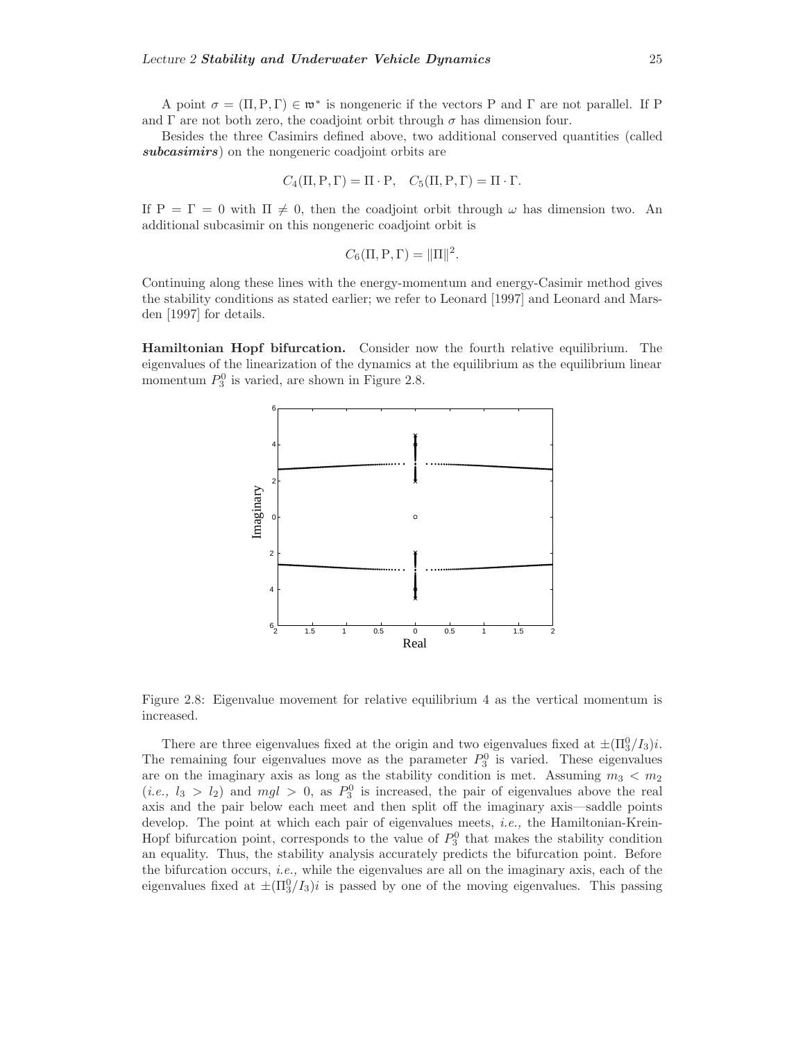A point $\sigma = (\Pi, \mathrm{P}, \Gamma) \in \mathfrak{w}^*$ is nongeneric if the vectors P and $\Gamma$ are not parallel. If P and $\Gamma$ are not both zero, the coadjoint orbit through $\sigma$ has dimension four.

Besides the three Casimirs defined above, two additional conserved quantities (called ***subcasimirs***) on the nongeneric coadjoint orbits are

$$C_4(\Pi, \mathrm{P}, \Gamma) = \Pi \cdot \mathrm{P}, \quad C_5(\Pi, \mathrm{P}, \Gamma) = \Pi \cdot \Gamma.$$

If $\mathrm{P} = \Gamma = 0$ with $\Pi \neq 0$, then the coadjoint orbit through $\omega$ has dimension two. An additional subcasimir on this nongeneric coadjoint orbit is

$$C_6(\Pi, \mathrm{P}, \Gamma) = \|\Pi\|^2.$$

Continuing along these lines with the energy-momentum and energy-Casimir method gives the stability conditions as stated earlier; we refer to Leonard [1997] and Leonard and Marsden [1997] for details.

**Hamiltonian Hopf bifurcation.** Consider now the fourth relative equilibrium. The eigenvalues of the linearization of the dynamics at the equilibrium as the equilibrium linear momentum $P_3^0$ is varied, are shown in Figure 2.8.

Figure 2.8: Eigenvalue movement for relative equilibrium 4 as the vertical momentum is increased.

There are three eigenvalues fixed at the origin and two eigenvalues fixed at $\pm(\Pi_3^0/I_3)i$. The remaining four eigenvalues move as the parameter $P_3^0$ is varied. These eigenvalues are on the imaginary axis as long as the stability condition is met. Assuming $m_3 < m_2$ (*i.e.,* $l_3 > l_2$) and $mgl > 0$, as $P_3^0$ is increased, the pair of eigenvalues above the real axis and the pair below each meet and then split off the imaginary axis—saddle points develop. The point at which each pair of eigenvalues meets, *i.e.,* the Hamiltonian-Krein-Hopf bifurcation point, corresponds to the value of $P_3^0$ that makes the stability condition an equality. Thus, the stability analysis accurately predicts the bifurcation point. Before the bifurcation occurs, *i.e.,* while the eigenvalues are all on the imaginary axis, each of the eigenvalues fixed at $\pm(\Pi_3^0/I_3)i$ is passed by one of the moving eigenvalues. This passing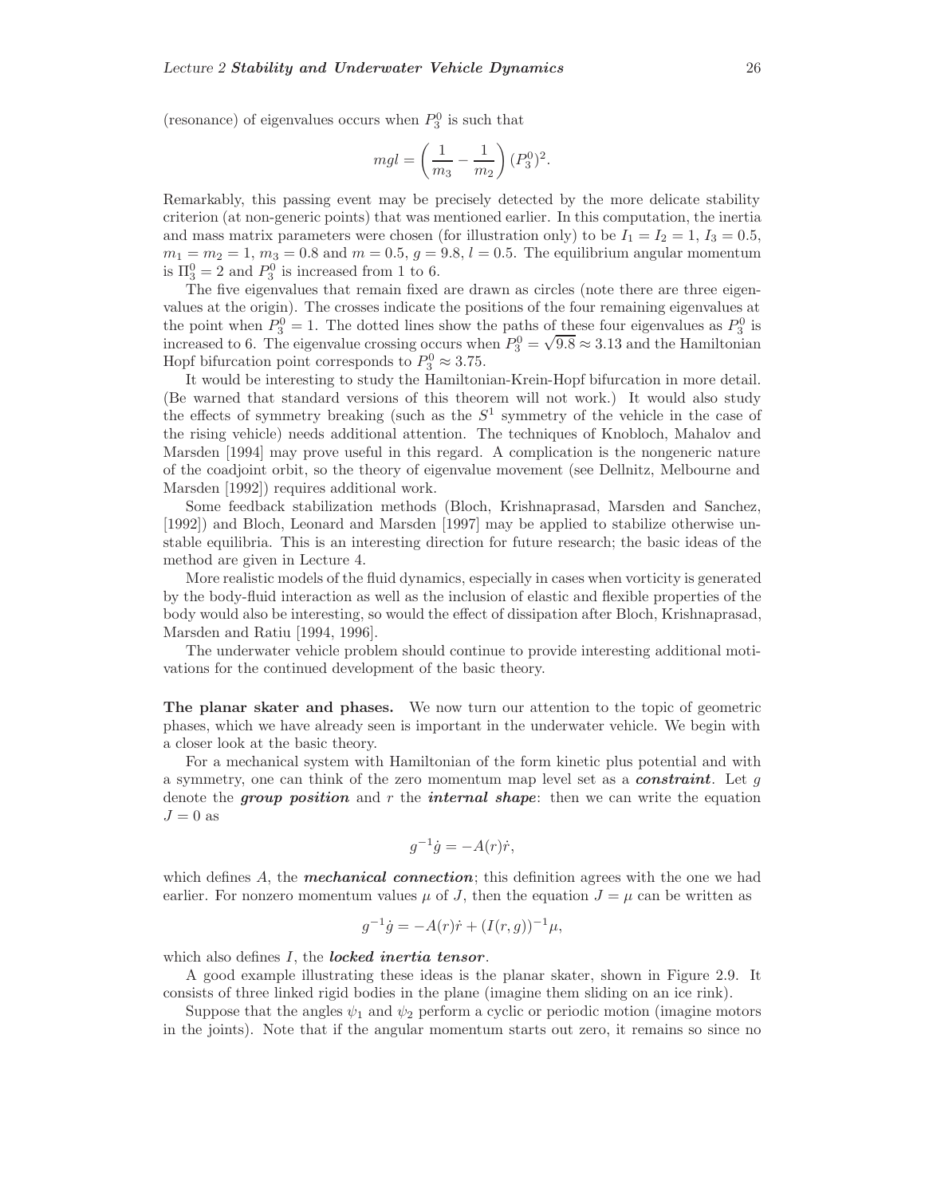(resonance) of eigenvalues occurs when $P_3^0$ is such that

$$mgl = \left( \frac{1}{m_3} - \frac{1}{m_2} \right) (P_3^0)^2.$$

Remarkably, this passing event may be precisely detected by the more delicate stability criterion (at non-generic points) that was mentioned earlier. In this computation, the inertia and mass matrix parameters were chosen (for illustration only) to be $I_1 = I_2 = 1$, $I_3 = 0.5$, $m_1 = m_2 = 1$, $m_3 = 0.8$ and $m = 0.5$, $g = 9.8$, $l = 0.5$. The equilibrium angular momentum is $\Pi_3^0 = 2$ and $P_3^0$ is increased from 1 to 6.

The five eigenvalues that remain fixed are drawn as circles (note there are three eigenvalues at the origin). The crosses indicate the positions of the four remaining eigenvalues at the point when $P_3^0 = 1$. The dotted lines show the paths of these four eigenvalues as $P_3^0$ is increased to 6. The eigenvalue crossing occurs when $P_3^0 = \sqrt{9.8} \approx 3.13$ and the Hamiltonian Hopf bifurcation point corresponds to $P_3^0 \approx 3.75$.

It would be interesting to study the Hamiltonian-Krein-Hopf bifurcation in more detail. (Be warned that standard versions of this theorem will not work.) It would also study the effects of symmetry breaking (such as the $S^1$ symmetry of the vehicle in the case of the rising vehicle) needs additional attention. The techniques of Knobloch, Mahalov and Marsden [1994] may prove useful in this regard. A complication is the nongeneric nature of the coadjoint orbit, so the theory of eigenvalue movement (see Dellnitz, Melbourne and Marsden [1992]) requires additional work.

Some feedback stabilization methods (Bloch, Krishnaprasad, Marsden and Sanchez, [1992]) and Bloch, Leonard and Marsden [1997] may be applied to stabilize otherwise unstable equilibria. This is an interesting direction for future research; the basic ideas of the method are given in Lecture 4.

More realistic models of the fluid dynamics, especially in cases when vorticity is generated by the body-fluid interaction as well as the inclusion of elastic and flexible properties of the body would also be interesting, so would the effect of dissipation after Bloch, Krishnaprasad, Marsden and Ratiu [1994, 1996].

The underwater vehicle problem should continue to provide interesting additional motivations for the continued development of the basic theory.

**The planar skater and phases.** We now turn our attention to the topic of geometric phases, which we have already seen is important in the underwater vehicle. We begin with a closer look at the basic theory.

For a mechanical system with Hamiltonian of the form kinetic plus potential and with a symmetry, one can think of the zero momentum map level set as a ***constraint***. Let $g$ denote the ***group position*** and $r$ the ***internal shape***: then we can write the equation $J = 0$ as

$$g^{-1}\dot{g} = -A(r)\dot{r},$$

which defines $A$, the ***mechanical connection***; this definition agrees with the one we had earlier. For nonzero momentum values $\mu$ of $J$, then the equation $J = \mu$ can be written as

$$g^{-1}\dot{g} = -A(r)\dot{r} + (I(r, g))^{-1}\mu,$$

which also defines $I$, the ***locked inertia tensor***.

A good example illustrating these ideas is the planar skater, shown in Figure 2.9. It consists of three linked rigid bodies in the plane (imagine them sliding on an ice rink).

Suppose that the angles $\psi_1$ and $\psi_2$ perform a cyclic or periodic motion (imagine motors in the joints). Note that if the angular momentum starts out zero, it remains so since no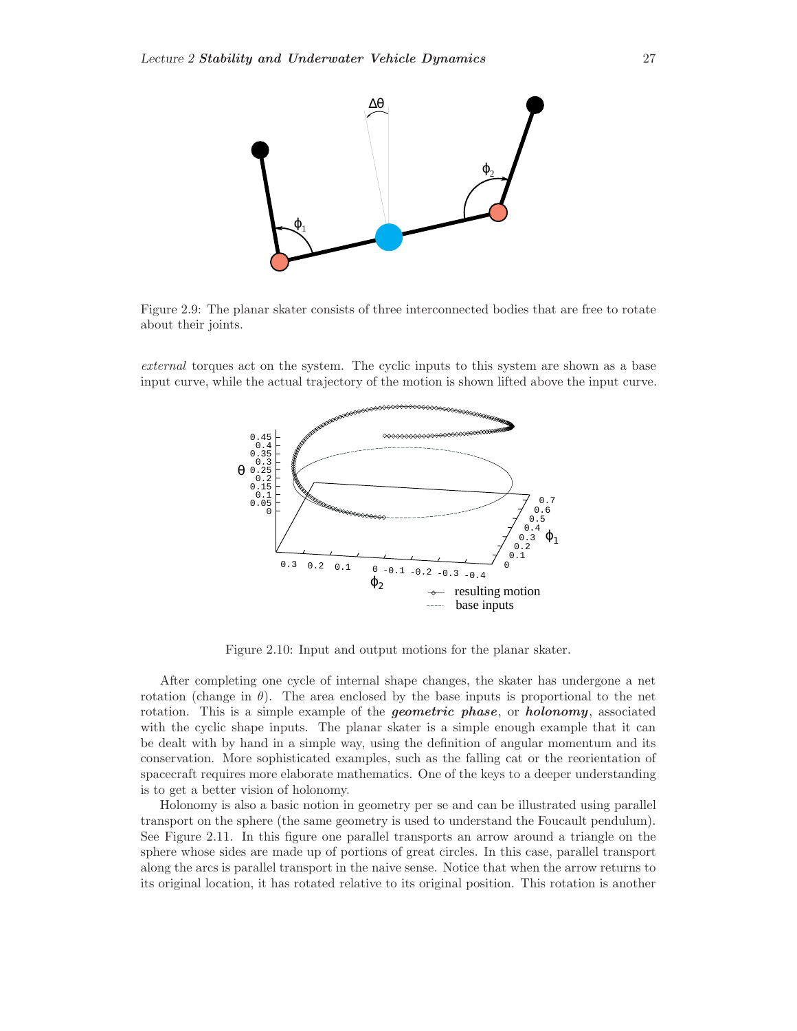Figure 2.9: The planar skater consists of three interconnected bodies that are free to rotate about their joints.

*external* torques act on the system. The cyclic inputs to this system are shown as a base input curve, while the actual trajectory of the motion is shown lifted above the input curve.

Figure 2.10: Input and output motions for the planar skater.

After completing one cycle of internal shape changes, the skater has undergone a net rotation (change in $\theta$). The area enclosed by the base inputs is proportional to the net rotation. This is a simple example of the ***geometric phase***, or ***holonomy***, associated with the cyclic shape inputs. The planar skater is a simple enough example that it can be dealt with by hand in a simple way, using the definition of angular momentum and its conservation. More sophisticated examples, such as the falling cat or the reorientation of spacecraft requires more elaborate mathematics. One of the keys to a deeper understanding is to get a better vision of holonomy.

Holonomy is also a basic notion in geometry per se and can be illustrated using parallel transport on the sphere (the same geometry is used to understand the Foucault pendulum). See Figure 2.11. In this figure one parallel transports an arrow around a triangle on the sphere whose sides are made up of portions of great circles. In this case, parallel transport along the arcs is parallel transport in the naive sense. Notice that when the arrow returns to its original location, it has rotated relative to its original position. This rotation is another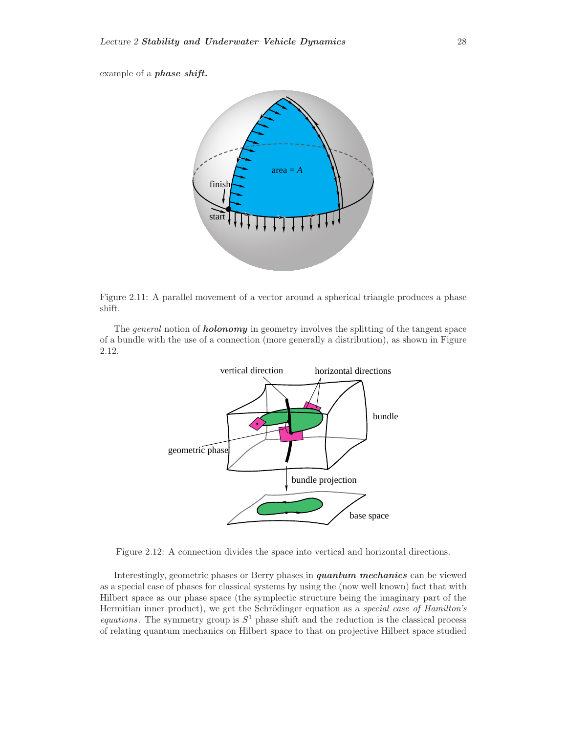example of a ***phase shift.***

Figure 2.11: A parallel movement of a vector around a spherical triangle produces a phase shift.

The *general* notion of ***holonomy*** in geometry involves the splitting of the tangent space of a bundle with the use of a connection (more generally a distribution), as shown in Figure 2.12.

Figure 2.12: A connection divides the space into vertical and horizontal directions.

Interestingly, geometric phases or Berry phases in ***quantum mechanics*** can be viewed as a special case of phases for classical systems by using the (now well known) fact that with Hilbert space as our phase space (the symplectic structure being the imaginary part of the Hermitian inner product), we get the Schrödinger equation as a *special case of Hamilton's equations*. The symmetry group is $S^1$ phase shift and the reduction is the classical process of relating quantum mechanics on Hilbert space to that on projective Hilbert space studied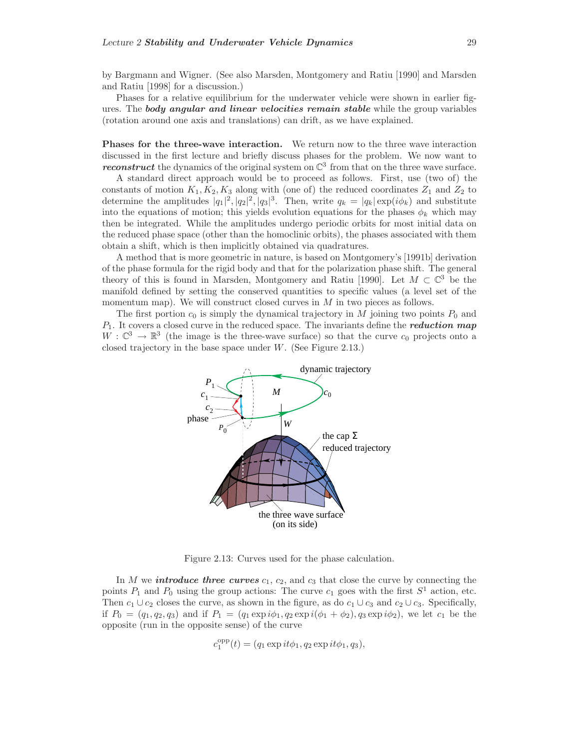by Bargmann and Wigner. (See also Marsden, Montgomery and Ratiu [1990] and Marsden and Ratiu [1998] for a discussion.)

Phases for a relative equilibrium for the underwater vehicle were shown in earlier figures. The ***body angular and linear velocities remain stable*** while the group variables (rotation around one axis and translations) can drift, as we have explained.

**Phases for the three-wave interaction.** We return now to the three wave interaction discussed in the first lecture and briefly discuss phases for the problem. We now want to ***reconstruct*** the dynamics of the original system on $\mathbb{C}^3$ from that on the three wave surface.

A standard direct approach would be to proceed as follows. First, use (two of) the constants of motion $K_1, K_2, K_3$ along with (one of) the reduced coordinates $Z_1$ and $Z_2$ to determine the amplitudes $|q_1|^2, |q_2|^2, |q_3|^3$. Then, write $q_k = |q_k| \exp(i\phi_k)$ and substitute into the equations of motion; this yields evolution equations for the phases $\phi_k$ which may then be integrated. While the amplitudes undergo periodic orbits for most initial data on the reduced phase space (other than the homoclinic orbits), the phases associated with them obtain a shift, which is then implicitly obtained via quadratures.

A method that is more geometric in nature, is based on Montgomery's [1991b] derivation of the phase formula for the rigid body and that for the polarization phase shift. The general theory of this is found in Marsden, Montgomery and Ratiu [1990]. Let $M \subset \mathbb{C}^3$ be the manifold defined by setting the conserved quantities to specific values (a level set of the momentum map). We will construct closed curves in $M$ in two pieces as follows.

The first portion $c_0$ is simply the dynamical trajectory in $M$ joining two points $P_0$ and $P_1$. It covers a closed curve in the reduced space. The invariants define the ***reduction map*** $W : \mathbb{C}^3 \to \mathbb{R}^3$ (the image is the three-wave surface) so that the curve $c_0$ projects onto a closed trajectory in the base space under $W$. (See Figure 2.13.)

Figure 2.13: Curves used for the phase calculation.

In $M$ we ***introduce three curves*** $c_1$, $c_2$, and $c_3$ that close the curve by connecting the points $P_1$ and $P_0$ using the group actions: The curve $c_1$ goes with the first $S^1$ action, etc. Then $c_1 \cup c_2$ closes the curve, as shown in the figure, as do $c_1 \cup c_3$ and $c_2 \cup c_3$. Specifically, if $P_0 = (q_1, q_2, q_3)$ and if $P_1 = (q_1 \exp i\phi_1, q_2 \exp i(\phi_1 + \phi_2), q_3 \exp i\phi_2)$, we let $c_1$ be the opposite (run in the opposite sense) of the curve

$$c_1^{\text{opp}}(t) = (q_1 \exp it\phi_1, q_2 \exp it\phi_1, q_3),$$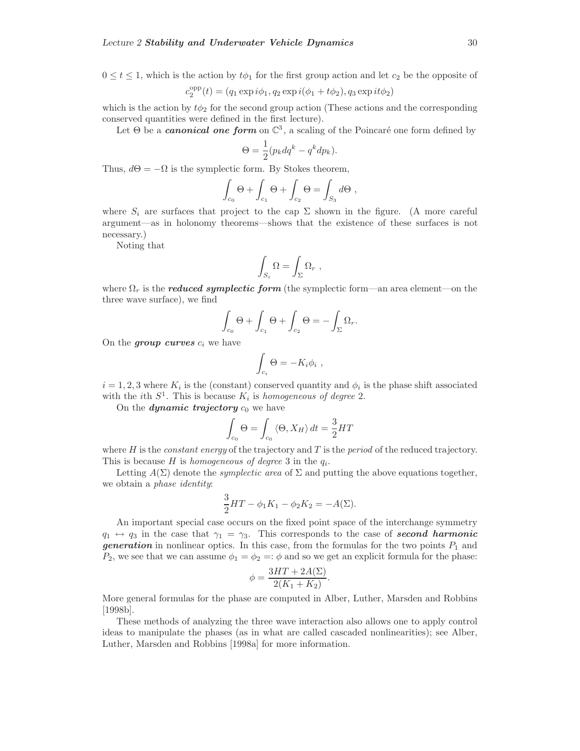$0 \leq t \leq 1$, which is the action by $t\phi_1$ for the first group action and let $c_2$ be the opposite of

$$c_2^{\text{opp}}(t) = (q_1 \exp i\phi_1, q_2 \exp i(\phi_1 + t\phi_2), q_3 \exp it\phi_2)$$

which is the action by $t\phi_2$ for the second group action (These actions and the corresponding conserved quantities were defined in the first lecture).

Let $\Theta$ be a ***canonical one form*** on $\mathbb{C}^3$, a scaling of the Poincaré one form defined by

$$\Theta = \frac{1}{2}(p_k dq^k - q^k dp_k).$$

Thus, $d\Theta = -\Omega$ is the symplectic form. By Stokes theorem,

$$\int_{c_0} \Theta + \int_{c_1} \Theta + \int_{c_2} \Theta = \int_{S_3} d\Theta \ ,$$

where $S_i$ are surfaces that project to the cap $\Sigma$ shown in the figure. (A more careful argument—as in holonomy theorems—shows that the existence of these surfaces is not necessary.)

Noting that

$$\int_{S_i} \Omega = \int_{\Sigma} \Omega_r \ ,$$

where $\Omega_r$ is the ***reduced symplectic form*** (the symplectic form—an area element—on the three wave surface), we find

$$\int_{c_0} \Theta + \int_{c_1} \Theta + \int_{c_2} \Theta = -\int_{\Sigma} \Omega_r.$$

On the ***group curves*** $c_i$ we have

$$\int_{c_i} \Theta = -K_i \phi_i \ ,$$

$i = 1, 2, 3$ where $K_i$ is the (constant) conserved quantity and $\phi_i$ is the phase shift associated with the $i$th $S^1$. This is because $K_i$ is *homogeneous of degree* 2.

On the ***dynamic trajectory*** $c_0$ we have

$$\int_{c_0} \Theta = \int_{c_0} \langle \Theta, X_H \rangle \, dt = \frac{3}{2} HT$$

where $H$ is the *constant energy* of the trajectory and $T$ is the *period* of the reduced trajectory. This is because $H$ is *homogeneous of degree* 3 in the $q_i$.

Letting $A(\Sigma)$ denote the *symplectic area* of $\Sigma$ and putting the above equations together, we obtain a *phase identity*:

$$\frac{3}{2} HT - \phi_1 K_1 - \phi_2 K_2 = -A(\Sigma).$$

An important special case occurs on the fixed point space of the interchange symmetry $q_1 \leftrightarrow q_3$ in the case that $\gamma_1 = \gamma_3$. This corresponds to the case of ***second harmonic generation*** in nonlinear optics. In this case, from the formulas for the two points $P_1$ and $P_2$, we see that we can assume $\phi_1 = \phi_2 =: \phi$ and so we get an explicit formula for the phase:

$$\phi = \frac{3HT + 2A(\Sigma)}{2(K_1 + K_2)}.$$

More general formulas for the phase are computed in Alber, Luther, Marsden and Robbins [1998b].

These methods of analyzing the three wave interaction also allows one to apply control ideas to manipulate the phases (as in what are called cascaded nonlinearities); see Alber, Luther, Marsden and Robbins [1998a] for more information.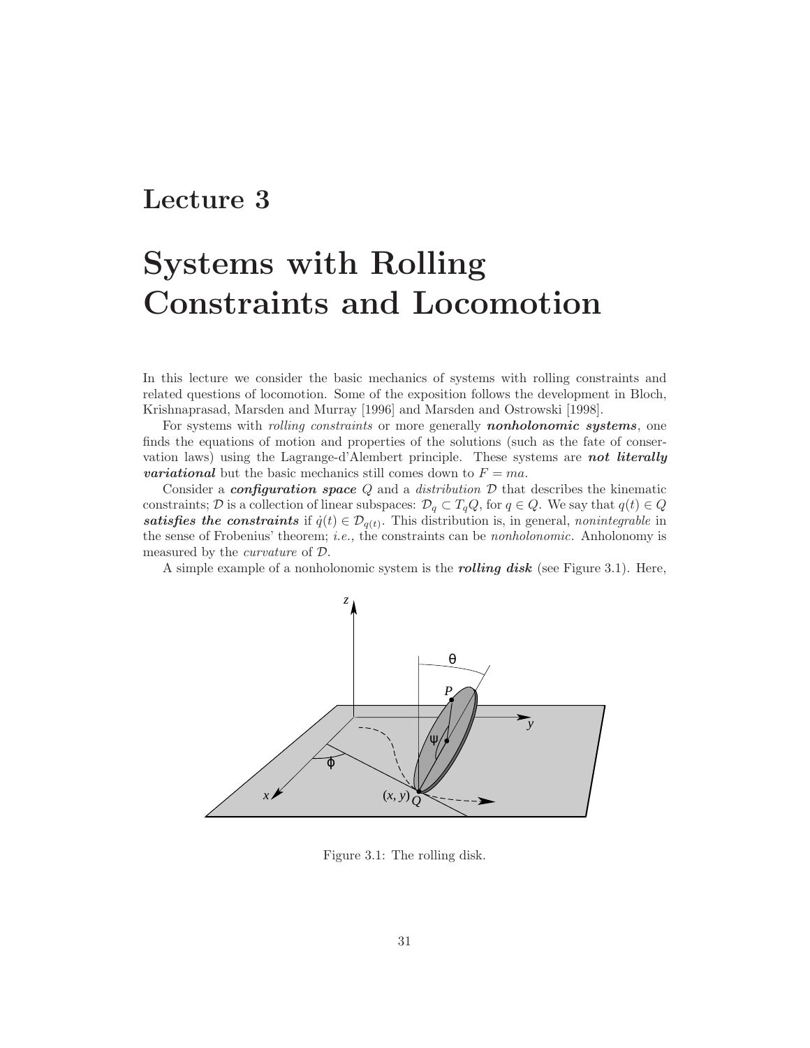# Lecture 3

# Systems with Rolling Constraints and Locomotion

In this lecture we consider the basic mechanics of systems with rolling constraints and related questions of locomotion. Some of the exposition follows the development in Bloch, Krishnaprasad, Marsden and Murray [1996] and Marsden and Ostrowski [1998].

For systems with *rolling constraints* or more generally ***nonholonomic systems***, one finds the equations of motion and properties of the solutions (such as the fate of conservation laws) using the Lagrange-d'Alembert principle. These systems are ***not literally variational*** but the basic mechanics still comes down to $F = ma$.

Consider a ***configuration space*** $Q$ and a *distribution* $\mathcal{D}$ that describes the kinematic constraints; $\mathcal{D}$ is a collection of linear subspaces: $\mathcal{D}_q \subset T_qQ$, for $q \in Q$. We say that $q(t) \in Q$ ***satisfies the constraints*** if $\dot{q}(t) \in \mathcal{D}_{q(t)}$. This distribution is, in general, *nonintegrable* in the sense of Frobenius' theorem; *i.e.,* the constraints can be *nonholonomic*. Anholonomy is measured by the *curvature* of $\mathcal{D}$.

A simple example of a nonholonomic system is the ***rolling disk*** (see Figure 3.1). Here,

Figure 3.1: The rolling disk.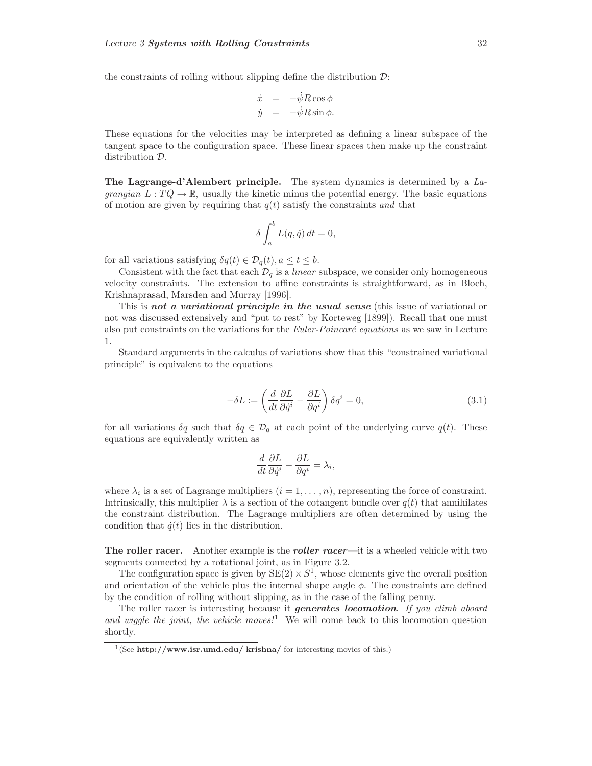the constraints of rolling without slipping define the distribution $\mathcal{D}$:

$$
\begin{aligned}
\dot{x} &= -\dot{\psi} R \cos \phi \\
\dot{y} &= -\dot{\psi} R \sin \phi .
\end{aligned}
$$

These equations for the velocities may be interpreted as defining a linear subspace of the tangent space to the configuration space. These linear spaces then make up the constraint distribution $\mathcal{D}$.

**The Lagrange-d'Alembert principle.** The system dynamics is determined by a *Lagrangian* $L : TQ \to \mathbb{R}$, usually the kinetic minus the potential energy. The basic equations of motion are given by requiring that $q(t)$ satisfy the constraints *and* that

$$
\delta \int_a^b L(q, \dot{q}) \, dt = 0,
$$

for all variations satisfying $\delta q(t) \in \mathcal{D}_q(t), a \leq t \leq b$.

Consistent with the fact that each $\mathcal{D}_q$ is a *linear* subspace, we consider only homogeneous velocity constraints. The extension to affine constraints is straightforward, as in Bloch, Krishnaprasad, Marsden and Murray [1996].

This is ***not a variational principle in the usual sense*** (this issue of variational or not was discussed extensively and "put to rest" by Korteweg [1899]). Recall that one must also put constraints on the variations for the *Euler-Poincaré equations* as we saw in Lecture 1.

Standard arguments in the calculus of variations show that this "constrained variational principle" is equivalent to the equations

$$
-\delta L := \left( \frac{d}{dt} \frac{\partial L}{\partial \dot{q}^i} - \frac{\partial L}{\partial q^i} \right) \delta q^i = 0, \tag{3.1}
$$

for all variations $\delta q$ such that $\delta q \in \mathcal{D}_q$ at each point of the underlying curve $q(t)$. These equations are equivalently written as

$$
\frac{d}{dt} \frac{\partial L}{\partial \dot{q}^i} - \frac{\partial L}{\partial q^i} = \lambda_i,
$$

where $\lambda_i$ is a set of Lagrange multipliers ($i = 1, \ldots, n$), representing the force of constraint. Intrinsically, this multiplier $\lambda$ is a section of the cotangent bundle over $q(t)$ that annihilates the constraint distribution. The Lagrange multipliers are often determined by using the condition that $\dot{q}(t)$ lies in the distribution.

**The roller racer.** Another example is the ***roller racer***—it is a wheeled vehicle with two segments connected by a rotational joint, as in Figure 3.2.

The configuration space is given by $\mathrm{SE}(2) \times S^1$, whose elements give the overall position and orientation of the vehicle plus the internal shape angle $\phi$. The constraints are defined by the condition of rolling without slipping, as in the case of the falling penny.

The roller racer is interesting because it ***generates locomotion***. *If you climb aboard and wiggle the joint, the vehicle moves!*[1] We will come back to this locomotion question shortly.

[1](See **http://www.isr.umd.edu/ krishna/** for interesting movies of this.)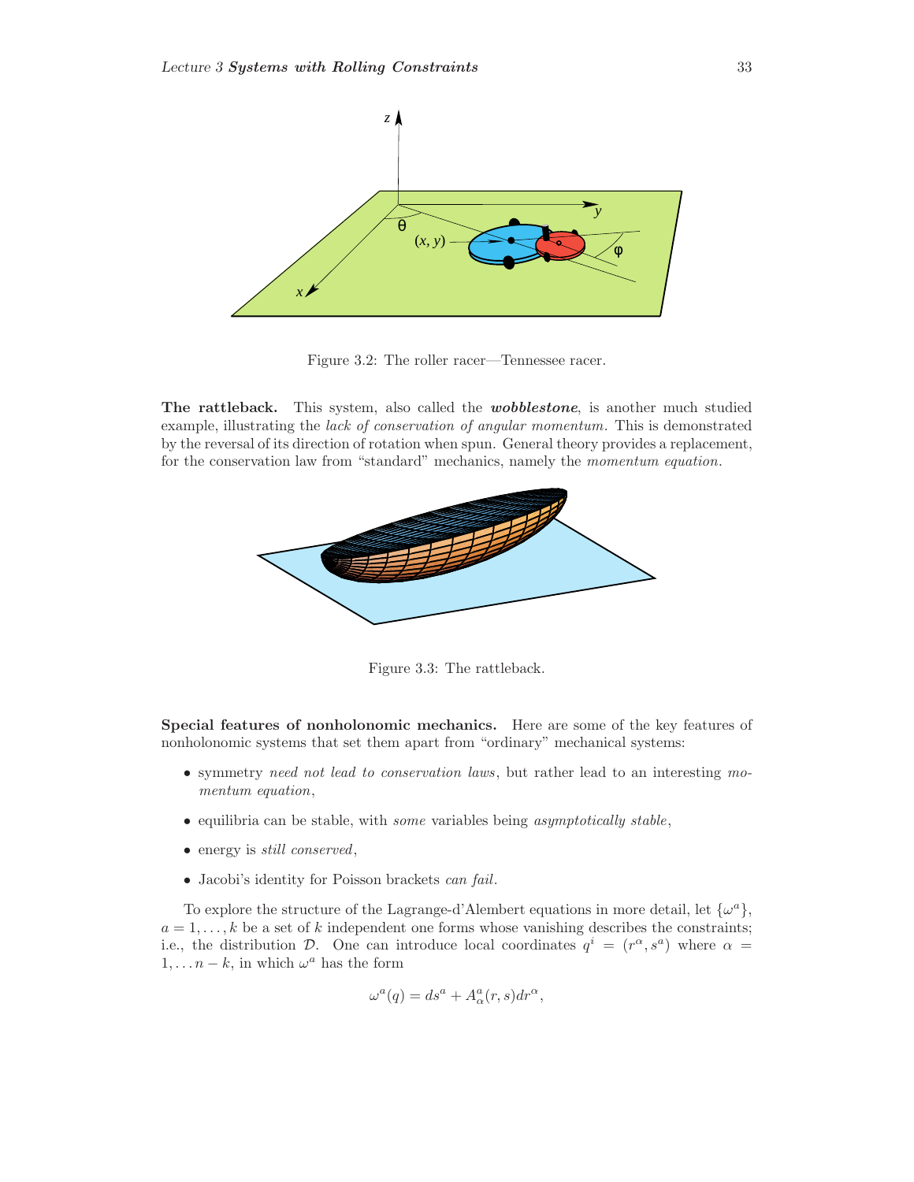Figure 3.2: The roller racer—Tennessee racer.

**The rattleback.** This system, also called the ***wobblestone***, is another much studied example, illustrating the *lack of conservation of angular momentum*. This is demonstrated by the reversal of its direction of rotation when spun. General theory provides a replacement, for the conservation law from "standard" mechanics, namely the *momentum equation*.

Figure 3.3: The rattleback.

**Special features of nonholonomic mechanics.** Here are some of the key features of nonholonomic systems that set them apart from "ordinary" mechanical systems:

- symmetry *need not lead to conservation laws*, but rather lead to an interesting *momentum equation*,
- equilibria can be stable, with *some* variables being *asymptotically stable*,
- energy is *still conserved*,
- Jacobi's identity for Poisson brackets *can fail*.

To explore the structure of the Lagrange-d'Alembert equations in more detail, let $\{\omega^a\}$, $a = 1, \ldots, k$ be a set of $k$ independent one forms whose vanishing describes the constraints; i.e., the distribution $\mathcal{D}$. One can introduce local coordinates $q^i = (r^\alpha, s^a)$ where $\alpha = 1, \ldots n - k$, in which $\omega^a$ has the form

$$\omega^a(q) = ds^a + A^a_\alpha(r, s)dr^\alpha,$$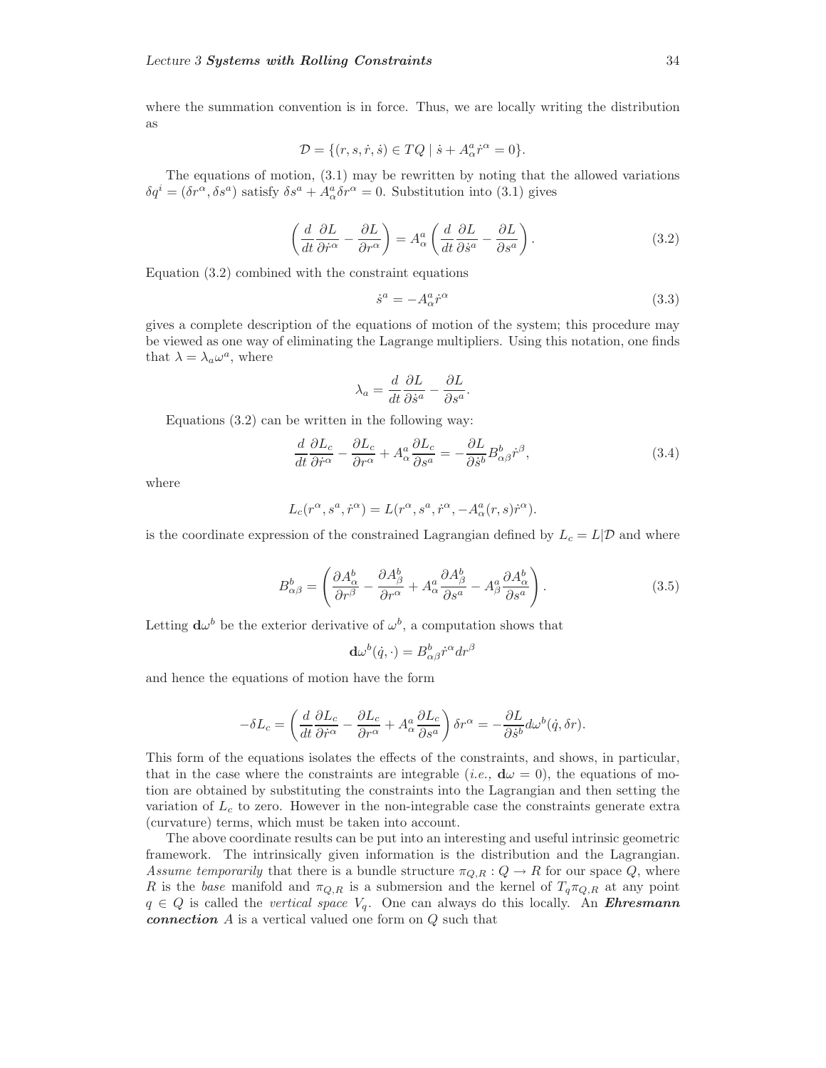where the summation convention is in force. Thus, we are locally writing the distribution as

$$\mathcal{D} = \{(r, s, \dot{r}, \dot{s}) \in TQ \mid \dot{s} + A^a_\alpha \dot{r}^\alpha = 0\}.$$

The equations of motion, (3.1) may be rewritten by noting that the allowed variations $\delta q^i = (\delta r^\alpha, \delta s^a)$ satisfy $\delta s^a + A^a_\alpha \delta r^\alpha = 0$. Substitution into (3.1) gives

$$\left( \frac{d}{dt} \frac{\partial L}{\partial \dot{r}^\alpha} - \frac{\partial L}{\partial r^\alpha} \right) = A^a_\alpha \left( \frac{d}{dt} \frac{\partial L}{\partial \dot{s}^a} - \frac{\partial L}{\partial s^a} \right). \tag{3.2}$$

Equation (3.2) combined with the constraint equations

$$\dot{s}^a = -A^a_\alpha \dot{r}^\alpha \tag{3.3}$$

gives a complete description of the equations of motion of the system; this procedure may be viewed as one way of eliminating the Lagrange multipliers. Using this notation, one finds that $\lambda = \lambda_a \omega^a$, where

$$\lambda_a = \frac{d}{dt} \frac{\partial L}{\partial \dot{s}^a} - \frac{\partial L}{\partial s^a}.$$

Equations (3.2) can be written in the following way:

$$\frac{d}{dt} \frac{\partial L_c}{\partial \dot{r}^\alpha} - \frac{\partial L_c}{\partial r^\alpha} + A^a_\alpha \frac{\partial L_c}{\partial s^a} = -\frac{\partial L}{\partial \dot{s}^b} B^b_{\alpha\beta} \dot{r}^\beta, \tag{3.4}$$

where

$$L_c(r^\alpha, s^a, \dot{r}^\alpha) = L(r^\alpha, s^a, \dot{r}^\alpha, -A^a_\alpha(r, s)\dot{r}^\alpha).$$

is the coordinate expression of the constrained Lagrangian defined by $L_c = L|\mathcal{D}$ and where

$$B^b_{\alpha\beta} = \left( \frac{\partial A^b_\alpha}{\partial r^\beta} - \frac{\partial A^b_\beta}{\partial r^\alpha} + A^a_\alpha \frac{\partial A^b_\beta}{\partial s^a} - A^a_\beta \frac{\partial A^b_\alpha}{\partial s^a} \right). \tag{3.5}$$

Letting $\mathbf{d}\omega^b$ be the exterior derivative of $\omega^b$, a computation shows that

$$\mathbf{d}\omega^b(\dot{q}, \cdot) = B^b_{\alpha\beta} \dot{r}^\alpha dr^\beta$$

and hence the equations of motion have the form

$$-\delta L_c = \left( \frac{d}{dt} \frac{\partial L_c}{\partial \dot{r}^\alpha} - \frac{\partial L_c}{\partial r^\alpha} + A^a_\alpha \frac{\partial L_c}{\partial s^a} \right) \delta r^\alpha = -\frac{\partial L}{\partial \dot{s}^b} d\omega^b(\dot{q}, \delta r).$$

This form of the equations isolates the effects of the constraints, and shows, in particular, that in the case where the constraints are integrable (*i.e.,* $\mathbf{d}\omega = 0$), the equations of motion are obtained by substituting the constraints into the Lagrangian and then setting the variation of $L_c$ to zero. However in the non-integrable case the constraints generate extra (curvature) terms, which must be taken into account.

The above coordinate results can be put into an interesting and useful intrinsic geometric framework. The intrinsically given information is the distribution and the Lagrangian. *Assume temporarily* that there is a bundle structure $\pi_{Q,R} : Q \to R$ for our space $Q$, where $R$ is the *base* manifold and $\pi_{Q,R}$ is a submersion and the kernel of $T_q\pi_{Q,R}$ at any point $q \in Q$ is called the *vertical space* $V_q$. One can always do this locally. An ***Ehresmann connection*** $A$ is a vertical valued one form on $Q$ such that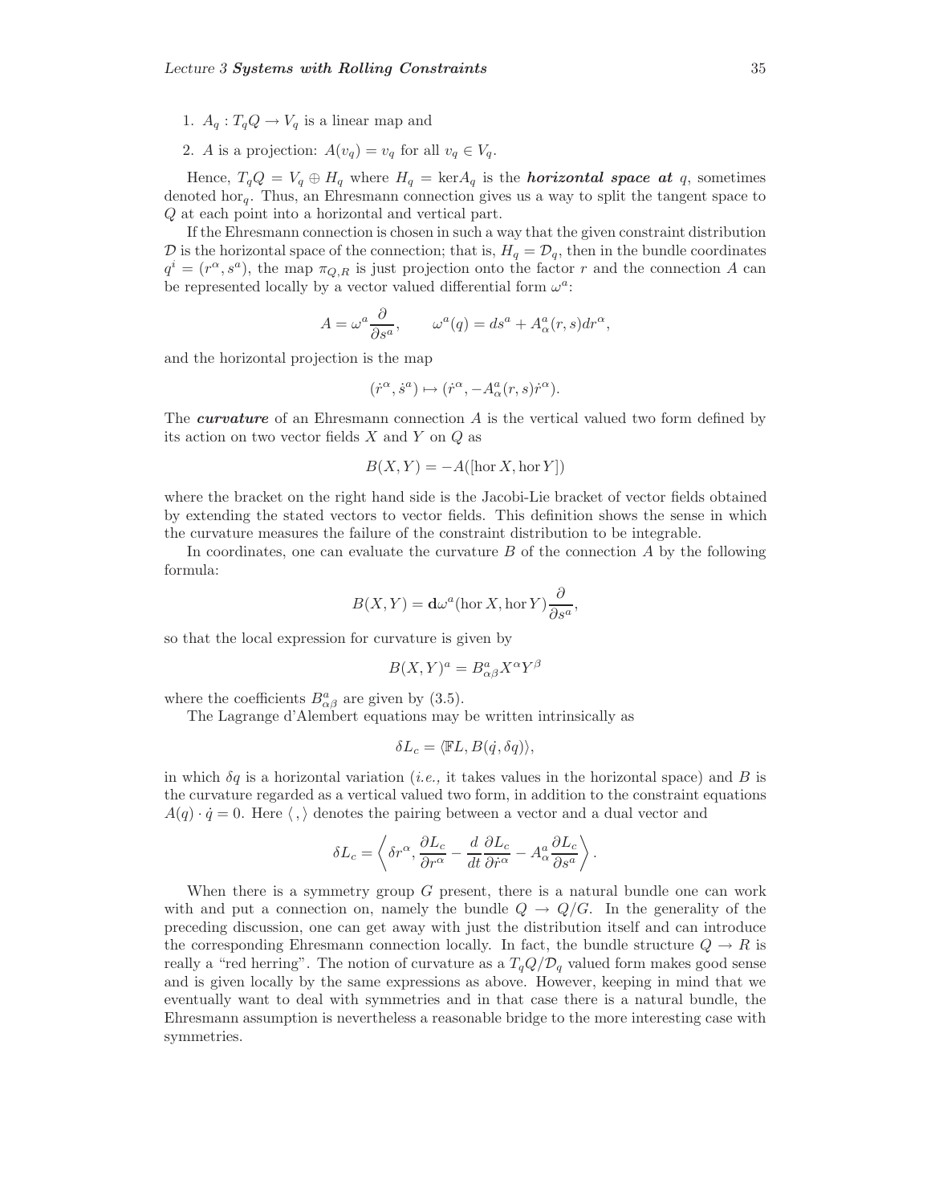1. $A_q : T_qQ \to V_q$ is a linear map and
2. $A$ is a projection: $A(v_q) = v_q$ for all $v_q \in V_q$.

Hence, $T_qQ = V_q \oplus H_q$ where $H_q = \ker A_q$ is the ***horizontal space at*** $q$, sometimes denoted $\mathrm{hor}_q$. Thus, an Ehresmann connection gives us a way to split the tangent space to $Q$ at each point into a horizontal and vertical part.

If the Ehresmann connection is chosen in such a way that the given constraint distribution $\mathcal{D}$ is the horizontal space of the connection; that is, $H_q = \mathcal{D}_q$, then in the bundle coordinates $q^i = (r^\alpha, s^a)$, the map $\pi_{Q,R}$ is just projection onto the factor $r$ and the connection $A$ can be represented locally by a vector valued differential form $\omega^a$:

$$A = \omega^a \frac{\partial}{\partial s^a}, \qquad \omega^a(q) = ds^a + A^a_\alpha(r,s)dr^\alpha,$$

and the horizontal projection is the map

$$(\dot{r}^\alpha, \dot{s}^a) \mapsto (\dot{r}^\alpha, -A^a_\alpha(r,s)\dot{r}^\alpha).$$

The ***curvature*** of an Ehresmann connection $A$ is the vertical valued two form defined by its action on two vector fields $X$ and $Y$ on $Q$ as

$$B(X,Y) = -A([\mathrm{hor}\, X, \mathrm{hor}\, Y])$$

where the bracket on the right hand side is the Jacobi-Lie bracket of vector fields obtained by extending the stated vectors to vector fields. This definition shows the sense in which the curvature measures the failure of the constraint distribution to be integrable.

In coordinates, one can evaluate the curvature $B$ of the connection $A$ by the following formula:

$$B(X,Y) = \mathbf{d}\omega^a(\mathrm{hor}\, X, \mathrm{hor}\, Y)\frac{\partial}{\partial s^a},$$

so that the local expression for curvature is given by

$$B(X,Y)^a = B^a_{\alpha\beta}X^\alpha Y^\beta$$

where the coefficients $B^a_{\alpha\beta}$ are given by (3.5).

The Lagrange d'Alembert equations may be written intrinsically as

$$\delta L_c = \langle \mathbb{F}L, B(\dot{q}, \delta q)\rangle,$$

in which $\delta q$ is a horizontal variation (*i.e.,* it takes values in the horizontal space) and $B$ is the curvature regarded as a vertical valued two form, in addition to the constraint equations $A(q) \cdot \dot{q} = 0$. Here $\langle \, , \rangle$ denotes the pairing between a vector and a dual vector and

$$\delta L_c = \left\langle \delta r^\alpha, \frac{\partial L_c}{\partial r^\alpha} - \frac{d}{dt}\frac{\partial L_c}{\partial \dot{r}^\alpha} - A^a_\alpha \frac{\partial L_c}{\partial s^a} \right\rangle.$$

When there is a symmetry group $G$ present, there is a natural bundle one can work with and put a connection on, namely the bundle $Q \to Q/G$. In the generality of the preceding discussion, one can get away with just the distribution itself and can introduce the corresponding Ehresmann connection locally. In fact, the bundle structure $Q \to R$ is really a "red herring". The notion of curvature as a $T_qQ/\mathcal{D}_q$ valued form makes good sense and is given locally by the same expressions as above. However, keeping in mind that we eventually want to deal with symmetries and in that case there is a natural bundle, the Ehresmann assumption is nevertheless a reasonable bridge to the more interesting case with symmetries.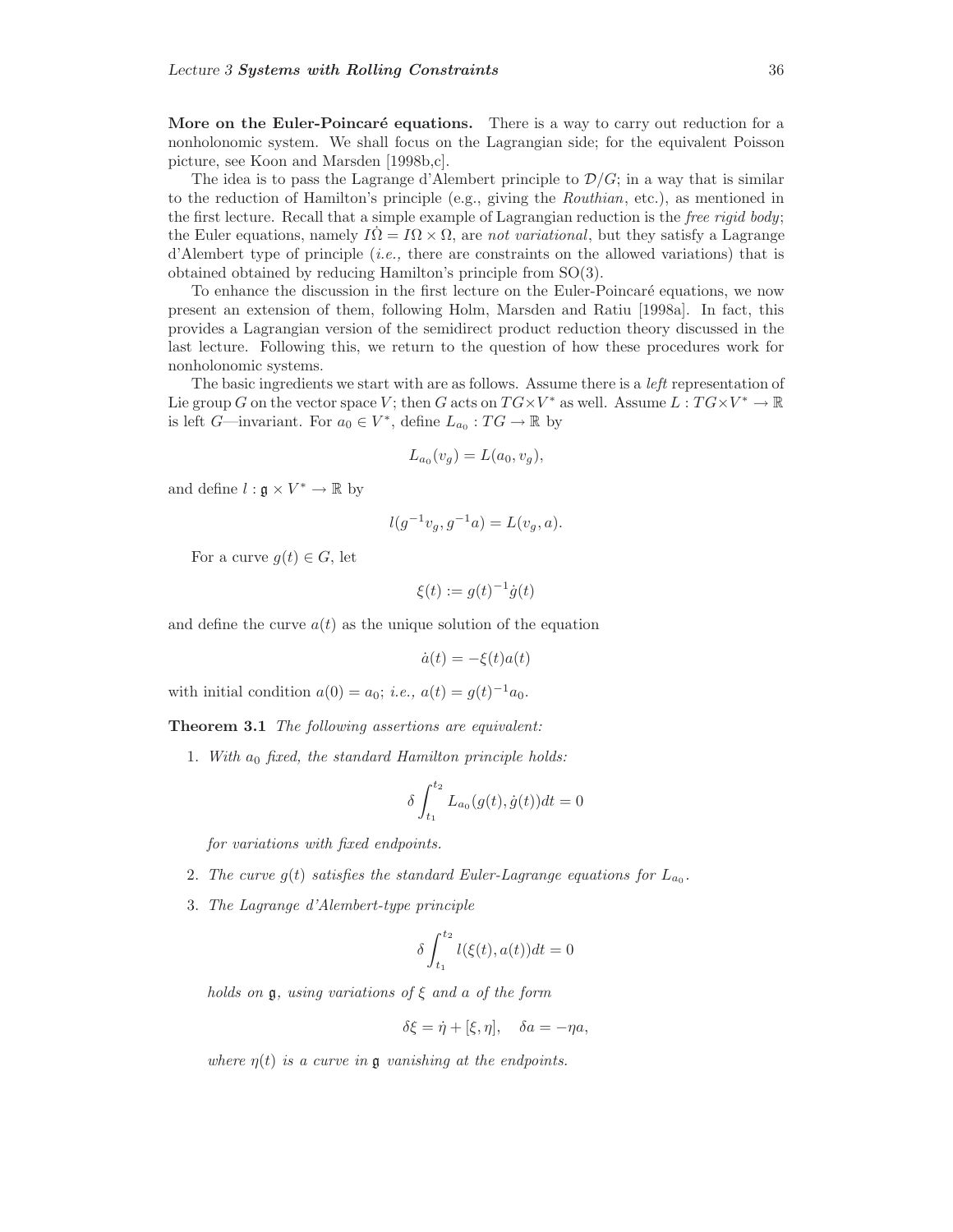**More on the Euler-Poincaré equations.** There is a way to carry out reduction for a nonholonomic system. We shall focus on the Lagrangian side; for the equivalent Poisson picture, see Koon and Marsden [1998b,c].

The idea is to pass the Lagrange d'Alembert principle to $\mathcal{D}/G$; in a way that is similar to the reduction of Hamilton's principle (e.g., giving the *Routhian*, etc.), as mentioned in the first lecture. Recall that a simple example of Lagrangian reduction is the *free rigid body*; the Euler equations, namely $I\dot{\Omega} = I\Omega \times \Omega$, are *not variational*, but they satisfy a Lagrange d'Alembert type of principle (*i.e.,* there are constraints on the allowed variations) that is obtained obtained by reducing Hamilton's principle from SO(3).

To enhance the discussion in the first lecture on the Euler-Poincaré equations, we now present an extension of them, following Holm, Marsden and Ratiu [1998a]. In fact, this provides a Lagrangian version of the semidirect product reduction theory discussed in the last lecture. Following this, we return to the question of how these procedures work for nonholonomic systems.

The basic ingredients we start with are as follows. Assume there is a *left* representation of Lie group $G$ on the vector space $V$; then $G$ acts on $TG \times V^*$ as well. Assume $L : TG \times V^* \to \mathbb{R}$ is left $G$—invariant. For $a_0 \in V^*$, define $L_{a_0} : TG \to \mathbb{R}$ by

$$L_{a_0}(v_g) = L(a_0, v_g),$$

and define $l : \mathfrak{g} \times V^* \to \mathbb{R}$ by

$$l(g^{-1}v_g, g^{-1}a) = L(v_g, a).$$

For a curve $g(t) \in G$, let

$$\xi(t) := g(t)^{-1}\dot{g}(t)$$

and define the curve $a(t)$ as the unique solution of the equation

$$\dot{a}(t) = -\xi(t)a(t)$$

with initial condition $a(0) = a_0$; *i.e.,* $a(t) = g(t)^{-1}a_0$.

**Theorem 3.1** *The following assertions are equivalent:*

1. *With $a_0$ fixed, the standard Hamilton principle holds:*

$$\delta \int_{t_1}^{t_2} L_{a_0}(g(t), \dot{g}(t))dt = 0$$

*for variations with fixed endpoints.*

2. *The curve $g(t)$ satisfies the standard Euler-Lagrange equations for $L_{a_0}$.*

3. *The Lagrange d'Alembert-type principle*

$$\delta \int_{t_1}^{t_2} l(\xi(t), a(t))dt = 0$$

*holds on $\mathfrak{g}$, using variations of $\xi$ and $a$ of the form*

$$\delta\xi = \dot{\eta} + [\xi, \eta], \quad \delta a = -\eta a,$$

*where $\eta(t)$ is a curve in $\mathfrak{g}$ vanishing at the endpoints.*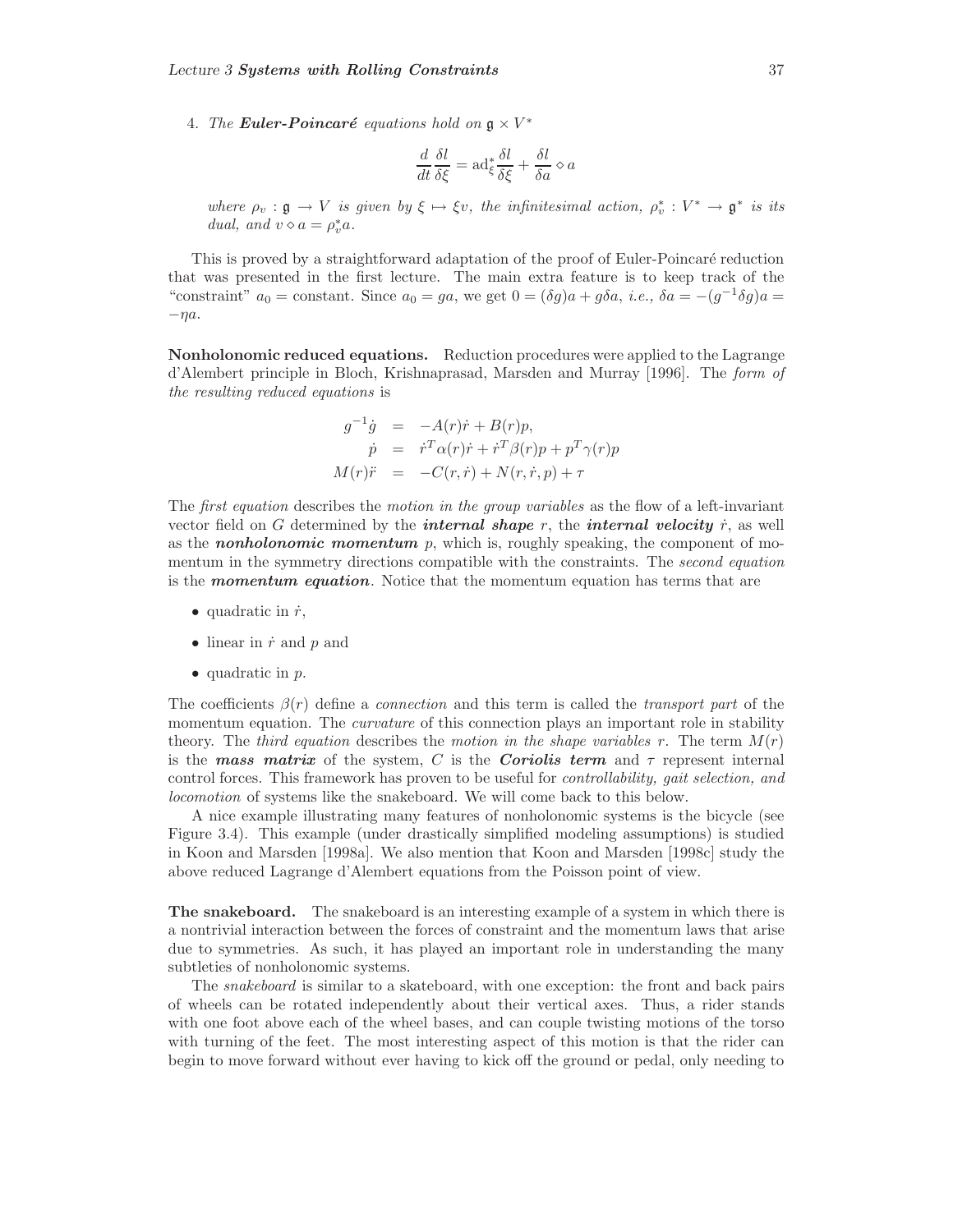4. *The **Euler-Poincaré** equations hold on* $\mathfrak{g} \times V^*$

$$\frac{d}{dt}\frac{\delta l}{\delta \xi} = \mathrm{ad}^*_\xi \frac{\delta l}{\delta \xi} + \frac{\delta l}{\delta a} \diamond a$$

*where* $\rho_v : \mathfrak{g} \to V$ *is given by* $\xi \mapsto \xi v$*, the infinitesimal action,* $\rho^*_v : V^* \to \mathfrak{g}^*$ *is its dual, and* $v \diamond a = \rho^*_v a$*.*

This is proved by a straightforward adaptation of the proof of Euler-Poincaré reduction that was presented in the first lecture. The main extra feature is to keep track of the "constraint" $a_0 =$ constant. Since $a_0 = ga$, we get $0 = (\delta g)a + g\delta a$, *i.e.,* $\delta a = -(g^{-1}\delta g)a = -\eta a$.

**Nonholonomic reduced equations.** Reduction procedures were applied to the Lagrange d'Alembert principle in Bloch, Krishnaprasad, Marsden and Murray [1996]. The *form of the resulting reduced equations* is

$$\begin{aligned} g^{-1}\dot{g} &= -A(r)\dot{r} + B(r)p, \\ \dot{p} &= \dot{r}^T\alpha(r)\dot{r} + \dot{r}^T\beta(r)p + p^T\gamma(r)p \\ M(r)\ddot{r} &= -C(r,\dot{r}) + N(r,\dot{r},p) + \tau \end{aligned}$$

The *first equation* describes the *motion in the group variables* as the flow of a left-invariant vector field on $G$ determined by the ***internal shape*** $r$, the ***internal velocity*** $\dot{r}$, as well as the ***nonholonomic momentum*** $p$, which is, roughly speaking, the component of momentum in the symmetry directions compatible with the constraints. The *second equation* is the ***momentum equation***. Notice that the momentum equation has terms that are

- quadratic in $\dot{r}$,
- linear in $\dot{r}$ and $p$ and
- quadratic in $p$.

The coefficients $\beta(r)$ define a *connection* and this term is called the *transport part* of the momentum equation. The *curvature* of this connection plays an important role in stability theory. The *third equation* describes the *motion in the shape variables* $r$. The term $M(r)$ is the ***mass matrix*** of the system, $C$ is the ***Coriolis term*** and $\tau$ represent internal control forces. This framework has proven to be useful for *controllability, gait selection, and locomotion* of systems like the snakeboard. We will come back to this below.

A nice example illustrating many features of nonholonomic systems is the bicycle (see Figure 3.4). This example (under drastically simplified modeling assumptions) is studied in Koon and Marsden [1998a]. We also mention that Koon and Marsden [1998c] study the above reduced Lagrange d'Alembert equations from the Poisson point of view.

**The snakeboard.** The snakeboard is an interesting example of a system in which there is a nontrivial interaction between the forces of constraint and the momentum laws that arise due to symmetries. As such, it has played an important role in understanding the many subtleties of nonholonomic systems.

The *snakeboard* is similar to a skateboard, with one exception: the front and back pairs of wheels can be rotated independently about their vertical axes. Thus, a rider stands with one foot above each of the wheel bases, and can couple twisting motions of the torso with turning of the feet. The most interesting aspect of this motion is that the rider can begin to move forward without ever having to kick off the ground or pedal, only needing to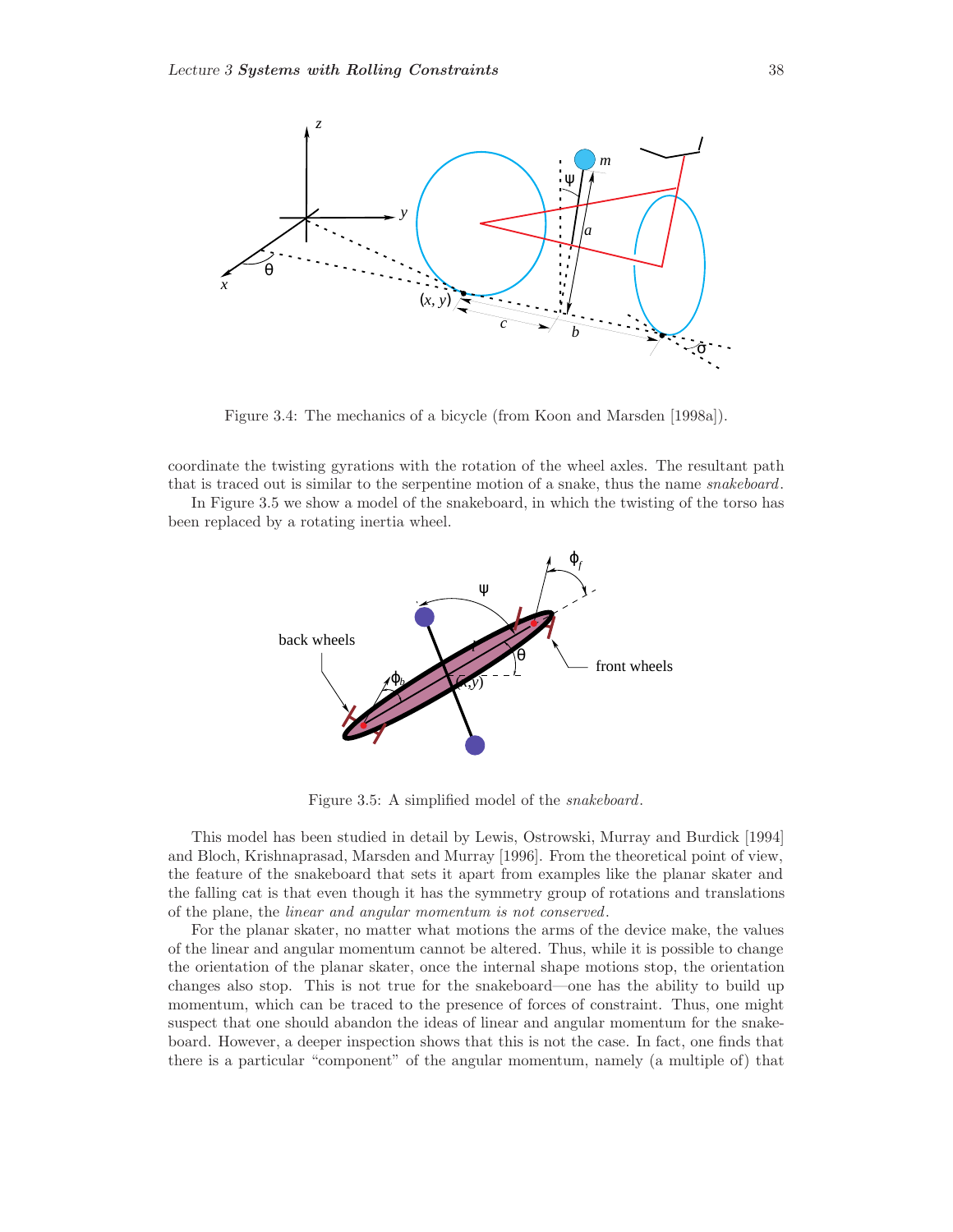Figure 3.4: The mechanics of a bicycle (from Koon and Marsden [1998a]).

coordinate the twisting gyrations with the rotation of the wheel axles. The resultant path that is traced out is similar to the serpentine motion of a snake, thus the name *snakeboard*.

In Figure 3.5 we show a model of the snakeboard, in which the twisting of the torso has been replaced by a rotating inertia wheel.

Figure 3.5: A simplified model of the *snakeboard*.

This model has been studied in detail by Lewis, Ostrowski, Murray and Burdick [1994] and Bloch, Krishnaprasad, Marsden and Murray [1996]. From the theoretical point of view, the feature of the snakeboard that sets it apart from examples like the planar skater and the falling cat is that even though it has the symmetry group of rotations and translations of the plane, the *linear and angular momentum is not conserved*.

For the planar skater, no matter what motions the arms of the device make, the values of the linear and angular momentum cannot be altered. Thus, while it is possible to change the orientation of the planar skater, once the internal shape motions stop, the orientation changes also stop. This is not true for the snakeboard—one has the ability to build up momentum, which can be traced to the presence of forces of constraint. Thus, one might suspect that one should abandon the ideas of linear and angular momentum for the snakeboard. However, a deeper inspection shows that this is not the case. In fact, one finds that there is a particular "component" of the angular momentum, namely (a multiple of) that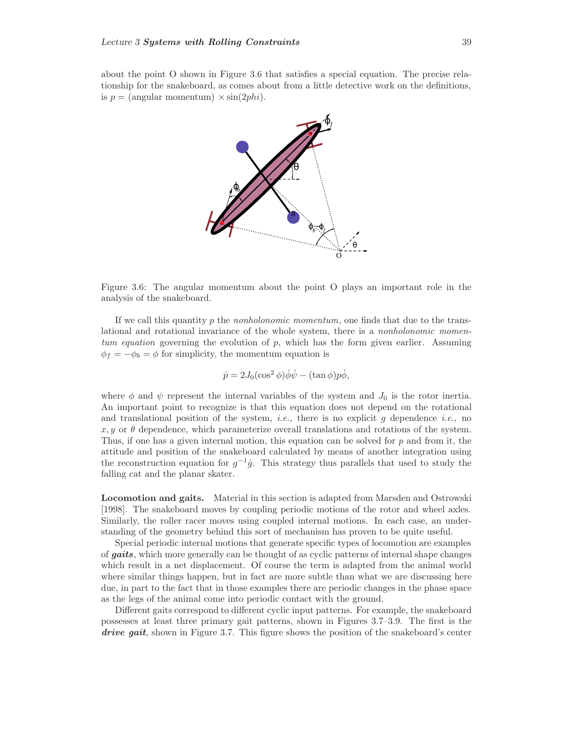about the point O shown in Figure 3.6 that satisfies a special equation. The precise relationship for the snakeboard, as comes about from a little detective work on the definitions, is $p = $ (angular momentum) $\times \sin(2phi)$.

Figure 3.6: The angular momentum about the point O plays an important role in the analysis of the snakeboard.

If we call this quantity $p$ the *nonholonomic momentum*, one finds that due to the translational and rotational invariance of the whole system, there is a *nonholonomic momentum equation* governing the evolution of $p$, which has the form given earlier. Assuming $\phi_f = -\phi_b = \phi$ for simplicity, the momentum equation is

$$\dot{p} = 2J_0(\cos^2\phi)\dot{\phi}\dot{\psi} - (\tan\phi)p\dot{\phi},$$

where $\phi$ and $\psi$ represent the internal variables of the system and $J_0$ is the rotor inertia. An important point to recognize is that this equation does not depend on the rotational and translational position of the system, *i.e.,* there is no explicit $g$ dependence *i.e.,* no $x, y$ or $\theta$ dependence, which parameterize overall translations and rotations of the system. Thus, if one has a given internal motion, this equation can be solved for $p$ and from it, the attitude and position of the snakeboard calculated by means of another integration using the reconstruction equation for $g^{-1}\dot{g}$. This strategy thus parallels that used to study the falling cat and the planar skater.

**Locomotion and gaits.** Material in this section is adapted from Marsden and Ostrowski [1998]. The snakeboard moves by coupling periodic motions of the rotor and wheel axles. Similarly, the roller racer moves using coupled internal motions. In each case, an understanding of the geometry behind this sort of mechanism has proven to be quite useful.

Special periodic internal motions that generate specific types of locomotion are examples of ***gaits***, which more generally can be thought of as cyclic patterns of internal shape changes which result in a net displacement. Of course the term is adapted from the animal world where similar things happen, but in fact are more subtle than what we are discussing here due, in part to the fact that in those examples there are periodic changes in the phase space as the legs of the animal come into periodic contact with the ground.

Different gaits correspond to different cyclic input patterns. For example, the snakeboard possesses at least three primary gait patterns, shown in Figures 3.7–3.9. The first is the ***drive gait***, shown in Figure 3.7. This figure shows the position of the snakeboard's center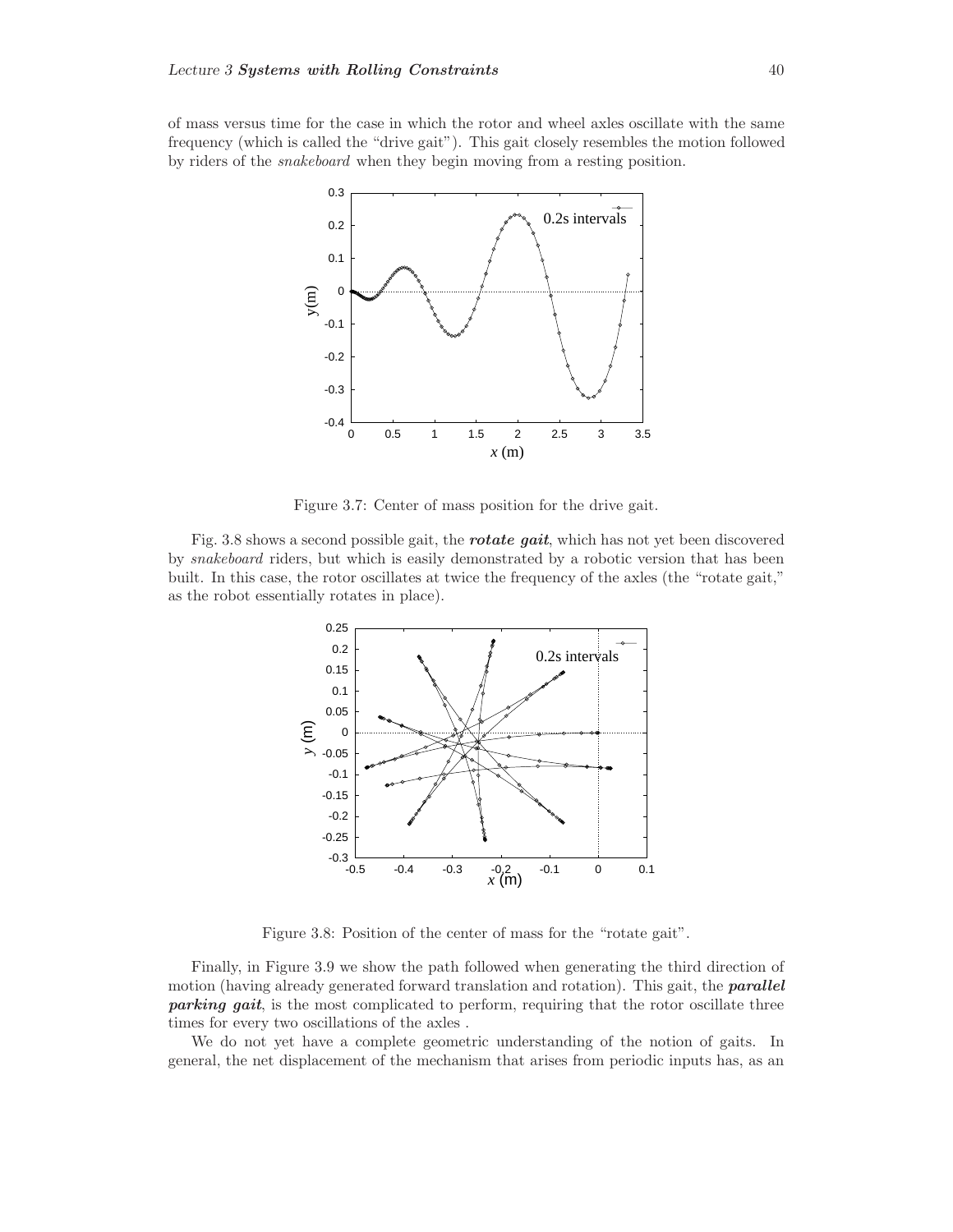of mass versus time for the case in which the rotor and wheel axles oscillate with the same frequency (which is called the "drive gait"). This gait closely resembles the motion followed by riders of the *snakeboard* when they begin moving from a resting position.

Figure 3.7: Center of mass position for the drive gait.

Fig. 3.8 shows a second possible gait, the ***rotate gait***, which has not yet been discovered by *snakeboard* riders, but which is easily demonstrated by a robotic version that has been built. In this case, the rotor oscillates at twice the frequency of the axles (the "rotate gait," as the robot essentially rotates in place).

Figure 3.8: Position of the center of mass for the "rotate gait".

Finally, in Figure 3.9 we show the path followed when generating the third direction of motion (having already generated forward translation and rotation). This gait, the ***parallel parking gait***, is the most complicated to perform, requiring that the rotor oscillate three times for every two oscillations of the axles .

We do not yet have a complete geometric understanding of the notion of gaits. In general, the net displacement of the mechanism that arises from periodic inputs has, as an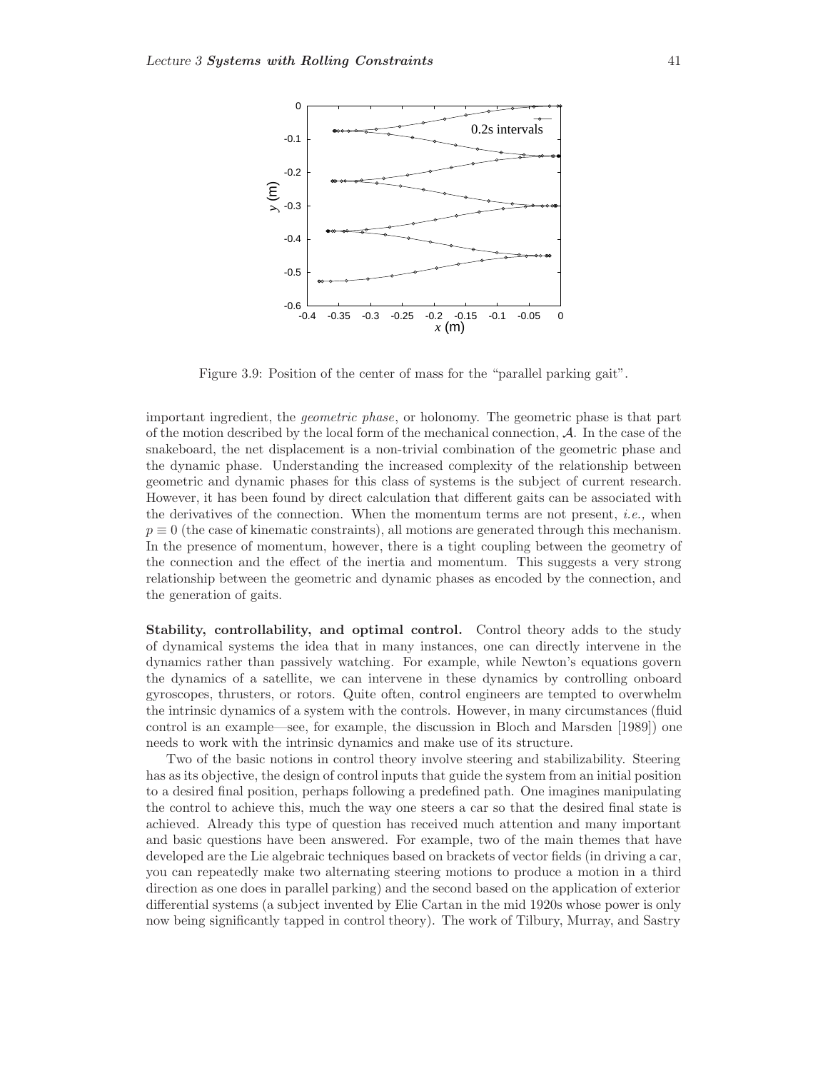Figure 3.9: Position of the center of mass for the "parallel parking gait".

important ingredient, the *geometric phase*, or holonomy. The geometric phase is that part of the motion described by the local form of the mechanical connection, $\mathcal{A}$. In the case of the snakeboard, the net displacement is a non-trivial combination of the geometric phase and the dynamic phase. Understanding the increased complexity of the relationship between geometric and dynamic phases for this class of systems is the subject of current research. However, it has been found by direct calculation that different gaits can be associated with the derivatives of the connection. When the momentum terms are not present, *i.e.,* when $p \equiv 0$ (the case of kinematic constraints), all motions are generated through this mechanism. In the presence of momentum, however, there is a tight coupling between the geometry of the connection and the effect of the inertia and momentum. This suggests a very strong relationship between the geometric and dynamic phases as encoded by the connection, and the generation of gaits.

**Stability, controllability, and optimal control.** Control theory adds to the study of dynamical systems the idea that in many instances, one can directly intervene in the dynamics rather than passively watching. For example, while Newton's equations govern the dynamics of a satellite, we can intervene in these dynamics by controlling onboard gyroscopes, thrusters, or rotors. Quite often, control engineers are tempted to overwhelm the intrinsic dynamics of a system with the controls. However, in many circumstances (fluid control is an example—see, for example, the discussion in Bloch and Marsden [1989]) one needs to work with the intrinsic dynamics and make use of its structure.

Two of the basic notions in control theory involve steering and stabilizability. Steering has as its objective, the design of control inputs that guide the system from an initial position to a desired final position, perhaps following a predefined path. One imagines manipulating the control to achieve this, much the way one steers a car so that the desired final state is achieved. Already this type of question has received much attention and many important and basic questions have been answered. For example, two of the main themes that have developed are the Lie algebraic techniques based on brackets of vector fields (in driving a car, you can repeatedly make two alternating steering motions to produce a motion in a third direction as one does in parallel parking) and the second based on the application of exterior differential systems (a subject invented by Elie Cartan in the mid 1920s whose power is only now being significantly tapped in control theory). The work of Tilbury, Murray, and Sastry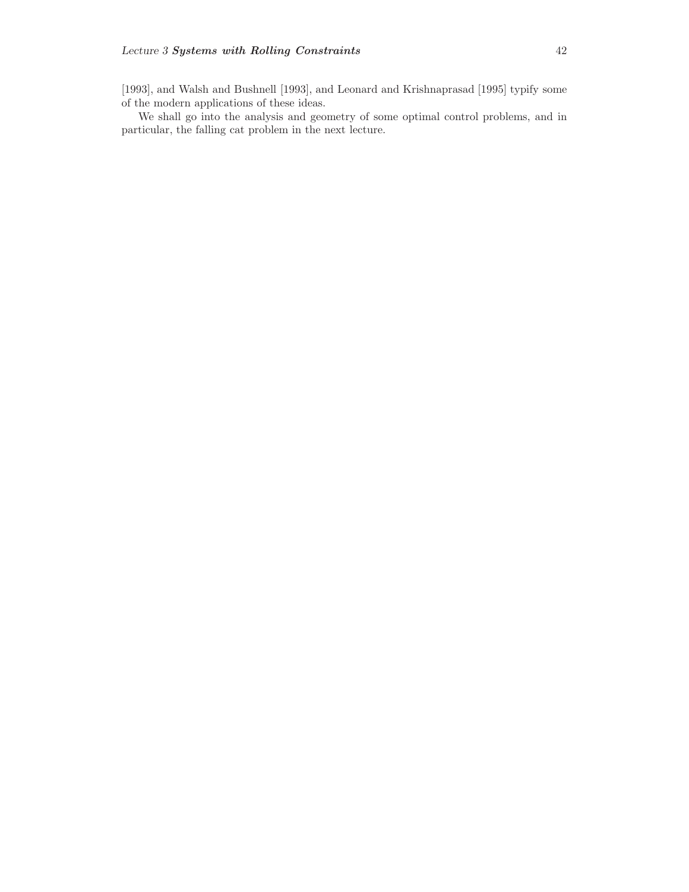[1993], and Walsh and Bushnell [1993], and Leonard and Krishnaprasad [1995] typify some of the modern applications of these ideas.

We shall go into the analysis and geometry of some optimal control problems, and in particular, the falling cat problem in the next lecture.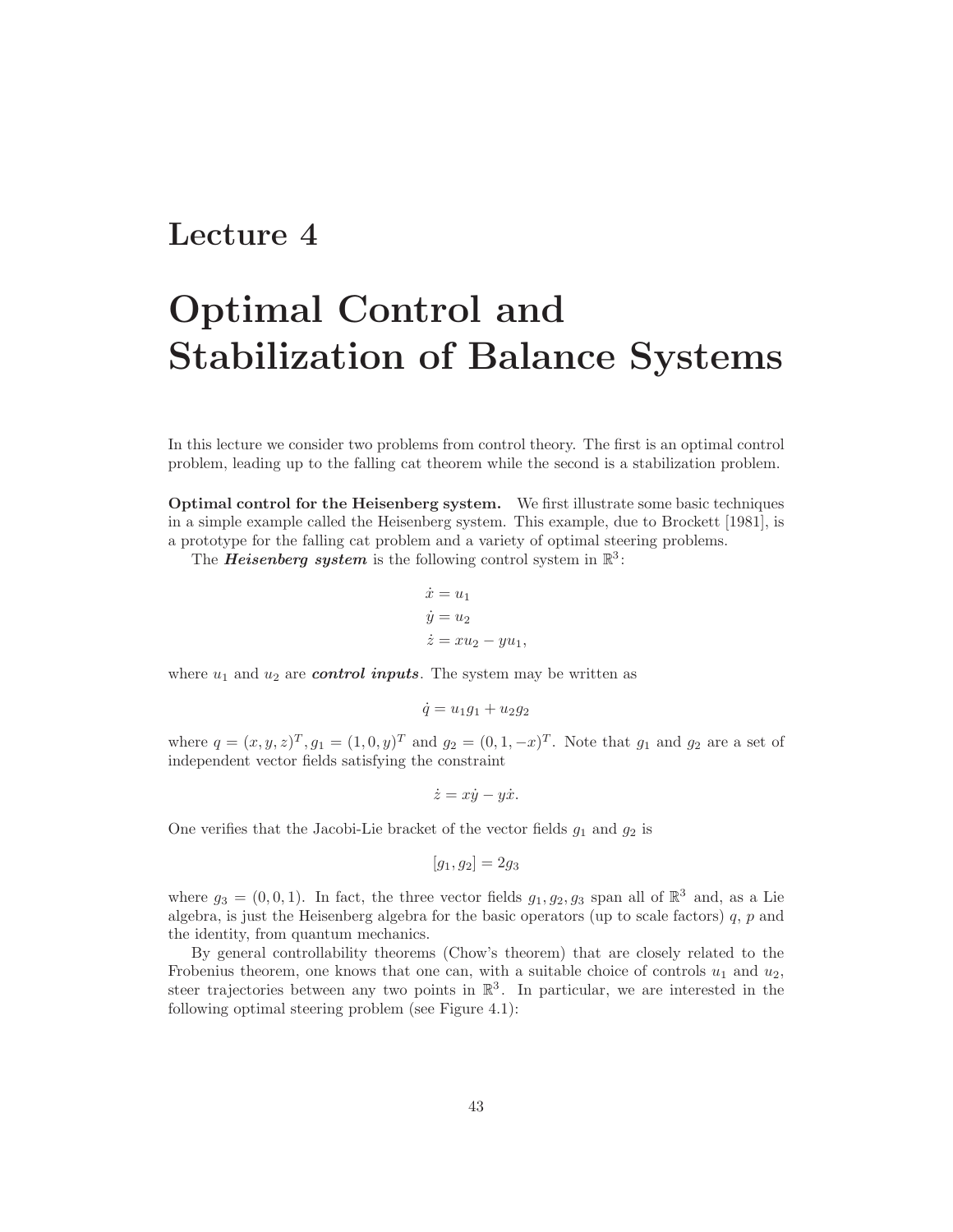# Lecture 4

# Optimal Control and Stabilization of Balance Systems

In this lecture we consider two problems from control theory. The first is an optimal control problem, leading up to the falling cat theorem while the second is a stabilization problem.

**Optimal control for the Heisenberg system.** We first illustrate some basic techniques in a simple example called the Heisenberg system. This example, due to Brockett [1981], is a prototype for the falling cat problem and a variety of optimal steering problems.

The ***Heisenberg system*** is the following control system in $\mathbb{R}^3$:

$$
\begin{aligned}
\dot{x} &= u_1 \\
\dot{y} &= u_2 \\
\dot{z} &= xu_2 - yu_1,
\end{aligned}
$$

where $u_1$ and $u_2$ are ***control inputs***. The system may be written as

$$\dot{q} = u_1 g_1 + u_2 g_2$$

where $q = (x, y, z)^T, g_1 = (1, 0, y)^T$ and $g_2 = (0, 1, -x)^T$. Note that $g_1$ and $g_2$ are a set of independent vector fields satisfying the constraint

$$\dot{z} = x\dot{y} - y\dot{x}.$$

One verifies that the Jacobi-Lie bracket of the vector fields $g_1$ and $g_2$ is

$$[g_1, g_2] = 2g_3$$

where $g_3 = (0, 0, 1)$. In fact, the three vector fields $g_1, g_2, g_3$ span all of $\mathbb{R}^3$ and, as a Lie algebra, is just the Heisenberg algebra for the basic operators (up to scale factors) $q$, $p$ and the identity, from quantum mechanics.

By general controllability theorems (Chow's theorem) that are closely related to the Frobenius theorem, one knows that one can, with a suitable choice of controls $u_1$ and $u_2$, steer trajectories between any two points in $\mathbb{R}^3$. In particular, we are interested in the following optimal steering problem (see Figure 4.1):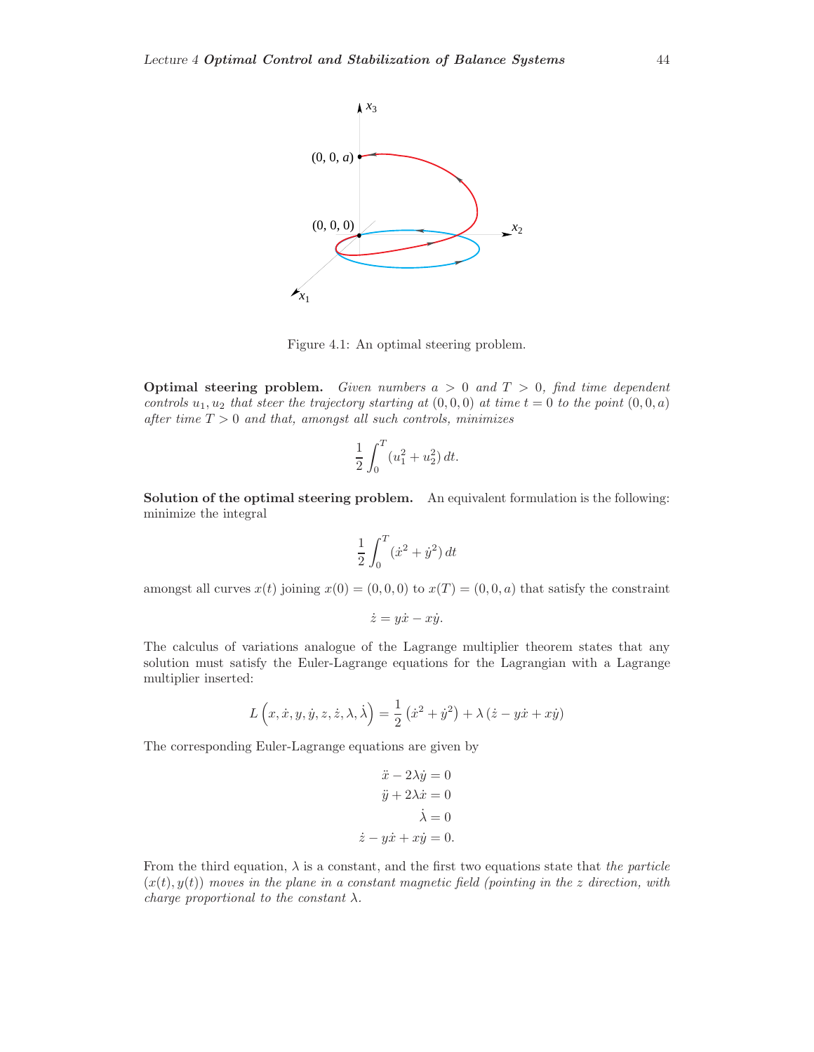Figure 4.1: An optimal steering problem.

**Optimal steering problem.** *Given numbers $a > 0$ and $T > 0$, find time dependent controls $u_1, u_2$ that steer the trajectory starting at $(0, 0, 0)$ at time $t = 0$ to the point $(0, 0, a)$ after time $T > 0$ and that, amongst all such controls, minimizes*

$$\frac{1}{2}\int_0^T (u_1^2 + u_2^2)\, dt.$$

**Solution of the optimal steering problem.** An equivalent formulation is the following: minimize the integral

$$\frac{1}{2}\int_0^T (\dot{x}^2 + \dot{y}^2)\, dt$$

amongst all curves $x(t)$ joining $x(0) = (0, 0, 0)$ to $x(T) = (0, 0, a)$ that satisfy the constraint

$$\dot{z} = y\dot{x} - x\dot{y}.$$

The calculus of variations analogue of the Lagrange multiplier theorem states that any solution must satisfy the Euler-Lagrange equations for the Lagrangian with a Lagrange multiplier inserted:

$$L\left(x, \dot{x}, y, \dot{y}, z, \dot{z}, \lambda, \dot{\lambda}\right) = \frac{1}{2}\left(\dot{x}^2 + \dot{y}^2\right) + \lambda\left(\dot{z} - y\dot{x} + x\dot{y}\right)$$

The corresponding Euler-Lagrange equations are given by

$$\begin{aligned}
\ddot{x} - 2\lambda\dot{y} &= 0\\
\ddot{y} + 2\lambda\dot{x} &= 0\\
\dot{\lambda} &= 0\\
\dot{z} - y\dot{x} + x\dot{y} &= 0.
\end{aligned}$$

From the third equation, $\lambda$ is a constant, and the first two equations state that *the particle $(x(t), y(t))$ moves in the plane in a constant magnetic field (pointing in the $z$ direction, with charge proportional to the constant $\lambda$.*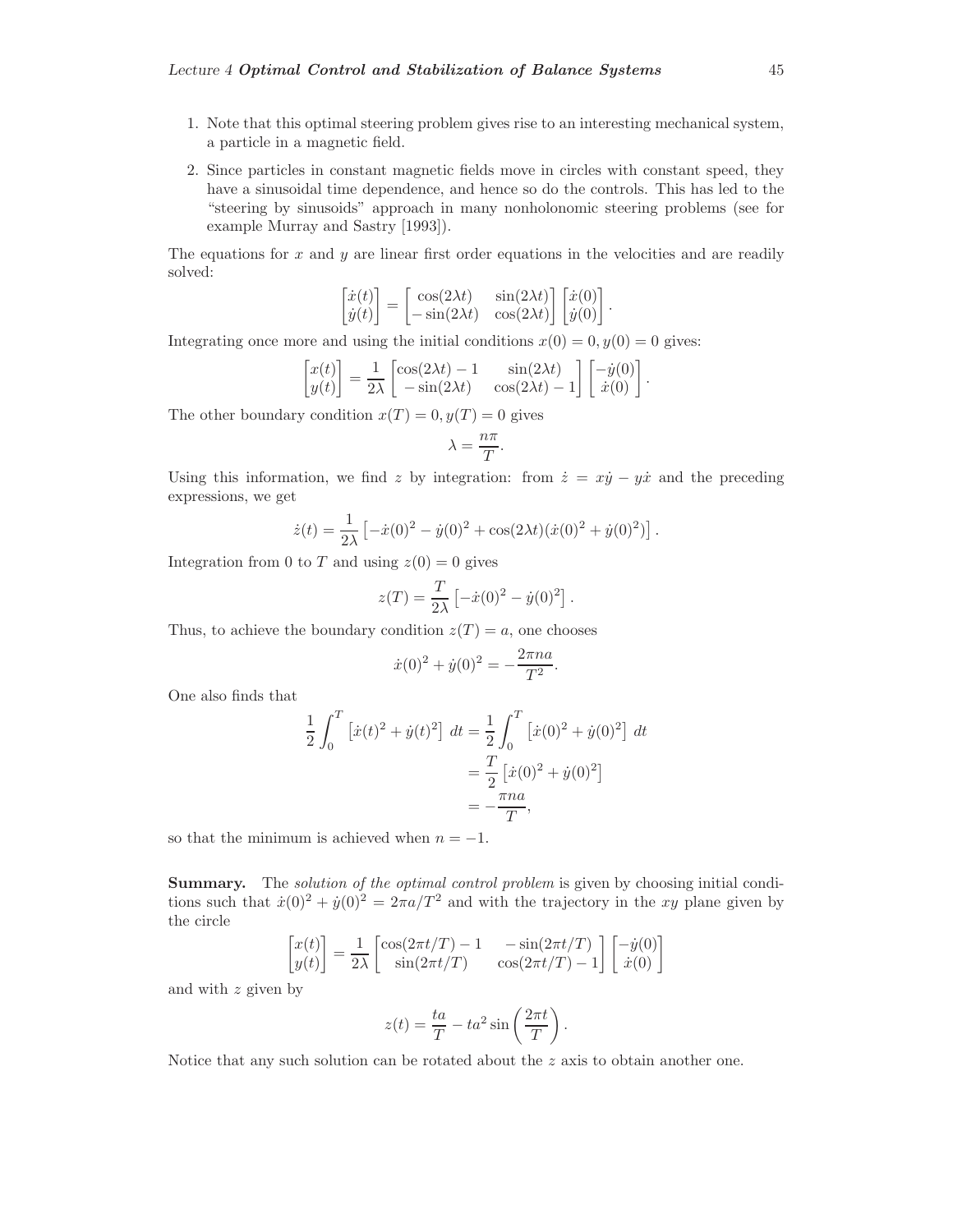1. Note that this optimal steering problem gives rise to an interesting mechanical system, a particle in a magnetic field.
2. Since particles in constant magnetic fields move in circles with constant speed, they have a sinusoidal time dependence, and hence so do the controls. This has led to the "steering by sinusoids" approach in many nonholonomic steering problems (see for example Murray and Sastry [1993]).

The equations for $x$ and $y$ are linear first order equations in the velocities and are readily solved:

$$\begin{bmatrix} \dot{x}(t) \\ \dot{y}(t) \end{bmatrix} = \begin{bmatrix} \cos(2\lambda t) & \sin(2\lambda t) \\ -\sin(2\lambda t) & \cos(2\lambda t) \end{bmatrix} \begin{bmatrix} \dot{x}(0) \\ \dot{y}(0) \end{bmatrix}.$$

Integrating once more and using the initial conditions $x(0) = 0, y(0) = 0$ gives:

$$\begin{bmatrix} x(t) \\ y(t) \end{bmatrix} = \frac{1}{2\lambda} \begin{bmatrix} \cos(2\lambda t) - 1 & \sin(2\lambda t) \\ -\sin(2\lambda t) & \cos(2\lambda t) - 1 \end{bmatrix} \begin{bmatrix} -\dot{y}(0) \\ \dot{x}(0) \end{bmatrix}.$$

The other boundary condition $x(T) = 0, y(T) = 0$ gives

$$\lambda = \frac{n\pi}{T}.$$

Using this information, we find $z$ by integration: from $\dot{z} = x\dot{y} - y\dot{x}$ and the preceding expressions, we get

$$\dot{z}(t) = \frac{1}{2\lambda} \left[ -\dot{x}(0)^2 - \dot{y}(0)^2 + \cos(2\lambda t)(\dot{x}(0)^2 + \dot{y}(0)^2) \right].$$

Integration from 0 to $T$ and using $z(0) = 0$ gives

$$z(T) = \frac{T}{2\lambda} \left[ -\dot{x}(0)^2 - \dot{y}(0)^2 \right].$$

Thus, to achieve the boundary condition $z(T) = a$, one chooses

$$\dot{x}(0)^2 + \dot{y}(0)^2 = -\frac{2\pi n a}{T^2}.$$

One also finds that

$$\begin{aligned} \frac{1}{2} \int_0^T \left[ \dot{x}(t)^2 + \dot{y}(t)^2 \right] dt &= \frac{1}{2} \int_0^T \left[ \dot{x}(0)^2 + \dot{y}(0)^2 \right] dt \\ &= \frac{T}{2} \left[ \dot{x}(0)^2 + \dot{y}(0)^2 \right] \\ &= -\frac{\pi n a}{T}, \end{aligned}$$

so that the minimum is achieved when $n = -1$.

**Summary.** The *solution of the optimal control problem* is given by choosing initial conditions such that $\dot{x}(0)^2 + \dot{y}(0)^2 = 2\pi a/T^2$ and with the trajectory in the $xy$ plane given by the circle

$$\begin{bmatrix} x(t) \\ y(t) \end{bmatrix} = \frac{1}{2\lambda} \begin{bmatrix} \cos(2\pi t/T) - 1 & -\sin(2\pi t/T) \\ \sin(2\pi t/T) & \cos(2\pi t/T) - 1 \end{bmatrix} \begin{bmatrix} -\dot{y}(0) \\ \dot{x}(0) \end{bmatrix}$$

and with $z$ given by

$$z(t) = \frac{ta}{T} - ta^2 \sin\left( \frac{2\pi t}{T} \right).$$

Notice that any such solution can be rotated about the $z$ axis to obtain another one.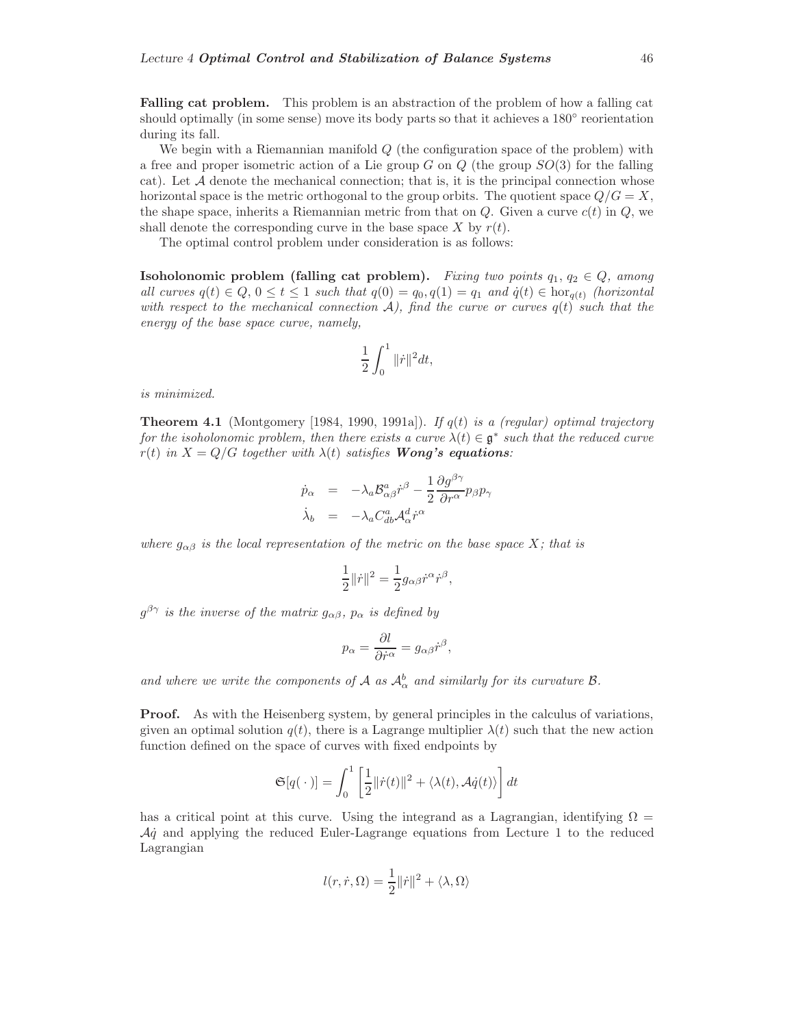**Falling cat problem.** This problem is an abstraction of the problem of how a falling cat should optimally (in some sense) move its body parts so that it achieves a $180°$ reorientation during its fall.

We begin with a Riemannian manifold $Q$ (the configuration space of the problem) with a free and proper isometric action of a Lie group $G$ on $Q$ (the group $SO(3)$ for the falling cat). Let $\mathcal{A}$ denote the mechanical connection; that is, it is the principal connection whose horizontal space is the metric orthogonal to the group orbits. The quotient space $Q/G = X$, the shape space, inherits a Riemannian metric from that on $Q$. Given a curve $c(t)$ in $Q$, we shall denote the corresponding curve in the base space $X$ by $r(t)$.

The optimal control problem under consideration is as follows:

**Isoholonomic problem (falling cat problem).** *Fixing two points $q_1, q_2 \in Q$, among all curves $q(t) \in Q$, $0 \le t \le 1$ such that $q(0) = q_0, q(1) = q_1$ and $\dot{q}(t) \in \mathrm{hor}_{q(t)}$ (horizontal with respect to the mechanical connection $\mathcal{A}$), find the curve or curves $q(t)$ such that the energy of the base space curve, namely,*

$$\frac{1}{2}\int_0^1 \|\dot{r}\|^2 dt,$$

*is minimized.*

**Theorem 4.1** (Montgomery [1984, 1990, 1991a]). *If $q(t)$ is a (regular) optimal trajectory for the isoholonomic problem, then there exists a curve $\lambda(t) \in \mathfrak{g}^*$ such that the reduced curve $r(t)$ in $X = Q/G$ together with $\lambda(t)$ satisfies **Wong's equations**:*

$$\begin{aligned}
\dot{p}_\alpha &= -\lambda_a \mathcal{B}^a_{\alpha\beta}\dot{r}^\beta - \frac{1}{2}\frac{\partial g^{\beta\gamma}}{\partial r^\alpha}p_\beta p_\gamma \\
\dot{\lambda}_b &= -\lambda_a C^a_{db}\mathcal{A}^d_\alpha \dot{r}^\alpha
\end{aligned}$$

*where $g_{\alpha\beta}$ is the local representation of the metric on the base space $X$; that is*

$$\frac{1}{2}\|\dot{r}\|^2 = \frac{1}{2}g_{\alpha\beta}\dot{r}^\alpha\dot{r}^\beta,$$

*$g^{\beta\gamma}$ is the inverse of the matrix $g_{\alpha\beta}$, $p_\alpha$ is defined by*

$$p_\alpha = \frac{\partial l}{\partial \dot{r}^\alpha} = g_{\alpha\beta}\dot{r}^\beta,$$

*and where we write the components of $\mathcal{A}$ as $\mathcal{A}^b_\alpha$ and similarly for its curvature $\mathcal{B}$.*

**Proof.** As with the Heisenberg system, by general principles in the calculus of variations, given an optimal solution $q(t)$, there is a Lagrange multiplier $\lambda(t)$ such that the new action function defined on the space of curves with fixed endpoints by

$$\mathfrak{S}[q(\,\cdot\,)] = \int_0^1 \left[\frac{1}{2}\|\dot{r}(t)\|^2 + \langle \lambda(t), \mathcal{A}\dot{q}(t)\rangle\right] dt$$

has a critical point at this curve. Using the integrand as a Lagrangian, identifying $\Omega = \mathcal{A}\dot{q}$ and applying the reduced Euler-Lagrange equations from Lecture 1 to the reduced Lagrangian

$$l(r, \dot{r}, \Omega) = \frac{1}{2}\|\dot{r}\|^2 + \langle \lambda, \Omega\rangle$$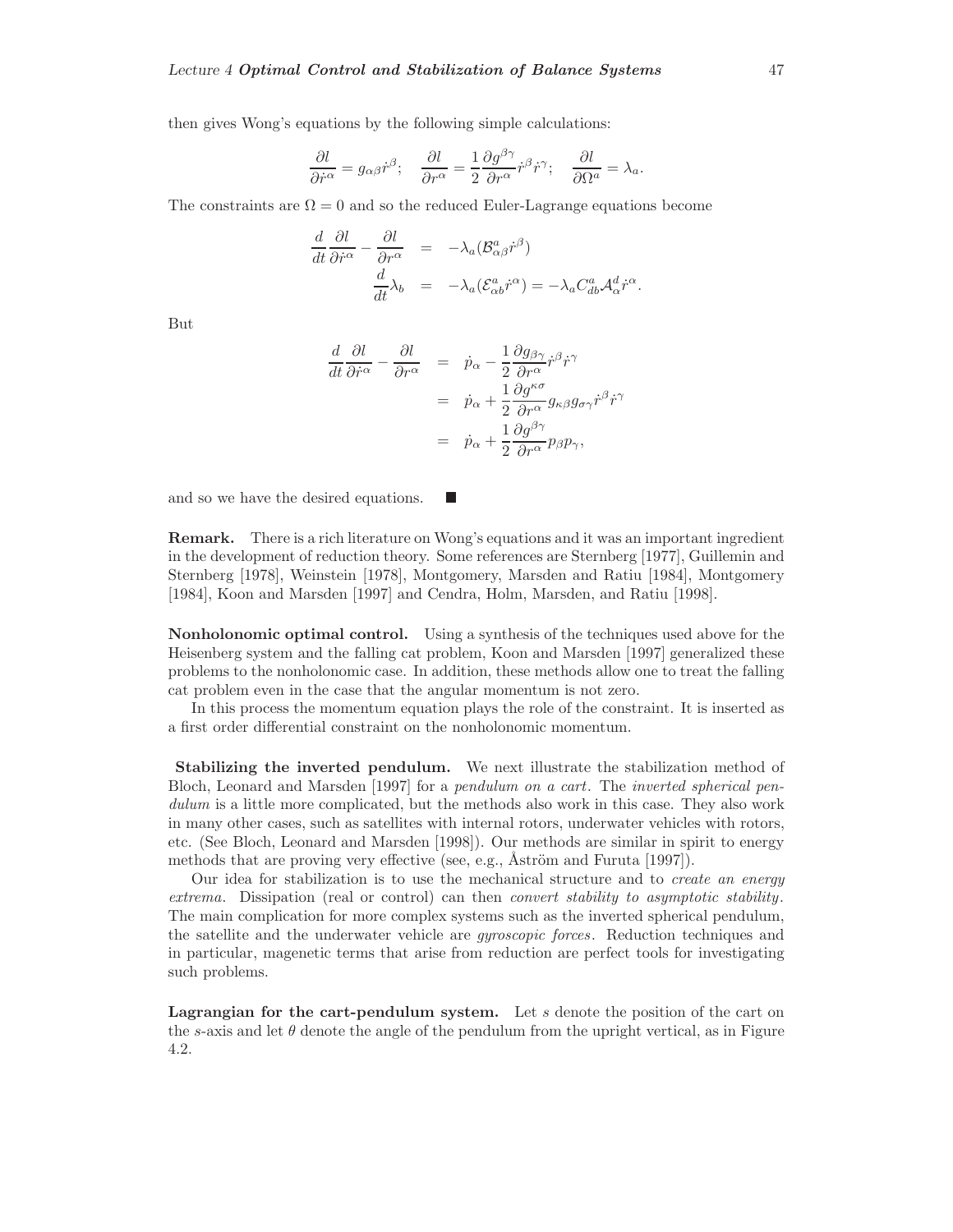then gives Wong's equations by the following simple calculations:

$$\frac{\partial l}{\partial \dot{r}^\alpha} = g_{\alpha\beta}\dot{r}^\beta; \quad \frac{\partial l}{\partial r^\alpha} = \frac{1}{2}\frac{\partial g^{\beta\gamma}}{\partial r^\alpha}\dot{r}^\beta \dot{r}^\gamma; \quad \frac{\partial l}{\partial \Omega^a} = \lambda_a.$$

The constraints are $\Omega = 0$ and so the reduced Euler-Lagrange equations become

$$\begin{aligned}
\frac{d}{dt}\frac{\partial l}{\partial \dot{r}^\alpha} - \frac{\partial l}{\partial r^\alpha} &= -\lambda_a(\mathcal{B}^a_{\alpha\beta}\dot{r}^\beta) \\
\frac{d}{dt}\lambda_b &= -\lambda_a(\mathcal{E}^a_{\alpha b}\dot{r}^\alpha) = -\lambda_a C^a_{db}\mathcal{A}^d_\alpha \dot{r}^\alpha.
\end{aligned}$$

But

$$\begin{aligned}
\frac{d}{dt}\frac{\partial l}{\partial \dot{r}^\alpha} - \frac{\partial l}{\partial r^\alpha} &= \dot{p}_\alpha - \frac{1}{2}\frac{\partial g_{\beta\gamma}}{\partial r^\alpha}\dot{r}^\beta \dot{r}^\gamma \\
&= \dot{p}_\alpha + \frac{1}{2}\frac{\partial g^{\kappa\sigma}}{\partial r^\alpha} g_{\kappa\beta} g_{\sigma\gamma}\dot{r}^\beta \dot{r}^\gamma \\
&= \dot{p}_\alpha + \frac{1}{2}\frac{\partial g^{\beta\gamma}}{\partial r^\alpha} p_\beta p_\gamma,
\end{aligned}$$

and so we have the desired equations. ∎

**Remark.** There is a rich literature on Wong's equations and it was an important ingredient in the development of reduction theory. Some references are Sternberg [1977], Guillemin and Sternberg [1978], Weinstein [1978], Montgomery, Marsden and Ratiu [1984], Montgomery [1984], Koon and Marsden [1997] and Cendra, Holm, Marsden, and Ratiu [1998].

**Nonholonomic optimal control.** Using a synthesis of the techniques used above for the Heisenberg system and the falling cat problem, Koon and Marsden [1997] generalized these problems to the nonholonomic case. In addition, these methods allow one to treat the falling cat problem even in the case that the angular momentum is not zero.

In this process the momentum equation plays the role of the constraint. It is inserted as a first order differential constraint on the nonholonomic momentum.

**Stabilizing the inverted pendulum.** We next illustrate the stabilization method of Bloch, Leonard and Marsden [1997] for a *pendulum on a cart*. The *inverted spherical pendulum* is a little more complicated, but the methods also work in this case. They also work in many other cases, such as satellites with internal rotors, underwater vehicles with rotors, etc. (See Bloch, Leonard and Marsden [1998]). Our methods are similar in spirit to energy methods that are proving very effective (see, e.g., Åström and Furuta [1997]).

Our idea for stabilization is to use the mechanical structure and to *create an energy extrema*. Dissipation (real or control) can then *convert stability to asymptotic stability*. The main complication for more complex systems such as the inverted spherical pendulum, the satellite and the underwater vehicle are *gyroscopic forces*. Reduction techniques and in particular, magenetic terms that arise from reduction are perfect tools for investigating such problems.

**Lagrangian for the cart-pendulum system.** Let $s$ denote the position of the cart on the $s$-axis and let $\theta$ denote the angle of the pendulum from the upright vertical, as in Figure 4.2.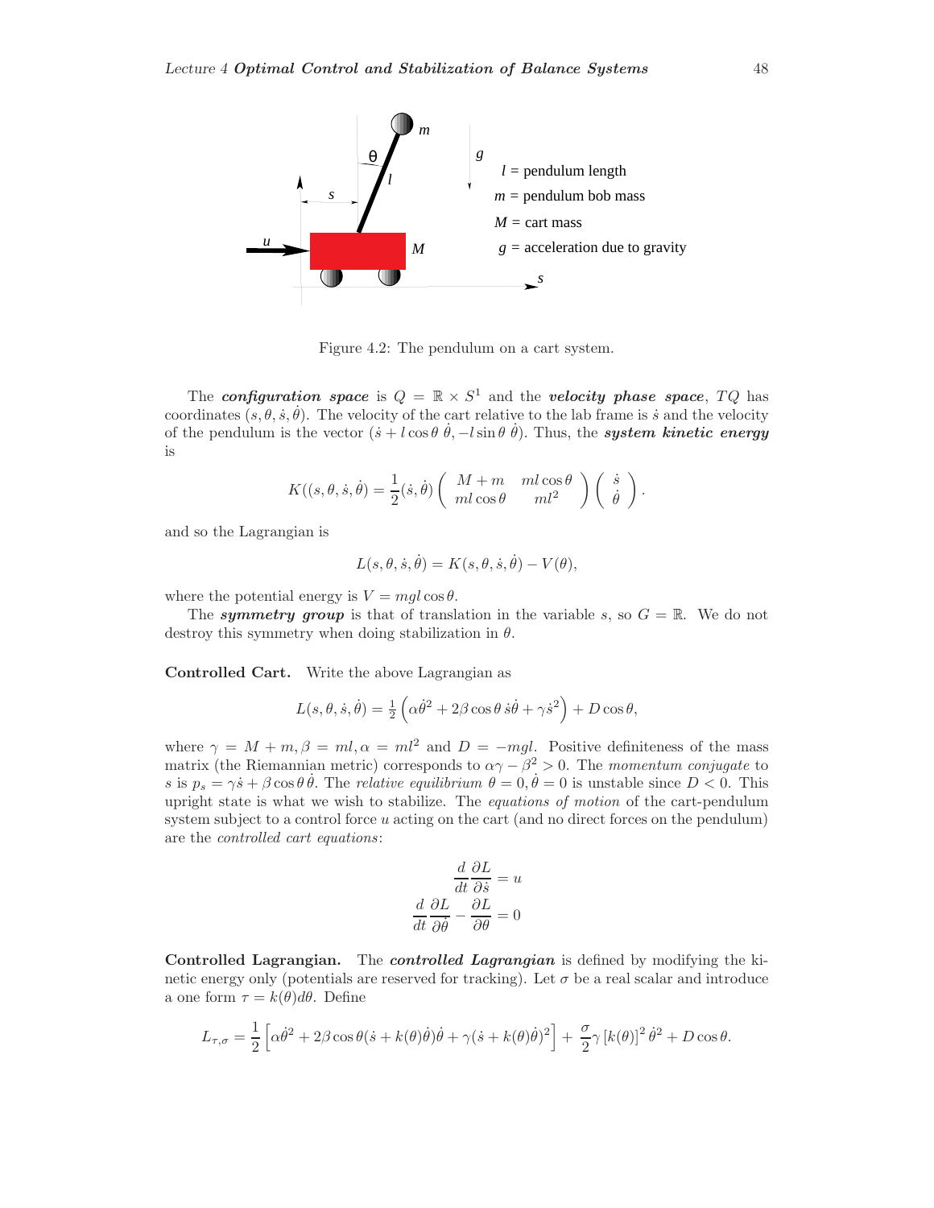Figure 4.2: The pendulum on a cart system.

The ***configuration space*** is $Q = \mathbb{R} \times S^1$ and the ***velocity phase space***, $TQ$ has coordinates $(s, \theta, \dot{s}, \dot{\theta})$. The velocity of the cart relative to the lab frame is $\dot{s}$ and the velocity of the pendulum is the vector $(\dot{s} + l\cos\theta\,\dot{\theta}, -l\sin\theta\,\dot{\theta})$. Thus, the ***system kinetic energy*** is

$$K((s, \theta, \dot{s}, \dot{\theta}) = \frac{1}{2}(\dot{s}, \dot{\theta})\begin{pmatrix} M+m & ml\cos\theta \\ ml\cos\theta & ml^2 \end{pmatrix}\begin{pmatrix} \dot{s} \\ \dot{\theta} \end{pmatrix}.$$

and so the Lagrangian is

$$L(s, \theta, \dot{s}, \dot{\theta}) = K(s, \theta, \dot{s}, \dot{\theta}) - V(\theta),$$

where the potential energy is $V = mgl\cos\theta$.

The ***symmetry group*** is that of translation in the variable $s$, so $G = \mathbb{R}$. We do not destroy this symmetry when doing stabilization in $\theta$.

**Controlled Cart.** Write the above Lagrangian as

$$L(s, \theta, \dot{s}, \dot{\theta}) = \tfrac{1}{2}\left(\alpha\dot{\theta}^2 + 2\beta\cos\theta\,\dot{s}\dot{\theta} + \gamma\dot{s}^2\right) + D\cos\theta,$$

where $\gamma = M + m, \beta = ml, \alpha = ml^2$ and $D = -mgl$. Positive definiteness of the mass matrix (the Riemannian metric) corresponds to $\alpha\gamma - \beta^2 > 0$. The *momentum conjugate* to $s$ is $p_s = \gamma\dot{s} + \beta\cos\theta\,\dot{\theta}$. The *relative equilibrium* $\theta = 0, \dot{\theta} = 0$ is unstable since $D < 0$. This upright state is what we wish to stabilize. The *equations of motion* of the cart-pendulum system subject to a control force $u$ acting on the cart (and no direct forces on the pendulum) are the *controlled cart equations*:

$$\frac{d}{dt}\frac{\partial L}{\partial \dot{s}} = u$$
$$\frac{d}{dt}\frac{\partial L}{\partial \dot{\theta}} - \frac{\partial L}{\partial \theta} = 0$$

**Controlled Lagrangian.** The ***controlled Lagrangian*** is defined by modifying the kinetic energy only (potentials are reserved for tracking). Let $\sigma$ be a real scalar and introduce a one form $\tau = k(\theta)d\theta$. Define

$$L_{\tau,\sigma} = \frac{1}{2}\left[\alpha\dot{\theta}^2 + 2\beta\cos\theta(\dot{s} + k(\theta)\dot{\theta})\dot{\theta} + \gamma(\dot{s} + k(\theta)\dot{\theta})^2\right] + \frac{\sigma}{2}\gamma\left[k(\theta)\right]^2\dot{\theta}^2 + D\cos\theta.$$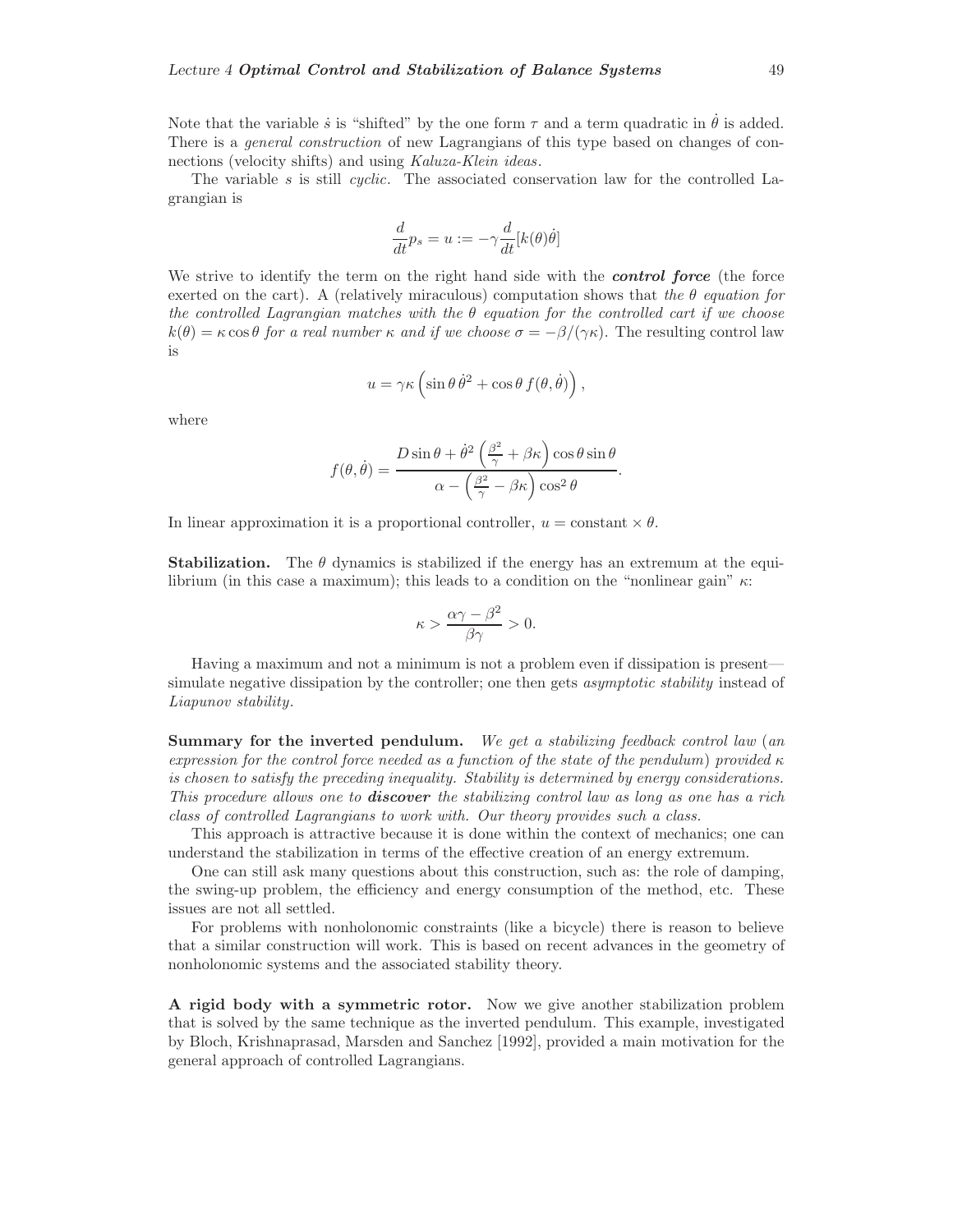Note that the variable $\dot{s}$ is "shifted" by the one form $\tau$ and a term quadratic in $\dot{\theta}$ is added. There is a *general construction* of new Lagrangians of this type based on changes of connections (velocity shifts) and using *Kaluza-Klein ideas*.

The variable $s$ is still *cyclic*. The associated conservation law for the controlled Lagrangian is

$$\frac{d}{dt}p_s = u := -\gamma \frac{d}{dt}[k(\theta)\dot{\theta}]$$

We strive to identify the term on the right hand side with the ***control force*** (the force exerted on the cart). A (relatively miraculous) computation shows that *the $\theta$ equation for the controlled Lagrangian matches with the $\theta$ equation for the controlled cart if we choose $k(\theta) = \kappa \cos\theta$ for a real number $\kappa$ and if we choose $\sigma = -\beta/(\gamma\kappa)$*. The resulting control law is

$$u = \gamma\kappa \left( \sin\theta\, \dot{\theta}^2 + \cos\theta\, f(\theta, \dot{\theta}) \right),$$

where

$$f(\theta, \dot{\theta}) = \frac{D \sin\theta + \dot{\theta}^2 \left( \frac{\beta^2}{\gamma} + \beta\kappa \right) \cos\theta \sin\theta}{\alpha - \left( \frac{\beta^2}{\gamma} - \beta\kappa \right) \cos^2\theta}.$$

In linear approximation it is a proportional controller, $u = \text{constant} \times \theta$.

**Stabilization.** The $\theta$ dynamics is stabilized if the energy has an extremum at the equilibrium (in this case a maximum); this leads to a condition on the "nonlinear gain" $\kappa$:

$$\kappa > \frac{\alpha\gamma - \beta^2}{\beta\gamma} > 0.$$

Having a maximum and not a minimum is not a problem even if dissipation is present—simulate negative dissipation by the controller; one then gets *asymptotic stability* instead of *Liapunov stability*.

**Summary for the inverted pendulum.** *We get a stabilizing feedback control law (an expression for the control force needed as a function of the state of the pendulum) provided $\kappa$ is chosen to satisfy the preceding inequality. Stability is determined by energy considerations. This procedure allows one to **discover** the stabilizing control law as long as one has a rich class of controlled Lagrangians to work with. Our theory provides such a class.*

This approach is attractive because it is done within the context of mechanics; one can understand the stabilization in terms of the effective creation of an energy extremum.

One can still ask many questions about this construction, such as: the role of damping, the swing-up problem, the efficiency and energy consumption of the method, etc. These issues are not all settled.

For problems with nonholonomic constraints (like a bicycle) there is reason to believe that a similar construction will work. This is based on recent advances in the geometry of nonholonomic systems and the associated stability theory.

**A rigid body with a symmetric rotor.** Now we give another stabilization problem that is solved by the same technique as the inverted pendulum. This example, investigated by Bloch, Krishnaprasad, Marsden and Sanchez [1992], provided a main motivation for the general approach of controlled Lagrangians.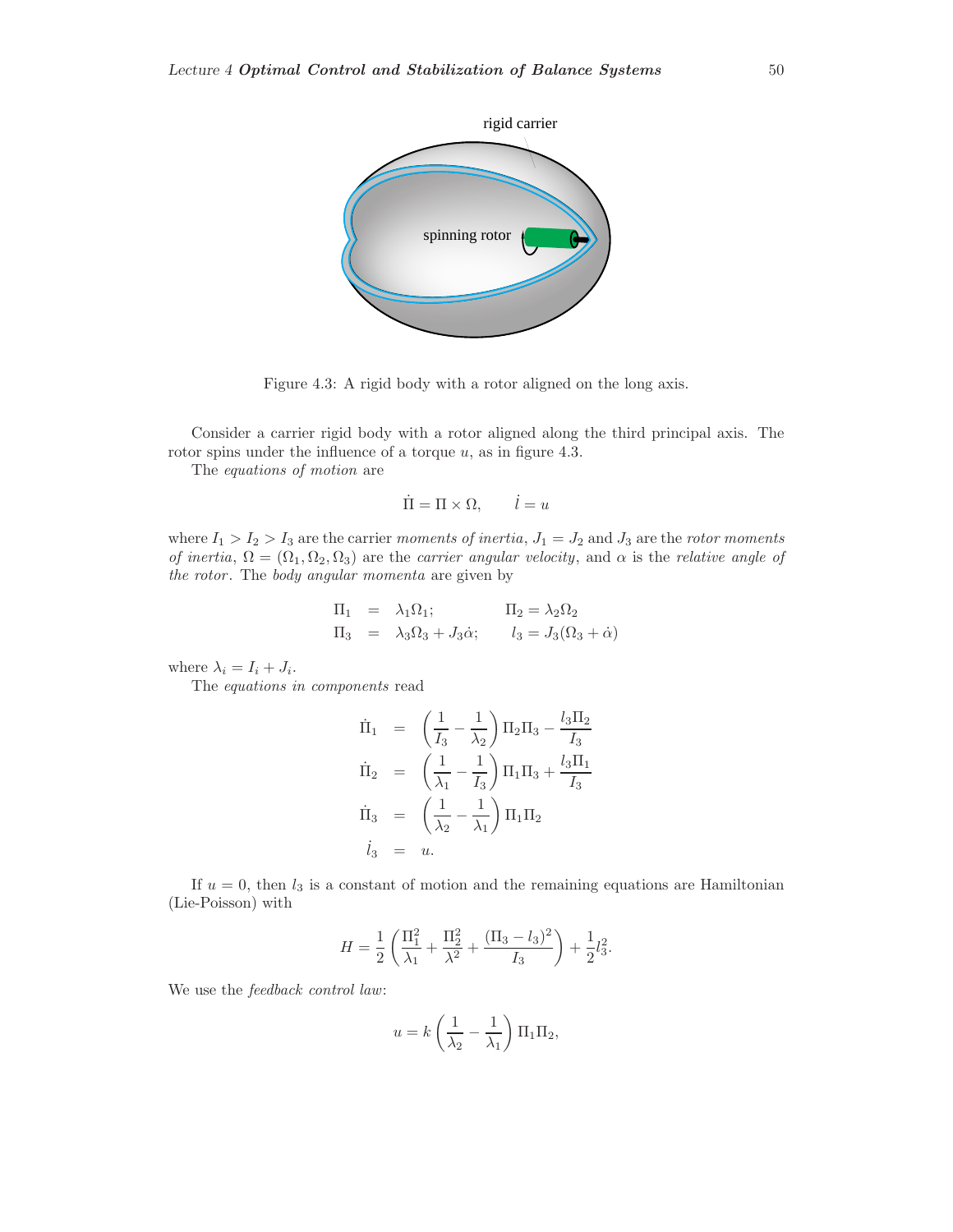Figure 4.3: A rigid body with a rotor aligned on the long axis.

Consider a carrier rigid body with a rotor aligned along the third principal axis. The rotor spins under the influence of a torque $u$, as in figure 4.3.

The *equations of motion* are

$$\dot{\Pi} = \Pi \times \Omega, \qquad \dot{l} = u$$

where $I_1 > I_2 > I_3$ are the carrier *moments of inertia*, $J_1 = J_2$ and $J_3$ are the *rotor moments of inertia*, $\Omega = (\Omega_1, \Omega_2, \Omega_3)$ are the *carrier angular velocity*, and $\alpha$ is the *relative angle of the rotor*. The *body angular momenta* are given by

$$\begin{aligned}
\Pi_1 &= \lambda_1 \Omega_1; \qquad & \Pi_2 = \lambda_2 \Omega_2 \\
\Pi_3 &= \lambda_3 \Omega_3 + J_3 \dot{\alpha}; \qquad & l_3 = J_3(\Omega_3 + \dot{\alpha})
\end{aligned}$$

where $\lambda_i = I_i + J_i$.

The *equations in components* read

$$\begin{aligned}
\dot{\Pi}_1 &= \left( \frac{1}{I_3} - \frac{1}{\lambda_2} \right) \Pi_2 \Pi_3 - \frac{l_3 \Pi_2}{I_3} \\
\dot{\Pi}_2 &= \left( \frac{1}{\lambda_1} - \frac{1}{I_3} \right) \Pi_1 \Pi_3 + \frac{l_3 \Pi_1}{I_3} \\
\dot{\Pi}_3 &= \left( \frac{1}{\lambda_2} - \frac{1}{\lambda_1} \right) \Pi_1 \Pi_2 \\
\dot{l}_3 &= u.
\end{aligned}$$

If $u = 0$, then $l_3$ is a constant of motion and the remaining equations are Hamiltonian (Lie-Poisson) with

$$H = \frac{1}{2} \left( \frac{\Pi_1^2}{\lambda_1} + \frac{\Pi_2^2}{\lambda^2} + \frac{(\Pi_3 - l_3)^2}{I_3} \right) + \frac{1}{2} l_3^2.$$

We use the *feedback control law*:

$$u = k \left( \frac{1}{\lambda_2} - \frac{1}{\lambda_1} \right) \Pi_1 \Pi_2,$$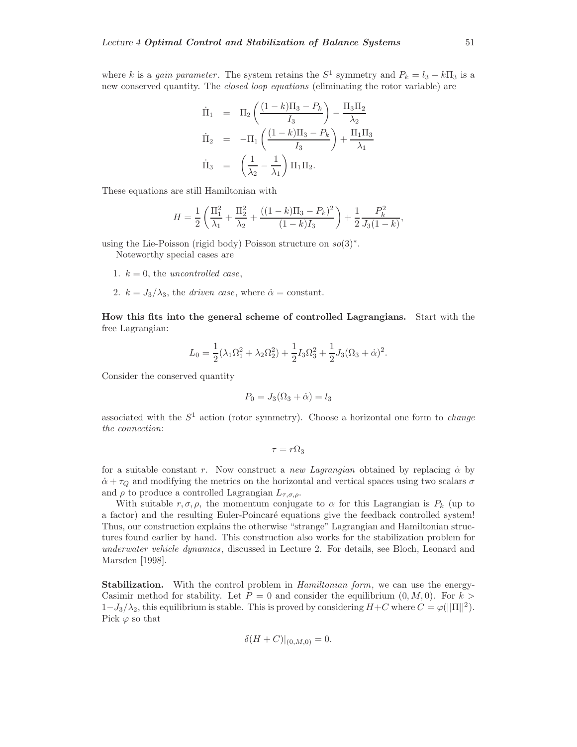where $k$ is a *gain parameter*. The system retains the $S^1$ symmetry and $P_k = l_3 - k\Pi_3$ is a new conserved quantity. The *closed loop equations* (eliminating the rotor variable) are

$$
\begin{aligned}
\dot{\Pi}_1 &= \Pi_2 \left( \frac{(1-k)\Pi_3 - P_k}{I_3} \right) - \frac{\Pi_3 \Pi_2}{\lambda_2} \\
\dot{\Pi}_2 &= -\Pi_1 \left( \frac{(1-k)\Pi_3 - P_k}{I_3} \right) + \frac{\Pi_1 \Pi_3}{\lambda_1} \\
\dot{\Pi}_3 &= \left( \frac{1}{\lambda_2} - \frac{1}{\lambda_1} \right) \Pi_1 \Pi_2.
\end{aligned}
$$

These equations are still Hamiltonian with

$$
H = \frac{1}{2} \left( \frac{\Pi_1^2}{\lambda_1} + \frac{\Pi_2^2}{\lambda_2} + \frac{((1-k)\Pi_3 - P_k)^2}{(1-k)I_3} \right) + \frac{1}{2} \frac{P_k^2}{J_3(1-k)},
$$

using the Lie-Poisson (rigid body) Poisson structure on $so(3)^*$.

Noteworthy special cases are

1. $k = 0$, the *uncontrolled case*,
2. $k = J_3/\lambda_3$, the *driven case*, where $\dot{\alpha} = \text{constant}$.

**How this fits into the general scheme of controlled Lagrangians.** Start with the free Lagrangian:

$$
L_0 = \frac{1}{2}(\lambda_1 \Omega_1^2 + \lambda_2 \Omega_2^2) + \frac{1}{2} I_3 \Omega_3^2 + \frac{1}{2} J_3 (\Omega_3 + \dot{\alpha})^2.
$$

Consider the conserved quantity

$$
P_0 = J_3(\Omega_3 + \dot{\alpha}) = l_3
$$

associated with the $S^1$ action (rotor symmetry). Choose a horizontal one form to *change the connection*:

$$
\tau = r\Omega_3
$$

for a suitable constant $r$. Now construct a *new Lagrangian* obtained by replacing $\dot{\alpha}$ by $\dot{\alpha} + \tau_Q$ and modifying the metrics on the horizontal and vertical spaces using two scalars $\sigma$ and $\rho$ to produce a controlled Lagrangian $L_{\tau,\sigma,\rho}$.

With suitable $r, \sigma, \rho$, the momentum conjugate to $\alpha$ for this Lagrangian is $P_k$ (up to a factor) and the resulting Euler-Poincaré equations give the feedback controlled system! Thus, our construction explains the otherwise "strange" Lagrangian and Hamiltonian structures found earlier by hand. This construction also works for the stabilization problem for *underwater vehicle dynamics*, discussed in Lecture 2. For details, see Bloch, Leonard and Marsden [1998].

**Stabilization.** With the control problem in *Hamiltonian form*, we can use the energy-Casimir method for stability. Let $P = 0$ and consider the equilibrium $(0, M, 0)$. For $k > 1 - J_3/\lambda_2$, this equilibrium is stable. This is proved by considering $H + C$ where $C = \varphi(||\Pi||^2)$. Pick $\varphi$ so that

$$
\delta(H + C)|_{(0,M,0)} = 0.
$$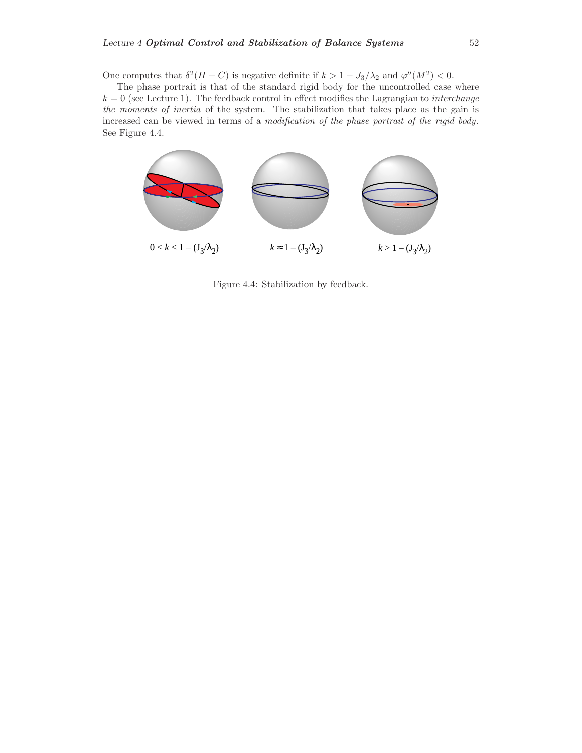One computes that $\delta^2(H + C)$ is negative definite if $k > 1 - J_3/\lambda_2$ and $\varphi''(M^2) < 0$.

The phase portrait is that of the standard rigid body for the uncontrolled case where $k = 0$ (see Lecture 1). The feedback control in effect modifies the Lagrangian to *interchange the moments of inertia* of the system. The stabilization that takes place as the gain is increased can be viewed in terms of a *modification of the phase portrait of the rigid body*. See Figure 4.4.

$0 < k < 1 - (J_3/\lambda_2)$ $\quad$ $k \approx 1 - (J_3/\lambda_2)$ $\quad$ $k > 1 - (J_3/\lambda_2)$

Figure 4.4: Stabilization by feedback.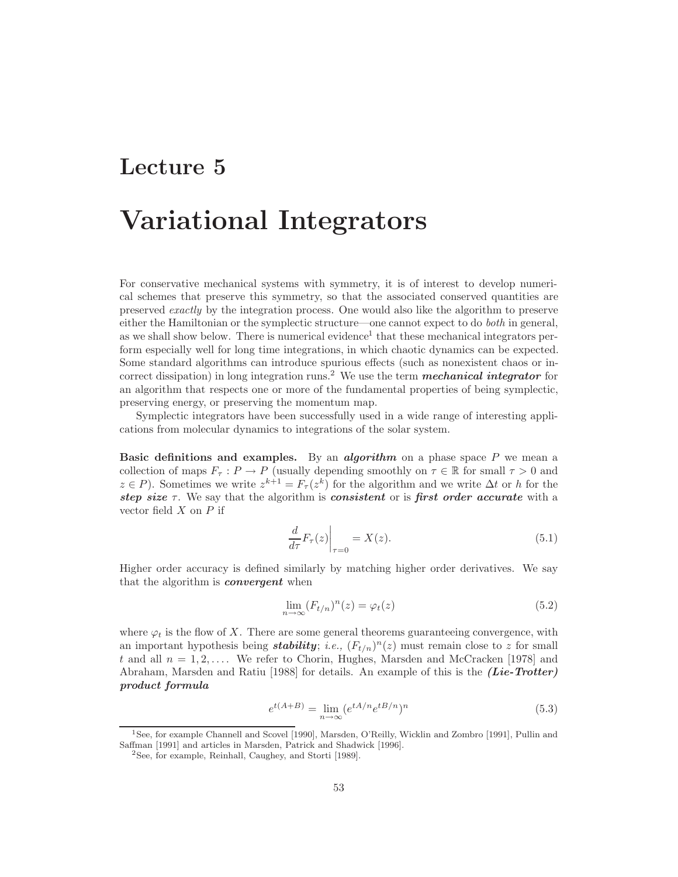# Lecture 5

# Variational Integrators

For conservative mechanical systems with symmetry, it is of interest to develop numerical schemes that preserve this symmetry, so that the associated conserved quantities are preserved *exactly* by the integration process. One would also like the algorithm to preserve either the Hamiltonian or the symplectic structure—one cannot expect to do *both* in general, as we shall show below. There is numerical evidence[1] that these mechanical integrators perform especially well for long time integrations, in which chaotic dynamics can be expected. Some standard algorithms can introduce spurious effects (such as nonexistent chaos or incorrect dissipation) in long integration runs.[2] We use the term ***mechanical integrator*** for an algorithm that respects one or more of the fundamental properties of being symplectic, preserving energy, or preserving the momentum map.

Symplectic integrators have been successfully used in a wide range of interesting applications from molecular dynamics to integrations of the solar system.

**Basic definitions and examples.** By an ***algorithm*** on a phase space $P$ we mean a collection of maps $F_\tau : P \to P$ (usually depending smoothly on $\tau \in \mathbb{R}$ for small $\tau > 0$ and $z \in P$). Sometimes we write $z^{k+1} = F_\tau(z^k)$ for the algorithm and we write $\Delta t$ or $h$ for the ***step size*** $\tau$. We say that the algorithm is ***consistent*** or is ***first order accurate*** with a vector field $X$ on $P$ if

$$\left.\frac{d}{d\tau} F_\tau(z)\right|_{\tau=0} = X(z). \tag{5.1}$$

Higher order accuracy is defined similarly by matching higher order derivatives. We say that the algorithm is ***convergent*** when

$$\lim_{n\to\infty} (F_{t/n})^n(z) = \varphi_t(z) \tag{5.2}$$

where $\varphi_t$ is the flow of $X$. There are some general theorems guaranteeing convergence, with an important hypothesis being ***stability***; *i.e.,* $(F_{t/n})^n(z)$ must remain close to $z$ for small $t$ and all $n = 1, 2, \ldots$. We refer to Chorin, Hughes, Marsden and McCracken [1978] and Abraham, Marsden and Ratiu [1988] for details. An example of this is the ***(Lie-Trotter) product formula***

$$e^{t(A+B)} = \lim_{n\to\infty} (e^{tA/n} e^{tB/n})^n \tag{5.3}$$

[1] See, for example Channell and Scovel [1990], Marsden, O'Reilly, Wicklin and Zombro [1991], Pullin and Saffman [1991] and articles in Marsden, Patrick and Shadwick [1996].

[2] See, for example, Reinhall, Caughey, and Storti [1989].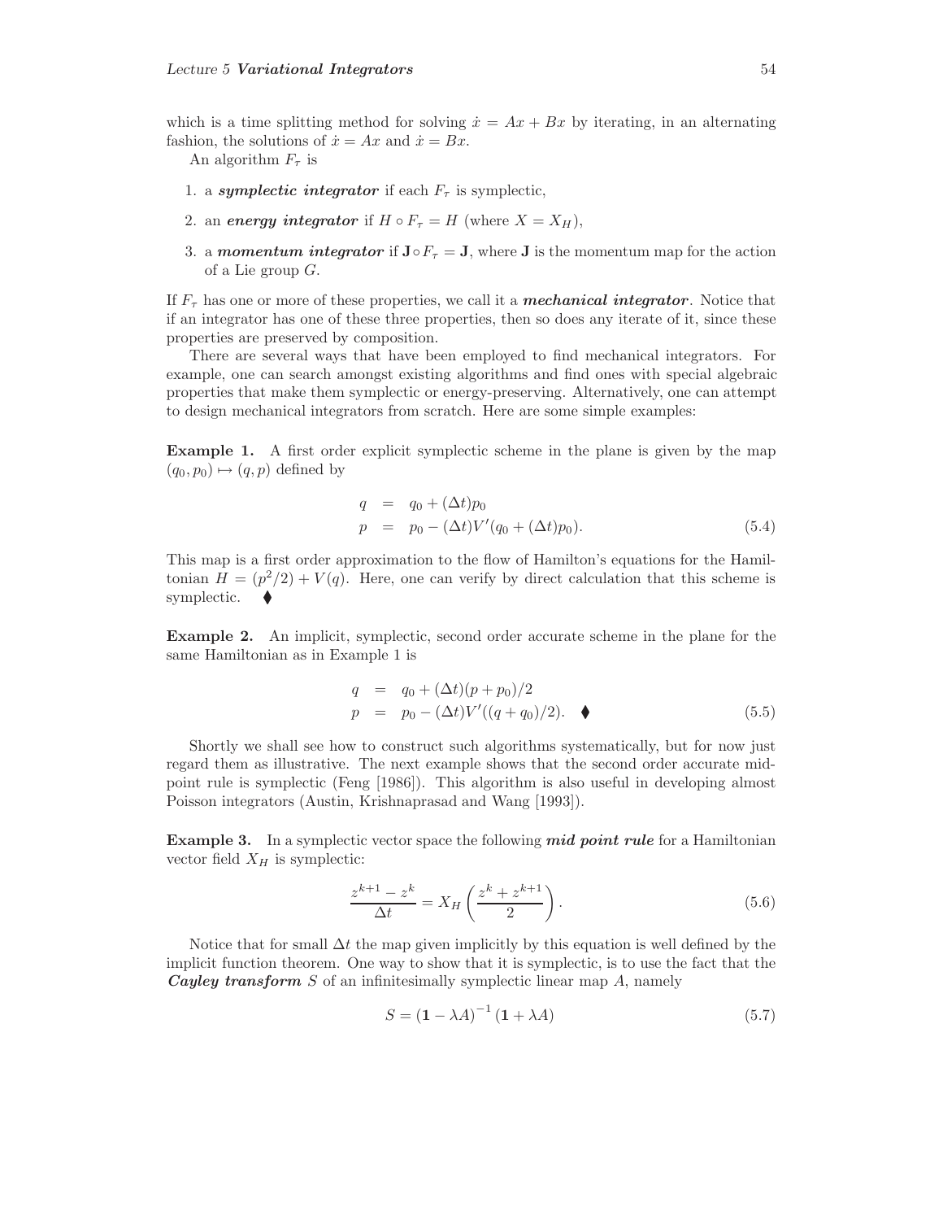which is a time splitting method for solving $\dot{x} = Ax + Bx$ by iterating, in an alternating fashion, the solutions of $\dot{x} = Ax$ and $\dot{x} = Bx$.

An algorithm $F_\tau$ is

1. a ***symplectic integrator*** if each $F_\tau$ is symplectic,
2. an ***energy integrator*** if $H \circ F_\tau = H$ (where $X = X_H$),
3. a ***momentum integrator*** if $\mathbf{J} \circ F_\tau = \mathbf{J}$, where $\mathbf{J}$ is the momentum map for the action of a Lie group $G$.

If $F_\tau$ has one or more of these properties, we call it a ***mechanical integrator***. Notice that if an integrator has one of these three properties, then so does any iterate of it, since these properties are preserved by composition.

There are several ways that have been employed to find mechanical integrators. For example, one can search amongst existing algorithms and find ones with special algebraic properties that make them symplectic or energy-preserving. Alternatively, one can attempt to design mechanical integrators from scratch. Here are some simple examples:

**Example 1.** A first order explicit symplectic scheme in the plane is given by the map $(q_0, p_0) \mapsto (q, p)$ defined by

$$
\begin{aligned}
q &= q_0 + (\Delta t) p_0 \\
p &= p_0 - (\Delta t) V'(q_0 + (\Delta t) p_0).
\end{aligned} \tag{5.4}
$$

This map is a first order approximation to the flow of Hamilton's equations for the Hamiltonian $H = (p^2/2) + V(q)$. Here, one can verify by direct calculation that this scheme is symplectic. ♦

**Example 2.** An implicit, symplectic, second order accurate scheme in the plane for the same Hamiltonian as in Example 1 is

$$
\begin{aligned}
q &= q_0 + (\Delta t)(p + p_0)/2 \\
p &= p_0 - (\Delta t) V'((q + q_0)/2). \quad ♦
\end{aligned} \tag{5.5}
$$

Shortly we shall see how to construct such algorithms systematically, but for now just regard them as illustrative. The next example shows that the second order accurate midpoint rule is symplectic (Feng [1986]). This algorithm is also useful in developing almost Poisson integrators (Austin, Krishnaprasad and Wang [1993]).

**Example 3.** In a symplectic vector space the following ***mid point rule*** for a Hamiltonian vector field $X_H$ is symplectic:

$$
\frac{z^{k+1} - z^k}{\Delta t} = X_H\left(\frac{z^k + z^{k+1}}{2}\right). \tag{5.6}
$$

Notice that for small $\Delta t$ the map given implicitly by this equation is well defined by the implicit function theorem. One way to show that it is symplectic, is to use the fact that the ***Cayley transform*** $S$ of an infinitesimally symplectic linear map $A$, namely

$$
S = (\mathbf{1} - \lambda A)^{-1}(\mathbf{1} + \lambda A) \tag{5.7}
$$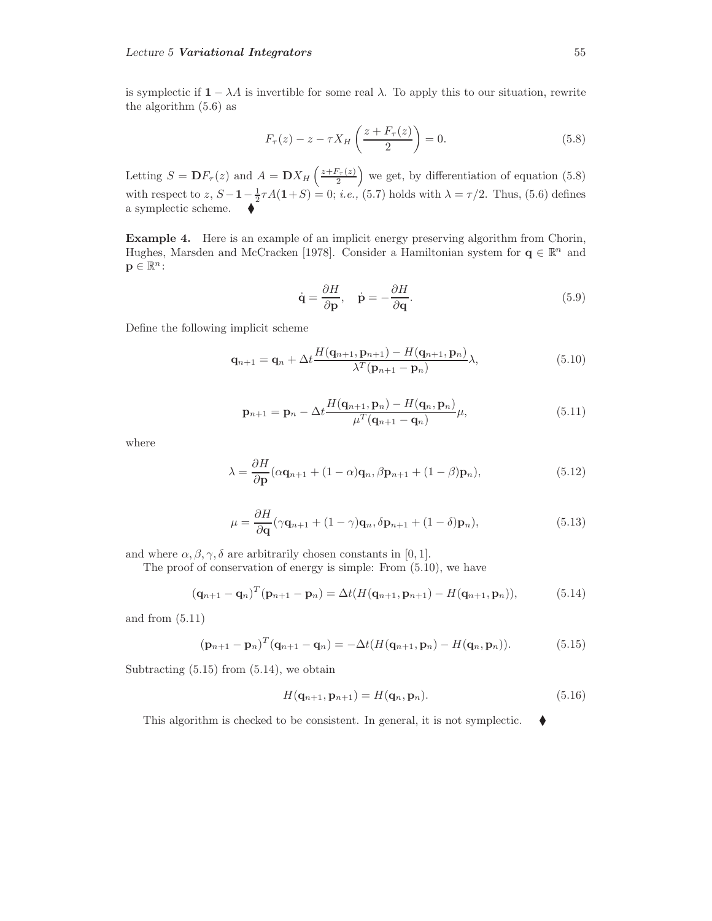is symplectic if $\mathbf{1} - \lambda A$ is invertible for some real $\lambda$. To apply this to our situation, rewrite the algorithm (5.6) as

$$F_\tau(z) - z - \tau X_H \left( \frac{z + F_\tau(z)}{2} \right) = 0. \tag{5.8}$$

Letting $S = \mathbf{D}F_\tau(z)$ and $A = \mathbf{D}X_H \left( \frac{z+F_\tau(z)}{2} \right)$ we get, by differentiation of equation (5.8) with respect to $z$, $S - \mathbf{1} - \frac{1}{2}\tau A(\mathbf{1} + S) = 0$; *i.e.,* (5.7) holds with $\lambda = \tau/2$. Thus, (5.6) defines a symplectic scheme. ⧫

**Example 4.** Here is an example of an implicit energy preserving algorithm from Chorin, Hughes, Marsden and McCracken [1978]. Consider a Hamiltonian system for $\mathbf{q} \in \mathbb{R}^n$ and $\mathbf{p} \in \mathbb{R}^n$:

$$\dot{\mathbf{q}} = \frac{\partial H}{\partial \mathbf{p}}, \quad \dot{\mathbf{p}} = -\frac{\partial H}{\partial \mathbf{q}}. \tag{5.9}$$

Define the following implicit scheme

$$\mathbf{q}_{n+1} = \mathbf{q}_n + \Delta t \frac{H(\mathbf{q}_{n+1}, \mathbf{p}_{n+1}) - H(\mathbf{q}_{n+1}, \mathbf{p}_n)}{\lambda^T(\mathbf{p}_{n+1} - \mathbf{p}_n)} \lambda, \tag{5.10}$$

$$\mathbf{p}_{n+1} = \mathbf{p}_n - \Delta t \frac{H(\mathbf{q}_{n+1}, \mathbf{p}_n) - H(\mathbf{q}_n, \mathbf{p}_n)}{\mu^T(\mathbf{q}_{n+1} - \mathbf{q}_n)} \mu, \tag{5.11}$$

where

$$\lambda = \frac{\partial H}{\partial \mathbf{p}}(\alpha \mathbf{q}_{n+1} + (1-\alpha)\mathbf{q}_n, \beta \mathbf{p}_{n+1} + (1-\beta)\mathbf{p}_n), \tag{5.12}$$

$$\mu = \frac{\partial H}{\partial \mathbf{q}}(\gamma \mathbf{q}_{n+1} + (1-\gamma)\mathbf{q}_n, \delta \mathbf{p}_{n+1} + (1-\delta)\mathbf{p}_n), \tag{5.13}$$

and where $\alpha, \beta, \gamma, \delta$ are arbitrarily chosen constants in $[0, 1]$.

The proof of conservation of energy is simple: From (5.10), we have

$$(\mathbf{q}_{n+1} - \mathbf{q}_n)^T(\mathbf{p}_{n+1} - \mathbf{p}_n) = \Delta t (H(\mathbf{q}_{n+1}, \mathbf{p}_{n+1}) - H(\mathbf{q}_{n+1}, \mathbf{p}_n)), \tag{5.14}$$

and from (5.11)

$$(\mathbf{p}_{n+1} - \mathbf{p}_n)^T(\mathbf{q}_{n+1} - \mathbf{q}_n) = -\Delta t (H(\mathbf{q}_{n+1}, \mathbf{p}_n) - H(\mathbf{q}_n, \mathbf{p}_n)). \tag{5.15}$$

Subtracting (5.15) from (5.14), we obtain

$$H(\mathbf{q}_{n+1}, \mathbf{p}_{n+1}) = H(\mathbf{q}_n, \mathbf{p}_n). \tag{5.16}$$

This algorithm is checked to be consistent. In general, it is not symplectic. ⧫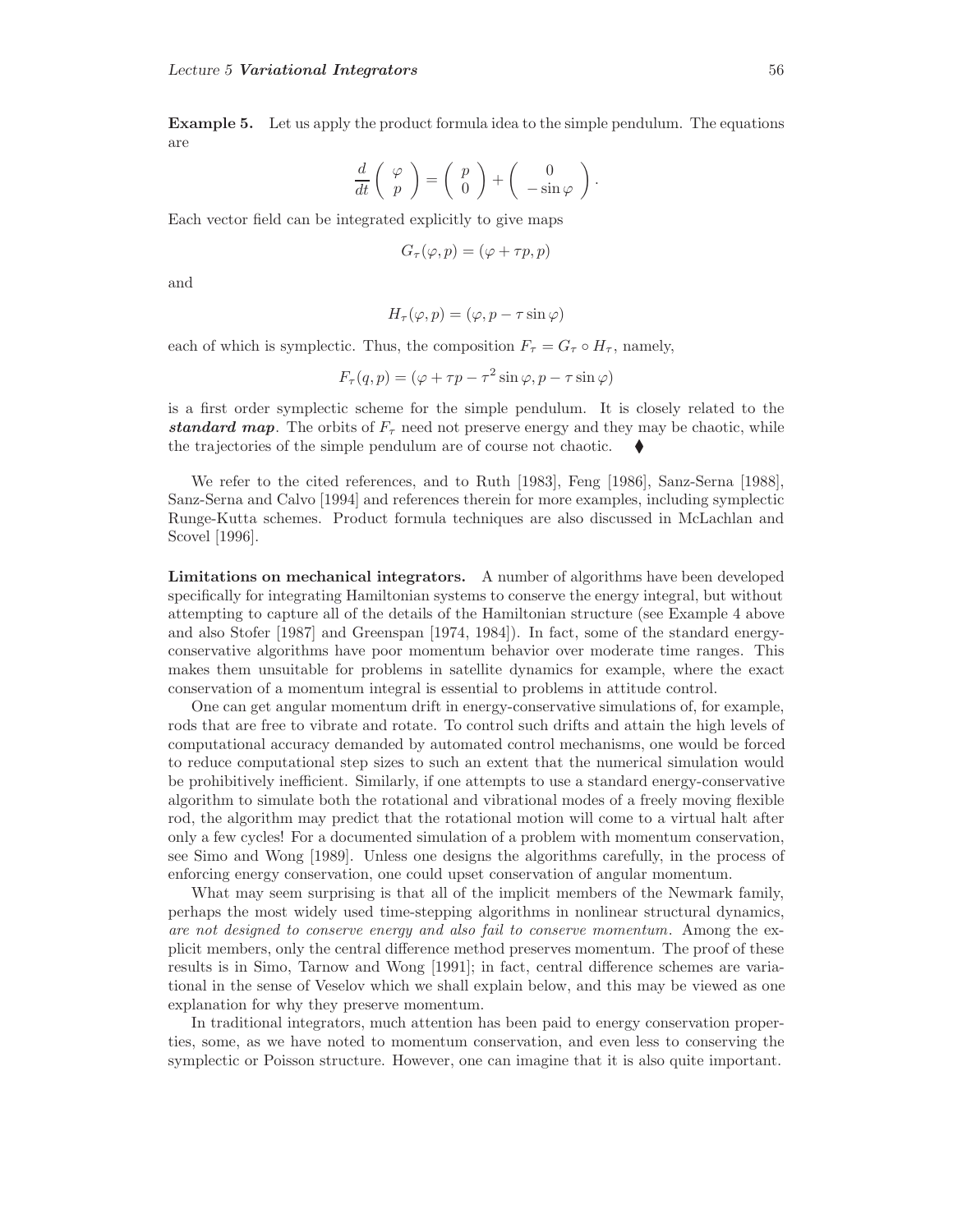**Example 5.** Let us apply the product formula idea to the simple pendulum. The equations are

$$\frac{d}{dt}\begin{pmatrix} \varphi \\ p \end{pmatrix} = \begin{pmatrix} p \\ 0 \end{pmatrix} + \begin{pmatrix} 0 \\ -\sin\varphi \end{pmatrix}.$$

Each vector field can be integrated explicitly to give maps

$$G_\tau(\varphi, p) = (\varphi + \tau p, p)$$

and

$$H_\tau(\varphi, p) = (\varphi, p - \tau \sin\varphi)$$

each of which is symplectic. Thus, the composition $F_\tau = G_\tau \circ H_\tau$, namely,

$$F_\tau(q, p) = (\varphi + \tau p - \tau^2 \sin\varphi, p - \tau \sin\varphi)$$

is a first order symplectic scheme for the simple pendulum. It is closely related to the ***standard map***. The orbits of $F_\tau$ need not preserve energy and they may be chaotic, while the trajectories of the simple pendulum are of course not chaotic. ◆

We refer to the cited references, and to Ruth [1983], Feng [1986], Sanz-Serna [1988], Sanz-Serna and Calvo [1994] and references therein for more examples, including symplectic Runge-Kutta schemes. Product formula techniques are also discussed in McLachlan and Scovel [1996].

**Limitations on mechanical integrators.** A number of algorithms have been developed specifically for integrating Hamiltonian systems to conserve the energy integral, but without attempting to capture all of the details of the Hamiltonian structure (see Example 4 above and also Stofer [1987] and Greenspan [1974, 1984]). In fact, some of the standard energy-conservative algorithms have poor momentum behavior over moderate time ranges. This makes them unsuitable for problems in satellite dynamics for example, where the exact conservation of a momentum integral is essential to problems in attitude control.

One can get angular momentum drift in energy-conservative simulations of, for example, rods that are free to vibrate and rotate. To control such drifts and attain the high levels of computational accuracy demanded by automated control mechanisms, one would be forced to reduce computational step sizes to such an extent that the numerical simulation would be prohibitively inefficient. Similarly, if one attempts to use a standard energy-conservative algorithm to simulate both the rotational and vibrational modes of a freely moving flexible rod, the algorithm may predict that the rotational motion will come to a virtual halt after only a few cycles! For a documented simulation of a problem with momentum conservation, see Simo and Wong [1989]. Unless one designs the algorithms carefully, in the process of enforcing energy conservation, one could upset conservation of angular momentum.

What may seem surprising is that all of the implicit members of the Newmark family, perhaps the most widely used time-stepping algorithms in nonlinear structural dynamics, *are not designed to conserve energy and also fail to conserve momentum*. Among the explicit members, only the central difference method preserves momentum. The proof of these results is in Simo, Tarnow and Wong [1991]; in fact, central difference schemes are variational in the sense of Veselov which we shall explain below, and this may be viewed as one explanation for why they preserve momentum.

In traditional integrators, much attention has been paid to energy conservation properties, some, as we have noted to momentum conservation, and even less to conserving the symplectic or Poisson structure. However, one can imagine that it is also quite important.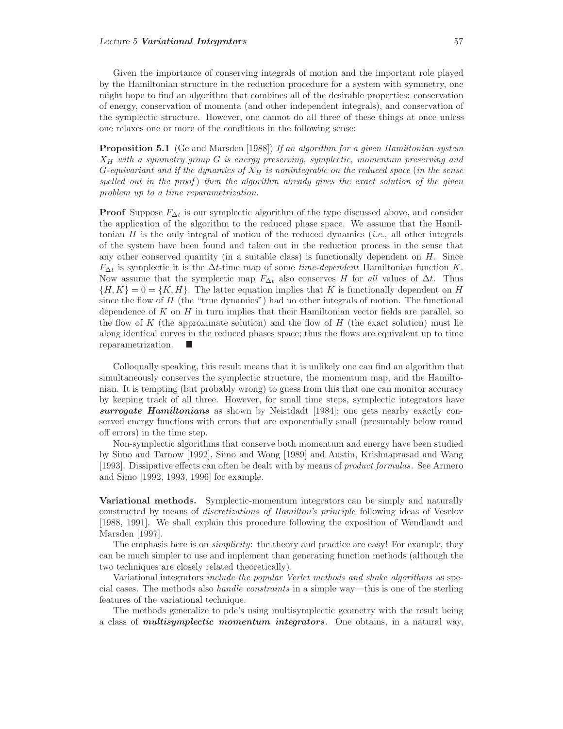Given the importance of conserving integrals of motion and the important role played by the Hamiltonian structure in the reduction procedure for a system with symmetry, one might hope to find an algorithm that combines all of the desirable properties: conservation of energy, conservation of momenta (and other independent integrals), and conservation of the symplectic structure. However, one cannot do all three of these things at once unless one relaxes one or more of the conditions in the following sense:

**Proposition 5.1** (Ge and Marsden [1988]) *If an algorithm for a given Hamiltonian system $X_H$ with a symmetry group $G$ is energy preserving, symplectic, momentum preserving and $G$-equivariant and if the dynamics of $X_H$ is nonintegrable on the reduced space* (*in the sense spelled out in the proof*) *then the algorithm already gives the exact solution of the given problem up to a time reparametrization.*

**Proof** Suppose $F_{\Delta t}$ is our symplectic algorithm of the type discussed above, and consider the application of the algorithm to the reduced phase space. We assume that the Hamiltonian $H$ is the only integral of motion of the reduced dynamics (*i.e.,* all other integrals of the system have been found and taken out in the reduction process in the sense that any other conserved quantity (in a suitable class) is functionally dependent on $H$. Since $F_{\Delta t}$ is symplectic it is the $\Delta t$-time map of some *time-dependent* Hamiltonian function $K$. Now assume that the symplectic map $F_{\Delta t}$ also conserves $H$ for *all* values of $\Delta t$. Thus $\{H, K\} = 0 = \{K, H\}$. The latter equation implies that $K$ is functionally dependent on $H$ since the flow of $H$ (the "true dynamics") had no other integrals of motion. The functional dependence of $K$ on $H$ in turn implies that their Hamiltonian vector fields are parallel, so the flow of $K$ (the approximate solution) and the flow of $H$ (the exact solution) must lie along identical curves in the reduced phases space; thus the flows are equivalent up to time reparametrization. ■

Colloqually speaking, this result means that it is unlikely one can find an algorithm that simultaneously conserves the symplectic structure, the momentum map, and the Hamiltonian. It is tempting (but probably wrong) to guess from this that one can monitor accuracy by keeping track of all three. However, for small time steps, symplectic integrators have ***surrogate Hamiltonians*** as shown by Neistdadt [1984]; one gets nearby exactly conserved energy functions with errors that are exponentially small (presumably below round off errors) in the time step.

Non-symplectic algorithms that conserve both momentum and energy have been studied by Simo and Tarnow [1992], Simo and Wong [1989] and Austin, Krishnaprasad and Wang [1993]. Dissipative effects can often be dealt with by means of *product formulas*. See Armero and Simo [1992, 1993, 1996] for example.

**Variational methods.** Symplectic-momentum integrators can be simply and naturally constructed by means of *discretizations of Hamilton's principle* following ideas of Veselov [1988, 1991]. We shall explain this procedure following the exposition of Wendlandt and Marsden [1997].

The emphasis here is on *simplicity*: the theory and practice are easy! For example, they can be much simpler to use and implement than generating function methods (although the two techniques are closely related theoretically).

Variational integrators *include the popular Verlet methods and shake algorithms* as special cases. The methods also *handle constraints* in a simple way—this is one of the sterling features of the variational technique.

The methods generalize to pde's using multisymplectic geometry with the result being a class of ***multisymplectic momentum integrators***. One obtains, in a natural way,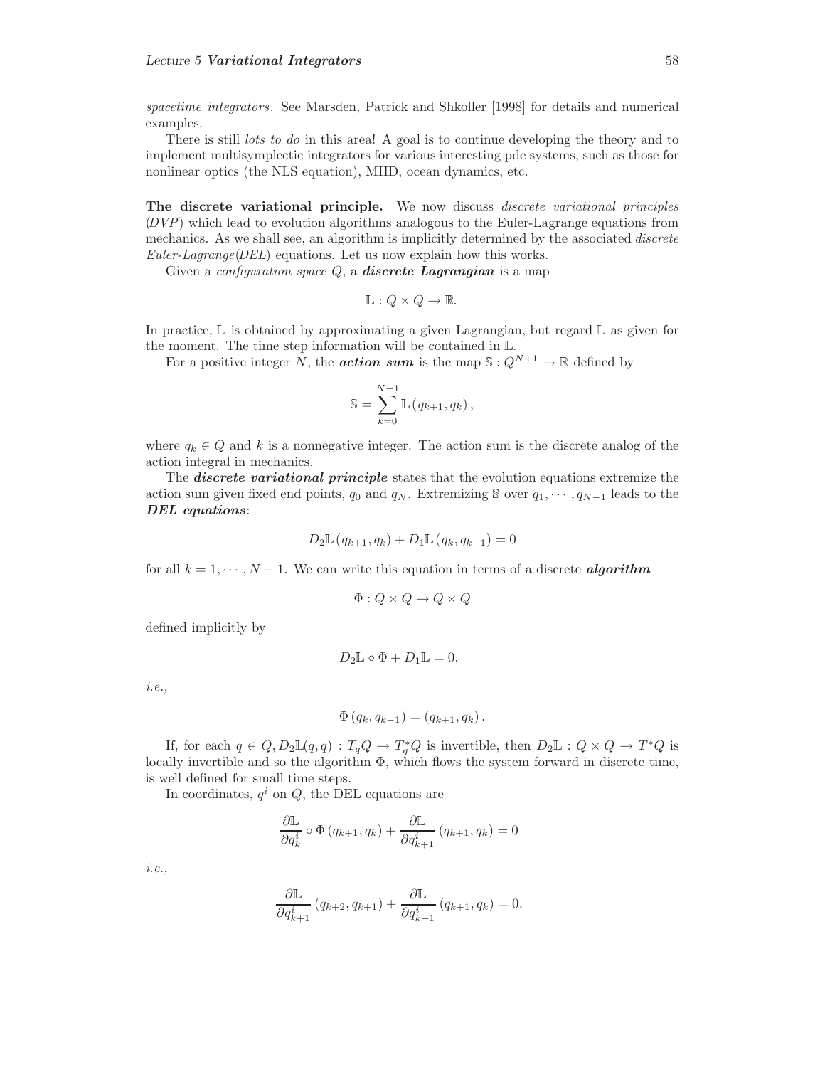*spacetime integrators*. See Marsden, Patrick and Shkoller [1998] for details and numerical examples.

There is still *lots to do* in this area! A goal is to continue developing the theory and to implement multisymplectic integrators for various interesting pde systems, such as those for nonlinear optics (the NLS equation), MHD, ocean dynamics, etc.

**The discrete variational principle.** We now discuss *discrete variational principles* (*DVP*) which lead to evolution algorithms analogous to the Euler-Lagrange equations from mechanics. As we shall see, an algorithm is implicitly determined by the associated *discrete Euler-Lagrange*(*DEL*) equations. Let us now explain how this works.

Given a *configuration space* $Q$, a ***discrete Lagrangian*** is a map

$$\mathbb{L} : Q \times Q \to \mathbb{R}.$$

In practice, $\mathbb{L}$ is obtained by approximating a given Lagrangian, but regard $\mathbb{L}$ as given for the moment. The time step information will be contained in $\mathbb{L}$.

For a positive integer $N$, the ***action sum*** is the map $\mathbb{S} : Q^{N+1} \to \mathbb{R}$ defined by

$$\mathbb{S} = \sum_{k=0}^{N-1} \mathbb{L}\left(q_{k+1}, q_k\right),$$

where $q_k \in Q$ and $k$ is a nonnegative integer. The action sum is the discrete analog of the action integral in mechanics.

The ***discrete variational principle*** states that the evolution equations extremize the action sum given fixed end points, $q_0$ and $q_N$. Extremizing $\mathbb{S}$ over $q_1, \cdots, q_{N-1}$ leads to the ***DEL equations***:

$$D_2\mathbb{L}\left(q_{k+1}, q_k\right) + D_1\mathbb{L}\left(q_k, q_{k-1}\right) = 0$$

for all $k = 1, \cdots, N-1$. We can write this equation in terms of a discrete ***algorithm***

$$\Phi : Q \times Q \to Q \times Q$$

defined implicitly by

$$D_2\mathbb{L} \circ \Phi + D_1\mathbb{L} = 0,$$

*i.e.*,

$$\Phi\left(q_k, q_{k-1}\right) = \left(q_{k+1}, q_k\right).$$

If, for each $q \in Q$, $D_2\mathbb{L}(q, q) : T_qQ \to T_q^*Q$ is invertible, then $D_2\mathbb{L} : Q \times Q \to T^*Q$ is locally invertible and so the algorithm $\Phi$, which flows the system forward in discrete time, is well defined for small time steps.

In coordinates, $q^i$ on $Q$, the DEL equations are

$$\frac{\partial \mathbb{L}}{\partial q_k^i} \circ \Phi\left(q_{k+1}, q_k\right) + \frac{\partial \mathbb{L}}{\partial q_{k+1}^i}\left(q_{k+1}, q_k\right) = 0$$

*i.e.*,

$$\frac{\partial \mathbb{L}}{\partial q_{k+1}^i}\left(q_{k+2}, q_{k+1}\right) + \frac{\partial \mathbb{L}}{\partial q_{k+1}^i}\left(q_{k+1}, q_k\right) = 0.$$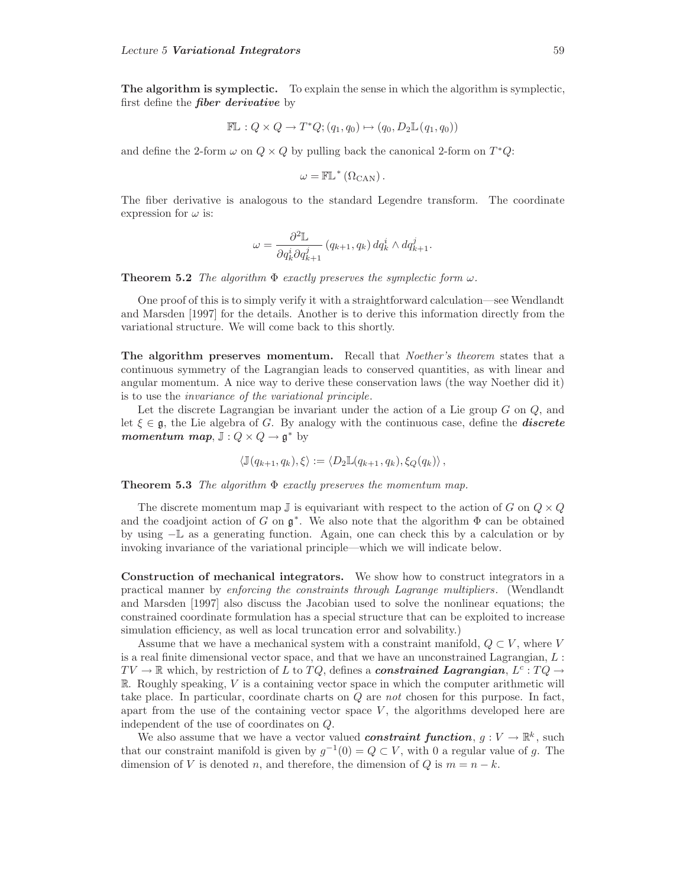**The algorithm is symplectic.** To explain the sense in which the algorithm is symplectic, first define the ***fiber derivative*** by

$$\mathbb{FL} : Q \times Q \to T^*Q; (q_1, q_0) \mapsto (q_0, D_2\mathbb{L}(q_1, q_0))$$

and define the 2-form $\omega$ on $Q \times Q$ by pulling back the canonical 2-form on $T^*Q$:

$$\omega = \mathbb{FL}^* (\Omega_{\text{CAN}}) .$$

The fiber derivative is analogous to the standard Legendre transform. The coordinate expression for $\omega$ is:

$$\omega = \frac{\partial^2 \mathbb{L}}{\partial q_k^i \partial q_{k+1}^j} (q_{k+1}, q_k) \, dq_k^i \wedge dq_{k+1}^j .$$

**Theorem 5.2** *The algorithm* $\Phi$ *exactly preserves the symplectic form* $\omega$*.*

One proof of this is to simply verify it with a straightforward calculation—see Wendlandt and Marsden [1997] for the details. Another is to derive this information directly from the variational structure. We will come back to this shortly.

**The algorithm preserves momentum.** Recall that *Noether's theorem* states that a continuous symmetry of the Lagrangian leads to conserved quantities, as with linear and angular momentum. A nice way to derive these conservation laws (the way Noether did it) is to use the *invariance of the variational principle*.

Let the discrete Lagrangian be invariant under the action of a Lie group $G$ on $Q$, and let $\xi \in \mathfrak{g}$, the Lie algebra of $G$. By analogy with the continuous case, define the ***discrete momentum map***, $\mathbb{J} : Q \times Q \to \mathfrak{g}^*$ by

$$\langle \mathbb{J}(q_{k+1}, q_k), \xi \rangle := \langle D_2\mathbb{L}(q_{k+1}, q_k), \xi_Q(q_k) \rangle ,$$

**Theorem 5.3** *The algorithm* $\Phi$ *exactly preserves the momentum map.*

The discrete momentum map $\mathbb{J}$ is equivariant with respect to the action of $G$ on $Q \times Q$ and the coadjoint action of $G$ on $\mathfrak{g}^*$. We also note that the algorithm $\Phi$ can be obtained by using $-\mathbb{L}$ as a generating function. Again, one can check this by a calculation or by invoking invariance of the variational principle—which we will indicate below.

**Construction of mechanical integrators.** We show how to construct integrators in a practical manner by *enforcing the constraints through Lagrange multipliers*. (Wendlandt and Marsden [1997] also discuss the Jacobian used to solve the nonlinear equations; the constrained coordinate formulation has a special structure that can be exploited to increase simulation efficiency, as well as local truncation error and solvability.)

Assume that we have a mechanical system with a constraint manifold, $Q \subset V$, where $V$ is a real finite dimensional vector space, and that we have an unconstrained Lagrangian, $L : TV \to \mathbb{R}$ which, by restriction of $L$ to $TQ$, defines a ***constrained Lagrangian***, $L^c : TQ \to \mathbb{R}$. Roughly speaking, $V$ is a containing vector space in which the computer arithmetic will take place. In particular, coordinate charts on $Q$ are *not* chosen for this purpose. In fact, apart from the use of the containing vector space $V$, the algorithms developed here are independent of the use of coordinates on $Q$.

We also assume that we have a vector valued ***constraint function***, $g : V \to \mathbb{R}^k$, such that our constraint manifold is given by $g^{-1}(0) = Q \subset V$, with 0 a regular value of $g$. The dimension of $V$ is denoted $n$, and therefore, the dimension of $Q$ is $m = n - k$.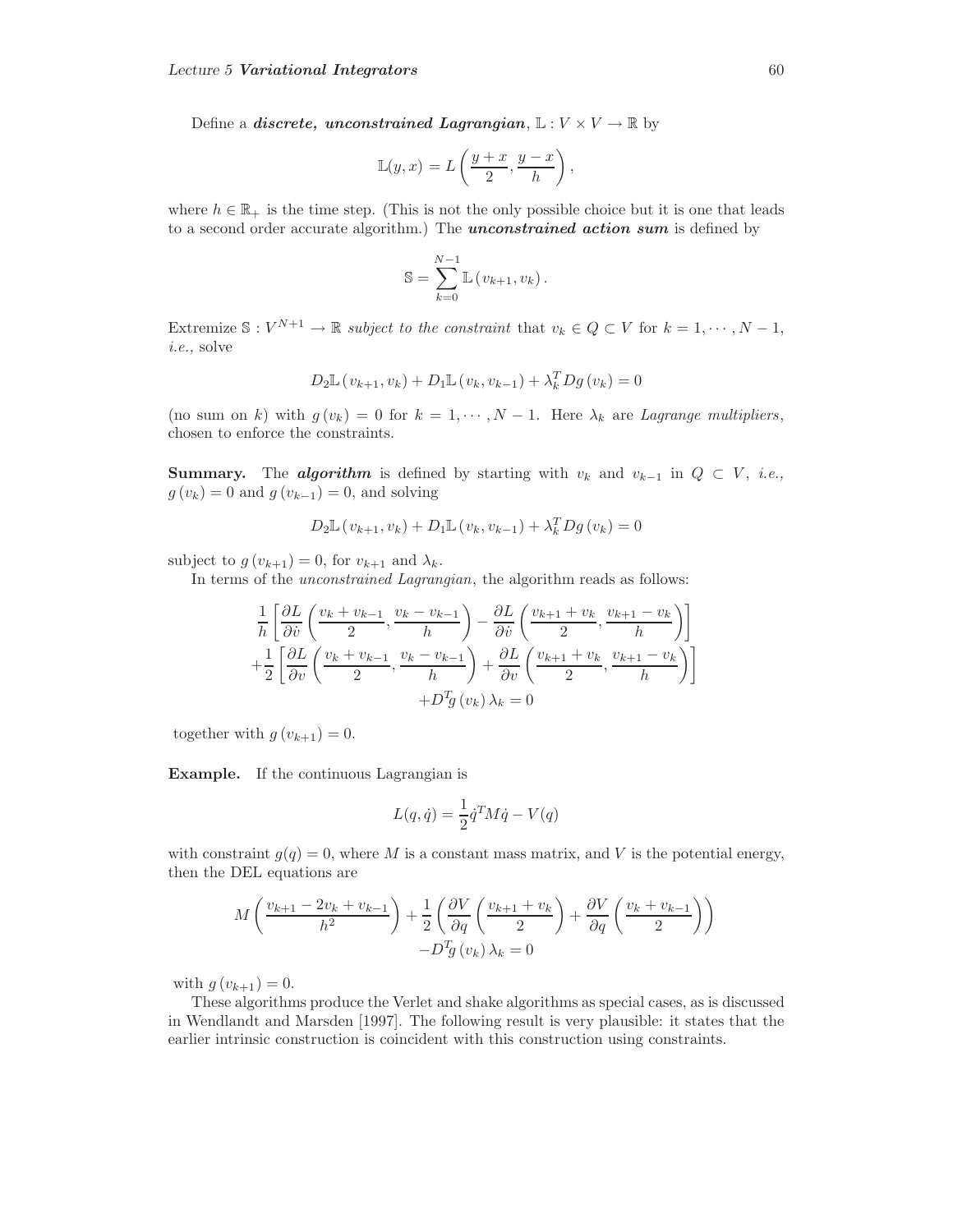Define a ***discrete, unconstrained Lagrangian***, $\mathbb{L} : V \times V \to \mathbb{R}$ by

$$\mathbb{L}(y, x) = L\left(\frac{y+x}{2}, \frac{y-x}{h}\right),$$

where $h \in \mathbb{R}_+$ is the time step. (This is not the only possible choice but it is one that leads to a second order accurate algorithm.) The ***unconstrained action sum*** is defined by

$$\mathbb{S} = \sum_{k=0}^{N-1} \mathbb{L}\left(v_{k+1}, v_k\right).$$

Extremize $\mathbb{S} : V^{N+1} \to \mathbb{R}$ *subject to the constraint* that $v_k \in Q \subset V$ for $k = 1, \cdots, N-1$, *i.e.,* solve

$$D_2\mathbb{L}\left(v_{k+1}, v_k\right) + D_1\mathbb{L}\left(v_k, v_{k-1}\right) + \lambda_k^T Dg\left(v_k\right) = 0$$

(no sum on $k$) with $g\left(v_k\right) = 0$ for $k = 1, \cdots, N-1$. Here $\lambda_k$ are *Lagrange multipliers*, chosen to enforce the constraints.

**Summary.** The ***algorithm*** is defined by starting with $v_k$ and $v_{k-1}$ in $Q \subset V$, *i.e.,* $g\left(v_k\right) = 0$ and $g\left(v_{k-1}\right) = 0$, and solving

$$D_2\mathbb{L}\left(v_{k+1}, v_k\right) + D_1\mathbb{L}\left(v_k, v_{k-1}\right) + \lambda_k^T Dg\left(v_k\right) = 0$$

subject to $g\left(v_{k+1}\right) = 0$, for $v_{k+1}$ and $\lambda_k$.

In terms of the *unconstrained Lagrangian*, the algorithm reads as follows:

$$\begin{aligned}
&\frac{1}{h}\left[\frac{\partial L}{\partial \dot{v}}\left(\frac{v_k + v_{k-1}}{2}, \frac{v_k - v_{k-1}}{h}\right) - \frac{\partial L}{\partial \dot{v}}\left(\frac{v_{k+1} + v_k}{2}, \frac{v_{k+1} - v_k}{h}\right)\right] \\
&+\frac{1}{2}\left[\frac{\partial L}{\partial v}\left(\frac{v_k + v_{k-1}}{2}, \frac{v_k - v_{k-1}}{h}\right) + \frac{\partial L}{\partial v}\left(\frac{v_{k+1} + v_k}{2}, \frac{v_{k+1} - v_k}{h}\right)\right] \\
&+D^T g\left(v_k\right)\lambda_k = 0
\end{aligned}$$

together with $g\left(v_{k+1}\right) = 0$.

**Example.** If the continuous Lagrangian is

$$L(q, \dot{q}) = \frac{1}{2}\dot{q}^T M \dot{q} - V(q)$$

with constraint $g(q) = 0$, where $M$ is a constant mass matrix, and $V$ is the potential energy, then the DEL equations are

$$\begin{aligned}
&M\left(\frac{v_{k+1} - 2v_k + v_{k-1}}{h^2}\right) + \frac{1}{2}\left(\frac{\partial V}{\partial q}\left(\frac{v_{k+1} + v_k}{2}\right) + \frac{\partial V}{\partial q}\left(\frac{v_k + v_{k-1}}{2}\right)\right) \\
&-D^T g\left(v_k\right)\lambda_k = 0
\end{aligned}$$

with $g\left(v_{k+1}\right) = 0$.

These algorithms produce the Verlet and shake algorithms as special cases, as is discussed in Wendlandt and Marsden [1997]. The following result is very plausible: it states that the earlier intrinsic construction is coincident with this construction using constraints.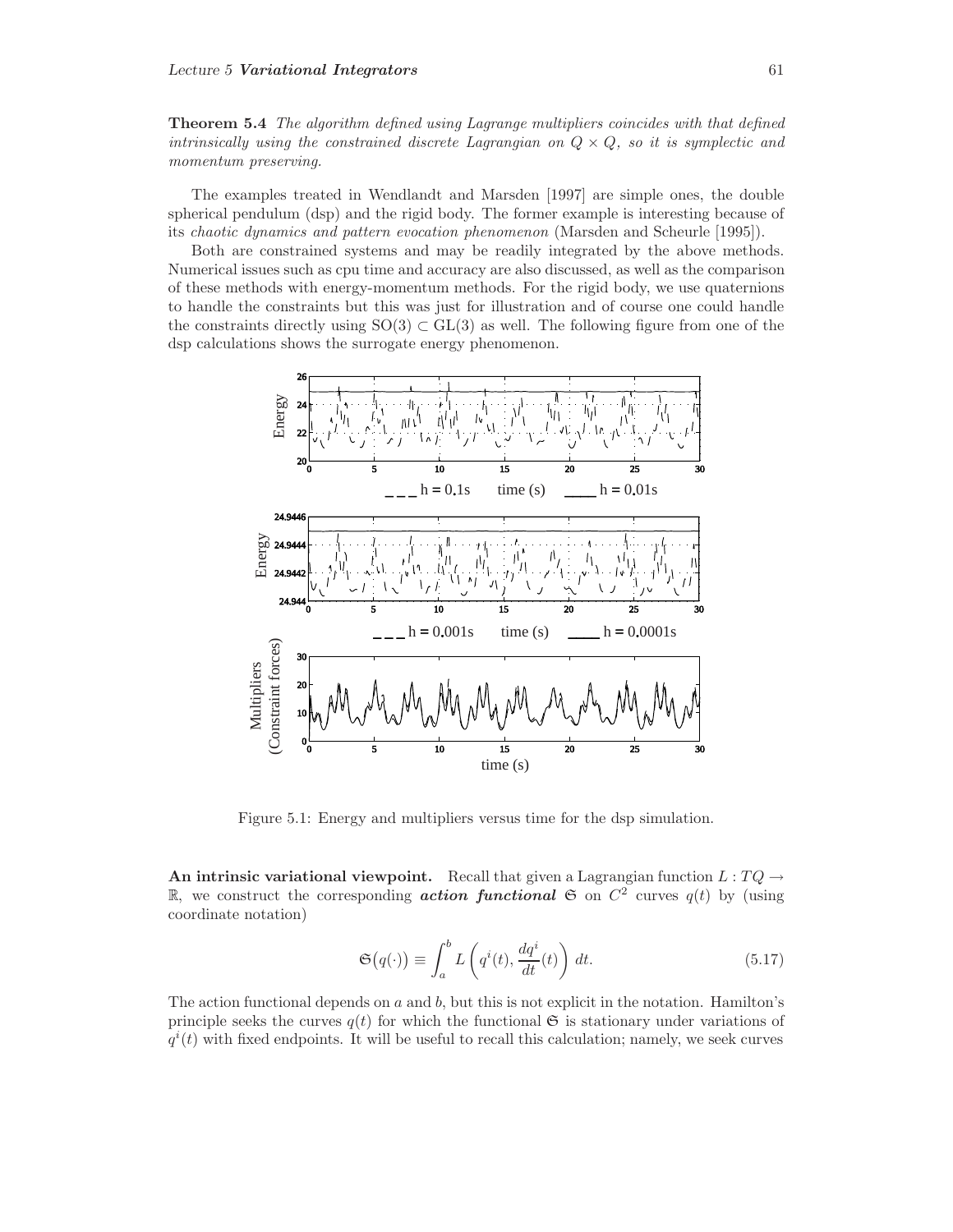**Theorem 5.4** *The algorithm defined using Lagrange multipliers coincides with that defined intrinsically using the constrained discrete Lagrangian on $Q \times Q$, so it is symplectic and momentum preserving.*

The examples treated in Wendlandt and Marsden [1997] are simple ones, the double spherical pendulum (dsp) and the rigid body. The former example is interesting because of its *chaotic dynamics and pattern evocation phenomenon* (Marsden and Scheurle [1995]).

Both are constrained systems and may be readily integrated by the above methods. Numerical issues such as cpu time and accuracy are also discussed, as well as the comparison of these methods with energy-momentum methods. For the rigid body, we use quaternions to handle the constraints but this was just for illustration and of course one could handle the constraints directly using $\mathrm{SO}(3) \subset \mathrm{GL}(3)$ as well. The following figure from one of the dsp calculations shows the surrogate energy phenomenon.

Figure 5.1: Energy and multipliers versus time for the dsp simulation.

**An intrinsic variational viewpoint.** Recall that given a Lagrangian function $L : TQ \to \mathbb{R}$, we construct the corresponding ***action functional*** $\mathfrak{S}$ on $C^2$ curves $q(t)$ by (using coordinate notation)

$$\mathfrak{S}\big(q(\cdot)\big) \equiv \int_a^b L\left(q^i(t), \frac{dq^i}{dt}(t)\right)\, dt. \tag{5.17}$$

The action functional depends on $a$ and $b$, but this is not explicit in the notation. Hamilton's principle seeks the curves $q(t)$ for which the functional $\mathfrak{S}$ is stationary under variations of $q^i(t)$ with fixed endpoints. It will be useful to recall this calculation; namely, we seek curves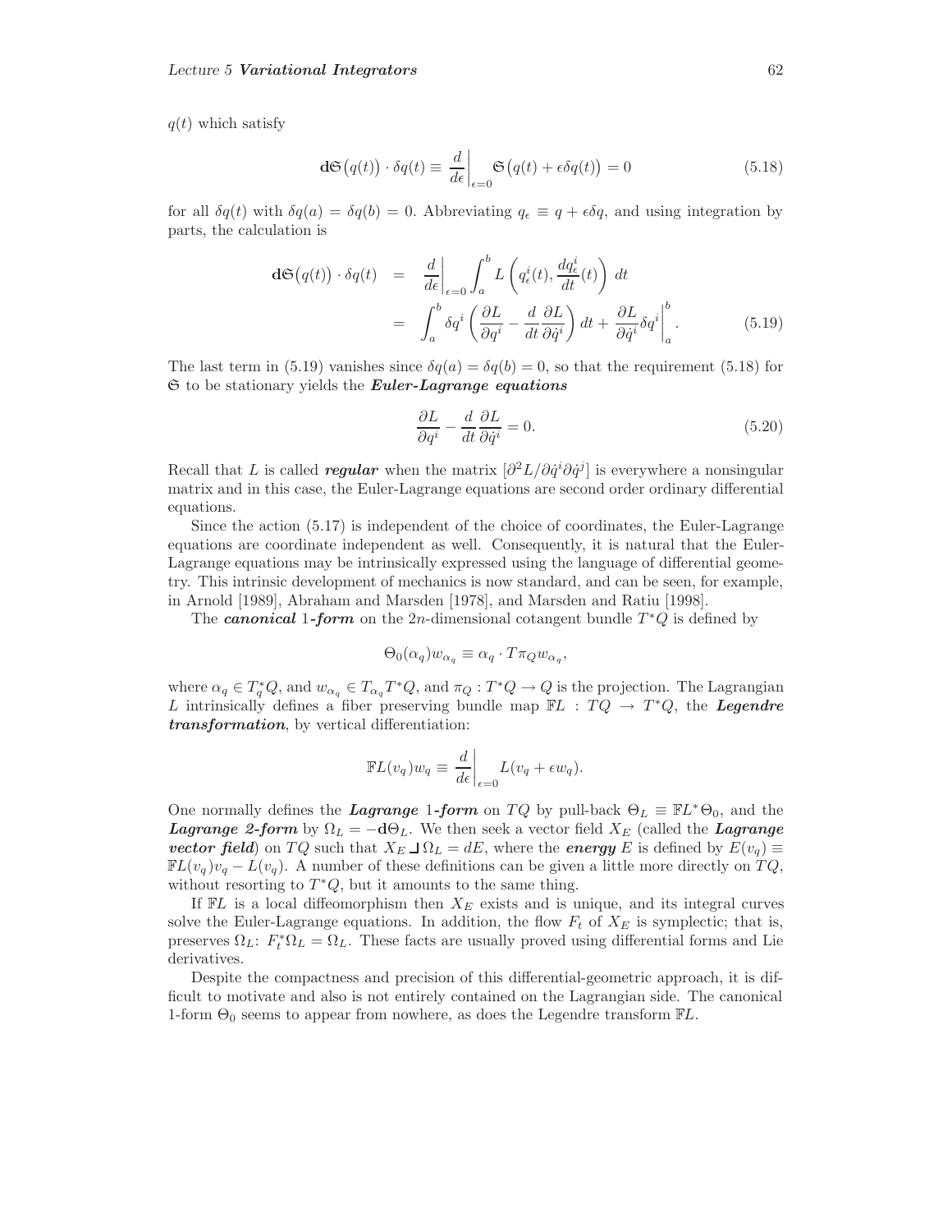$q(t)$ which satisfy

$$\mathbf{d}\mathfrak{S}\big(q(t)\big) \cdot \delta q(t) \equiv \left.\frac{d}{d\epsilon}\right|_{\epsilon=0} \mathfrak{S}\big(q(t) + \epsilon \delta q(t)\big) = 0 \tag{5.18}$$

for all $\delta q(t)$ with $\delta q(a) = \delta q(b) = 0$. Abbreviating $q_\epsilon \equiv q + \epsilon \delta q$, and using integration by parts, the calculation is

$$\begin{aligned}
\mathbf{d}\mathfrak{S}\big(q(t)\big) \cdot \delta q(t) &= \left.\frac{d}{d\epsilon}\right|_{\epsilon=0} \int_a^b L\left(q_\epsilon^i(t), \frac{dq_\epsilon^i}{dt}(t)\right) dt \\
&= \int_a^b \delta q^i \left(\frac{\partial L}{\partial q^i} - \frac{d}{dt}\frac{\partial L}{\partial \dot{q}^i}\right) dt + \left.\frac{\partial L}{\partial \dot{q}^i}\delta q^i\right|_a^b .
\end{aligned} \tag{5.19}$$

The last term in (5.19) vanishes since $\delta q(a) = \delta q(b) = 0$, so that the requirement (5.18) for $\mathfrak{S}$ to be stationary yields the ***Euler-Lagrange equations***

$$\frac{\partial L}{\partial q^i} - \frac{d}{dt}\frac{\partial L}{\partial \dot{q}^i} = 0. \tag{5.20}$$

Recall that $L$ is called ***regular*** when the matrix $[\partial^2 L/\partial \dot{q}^i \partial \dot{q}^j]$ is everywhere a nonsingular matrix and in this case, the Euler-Lagrange equations are second order ordinary differential equations.

Since the action (5.17) is independent of the choice of coordinates, the Euler-Lagrange equations are coordinate independent as well. Consequently, it is natural that the Euler-Lagrange equations may be intrinsically expressed using the language of differential geometry. This intrinsic development of mechanics is now standard, and can be seen, for example, in Arnold [1989], Abraham and Marsden [1978], and Marsden and Ratiu [1998].

The ***canonical 1-form*** on the $2n$-dimensional cotangent bundle $T^*Q$ is defined by

$$\Theta_0(\alpha_q) w_{\alpha_q} \equiv \alpha_q \cdot T\pi_Q w_{\alpha_q},$$

where $\alpha_q \in T_q^*Q$, and $w_{\alpha_q} \in T_{\alpha_q}T^*Q$, and $\pi_Q : T^*Q \to Q$ is the projection. The Lagrangian $L$ intrinsically defines a fiber preserving bundle map $\mathbb{F}L : TQ \to T^*Q$, the ***Legendre transformation***, by vertical differentiation:

$$\mathbb{F}L(v_q) w_q \equiv \left.\frac{d}{d\epsilon}\right|_{\epsilon=0} L(v_q + \epsilon w_q).$$

One normally defines the ***Lagrange 1-form*** on $TQ$ by pull-back $\Theta_L \equiv \mathbb{F}L^*\Theta_0$, and the ***Lagrange 2-form*** by $\Omega_L = -\mathbf{d}\Theta_L$. We then seek a vector field $X_E$ (called the ***Lagrange vector field***) on $TQ$ such that $X_E \,\lrcorner\, \Omega_L = dE$, where the ***energy*** $E$ is defined by $E(v_q) \equiv \mathbb{F}L(v_q)v_q - L(v_q)$. A number of these definitions can be given a little more directly on $TQ$, without resorting to $T^*Q$, but it amounts to the same thing.

If $\mathbb{F}L$ is a local diffeomorphism then $X_E$ exists and is unique, and its integral curves solve the Euler-Lagrange equations. In addition, the flow $F_t$ of $X_E$ is symplectic; that is, preserves $\Omega_L$: $F_t^*\Omega_L = \Omega_L$. These facts are usually proved using differential forms and Lie derivatives.

Despite the compactness and precision of this differential-geometric approach, it is difficult to motivate and also is not entirely contained on the Lagrangian side. The canonical 1-form $\Theta_0$ seems to appear from nowhere, as does the Legendre transform $\mathbb{F}L$.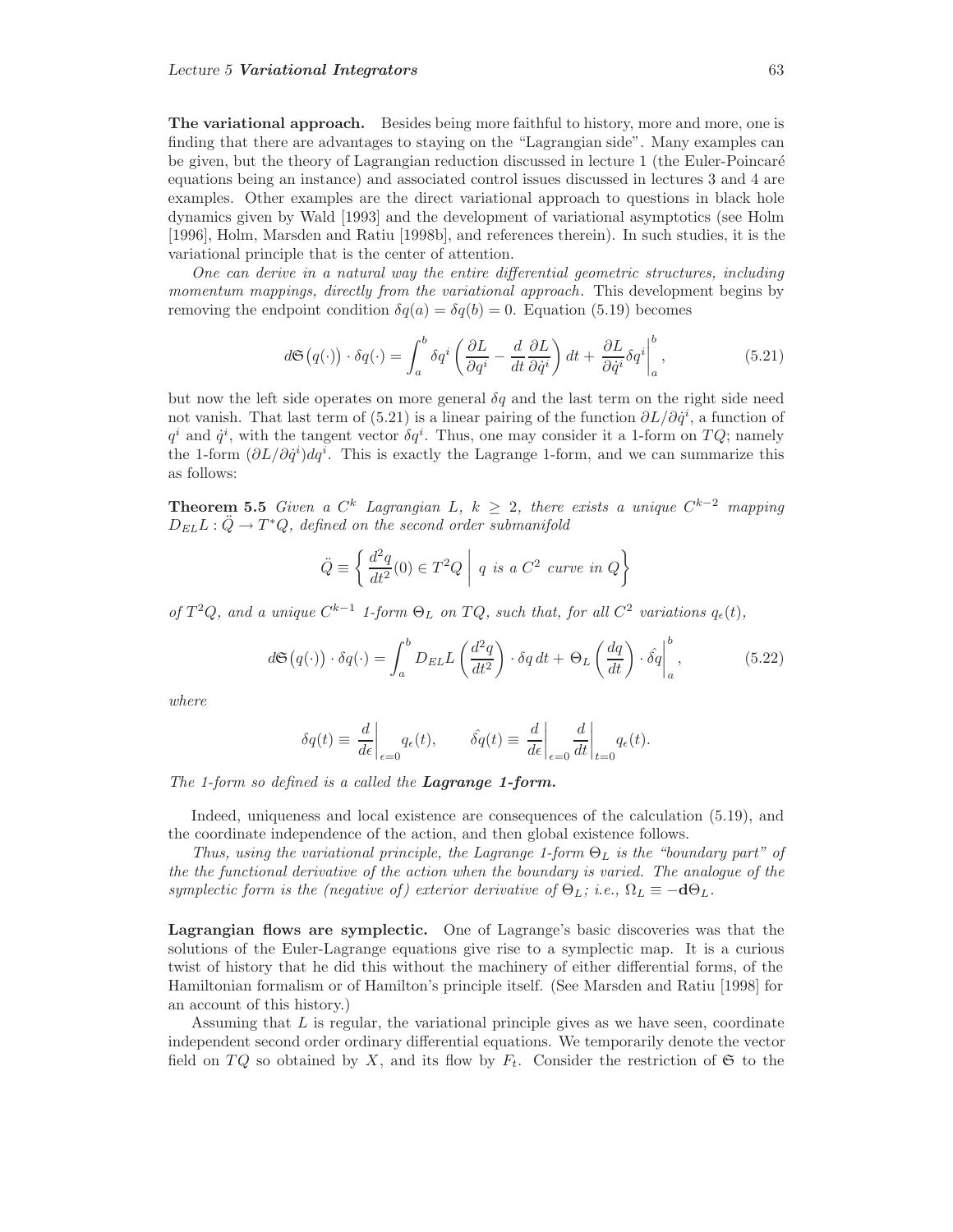**The variational approach.** Besides being more faithful to history, more and more, one is finding that there are advantages to staying on the "Lagrangian side". Many examples can be given, but the theory of Lagrangian reduction discussed in lecture 1 (the Euler-Poincaré equations being an instance) and associated control issues discussed in lectures 3 and 4 are examples. Other examples are the direct variational approach to questions in black hole dynamics given by Wald [1993] and the development of variational asymptotics (see Holm [1996], Holm, Marsden and Ratiu [1998b], and references therein). In such studies, it is the variational principle that is the center of attention.

*One can derive in a natural way the entire differential geometric structures, including momentum mappings, directly from the variational approach.* This development begins by removing the endpoint condition $\delta q(a) = \delta q(b) = 0$. Equation (5.19) becomes

$$
d\mathfrak{S}\big(q(\cdot)\big) \cdot \delta q(\cdot) = \int_a^b \delta q^i \left( \frac{\partial L}{\partial q^i} - \frac{d}{dt}\frac{\partial L}{\partial \dot{q}^i} \right) dt + \left. \frac{\partial L}{\partial \dot{q}^i} \delta q^i \right|_a^b, \tag{5.21}
$$

but now the left side operates on more general $\delta q$ and the last term on the right side need not vanish. That last term of (5.21) is a linear pairing of the function $\partial L / \partial \dot{q}^i$, a function of $q^i$ and $\dot{q}^i$, with the tangent vector $\delta q^i$. Thus, one may consider it a 1-form on $TQ$; namely the 1-form $(\partial L / \partial \dot{q}^i) dq^i$. This is exactly the Lagrange 1-form, and we can summarize this as follows:

**Theorem 5.5** *Given a $C^k$ Lagrangian $L$, $k \geq 2$, there exists a unique $C^{k-2}$ mapping $D_{EL}L : \ddot{Q} \to T^*Q$, defined on the second order submanifold*

$$
\ddot{Q} \equiv \left\{ \frac{d^2 q}{dt^2}(0) \in T^2 Q \;\middle|\; q \text{ is a } C^2 \text{ curve in } Q \right\}
$$

*of $T^2Q$, and a unique $C^{k-1}$ 1-form $\Theta_L$ on $TQ$, such that, for all $C^2$ variations $q_\epsilon(t)$,*

$$
d\mathfrak{S}\big(q(\cdot)\big) \cdot \delta q(\cdot) = \int_a^b D_{EL}L\left(\frac{d^2 q}{dt^2}\right) \cdot \delta q \, dt + \left. \Theta_L\left(\frac{dq}{dt}\right) \cdot \hat{\delta q} \right|_a^b, \tag{5.22}
$$

*where*

$$
\delta q(t) \equiv \left. \frac{d}{d\epsilon} \right|_{\epsilon=0} q_\epsilon(t), \qquad \hat{\delta q}(t) \equiv \left. \frac{d}{d\epsilon} \right|_{\epsilon=0} \left. \frac{d}{dt} \right|_{t=0} q_\epsilon(t).
$$

*The 1-form so defined is a called the* ***Lagrange 1-form.***

Indeed, uniqueness and local existence are consequences of the calculation (5.19), and the coordinate independence of the action, and then global existence follows.

*Thus, using the variational principle, the Lagrange 1-form $\Theta_L$ is the "boundary part" of the the functional derivative of the action when the boundary is varied. The analogue of the symplectic form is the (negative of) exterior derivative of $\Theta_L$; i.e., $\Omega_L \equiv -\mathbf{d}\Theta_L$.*

**Lagrangian flows are symplectic.** One of Lagrange's basic discoveries was that the solutions of the Euler-Lagrange equations give rise to a symplectic map. It is a curious twist of history that he did this without the machinery of either differential forms, of the Hamiltonian formalism or of Hamilton's principle itself. (See Marsden and Ratiu [1998] for an account of this history.)

Assuming that $L$ is regular, the variational principle gives as we have seen, coordinate independent second order ordinary differential equations. We temporarily denote the vector field on $TQ$ so obtained by $X$, and its flow by $F_t$. Consider the restriction of $\mathfrak{S}$ to the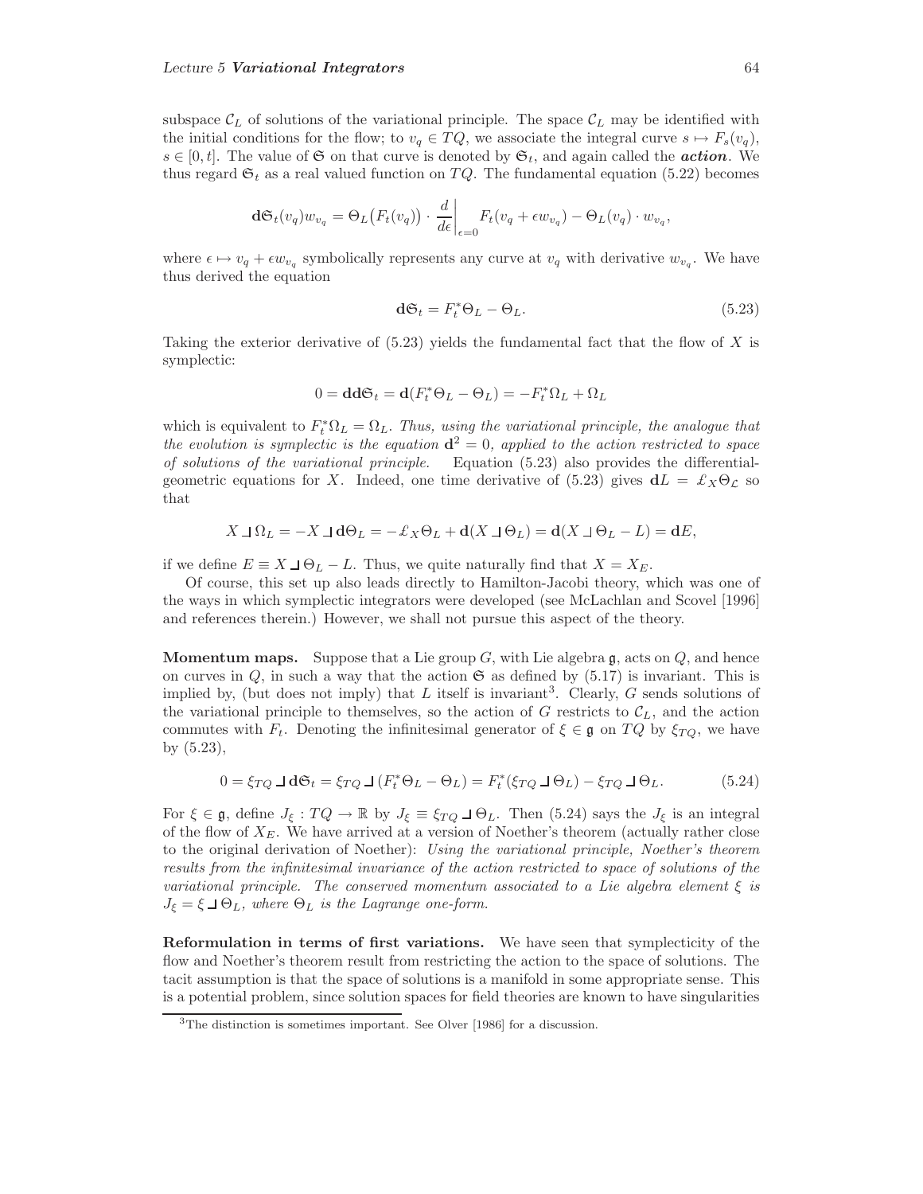subspace $\mathcal{C}_L$ of solutions of the variational principle. The space $\mathcal{C}_L$ may be identified with the initial conditions for the flow; to $v_q \in TQ$, we associate the integral curve $s \mapsto F_s(v_q)$, $s \in [0, t]$. The value of $\mathfrak{S}$ on that curve is denoted by $\mathfrak{S}_t$, and again called the ***action***. We thus regard $\mathfrak{S}_t$ as a real valued function on $TQ$. The fundamental equation (5.22) becomes

$$\mathbf{d}\mathfrak{S}_t(v_q) w_{v_q} = \Theta_L\big(F_t(v_q)\big) \cdot \left.\frac{d}{d\epsilon}\right|_{\epsilon=0} F_t(v_q + \epsilon w_{v_q}) - \Theta_L(v_q) \cdot w_{v_q},$$

where $\epsilon \mapsto v_q + \epsilon w_{v_q}$ symbolically represents any curve at $v_q$ with derivative $w_{v_q}$. We have thus derived the equation

$$\mathbf{d}\mathfrak{S}_t = F_t^* \Theta_L - \Theta_L. \tag{5.23}$$

Taking the exterior derivative of (5.23) yields the fundamental fact that the flow of $X$ is symplectic:

$$0 = \mathbf{d}\mathbf{d}\mathfrak{S}_t = \mathbf{d}(F_t^* \Theta_L - \Theta_L) = -F_t^* \Omega_L + \Omega_L$$

which is equivalent to $F_t^* \Omega_L = \Omega_L$. *Thus, using the variational principle, the analogue that the evolution is symplectic is the equation $\mathbf{d}^2 = 0$, applied to the action restricted to space of solutions of the variational principle.* Equation (5.23) also provides the differential-geometric equations for $X$. Indeed, one time derivative of (5.23) gives $\mathbf{d}L = \pounds_X \Theta_{\mathcal{L}}$ so that

$$X \,\lrcorner\, \Omega_L = -X \,\lrcorner\, \mathbf{d}\Theta_L = -\pounds_X \Theta_L + \mathbf{d}(X \,\lrcorner\, \Theta_L) = \mathbf{d}(X \,\lrcorner\, \Theta_L - L) = \mathbf{d}E,$$

if we define $E \equiv X \,\lrcorner\, \Theta_L - L$. Thus, we quite naturally find that $X = X_E$.

Of course, this set up also leads directly to Hamilton-Jacobi theory, which was one of the ways in which symplectic integrators were developed (see McLachlan and Scovel [1996] and references therein.) However, we shall not pursue this aspect of the theory.

**Momentum maps.** Suppose that a Lie group $G$, with Lie algebra $\mathfrak{g}$, acts on $Q$, and hence on curves in $Q$, in such a way that the action $\mathfrak{S}$ as defined by (5.17) is invariant. This is implied by, (but does not imply) that $L$ itself is invariant[3]. Clearly, $G$ sends solutions of the variational principle to themselves, so the action of $G$ restricts to $\mathcal{C}_L$, and the action commutes with $F_t$. Denoting the infinitesimal generator of $\xi \in \mathfrak{g}$ on $TQ$ by $\xi_{TQ}$, we have by (5.23),

$$0 = \xi_{TQ} \,\lrcorner\, \mathbf{d}\mathfrak{S}_t = \xi_{TQ} \,\lrcorner\, (F_t^* \Theta_L - \Theta_L) = F_t^*(\xi_{TQ} \,\lrcorner\, \Theta_L) - \xi_{TQ} \,\lrcorner\, \Theta_L. \tag{5.24}$$

For $\xi \in \mathfrak{g}$, define $J_\xi : TQ \to \mathbb{R}$ by $J_\xi \equiv \xi_{TQ} \,\lrcorner\, \Theta_L$. Then (5.24) says the $J_\xi$ is an integral of the flow of $X_E$. We have arrived at a version of Noether's theorem (actually rather close to the original derivation of Noether): *Using the variational principle, Noether's theorem results from the infinitesimal invariance of the action restricted to space of solutions of the variational principle. The conserved momentum associated to a Lie algebra element $\xi$ is $J_\xi = \xi \,\lrcorner\, \Theta_L$, where $\Theta_L$ is the Lagrange one-form.*

**Reformulation in terms of first variations.** We have seen that symplecticity of the flow and Noether's theorem result from restricting the action to the space of solutions. The tacit assumption is that the space of solutions is a manifold in some appropriate sense. This is a potential problem, since solution spaces for field theories are known to have singularities

[3] The distinction is sometimes important. See Olver [1986] for a discussion.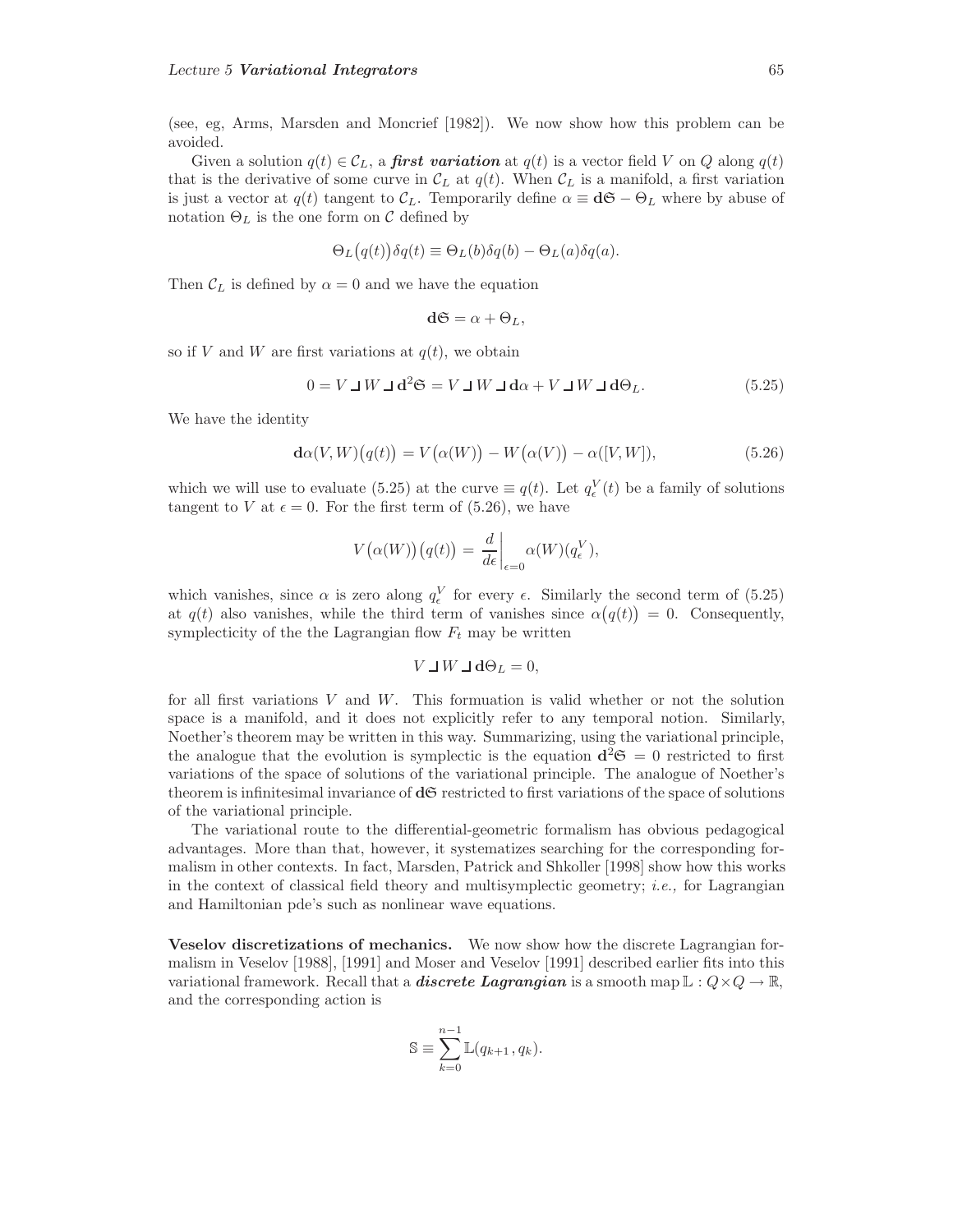(see, eg, Arms, Marsden and Moncrief [1982]). We now show how this problem can be avoided.

Given a solution $q(t) \in \mathcal{C}_L$, a ***first variation*** at $q(t)$ is a vector field $V$ on $Q$ along $q(t)$ that is the derivative of some curve in $\mathcal{C}_L$ at $q(t)$. When $\mathcal{C}_L$ is a manifold, a first variation is just a vector at $q(t)$ tangent to $\mathcal{C}_L$. Temporarily define $\alpha \equiv \mathbf{d}\mathfrak{S} - \Theta_L$ where by abuse of notation $\Theta_L$ is the one form on $\mathcal{C}$ defined by

$$\Theta_L\big(q(t)\big)\delta q(t) \equiv \Theta_L(b)\delta q(b) - \Theta_L(a)\delta q(a).$$

Then $\mathcal{C}_L$ is defined by $\alpha = 0$ and we have the equation

$$\mathbf{d}\mathfrak{S} = \alpha + \Theta_L,$$

so if $V$ and $W$ are first variations at $q(t)$, we obtain

$$0 = V \,\lrcorner\, W \,\lrcorner\, \mathbf{d}^2\mathfrak{S} = V \,\lrcorner\, W \,\lrcorner\, \mathbf{d}\alpha + V \,\lrcorner\, W \,\lrcorner\, \mathbf{d}\Theta_L. \tag{5.25}$$

We have the identity

$$\mathbf{d}\alpha(V, W)\big(q(t)\big) = V\big(\alpha(W)\big) - W\big(\alpha(V)\big) - \alpha([V, W]), \tag{5.26}$$

which we will use to evaluate (5.25) at the curve $\equiv q(t)$. Let $q_\epsilon^V(t)$ be a family of solutions tangent to $V$ at $\epsilon = 0$. For the first term of (5.26), we have

$$V\big(\alpha(W)\big)\big(q(t)\big) = \left.\frac{d}{d\epsilon}\right|_{\epsilon=0} \alpha(W)(q_\epsilon^V),$$

which vanishes, since $\alpha$ is zero along $q_\epsilon^V$ for every $\epsilon$. Similarly the second term of (5.25) at $q(t)$ also vanishes, while the third term of vanishes since $\alpha\big(q(t)\big) = 0$. Consequently, symplecticity of the the Lagrangian flow $F_t$ may be written

$$V \,\lrcorner\, W \,\lrcorner\, \mathbf{d}\Theta_L = 0,$$

for all first variations $V$ and $W$. This formuation is valid whether or not the solution space is a manifold, and it does not explicitly refer to any temporal notion. Similarly, Noether's theorem may be written in this way. Summarizing, using the variational principle, the analogue that the evolution is symplectic is the equation $\mathbf{d}^2\mathfrak{S} = 0$ restricted to first variations of the space of solutions of the variational principle. The analogue of Noether's theorem is infinitesimal invariance of $\mathbf{d}\mathfrak{S}$ restricted to first variations of the space of solutions of the variational principle.

The variational route to the differential-geometric formalism has obvious pedagogical advantages. More than that, however, it systematizes searching for the corresponding formalism in other contexts. In fact, Marsden, Patrick and Shkoller [1998] show how this works in the context of classical field theory and multisymplectic geometry; *i.e.,* for Lagrangian and Hamiltonian pde's such as nonlinear wave equations.

**Veselov discretizations of mechanics.** We now show how the discrete Lagrangian formalism in Veselov [1988], [1991] and Moser and Veselov [1991] described earlier fits into this variational framework. Recall that a ***discrete Lagrangian*** is a smooth map $\mathbb{L} : Q \times Q \to \mathbb{R}$, and the corresponding action is

$$\mathbb{S} \equiv \sum_{k=0}^{n-1} \mathbb{L}(q_{k+1}, q_k).$$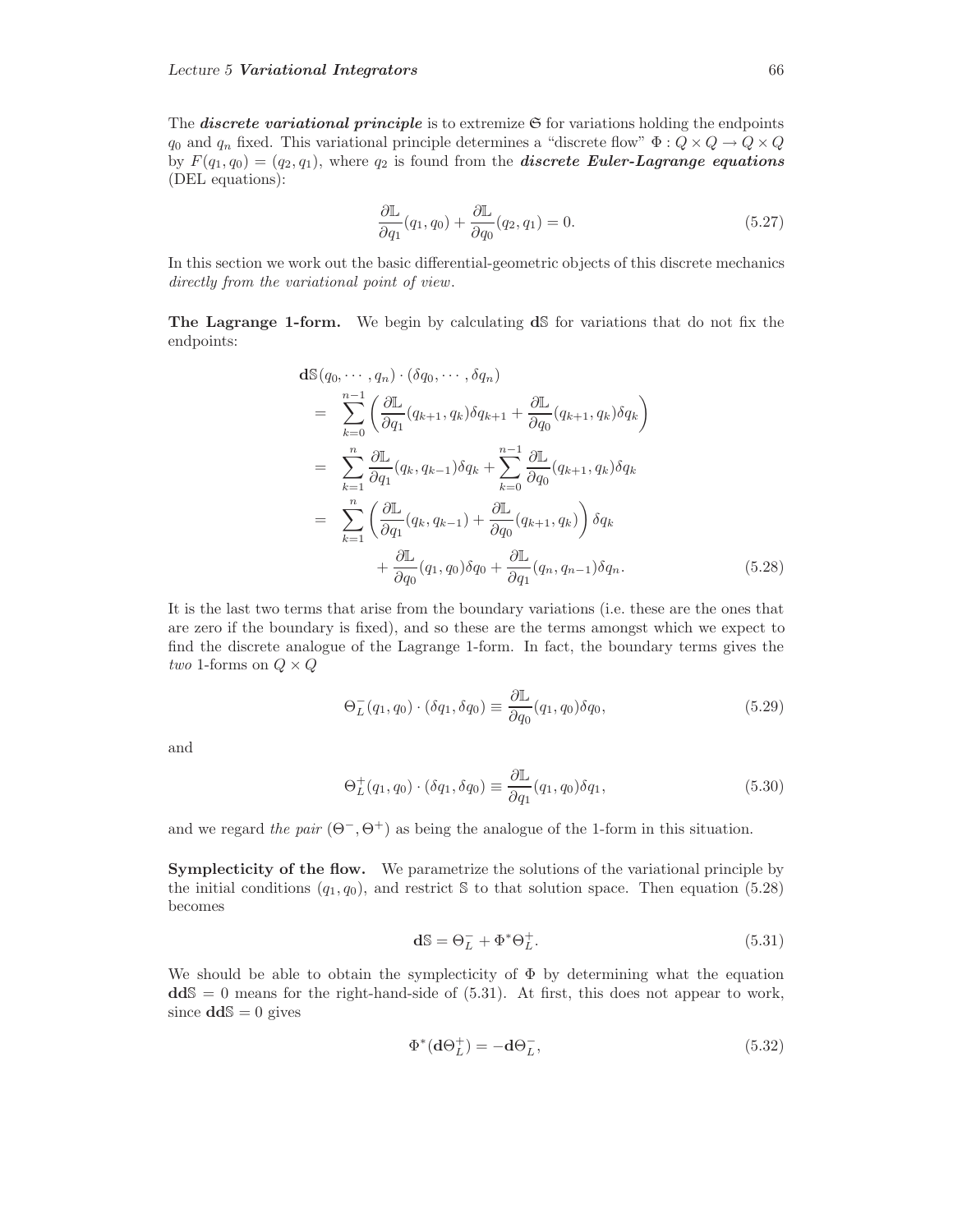The ***discrete variational principle*** is to extremize $\mathfrak{S}$ for variations holding the endpoints $q_0$ and $q_n$ fixed. This variational principle determines a "discrete flow" $\Phi : Q \times Q \to Q \times Q$ by $F(q_1, q_0) = (q_2, q_1)$, where $q_2$ is found from the ***discrete Euler-Lagrange equations*** (DEL equations):

$$\frac{\partial \mathbb{L}}{\partial q_1}(q_1, q_0) + \frac{\partial \mathbb{L}}{\partial q_0}(q_2, q_1) = 0. \tag{5.27}$$

In this section we work out the basic differential-geometric objects of this discrete mechanics *directly from the variational point of view*.

**The Lagrange 1-form.** We begin by calculating $\mathbf{d}\mathbb{S}$ for variations that do not fix the endpoints:

$$\begin{aligned}
&\mathbf{d}\mathbb{S}(q_0, \cdots, q_n) \cdot (\delta q_0, \cdots, \delta q_n) \\
&= \sum_{k=0}^{n-1} \left( \frac{\partial \mathbb{L}}{\partial q_1}(q_{k+1}, q_k)\delta q_{k+1} + \frac{\partial \mathbb{L}}{\partial q_0}(q_{k+1}, q_k)\delta q_k \right) \\
&= \sum_{k=1}^{n} \frac{\partial \mathbb{L}}{\partial q_1}(q_k, q_{k-1})\delta q_k + \sum_{k=0}^{n-1} \frac{\partial \mathbb{L}}{\partial q_0}(q_{k+1}, q_k)\delta q_k \\
&= \sum_{k=1}^{n} \left( \frac{\partial \mathbb{L}}{\partial q_1}(q_k, q_{k-1}) + \frac{\partial \mathbb{L}}{\partial q_0}(q_{k+1}, q_k) \right) \delta q_k \\
&\qquad + \frac{\partial \mathbb{L}}{\partial q_0}(q_1, q_0)\delta q_0 + \frac{\partial \mathbb{L}}{\partial q_1}(q_n, q_{n-1})\delta q_n.
\end{aligned} \tag{5.28}$$

It is the last two terms that arise from the boundary variations (i.e. these are the ones that are zero if the boundary is fixed), and so these are the terms amongst which we expect to find the discrete analogue of the Lagrange 1-form. In fact, the boundary terms gives the *two* 1-forms on $Q \times Q$

$$\Theta_L^-(q_1, q_0) \cdot (\delta q_1, \delta q_0) \equiv \frac{\partial \mathbb{L}}{\partial q_0}(q_1, q_0)\delta q_0, \tag{5.29}$$

and

$$\Theta_L^+(q_1, q_0) \cdot (\delta q_1, \delta q_0) \equiv \frac{\partial \mathbb{L}}{\partial q_1}(q_1, q_0)\delta q_1, \tag{5.30}$$

and we regard *the pair* $(\Theta^-, \Theta^+)$ as being the analogue of the 1-form in this situation.

**Symplecticity of the flow.** We parametrize the solutions of the variational principle by the initial conditions $(q_1, q_0)$, and restrict $\mathbb{S}$ to that solution space. Then equation (5.28) becomes

$$\mathbf{d}\mathbb{S} = \Theta_L^- + \Phi^* \Theta_L^+. \tag{5.31}$$

We should be able to obtain the symplecticity of $\Phi$ by determining what the equation $\mathbf{dd}\mathbb{S} = 0$ means for the right-hand-side of (5.31). At first, this does not appear to work, since $\mathbf{dd}\mathbb{S} = 0$ gives

$$\Phi^*(\mathbf{d}\Theta_L^+) = -\mathbf{d}\Theta_L^-, \tag{5.32}$$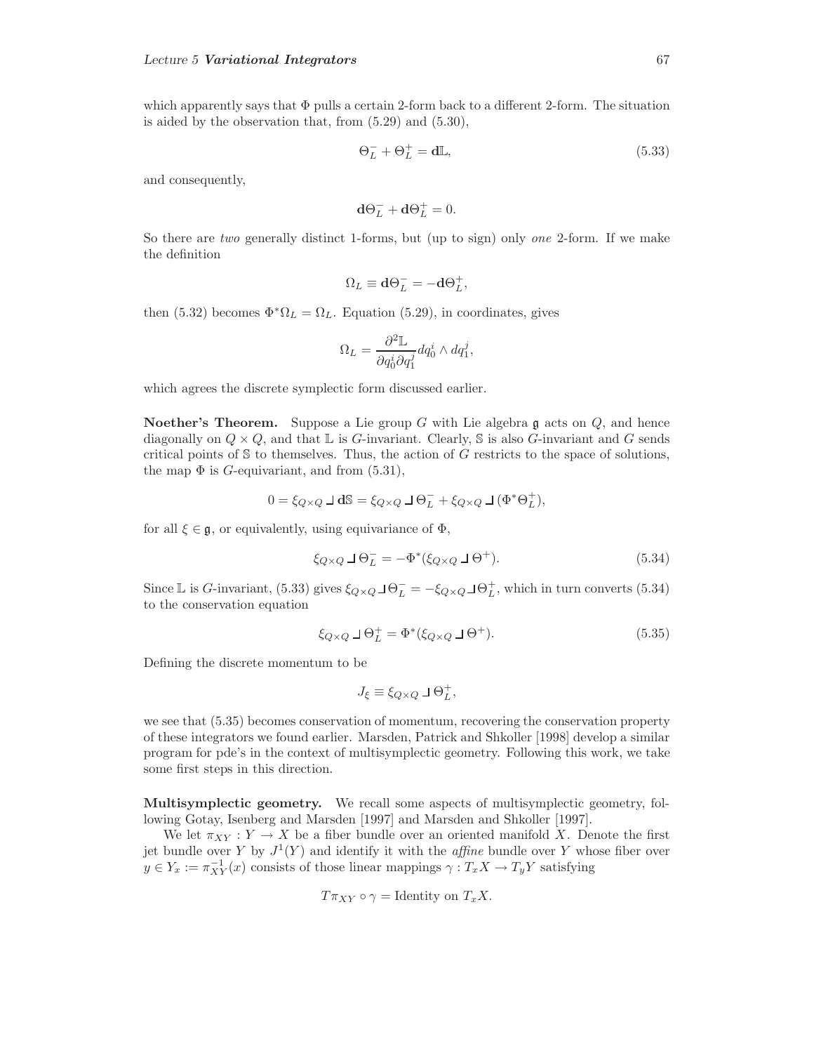which apparently says that $\Phi$ pulls a certain 2-form back to a different 2-form. The situation is aided by the observation that, from (5.29) and (5.30),

$$\Theta_L^- + \Theta_L^+ = \mathbf{d}\mathbb{L}, \tag{5.33}$$

and consequently,

$$\mathbf{d}\Theta_L^- + \mathbf{d}\Theta_L^+ = 0.$$

So there are *two* generally distinct 1-forms, but (up to sign) only *one* 2-form. If we make the definition

$$\Omega_L \equiv \mathbf{d}\Theta_L^- = -\mathbf{d}\Theta_L^+,$$

then (5.32) becomes $\Phi^*\Omega_L = \Omega_L$. Equation (5.29), in coordinates, gives

$$\Omega_L = \frac{\partial^2 \mathbb{L}}{\partial q_0^i \partial q_1^j} dq_0^i \wedge dq_1^j,$$

which agrees the discrete symplectic form discussed earlier.

**Noether's Theorem.** Suppose a Lie group $G$ with Lie algebra $\mathfrak{g}$ acts on $Q$, and hence diagonally on $Q \times Q$, and that $\mathbb{L}$ is $G$-invariant. Clearly, $\mathbb{S}$ is also $G$-invariant and $G$ sends critical points of $\mathbb{S}$ to themselves. Thus, the action of $G$ restricts to the space of solutions, the map $\Phi$ is $G$-equivariant, and from (5.31),

$$0 = \xi_{Q\times Q} \,\lrcorner\, \mathbf{d}\mathbb{S} = \xi_{Q\times Q} \,\lrcorner\, \Theta_L^- + \xi_{Q\times Q} \,\lrcorner\, (\Phi^*\Theta_L^+),$$

for all $\xi \in \mathfrak{g}$, or equivalently, using equivariance of $\Phi$,

$$\xi_{Q\times Q} \,\lrcorner\, \Theta_L^- = -\Phi^*(\xi_{Q\times Q} \,\lrcorner\, \Theta^+). \tag{5.34}$$

Since $\mathbb{L}$ is $G$-invariant, (5.33) gives $\xi_{Q\times Q} \,\lrcorner\, \Theta_L^- = -\xi_{Q\times Q} \,\lrcorner\, \Theta_L^+$, which in turn converts (5.34) to the conservation equation

$$\xi_{Q\times Q} \,\lrcorner\, \Theta_L^+ = \Phi^*(\xi_{Q\times Q} \,\lrcorner\, \Theta^+). \tag{5.35}$$

Defining the discrete momentum to be

$$J_\xi \equiv \xi_{Q\times Q} \,\lrcorner\, \Theta_L^+,$$

we see that (5.35) becomes conservation of momentum, recovering the conservation property of these integrators we found earlier. Marsden, Patrick and Shkoller [1998] develop a similar program for pde's in the context of multisymplectic geometry. Following this work, we take some first steps in this direction.

**Multisymplectic geometry.** We recall some aspects of multisymplectic geometry, following Gotay, Isenberg and Marsden [1997] and Marsden and Shkoller [1997].

We let $\pi_{XY} : Y \to X$ be a fiber bundle over an oriented manifold $X$. Denote the first jet bundle over $Y$ by $J^1(Y)$ and identify it with the *affine* bundle over $Y$ whose fiber over $y \in Y_x := \pi_{XY}^{-1}(x)$ consists of those linear mappings $\gamma : T_xX \to T_yY$ satisfying

$$T\pi_{XY} \circ \gamma = \text{Identity on } T_xX.$$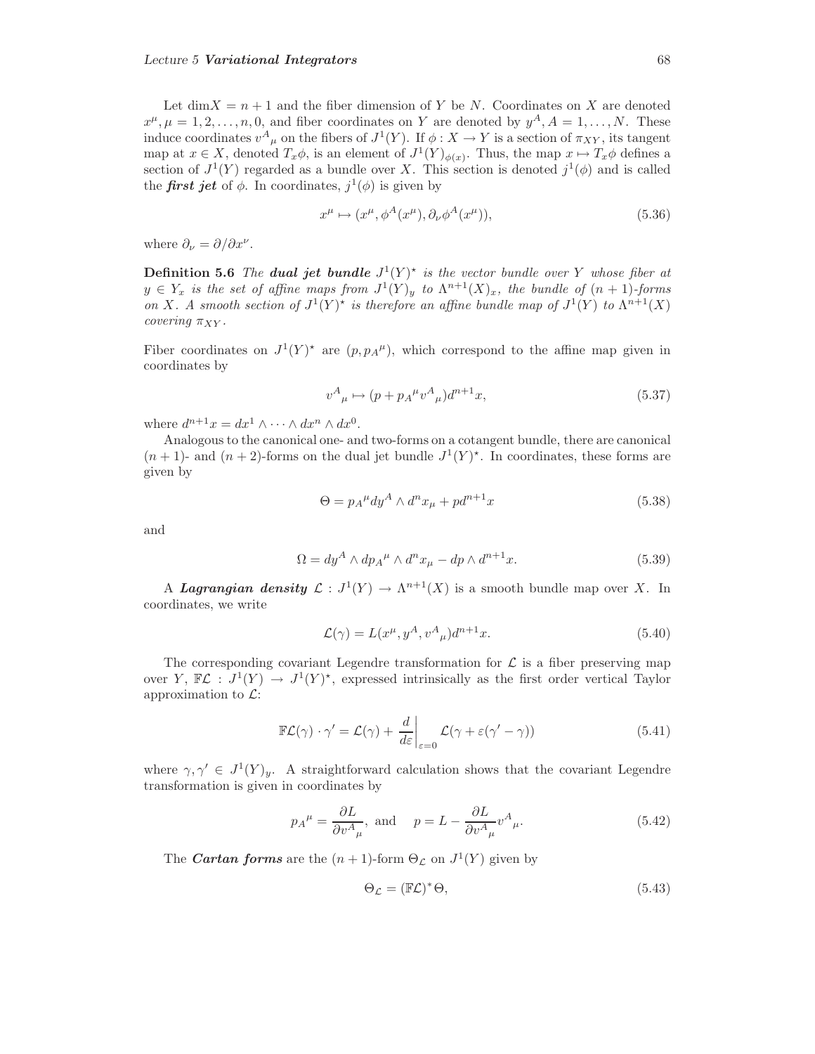Let $\dim X = n+1$ and the fiber dimension of $Y$ be $N$. Coordinates on $X$ are denoted $x^\mu, \mu = 1, 2, \ldots, n, 0$, and fiber coordinates on $Y$ are denoted by $y^A, A = 1, \ldots, N$. These induce coordinates $v^A{}_\mu$ on the fibers of $J^1(Y)$. If $\phi : X \to Y$ is a section of $\pi_{XY}$, its tangent map at $x \in X$, denoted $T_x\phi$, is an element of $J^1(Y)_{\phi(x)}$. Thus, the map $x \mapsto T_x\phi$ defines a section of $J^1(Y)$ regarded as a bundle over $X$. This section is denoted $j^1(\phi)$ and is called the ***first jet*** of $\phi$. In coordinates, $j^1(\phi)$ is given by

$$x^\mu \mapsto (x^\mu, \phi^A(x^\mu), \partial_\nu \phi^A(x^\mu)), \tag{5.36}$$

where $\partial_\nu = \partial/\partial x^\nu$.

**Definition 5.6** *The* ***dual jet bundle*** $J^1(Y)^\star$ *is the vector bundle over* $Y$ *whose fiber at* $y \in Y_x$ *is the set of affine maps from* $J^1(Y)_y$ *to* $\Lambda^{n+1}(X)_x$*, the bundle of* $(n+1)$*-forms on* $X$*. A smooth section of* $J^1(Y)^\star$ *is therefore an affine bundle map of* $J^1(Y)$ *to* $\Lambda^{n+1}(X)$ *covering* $\pi_{XY}$*.*

Fiber coordinates on $J^1(Y)^\star$ are $(p, p_A{}^\mu)$, which correspond to the affine map given in coordinates by

$$v^A{}_\mu \mapsto (p + p_A{}^\mu v^A{}_\mu) d^{n+1}x, \tag{5.37}$$

where $d^{n+1}x = dx^1 \wedge \cdots \wedge dx^n \wedge dx^0$.

Analogous to the canonical one- and two-forms on a cotangent bundle, there are canonical $(n+1)$- and $(n+2)$-forms on the dual jet bundle $J^1(Y)^\star$. In coordinates, these forms are given by

$$\Theta = p_A{}^\mu dy^A \wedge d^n x_\mu + p d^{n+1}x \tag{5.38}$$

and

$$\Omega = dy^A \wedge dp_A{}^\mu \wedge d^n x_\mu - dp \wedge d^{n+1}x. \tag{5.39}$$

A ***Lagrangian density*** $\mathcal{L} : J^1(Y) \to \Lambda^{n+1}(X)$ is a smooth bundle map over $X$. In coordinates, we write

$$\mathcal{L}(\gamma) = L(x^\mu, y^A, v^A{}_\mu) d^{n+1}x. \tag{5.40}$$

The corresponding covariant Legendre transformation for $\mathcal{L}$ is a fiber preserving map over $Y$, $\mathbb{F}\mathcal{L} : J^1(Y) \to J^1(Y)^\star$, expressed intrinsically as the first order vertical Taylor approximation to $\mathcal{L}$:

$$\mathbb{F}\mathcal{L}(\gamma) \cdot \gamma' = \mathcal{L}(\gamma) + \left.\frac{d}{d\varepsilon}\right|_{\varepsilon=0} \mathcal{L}(\gamma + \varepsilon(\gamma' - \gamma)) \tag{5.41}$$

where $\gamma, \gamma' \in J^1(Y)_y$. A straightforward calculation shows that the covariant Legendre transformation is given in coordinates by

$$p_A{}^\mu = \frac{\partial L}{\partial v^A{}_\mu}, \text{ and } \quad p = L - \frac{\partial L}{\partial v^A{}_\mu} v^A{}_\mu. \tag{5.42}$$

The ***Cartan forms*** are the $(n+1)$-form $\Theta_\mathcal{L}$ on $J^1(Y)$ given by

$$\Theta_\mathcal{L} = (\mathbb{F}\mathcal{L})^* \Theta, \tag{5.43}$$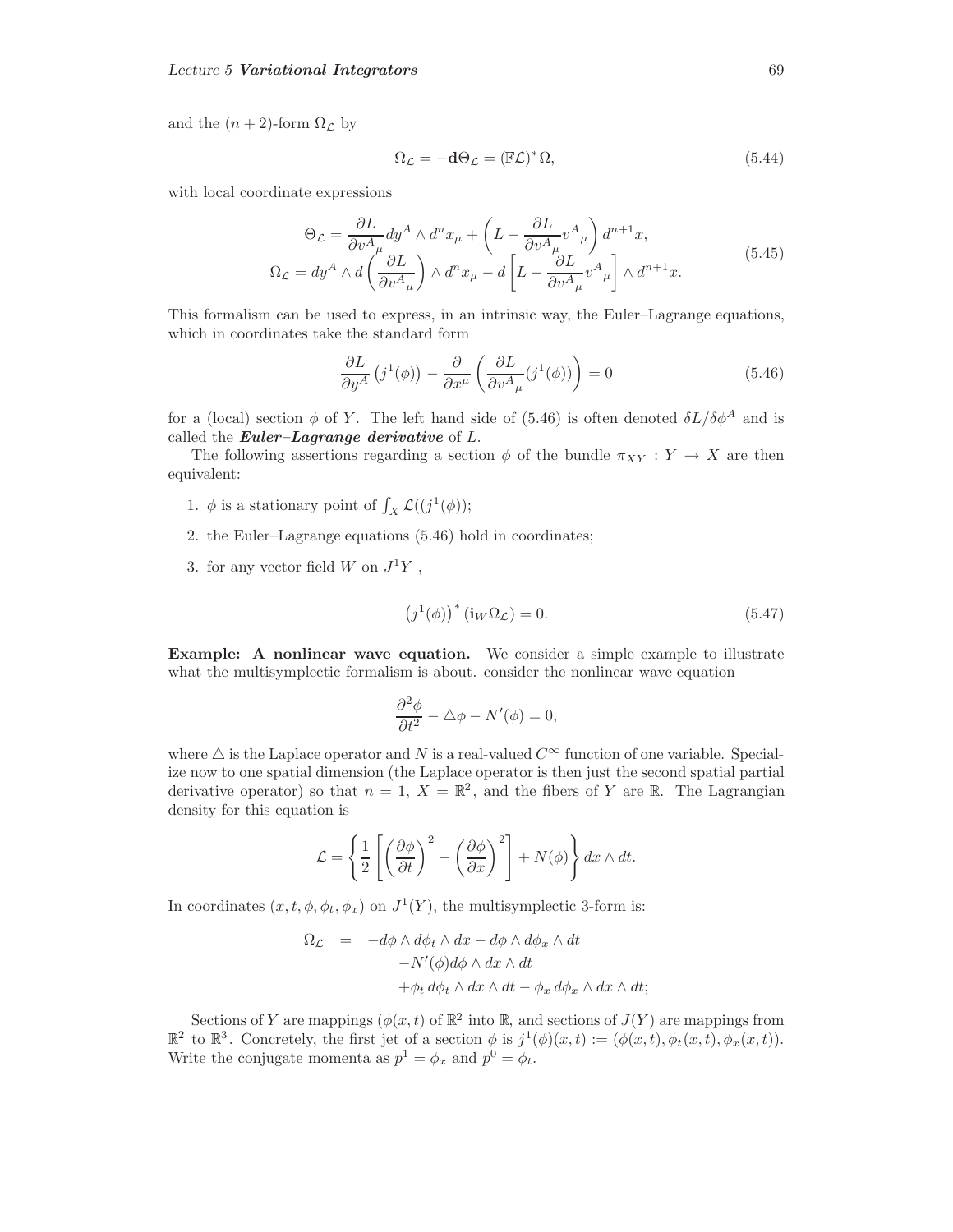and the $(n+2)$-form $\Omega_{\mathcal{L}}$ by

$$\Omega_{\mathcal{L}} = -\mathbf{d}\Theta_{\mathcal{L}} = (\mathbb{F}\mathcal{L})^*\Omega, \tag{5.44}$$

with local coordinate expressions

$$\begin{aligned}
\Theta_{\mathcal{L}} &= \frac{\partial L}{\partial v^A{}_\mu} dy^A \wedge d^n x_\mu + \left( L - \frac{\partial L}{\partial v^A{}_\mu} v^A{}_\mu \right) d^{n+1}x, \\
\Omega_{\mathcal{L}} &= dy^A \wedge d\left( \frac{\partial L}{\partial v^A{}_\mu} \right) \wedge d^n x_\mu - d\left[ L - \frac{\partial L}{\partial v^A{}_\mu} v^A{}_\mu \right] \wedge d^{n+1}x.
\end{aligned} \tag{5.45}$$

This formalism can be used to express, in an intrinsic way, the Euler–Lagrange equations, which in coordinates take the standard form

$$\frac{\partial L}{\partial y^A}\left(j^1(\phi)\right) - \frac{\partial}{\partial x^\mu}\left( \frac{\partial L}{\partial v^A{}_\mu}(j^1(\phi)) \right) = 0 \tag{5.46}$$

for a (local) section $\phi$ of $Y$. The left hand side of (5.46) is often denoted $\delta L/\delta\phi^A$ and is called the ***Euler–Lagrange derivative*** of $L$.

The following assertions regarding a section $\phi$ of the bundle $\pi_{XY} : Y \to X$ are then equivalent:

1. $\phi$ is a stationary point of $\int_X \mathcal{L}((j^1(\phi))$;
2. the Euler–Lagrange equations (5.46) hold in coordinates;
3. for any vector field $W$ on $J^1Y$ ,

$$\left(j^1(\phi)\right)^* (\mathbf{i}_W \Omega_{\mathcal{L}}) = 0. \tag{5.47}$$

**Example: A nonlinear wave equation.** We consider a simple example to illustrate what the multisymplectic formalism is about. consider the nonlinear wave equation

$$\frac{\partial^2 \phi}{\partial t^2} - \triangle\phi - N'(\phi) = 0,$$

where $\triangle$ is the Laplace operator and $N$ is a real-valued $C^\infty$ function of one variable. Specialize now to one spatial dimension (the Laplace operator is then just the second spatial partial derivative operator) so that $n = 1$, $X = \mathbb{R}^2$, and the fibers of $Y$ are $\mathbb{R}$. The Lagrangian density for this equation is

$$\mathcal{L} = \left\{ \frac{1}{2}\left[ \left(\frac{\partial \phi}{\partial t}\right)^2 - \left(\frac{\partial \phi}{\partial x}\right)^2 \right] + N(\phi) \right\} dx \wedge dt.$$

In coordinates $(x, t, \phi, \phi_t, \phi_x)$ on $J^1(Y)$, the multisymplectic 3-form is:

$$\begin{aligned}
\Omega_{\mathcal{L}} \;=\; & -d\phi \wedge d\phi_t \wedge dx - d\phi \wedge d\phi_x \wedge dt \\
& - N'(\phi) d\phi \wedge dx \wedge dt \\
& + \phi_t \, d\phi_t \wedge dx \wedge dt - \phi_x \, d\phi_x \wedge dx \wedge dt;
\end{aligned}$$

Sections of $Y$ are mappings $(\phi(x,t)$ of $\mathbb{R}^2$ into $\mathbb{R}$, and sections of $J(Y)$ are mappings from $\mathbb{R}^2$ to $\mathbb{R}^3$. Concretely, the first jet of a section $\phi$ is $j^1(\phi)(x,t) := (\phi(x,t), \phi_t(x,t), \phi_x(x,t))$. Write the conjugate momenta as $p^1 = \phi_x$ and $p^0 = \phi_t$.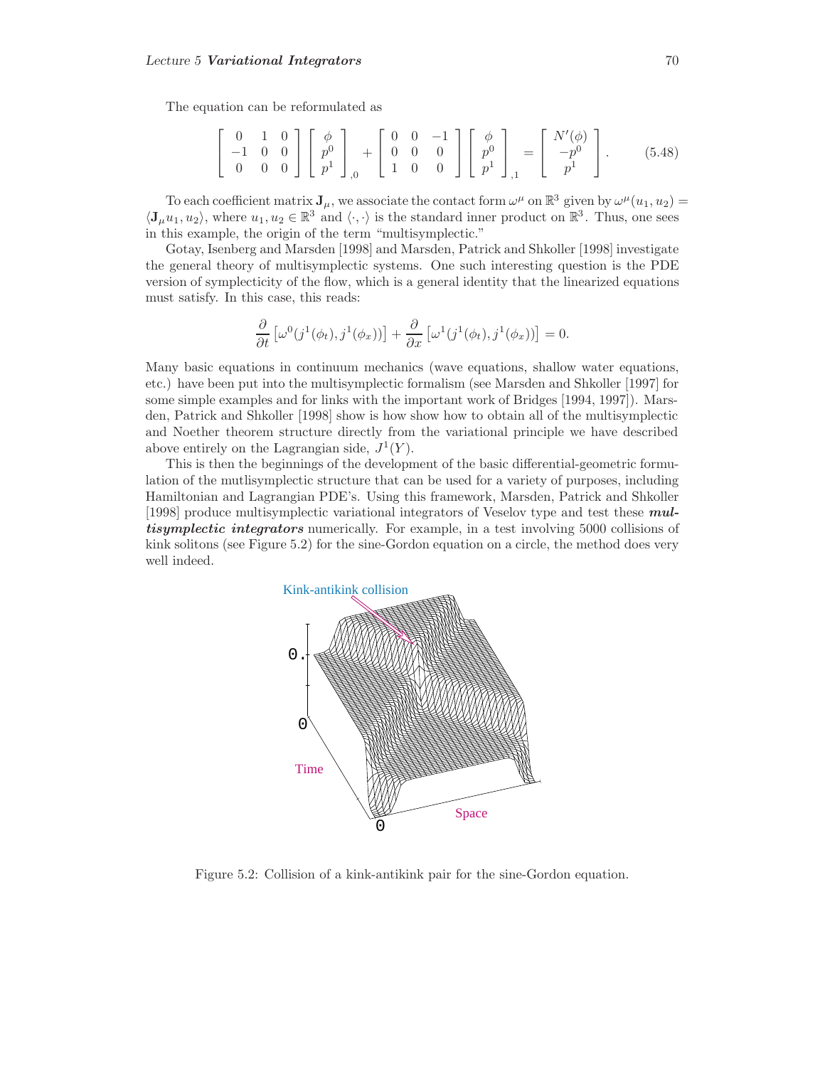The equation can be reformulated as

$$
\begin{bmatrix} 0 & 1 & 0 \\ -1 & 0 & 0 \\ 0 & 0 & 0 \end{bmatrix} \begin{bmatrix} \phi \\ p^0 \\ p^1 \end{bmatrix}_{,0} + \begin{bmatrix} 0 & 0 & -1 \\ 0 & 0 & 0 \\ 1 & 0 & 0 \end{bmatrix} \begin{bmatrix} \phi \\ p^0 \\ p^1 \end{bmatrix}_{,1} = \begin{bmatrix} N'(\phi) \\ -p^0 \\ p^1 \end{bmatrix}. \tag{5.48}
$$

To each coefficient matrix $\mathbf{J}_\mu$, we associate the contact form $\omega^\mu$ on $\mathbb{R}^3$ given by $\omega^\mu(u_1, u_2) = \langle \mathbf{J}_\mu u_1, u_2 \rangle$, where $u_1, u_2 \in \mathbb{R}^3$ and $\langle \cdot, \cdot \rangle$ is the standard inner product on $\mathbb{R}^3$. Thus, one sees in this example, the origin of the term "multisymplectic."

Gotay, Isenberg and Marsden [1998] and Marsden, Patrick and Shkoller [1998] investigate the general theory of multisymplectic systems. One such interesting question is the PDE version of symplecticity of the flow, which is a general identity that the linearized equations must satisfy. In this case, this reads:

$$
\frac{\partial}{\partial t}\left[\omega^0(j^1(\phi_t), j^1(\phi_x))\right] + \frac{\partial}{\partial x}\left[\omega^1(j^1(\phi_t), j^1(\phi_x))\right] = 0.
$$

Many basic equations in continuum mechanics (wave equations, shallow water equations, etc.) have been put into the multisymplectic formalism (see Marsden and Shkoller [1997] for some simple examples and for links with the important work of Bridges [1994, 1997]). Marsden, Patrick and Shkoller [1998] show is how show how to obtain all of the multisymplectic and Noether theorem structure directly from the variational principle we have described above entirely on the Lagrangian side, $J^1(Y)$.

This is then the beginnings of the development of the basic differential-geometric formulation of the mutlisymplectic structure that can be used for a variety of purposes, including Hamiltonian and Lagrangian PDE's. Using this framework, Marsden, Patrick and Shkoller [1998] produce multisymplectic variational integrators of Veselov type and test these ***multisymplectic integrators*** numerically. For example, in a test involving 5000 collisions of kink solitons (see Figure 5.2) for the sine-Gordon equation on a circle, the method does very well indeed.

Figure 5.2: Collision of a kink-antikink pair for the sine-Gordon equation.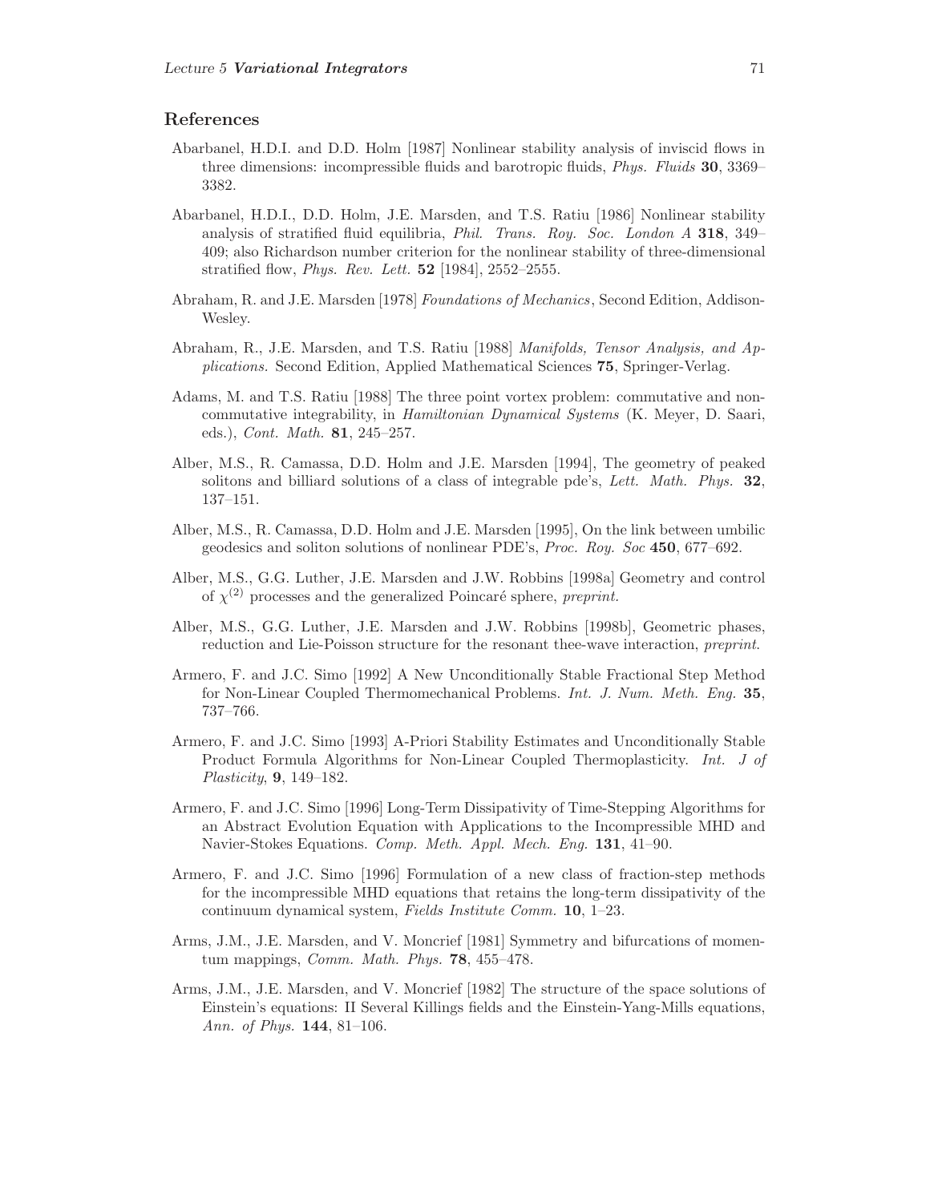## References

Abarbanel, H.D.I. and D.D. Holm [1987] Nonlinear stability analysis of inviscid flows in three dimensions: incompressible fluids and barotropic fluids, *Phys. Fluids* **30**, 3369–3382.

Abarbanel, H.D.I., D.D. Holm, J.E. Marsden, and T.S. Ratiu [1986] Nonlinear stability analysis of stratified fluid equilibria, *Phil. Trans. Roy. Soc. London A* **318**, 349–409; also Richardson number criterion for the nonlinear stability of three-dimensional stratified flow, *Phys. Rev. Lett.* **52** [1984], 2552–2555.

Abraham, R. and J.E. Marsden [1978] *Foundations of Mechanics*, Second Edition, Addison-Wesley.

Abraham, R., J.E. Marsden, and T.S. Ratiu [1988] *Manifolds, Tensor Analysis, and Applications.* Second Edition, Applied Mathematical Sciences **75**, Springer-Verlag.

Adams, M. and T.S. Ratiu [1988] The three point vortex problem: commutative and noncommutative integrability, in *Hamiltonian Dynamical Systems* (K. Meyer, D. Saari, eds.), *Cont. Math.* **81**, 245–257.

Alber, M.S., R. Camassa, D.D. Holm and J.E. Marsden [1994], The geometry of peaked solitons and billiard solutions of a class of integrable pde's, *Lett. Math. Phys.* **32**, 137–151.

Alber, M.S., R. Camassa, D.D. Holm and J.E. Marsden [1995], On the link between umbilic geodesics and soliton solutions of nonlinear PDE's, *Proc. Roy. Soc* **450**, 677–692.

Alber, M.S., G.G. Luther, J.E. Marsden and J.W. Robbins [1998a] Geometry and control of $\chi^{(2)}$ processes and the generalized Poincaré sphere, *preprint.*

Alber, M.S., G.G. Luther, J.E. Marsden and J.W. Robbins [1998b], Geometric phases, reduction and Lie-Poisson structure for the resonant thee-wave interaction, *preprint.*

Armero, F. and J.C. Simo [1992] A New Unconditionally Stable Fractional Step Method for Non-Linear Coupled Thermomechanical Problems. *Int. J. Num. Meth. Eng.* **35**, 737–766.

Armero, F. and J.C. Simo [1993] A-Priori Stability Estimates and Unconditionally Stable Product Formula Algorithms for Non-Linear Coupled Thermoplasticity. *Int. J of Plasticity*, **9**, 149–182.

Armero, F. and J.C. Simo [1996] Long-Term Dissipativity of Time-Stepping Algorithms for an Abstract Evolution Equation with Applications to the Incompressible MHD and Navier-Stokes Equations. *Comp. Meth. Appl. Mech. Eng.* **131**, 41–90.

Armero, F. and J.C. Simo [1996] Formulation of a new class of fraction-step methods for the incompressible MHD equations that retains the long-term dissipativity of the continuum dynamical system, *Fields Institute Comm.* **10**, 1–23.

Arms, J.M., J.E. Marsden, and V. Moncrief [1981] Symmetry and bifurcations of momentum mappings, *Comm. Math. Phys.* **78**, 455–478.

Arms, J.M., J.E. Marsden, and V. Moncrief [1982] The structure of the space solutions of Einstein's equations: II Several Killings fields and the Einstein-Yang-Mills equations, *Ann. of Phys.* **144**, 81–106.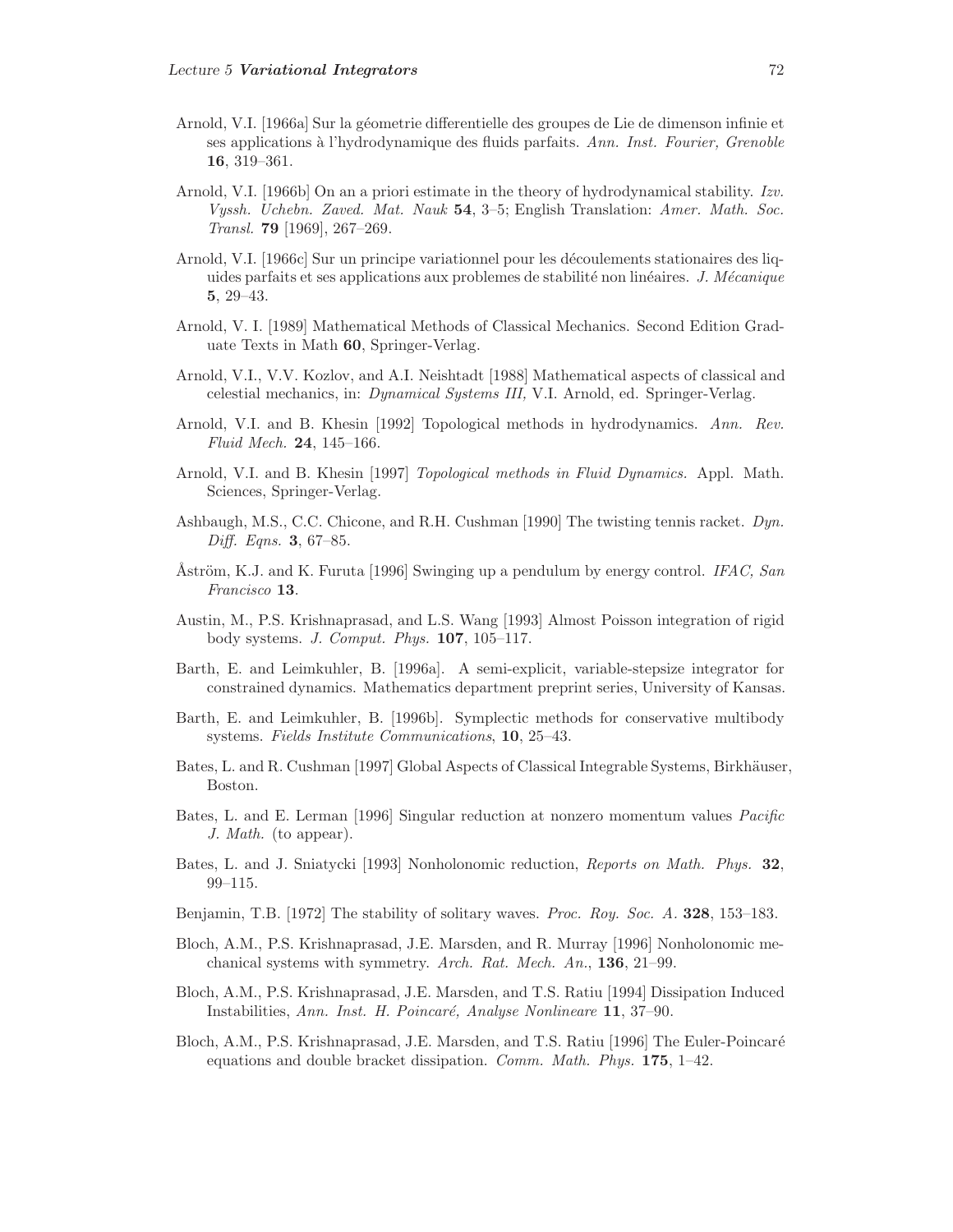Arnold, V.I. [1966a] Sur la géometrie differentielle des groupes de Lie de dimenson infinie et ses applications à l'hydrodynamique des fluids parfaits. *Ann. Inst. Fourier, Grenoble* **16**, 319–361.

Arnold, V.I. [1966b] On an a priori estimate in the theory of hydrodynamical stability. *Izv. Vyssh. Uchebn. Zaved. Mat. Nauk* **54**, 3–5; English Translation: *Amer. Math. Soc. Transl.* **79** [1969], 267–269.

Arnold, V.I. [1966c] Sur un principe variationnel pour les découlements stationaires des liquides parfaits et ses applications aux problemes de stabilité non linéaires. *J. Mécanique* **5**, 29–43.

Arnold, V. I. [1989] Mathematical Methods of Classical Mechanics. Second Edition Graduate Texts in Math **60**, Springer-Verlag.

Arnold, V.I., V.V. Kozlov, and A.I. Neishtadt [1988] Mathematical aspects of classical and celestial mechanics, in: *Dynamical Systems III,* V.I. Arnold, ed. Springer-Verlag.

Arnold, V.I. and B. Khesin [1992] Topological methods in hydrodynamics. *Ann. Rev. Fluid Mech.* **24**, 145–166.

Arnold, V.I. and B. Khesin [1997] *Topological methods in Fluid Dynamics.* Appl. Math. Sciences, Springer-Verlag.

Ashbaugh, M.S., C.C. Chicone, and R.H. Cushman [1990] The twisting tennis racket. *Dyn. Diff. Eqns.* **3**, 67–85.

Åström, K.J. and K. Furuta [1996] Swinging up a pendulum by energy control. *IFAC, San Francisco* **13**.

Austin, M., P.S. Krishnaprasad, and L.S. Wang [1993] Almost Poisson integration of rigid body systems. *J. Comput. Phys.* **107**, 105–117.

Barth, E. and Leimkuhler, B. [1996a]. A semi-explicit, variable-stepsize integrator for constrained dynamics. Mathematics department preprint series, University of Kansas.

Barth, E. and Leimkuhler, B. [1996b]. Symplectic methods for conservative multibody systems. *Fields Institute Communications*, **10**, 25–43.

Bates, L. and R. Cushman [1997] Global Aspects of Classical Integrable Systems, Birkhäuser, Boston.

Bates, L. and E. Lerman [1996] Singular reduction at nonzero momentum values *Pacific J. Math.* (to appear).

Bates, L. and J. Sniatycki [1993] Nonholonomic reduction, *Reports on Math. Phys.* **32**, 99–115.

Benjamin, T.B. [1972] The stability of solitary waves. *Proc. Roy. Soc. A.* **328**, 153–183.

Bloch, A.M., P.S. Krishnaprasad, J.E. Marsden, and R. Murray [1996] Nonholonomic mechanical systems with symmetry. *Arch. Rat. Mech. An.*, **136**, 21–99.

Bloch, A.M., P.S. Krishnaprasad, J.E. Marsden, and T.S. Ratiu [1994] Dissipation Induced Instabilities, *Ann. Inst. H. Poincaré, Analyse Nonlineare* **11**, 37–90.

Bloch, A.M., P.S. Krishnaprasad, J.E. Marsden, and T.S. Ratiu [1996] The Euler-Poincaré equations and double bracket dissipation. *Comm. Math. Phys.* **175**, 1–42.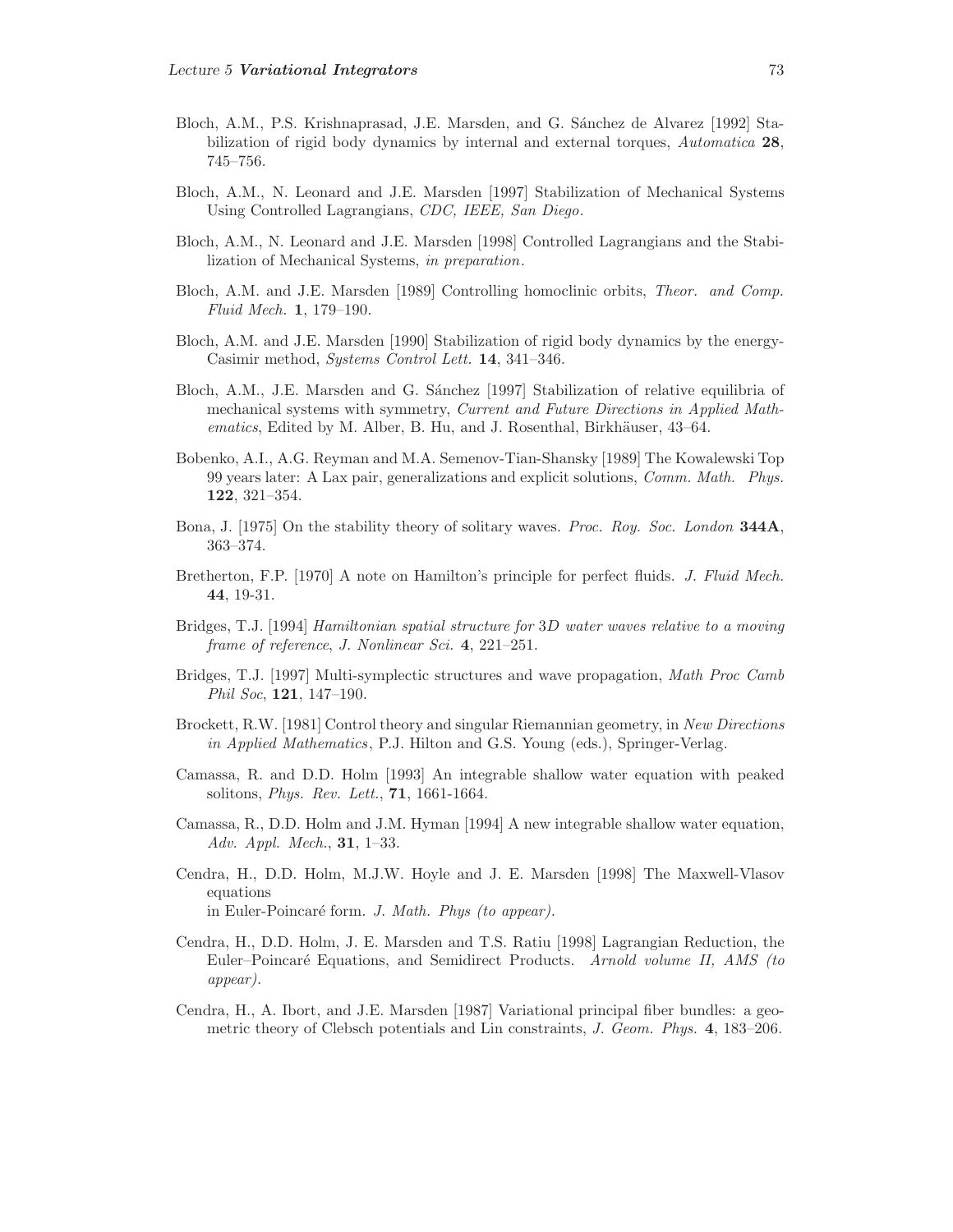Bloch, A.M., P.S. Krishnaprasad, J.E. Marsden, and G. Sánchez de Alvarez [1992] Stabilization of rigid body dynamics by internal and external torques, *Automatica* **28**, 745–756.

Bloch, A.M., N. Leonard and J.E. Marsden [1997] Stabilization of Mechanical Systems Using Controlled Lagrangians, *CDC, IEEE, San Diego*.

Bloch, A.M., N. Leonard and J.E. Marsden [1998] Controlled Lagrangians and the Stabilization of Mechanical Systems, *in preparation*.

Bloch, A.M. and J.E. Marsden [1989] Controlling homoclinic orbits, *Theor. and Comp. Fluid Mech.* **1**, 179–190.

Bloch, A.M. and J.E. Marsden [1990] Stabilization of rigid body dynamics by the energy-Casimir method, *Systems Control Lett.* **14**, 341–346.

Bloch, A.M., J.E. Marsden and G. Sánchez [1997] Stabilization of relative equilibria of mechanical systems with symmetry, *Current and Future Directions in Applied Mathematics*, Edited by M. Alber, B. Hu, and J. Rosenthal, Birkhäuser, 43–64.

Bobenko, A.I., A.G. Reyman and M.A. Semenov-Tian-Shansky [1989] The Kowalewski Top 99 years later: A Lax pair, generalizations and explicit solutions, *Comm. Math. Phys.* **122**, 321–354.

Bona, J. [1975] On the stability theory of solitary waves. *Proc. Roy. Soc. London* **344A**, 363–374.

Bretherton, F.P. [1970] A note on Hamilton's principle for perfect fluids. *J. Fluid Mech.* **44**, 19-31.

Bridges, T.J. [1994] *Hamiltonian spatial structure for 3D water waves relative to a moving frame of reference*, *J. Nonlinear Sci.* **4**, 221–251.

Bridges, T.J. [1997] Multi-symplectic structures and wave propagation, *Math Proc Camb Phil Soc*, **121**, 147–190.

Brockett, R.W. [1981] Control theory and singular Riemannian geometry, in *New Directions in Applied Mathematics*, P.J. Hilton and G.S. Young (eds.), Springer-Verlag.

Camassa, R. and D.D. Holm [1993] An integrable shallow water equation with peaked solitons, *Phys. Rev. Lett.*, **71**, 1661-1664.

Camassa, R., D.D. Holm and J.M. Hyman [1994] A new integrable shallow water equation, *Adv. Appl. Mech.*, **31**, 1–33.

Cendra, H., D.D. Holm, M.J.W. Hoyle and J. E. Marsden [1998] The Maxwell-Vlasov equations in Euler-Poincaré form. *J. Math. Phys (to appear)*.

Cendra, H., D.D. Holm, J. E. Marsden and T.S. Ratiu [1998] Lagrangian Reduction, the Euler–Poincaré Equations, and Semidirect Products. *Arnold volume II, AMS (to appear)*.

Cendra, H., A. Ibort, and J.E. Marsden [1987] Variational principal fiber bundles: a geometric theory of Clebsch potentials and Lin constraints, *J. Geom. Phys.* **4**, 183–206.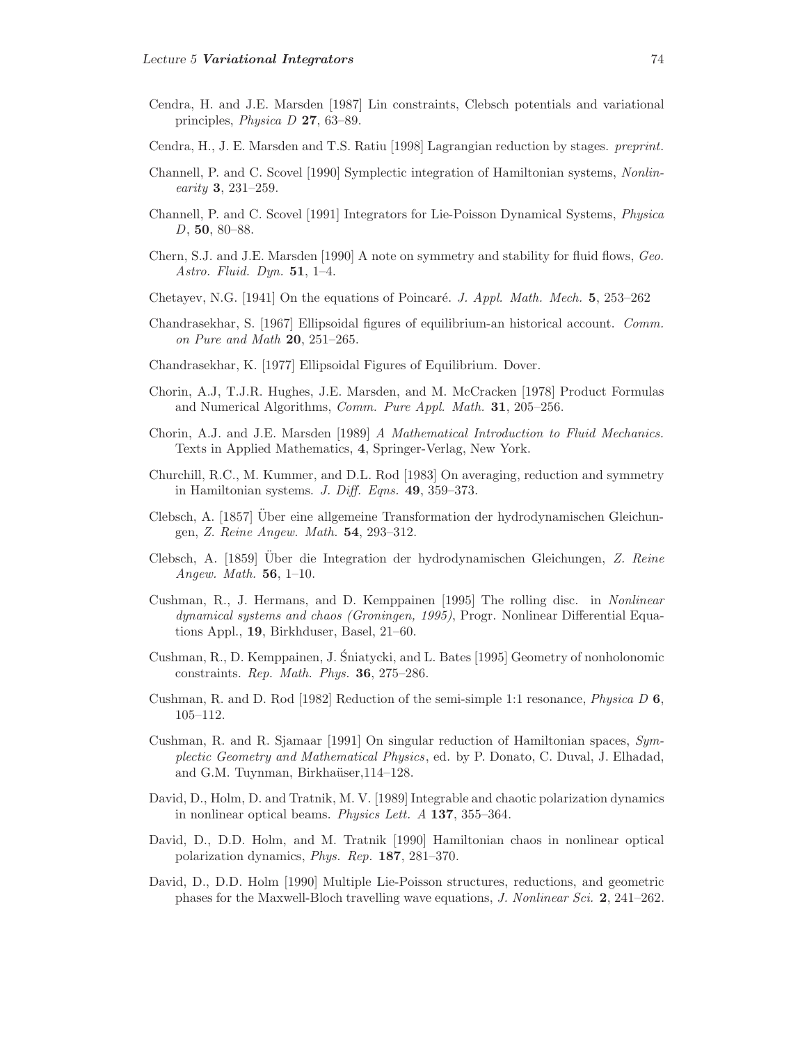Cendra, H. and J.E. Marsden [1987] Lin constraints, Clebsch potentials and variational principles, *Physica D* **27**, 63–89.

Cendra, H., J. E. Marsden and T.S. Ratiu [1998] Lagrangian reduction by stages. *preprint.*

Channell, P. and C. Scovel [1990] Symplectic integration of Hamiltonian systems, *Nonlinearity* **3**, 231–259.

Channell, P. and C. Scovel [1991] Integrators for Lie-Poisson Dynamical Systems, *Physica D*, **50**, 80–88.

Chern, S.J. and J.E. Marsden [1990] A note on symmetry and stability for fluid flows, *Geo. Astro. Fluid. Dyn.* **51**, 1–4.

Chetayev, N.G. [1941] On the equations of Poincaré. *J. Appl. Math. Mech.* **5**, 253–262

Chandrasekhar, S. [1967] Ellipsoidal figures of equilibrium-an historical account. *Comm. on Pure and Math* **20**, 251–265.

Chandrasekhar, K. [1977] Ellipsoidal Figures of Equilibrium. Dover.

Chorin, A.J, T.J.R. Hughes, J.E. Marsden, and M. McCracken [1978] Product Formulas and Numerical Algorithms, *Comm. Pure Appl. Math.* **31**, 205–256.

Chorin, A.J. and J.E. Marsden [1989] *A Mathematical Introduction to Fluid Mechanics.* Texts in Applied Mathematics, **4**, Springer-Verlag, New York.

Churchill, R.C., M. Kummer, and D.L. Rod [1983] On averaging, reduction and symmetry in Hamiltonian systems. *J. Diff. Eqns.* **49**, 359–373.

Clebsch, A. [1857] Über eine allgemeine Transformation der hydrodynamischen Gleichungen, *Z. Reine Angew. Math.* **54**, 293–312.

Clebsch, A. [1859] Über die Integration der hydrodynamischen Gleichungen, *Z. Reine Angew. Math.* **56**, 1–10.

Cushman, R., J. Hermans, and D. Kemppainen [1995] The rolling disc. in *Nonlinear dynamical systems and chaos (Groningen, 1995)*, Progr. Nonlinear Differential Equations Appl., **19**, Birkhduser, Basel, 21–60.

Cushman, R., D. Kemppainen, J. Śniatycki, and L. Bates [1995] Geometry of nonholonomic constraints. *Rep. Math. Phys.* **36**, 275–286.

Cushman, R. and D. Rod [1982] Reduction of the semi-simple 1:1 resonance, *Physica D* **6**, 105–112.

Cushman, R. and R. Sjamaar [1991] On singular reduction of Hamiltonian spaces, *Symplectic Geometry and Mathematical Physics*, ed. by P. Donato, C. Duval, J. Elhadad, and G.M. Tuynman, Birkhaüser,114–128.

David, D., Holm, D. and Tratnik, M. V. [1989] Integrable and chaotic polarization dynamics in nonlinear optical beams. *Physics Lett. A* **137**, 355–364.

David, D., D.D. Holm, and M. Tratnik [1990] Hamiltonian chaos in nonlinear optical polarization dynamics, *Phys. Rep.* **187**, 281–370.

David, D., D.D. Holm [1990] Multiple Lie-Poisson structures, reductions, and geometric phases for the Maxwell-Bloch travelling wave equations, *J. Nonlinear Sci.* **2**, 241–262.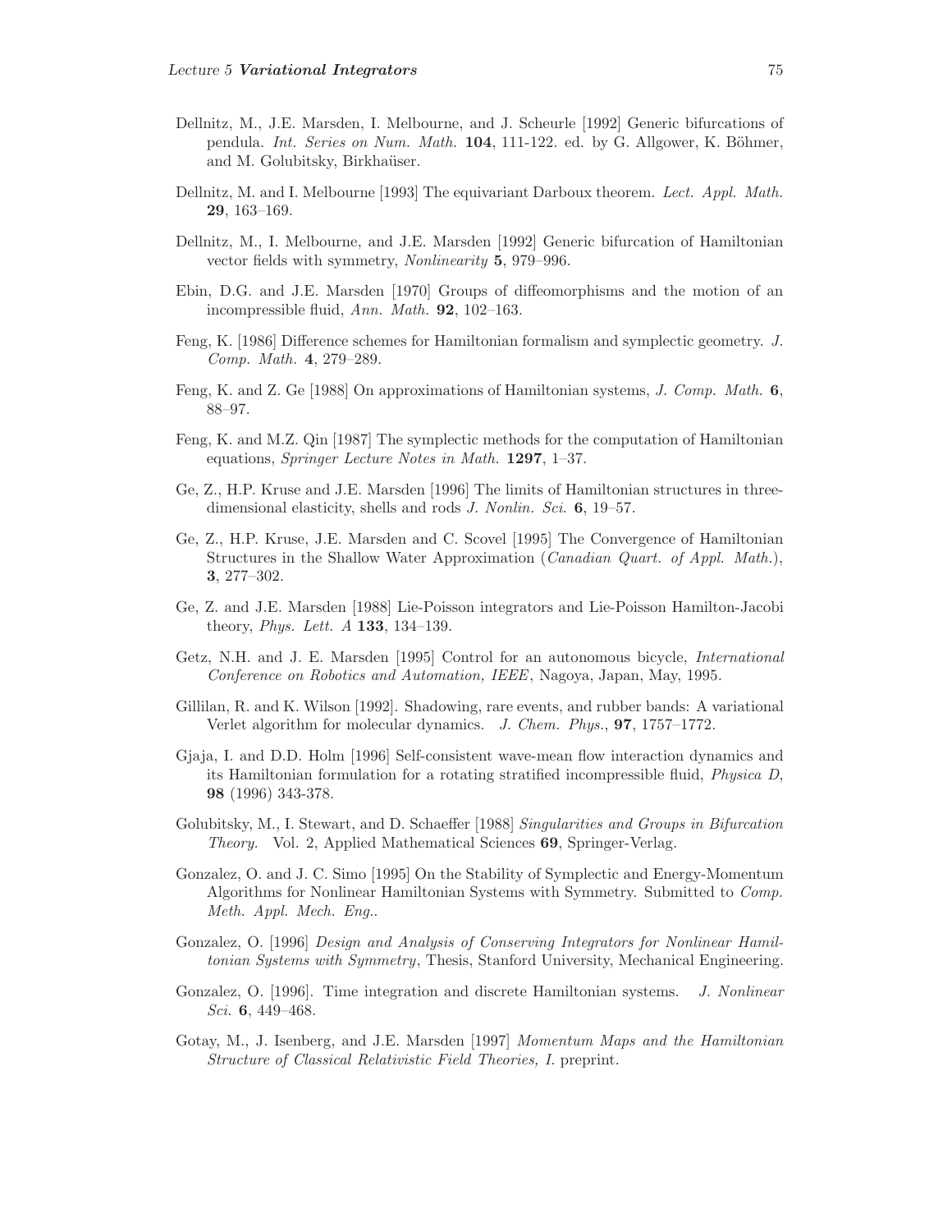Dellnitz, M., J.E. Marsden, I. Melbourne, and J. Scheurle [1992] Generic bifurcations of pendula. *Int. Series on Num. Math.* **104**, 111-122. ed. by G. Allgower, K. Böhmer, and M. Golubitsky, Birkhaüser.

Dellnitz, M. and I. Melbourne [1993] The equivariant Darboux theorem. *Lect. Appl. Math.* **29**, 163–169.

Dellnitz, M., I. Melbourne, and J.E. Marsden [1992] Generic bifurcation of Hamiltonian vector fields with symmetry, *Nonlinearity* **5**, 979–996.

Ebin, D.G. and J.E. Marsden [1970] Groups of diffeomorphisms and the motion of an incompressible fluid, *Ann. Math.* **92**, 102–163.

Feng, K. [1986] Difference schemes for Hamiltonian formalism and symplectic geometry. *J. Comp. Math.* **4**, 279–289.

Feng, K. and Z. Ge [1988] On approximations of Hamiltonian systems, *J. Comp. Math.* **6**, 88–97.

Feng, K. and M.Z. Qin [1987] The symplectic methods for the computation of Hamiltonian equations, *Springer Lecture Notes in Math.* **1297**, 1–37.

Ge, Z., H.P. Kruse and J.E. Marsden [1996] The limits of Hamiltonian structures in three-dimensional elasticity, shells and rods *J. Nonlin. Sci.* **6**, 19–57.

Ge, Z., H.P. Kruse, J.E. Marsden and C. Scovel [1995] The Convergence of Hamiltonian Structures in the Shallow Water Approximation (*Canadian Quart. of Appl. Math.*), **3**, 277–302.

Ge, Z. and J.E. Marsden [1988] Lie-Poisson integrators and Lie-Poisson Hamilton-Jacobi theory, *Phys. Lett. A* **133**, 134–139.

Getz, N.H. and J. E. Marsden [1995] Control for an autonomous bicycle, *International Conference on Robotics and Automation, IEEE*, Nagoya, Japan, May, 1995.

Gillilan, R. and K. Wilson [1992]. Shadowing, rare events, and rubber bands: A variational Verlet algorithm for molecular dynamics. *J. Chem. Phys.*, **97**, 1757–1772.

Gjaja, I. and D.D. Holm [1996] Self-consistent wave-mean flow interaction dynamics and its Hamiltonian formulation for a rotating stratified incompressible fluid, *Physica D*, **98** (1996) 343-378.

Golubitsky, M., I. Stewart, and D. Schaeffer [1988] *Singularities and Groups in Bifurcation Theory.* Vol. 2, Applied Mathematical Sciences **69**, Springer-Verlag.

Gonzalez, O. and J. C. Simo [1995] On the Stability of Symplectic and Energy-Momentum Algorithms for Nonlinear Hamiltonian Systems with Symmetry. Submitted to *Comp. Meth. Appl. Mech. Eng.*.

Gonzalez, O. [1996] *Design and Analysis of Conserving Integrators for Nonlinear Hamiltonian Systems with Symmetry*, Thesis, Stanford University, Mechanical Engineering.

Gonzalez, O. [1996]. Time integration and discrete Hamiltonian systems. *J. Nonlinear Sci.* **6**, 449–468.

Gotay, M., J. Isenberg, and J.E. Marsden [1997] *Momentum Maps and the Hamiltonian Structure of Classical Relativistic Field Theories, I.* preprint.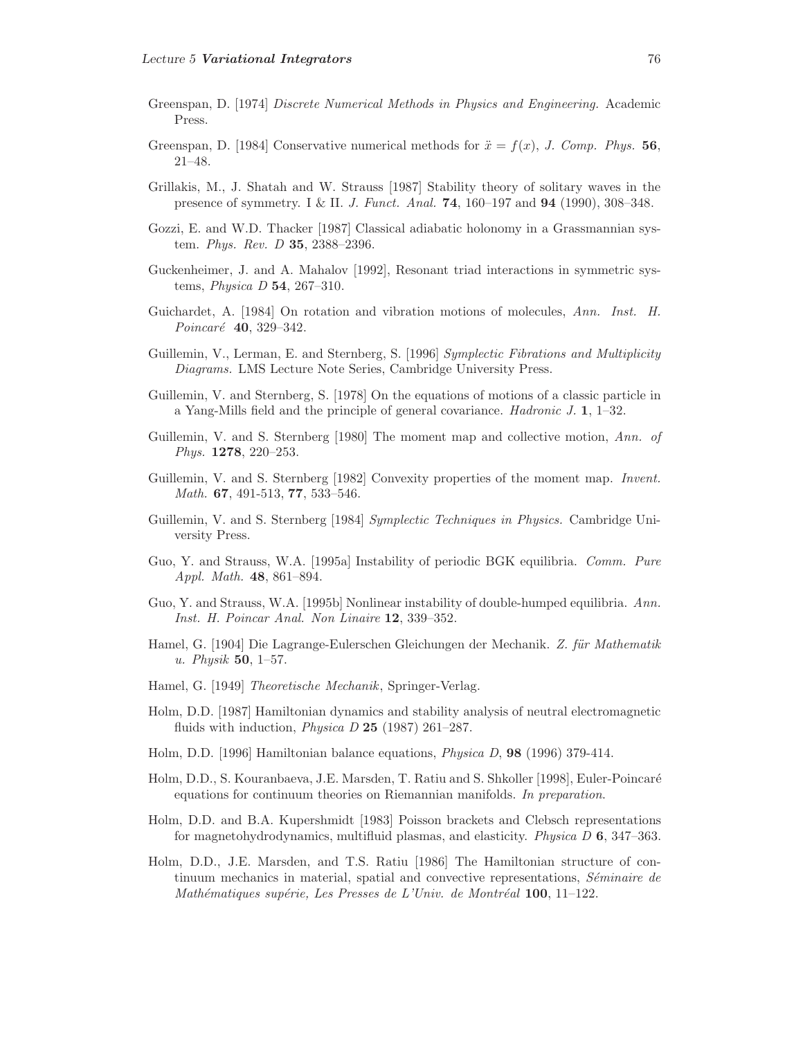Greenspan, D. [1974] *Discrete Numerical Methods in Physics and Engineering.* Academic Press.

Greenspan, D. [1984] Conservative numerical methods for $\ddot{x} = f(x)$, *J. Comp. Phys.* **56**, 21–48.

Grillakis, M., J. Shatah and W. Strauss [1987] Stability theory of solitary waves in the presence of symmetry. I & II. *J. Funct. Anal.* **74**, 160–197 and **94** (1990), 308–348.

Gozzi, E. and W.D. Thacker [1987] Classical adiabatic holonomy in a Grassmannian system. *Phys. Rev. D* **35**, 2388–2396.

Guckenheimer, J. and A. Mahalov [1992], Resonant triad interactions in symmetric systems, *Physica D* **54**, 267–310.

Guichardet, A. [1984] On rotation and vibration motions of molecules, *Ann. Inst. H. Poincaré* **40**, 329–342.

Guillemin, V., Lerman, E. and Sternberg, S. [1996] *Symplectic Fibrations and Multiplicity Diagrams.* LMS Lecture Note Series, Cambridge University Press.

Guillemin, V. and Sternberg, S. [1978] On the equations of motions of a classic particle in a Yang-Mills field and the principle of general covariance. *Hadronic J.* **1**, 1–32.

Guillemin, V. and S. Sternberg [1980] The moment map and collective motion, *Ann. of Phys.* **1278**, 220–253.

Guillemin, V. and S. Sternberg [1982] Convexity properties of the moment map. *Invent. Math.* **67**, 491-513, **77**, 533–546.

Guillemin, V. and S. Sternberg [1984] *Symplectic Techniques in Physics.* Cambridge University Press.

Guo, Y. and Strauss, W.A. [1995a] Instability of periodic BGK equilibria. *Comm. Pure Appl. Math.* **48**, 861–894.

Guo, Y. and Strauss, W.A. [1995b] Nonlinear instability of double-humped equilibria. *Ann. Inst. H. Poincar Anal. Non Linaire* **12**, 339–352.

Hamel, G. [1904] Die Lagrange-Eulerschen Gleichungen der Mechanik. *Z. für Mathematik u. Physik* **50**, 1–57.

Hamel, G. [1949] *Theoretische Mechanik*, Springer-Verlag.

Holm, D.D. [1987] Hamiltonian dynamics and stability analysis of neutral electromagnetic fluids with induction, *Physica D* **25** (1987) 261–287.

Holm, D.D. [1996] Hamiltonian balance equations, *Physica D*, **98** (1996) 379-414.

Holm, D.D., S. Kouranbaeva, J.E. Marsden, T. Ratiu and S. Shkoller [1998], Euler-Poincaré equations for continuum theories on Riemannian manifolds. *In preparation*.

Holm, D.D. and B.A. Kupershmidt [1983] Poisson brackets and Clebsch representations for magnetohydrodynamics, multifluid plasmas, and elasticity. *Physica D* **6**, 347–363.

Holm, D.D., J.E. Marsden, and T.S. Ratiu [1986] The Hamiltonian structure of continuum mechanics in material, spatial and convective representations, *Séminaire de Mathématiques supérie, Les Presses de L'Univ. de Montréal* **100**, 11–122.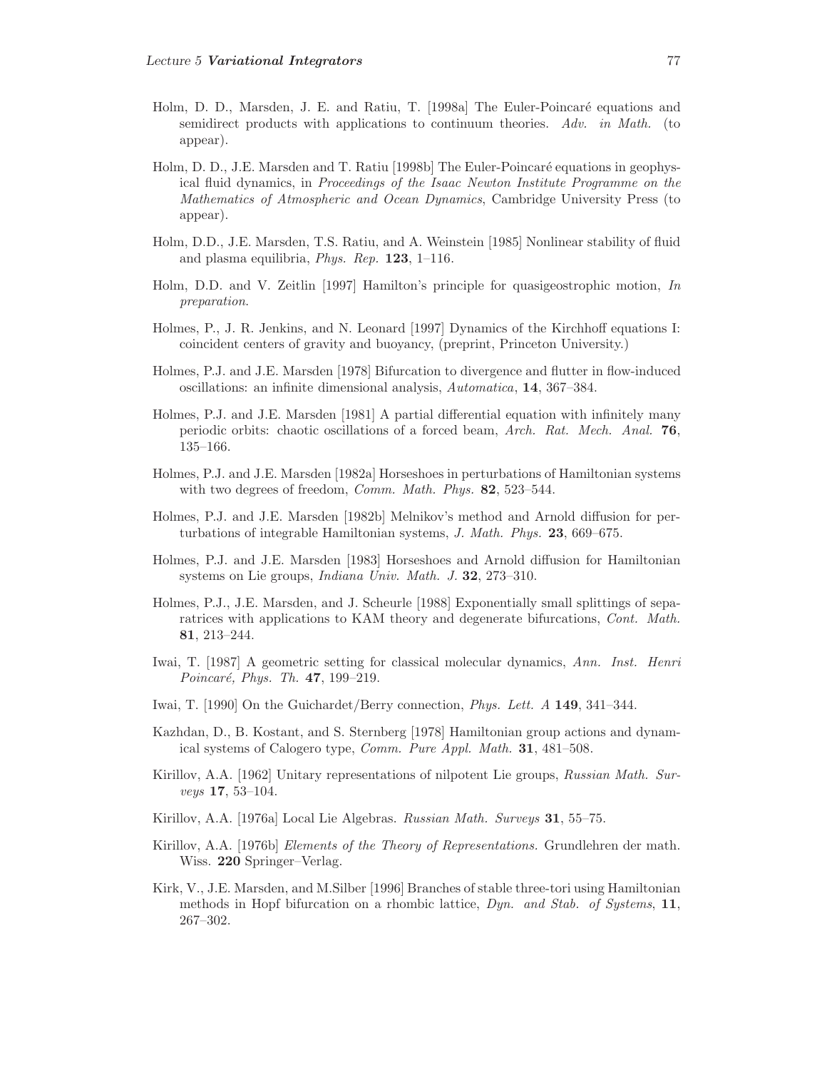Holm, D. D., Marsden, J. E. and Ratiu, T. [1998a] The Euler-Poincaré equations and semidirect products with applications to continuum theories. *Adv. in Math.* (to appear).

Holm, D. D., J.E. Marsden and T. Ratiu [1998b] The Euler-Poincaré equations in geophysical fluid dynamics, in *Proceedings of the Isaac Newton Institute Programme on the Mathematics of Atmospheric and Ocean Dynamics*, Cambridge University Press (to appear).

Holm, D.D., J.E. Marsden, T.S. Ratiu, and A. Weinstein [1985] Nonlinear stability of fluid and plasma equilibria, *Phys. Rep.* **123**, 1–116.

Holm, D.D. and V. Zeitlin [1997] Hamilton's principle for quasigeostrophic motion, *In preparation.*

Holmes, P., J. R. Jenkins, and N. Leonard [1997] Dynamics of the Kirchhoff equations I: coincident centers of gravity and buoyancy, (preprint, Princeton University.)

Holmes, P.J. and J.E. Marsden [1978] Bifurcation to divergence and flutter in flow-induced oscillations: an infinite dimensional analysis, *Automatica*, **14**, 367–384.

Holmes, P.J. and J.E. Marsden [1981] A partial differential equation with infinitely many periodic orbits: chaotic oscillations of a forced beam, *Arch. Rat. Mech. Anal.* **76**, 135–166.

Holmes, P.J. and J.E. Marsden [1982a] Horseshoes in perturbations of Hamiltonian systems with two degrees of freedom, *Comm. Math. Phys.* **82**, 523–544.

Holmes, P.J. and J.E. Marsden [1982b] Melnikov's method and Arnold diffusion for perturbations of integrable Hamiltonian systems, *J. Math. Phys.* **23**, 669–675.

Holmes, P.J. and J.E. Marsden [1983] Horseshoes and Arnold diffusion for Hamiltonian systems on Lie groups, *Indiana Univ. Math. J.* **32**, 273–310.

Holmes, P.J., J.E. Marsden, and J. Scheurle [1988] Exponentially small splittings of separatrices with applications to KAM theory and degenerate bifurcations, *Cont. Math.* **81**, 213–244.

Iwai, T. [1987] A geometric setting for classical molecular dynamics, *Ann. Inst. Henri Poincaré, Phys. Th.* **47**, 199–219.

Iwai, T. [1990] On the Guichardet/Berry connection, *Phys. Lett. A* **149**, 341–344.

Kazhdan, D., B. Kostant, and S. Sternberg [1978] Hamiltonian group actions and dynamical systems of Calogero type, *Comm. Pure Appl. Math.* **31**, 481–508.

Kirillov, A.A. [1962] Unitary representations of nilpotent Lie groups, *Russian Math. Surveys* **17**, 53–104.

Kirillov, A.A. [1976a] Local Lie Algebras. *Russian Math. Surveys* **31**, 55–75.

Kirillov, A.A. [1976b] *Elements of the Theory of Representations.* Grundlehren der math. Wiss. **220** Springer–Verlag.

Kirk, V., J.E. Marsden, and M.Silber [1996] Branches of stable three-tori using Hamiltonian methods in Hopf bifurcation on a rhombic lattice, *Dyn. and Stab. of Systems*, **11**, 267–302.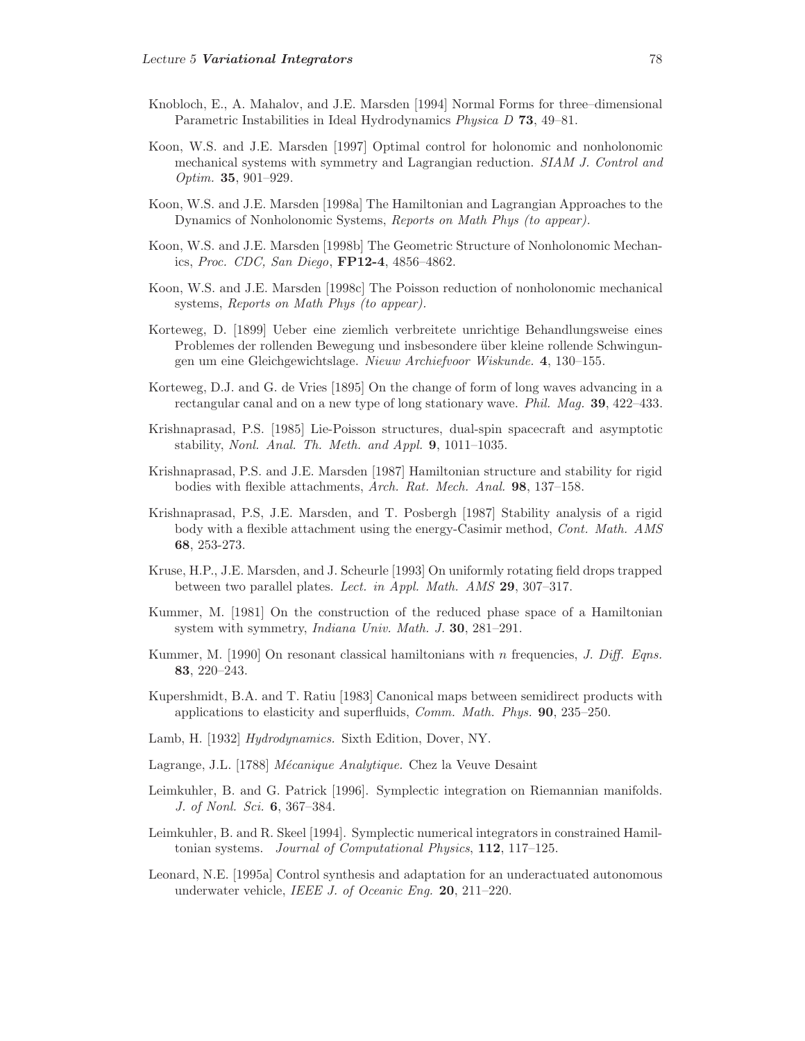Knobloch, E., A. Mahalov, and J.E. Marsden [1994] Normal Forms for three–dimensional Parametric Instabilities in Ideal Hydrodynamics *Physica D* **73**, 49–81.

Koon, W.S. and J.E. Marsden [1997] Optimal control for holonomic and nonholonomic mechanical systems with symmetry and Lagrangian reduction. *SIAM J. Control and Optim.* **35**, 901–929.

Koon, W.S. and J.E. Marsden [1998a] The Hamiltonian and Lagrangian Approaches to the Dynamics of Nonholonomic Systems, *Reports on Math Phys (to appear).*

Koon, W.S. and J.E. Marsden [1998b] The Geometric Structure of Nonholonomic Mechanics, *Proc. CDC, San Diego*, **FP12-4**, 4856–4862.

Koon, W.S. and J.E. Marsden [1998c] The Poisson reduction of nonholonomic mechanical systems, *Reports on Math Phys (to appear).*

Korteweg, D. [1899] Ueber eine ziemlich verbreitete unrichtige Behandlungsweise eines Problemes der rollenden Bewegung und insbesondere über kleine rollende Schwingungen um eine Gleichgewichtslage. *Nieuw Archiefvoor Wiskunde.* **4**, 130–155.

Korteweg, D.J. and G. de Vries [1895] On the change of form of long waves advancing in a rectangular canal and on a new type of long stationary wave. *Phil. Mag.* **39**, 422–433.

Krishnaprasad, P.S. [1985] Lie-Poisson structures, dual-spin spacecraft and asymptotic stability, *Nonl. Anal. Th. Meth. and Appl.* **9**, 1011–1035.

Krishnaprasad, P.S. and J.E. Marsden [1987] Hamiltonian structure and stability for rigid bodies with flexible attachments, *Arch. Rat. Mech. Anal.* **98**, 137–158.

Krishnaprasad, P.S, J.E. Marsden, and T. Posbergh [1987] Stability analysis of a rigid body with a flexible attachment using the energy-Casimir method, *Cont. Math. AMS* **68**, 253-273.

Kruse, H.P., J.E. Marsden, and J. Scheurle [1993] On uniformly rotating field drops trapped between two parallel plates. *Lect. in Appl. Math. AMS* **29**, 307–317.

Kummer, M. [1981] On the construction of the reduced phase space of a Hamiltonian system with symmetry, *Indiana Univ. Math. J.* **30**, 281–291.

Kummer, M. [1990] On resonant classical hamiltonians with $n$ frequencies, *J. Diff. Eqns.* **83**, 220–243.

Kupershmidt, B.A. and T. Ratiu [1983] Canonical maps between semidirect products with applications to elasticity and superfluids, *Comm. Math. Phys.* **90**, 235–250.

Lamb, H. [1932] *Hydrodynamics.* Sixth Edition, Dover, NY.

Lagrange, J.L. [1788] *Mécanique Analytique.* Chez la Veuve Desaint

Leimkuhler, B. and G. Patrick [1996]. Symplectic integration on Riemannian manifolds. *J. of Nonl. Sci.* **6**, 367–384.

Leimkuhler, B. and R. Skeel [1994]. Symplectic numerical integrators in constrained Hamiltonian systems. *Journal of Computational Physics*, **112**, 117–125.

Leonard, N.E. [1995a] Control synthesis and adaptation for an underactuated autonomous underwater vehicle, *IEEE J. of Oceanic Eng.* **20**, 211–220.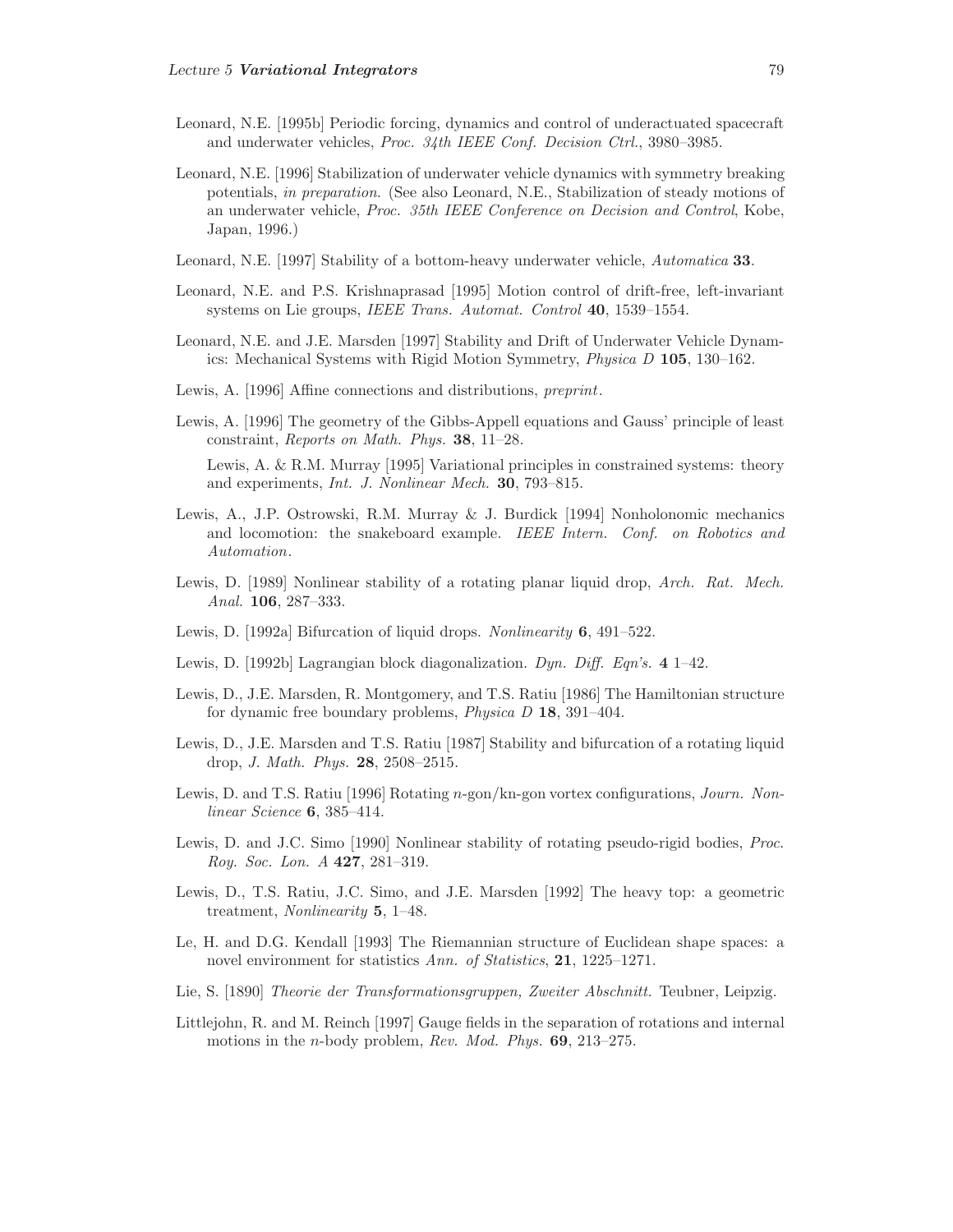Leonard, N.E. [1995b] Periodic forcing, dynamics and control of underactuated spacecraft and underwater vehicles, *Proc. 34th IEEE Conf. Decision Ctrl.*, 3980–3985.

Leonard, N.E. [1996] Stabilization of underwater vehicle dynamics with symmetry breaking potentials, *in preparation*. (See also Leonard, N.E., Stabilization of steady motions of an underwater vehicle, *Proc. 35th IEEE Conference on Decision and Control*, Kobe, Japan, 1996.)

Leonard, N.E. [1997] Stability of a bottom-heavy underwater vehicle, *Automatica* **33**.

Leonard, N.E. and P.S. Krishnaprasad [1995] Motion control of drift-free, left-invariant systems on Lie groups, *IEEE Trans. Automat. Control* **40**, 1539–1554.

Leonard, N.E. and J.E. Marsden [1997] Stability and Drift of Underwater Vehicle Dynamics: Mechanical Systems with Rigid Motion Symmetry, *Physica D* **105**, 130–162.

Lewis, A. [1996] Affine connections and distributions, *preprint*.

Lewis, A. [1996] The geometry of the Gibbs-Appell equations and Gauss' principle of least constraint, *Reports on Math. Phys.* **38**, 11–28.

Lewis, A. & R.M. Murray [1995] Variational principles in constrained systems: theory and experiments, *Int. J. Nonlinear Mech.* **30**, 793–815.

Lewis, A., J.P. Ostrowski, R.M. Murray & J. Burdick [1994] Nonholonomic mechanics and locomotion: the snakeboard example. *IEEE Intern. Conf. on Robotics and Automation*.

Lewis, D. [1989] Nonlinear stability of a rotating planar liquid drop, *Arch. Rat. Mech. Anal.* **106**, 287–333.

Lewis, D. [1992a] Bifurcation of liquid drops. *Nonlinearity* **6**, 491–522.

Lewis, D. [1992b] Lagrangian block diagonalization. *Dyn. Diff. Eqn's.* **4** 1–42.

Lewis, D., J.E. Marsden, R. Montgomery, and T.S. Ratiu [1986] The Hamiltonian structure for dynamic free boundary problems, *Physica D* **18**, 391–404.

Lewis, D., J.E. Marsden and T.S. Ratiu [1987] Stability and bifurcation of a rotating liquid drop, *J. Math. Phys.* **28**, 2508–2515.

Lewis, D. and T.S. Ratiu [1996] Rotating $n$-gon/kn-gon vortex configurations, *Journ. Nonlinear Science* **6**, 385–414.

Lewis, D. and J.C. Simo [1990] Nonlinear stability of rotating pseudo-rigid bodies, *Proc. Roy. Soc. Lon. A* **427**, 281–319.

Lewis, D., T.S. Ratiu, J.C. Simo, and J.E. Marsden [1992] The heavy top: a geometric treatment, *Nonlinearity* **5**, 1–48.

Le, H. and D.G. Kendall [1993] The Riemannian structure of Euclidean shape spaces: a novel environment for statistics *Ann. of Statistics*, **21**, 1225–1271.

Lie, S. [1890] *Theorie der Transformationsgruppen, Zweiter Abschnitt.* Teubner, Leipzig.

Littlejohn, R. and M. Reinch [1997] Gauge fields in the separation of rotations and internal motions in the $n$-body problem, *Rev. Mod. Phys.* **69**, 213–275.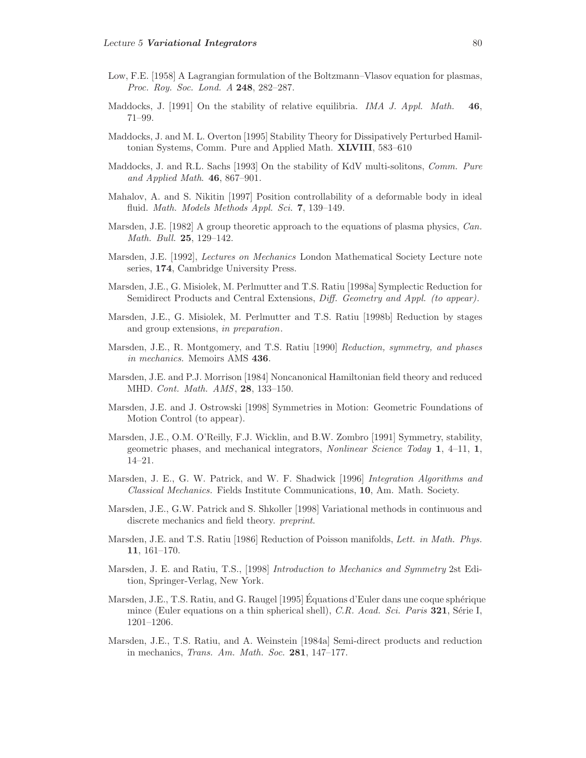Low, F.E. [1958] A Lagrangian formulation of the Boltzmann–Vlasov equation for plasmas, *Proc. Roy. Soc. Lond. A* **248**, 282–287.

Maddocks, J. [1991] On the stability of relative equilibria. *IMA J. Appl. Math.* **46**, 71–99.

Maddocks, J. and M. L. Overton [1995] Stability Theory for Dissipatively Perturbed Hamiltonian Systems, Comm. Pure and Applied Math. **XLVIII**, 583–610

Maddocks, J. and R.L. Sachs [1993] On the stability of KdV multi-solitons, *Comm. Pure and Applied Math.* **46**, 867–901.

Mahalov, A. and S. Nikitin [1997] Position controllability of a deformable body in ideal fluid. *Math. Models Methods Appl. Sci.* **7**, 139–149.

Marsden, J.E. [1982] A group theoretic approach to the equations of plasma physics, *Can. Math. Bull.* **25**, 129–142.

Marsden, J.E. [1992], *Lectures on Mechanics* London Mathematical Society Lecture note series, **174**, Cambridge University Press.

Marsden, J.E., G. Misiolek, M. Perlmutter and T.S. Ratiu [1998a] Symplectic Reduction for Semidirect Products and Central Extensions, *Diff. Geometry and Appl. (to appear).*

Marsden, J.E., G. Misiolek, M. Perlmutter and T.S. Ratiu [1998b] Reduction by stages and group extensions, *in preparation*.

Marsden, J.E., R. Montgomery, and T.S. Ratiu [1990] *Reduction, symmetry, and phases in mechanics.* Memoirs AMS **436**.

Marsden, J.E. and P.J. Morrison [1984] Noncanonical Hamiltonian field theory and reduced MHD. *Cont. Math. AMS*, **28**, 133–150.

Marsden, J.E. and J. Ostrowski [1998] Symmetries in Motion: Geometric Foundations of Motion Control (to appear).

Marsden, J.E., O.M. O'Reilly, F.J. Wicklin, and B.W. Zombro [1991] Symmetry, stability, geometric phases, and mechanical integrators, *Nonlinear Science Today* **1**, 4–11, **1**, 14–21.

Marsden, J. E., G. W. Patrick, and W. F. Shadwick [1996] *Integration Algorithms and Classical Mechanics.* Fields Institute Communications, **10**, Am. Math. Society.

Marsden, J.E., G.W. Patrick and S. Shkoller [1998] Variational methods in continuous and discrete mechanics and field theory. *preprint*.

Marsden, J.E. and T.S. Ratiu [1986] Reduction of Poisson manifolds, *Lett. in Math. Phys.* **11**, 161–170.

Marsden, J. E. and Ratiu, T.S., [1998] *Introduction to Mechanics and Symmetry* 2st Edition, Springer-Verlag, New York.

Marsden, J.E., T.S. Ratiu, and G. Raugel [1995] Équations d'Euler dans une coque sphérique mince (Euler equations on a thin spherical shell), *C.R. Acad. Sci. Paris* **321**, Série I, 1201–1206.

Marsden, J.E., T.S. Ratiu, and A. Weinstein [1984a] Semi-direct products and reduction in mechanics, *Trans. Am. Math. Soc.* **281**, 147–177.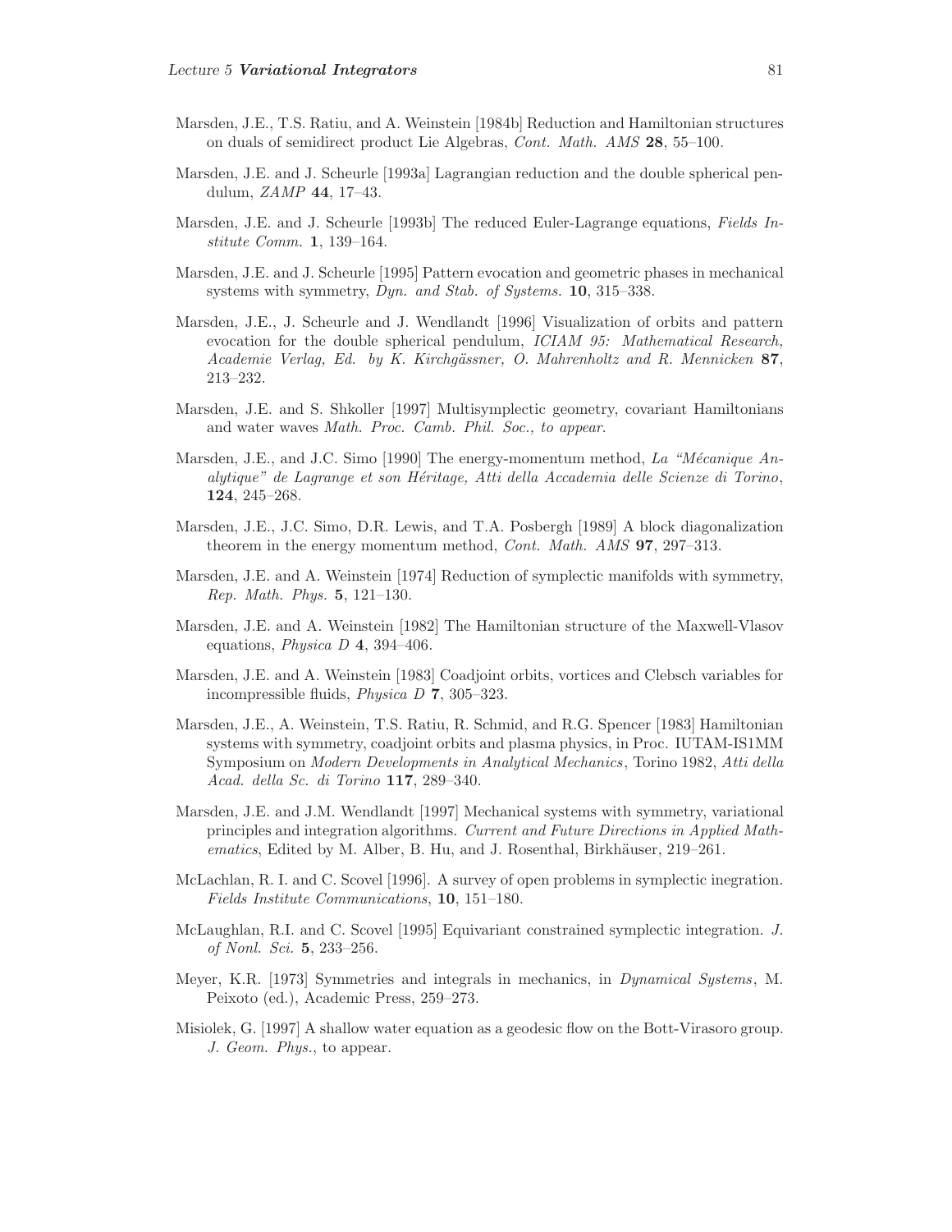Marsden, J.E., T.S. Ratiu, and A. Weinstein [1984b] Reduction and Hamiltonian structures on duals of semidirect product Lie Algebras, *Cont. Math. AMS* **28**, 55–100.

Marsden, J.E. and J. Scheurle [1993a] Lagrangian reduction and the double spherical pendulum, *ZAMP* **44**, 17–43.

Marsden, J.E. and J. Scheurle [1993b] The reduced Euler-Lagrange equations, *Fields Institute Comm.* **1**, 139–164.

Marsden, J.E. and J. Scheurle [1995] Pattern evocation and geometric phases in mechanical systems with symmetry, *Dyn. and Stab. of Systems.* **10**, 315–338.

Marsden, J.E., J. Scheurle and J. Wendlandt [1996] Visualization of orbits and pattern evocation for the double spherical pendulum, *ICIAM 95: Mathematical Research, Academie Verlag, Ed. by K. Kirchgässner, O. Mahrenholtz and R. Mennicken* **87**, 213–232.

Marsden, J.E. and S. Shkoller [1997] Multisymplectic geometry, covariant Hamiltonians and water waves *Math. Proc. Camb. Phil. Soc., to appear.*

Marsden, J.E., and J.C. Simo [1990] The energy-momentum method, *La "Mécanique Analytique" de Lagrange et son Héritage, Atti della Accademia delle Scienze di Torino*, **124**, 245–268.

Marsden, J.E., J.C. Simo, D.R. Lewis, and T.A. Posbergh [1989] A block diagonalization theorem in the energy momentum method, *Cont. Math. AMS* **97**, 297–313.

Marsden, J.E. and A. Weinstein [1974] Reduction of symplectic manifolds with symmetry, *Rep. Math. Phys.* **5**, 121–130.

Marsden, J.E. and A. Weinstein [1982] The Hamiltonian structure of the Maxwell-Vlasov equations, *Physica D* **4**, 394–406.

Marsden, J.E. and A. Weinstein [1983] Coadjoint orbits, vortices and Clebsch variables for incompressible fluids, *Physica D* **7**, 305–323.

Marsden, J.E., A. Weinstein, T.S. Ratiu, R. Schmid, and R.G. Spencer [1983] Hamiltonian systems with symmetry, coadjoint orbits and plasma physics, in Proc. IUTAM-IS1MM Symposium on *Modern Developments in Analytical Mechanics*, Torino 1982, *Atti della Acad. della Sc. di Torino* **117**, 289–340.

Marsden, J.E. and J.M. Wendlandt [1997] Mechanical systems with symmetry, variational principles and integration algorithms. *Current and Future Directions in Applied Mathematics*, Edited by M. Alber, B. Hu, and J. Rosenthal, Birkhäuser, 219–261.

McLachlan, R. I. and C. Scovel [1996]. A survey of open problems in symplectic inegration. *Fields Institute Communications*, **10**, 151–180.

McLaughlan, R.I. and C. Scovel [1995] Equivariant constrained symplectic integration. *J. of Nonl. Sci.* **5**, 233–256.

Meyer, K.R. [1973] Symmetries and integrals in mechanics, in *Dynamical Systems*, M. Peixoto (ed.), Academic Press, 259–273.

Misiolek, G. [1997] A shallow water equation as a geodesic flow on the Bott-Virasoro group. *J. Geom. Phys.*, to appear.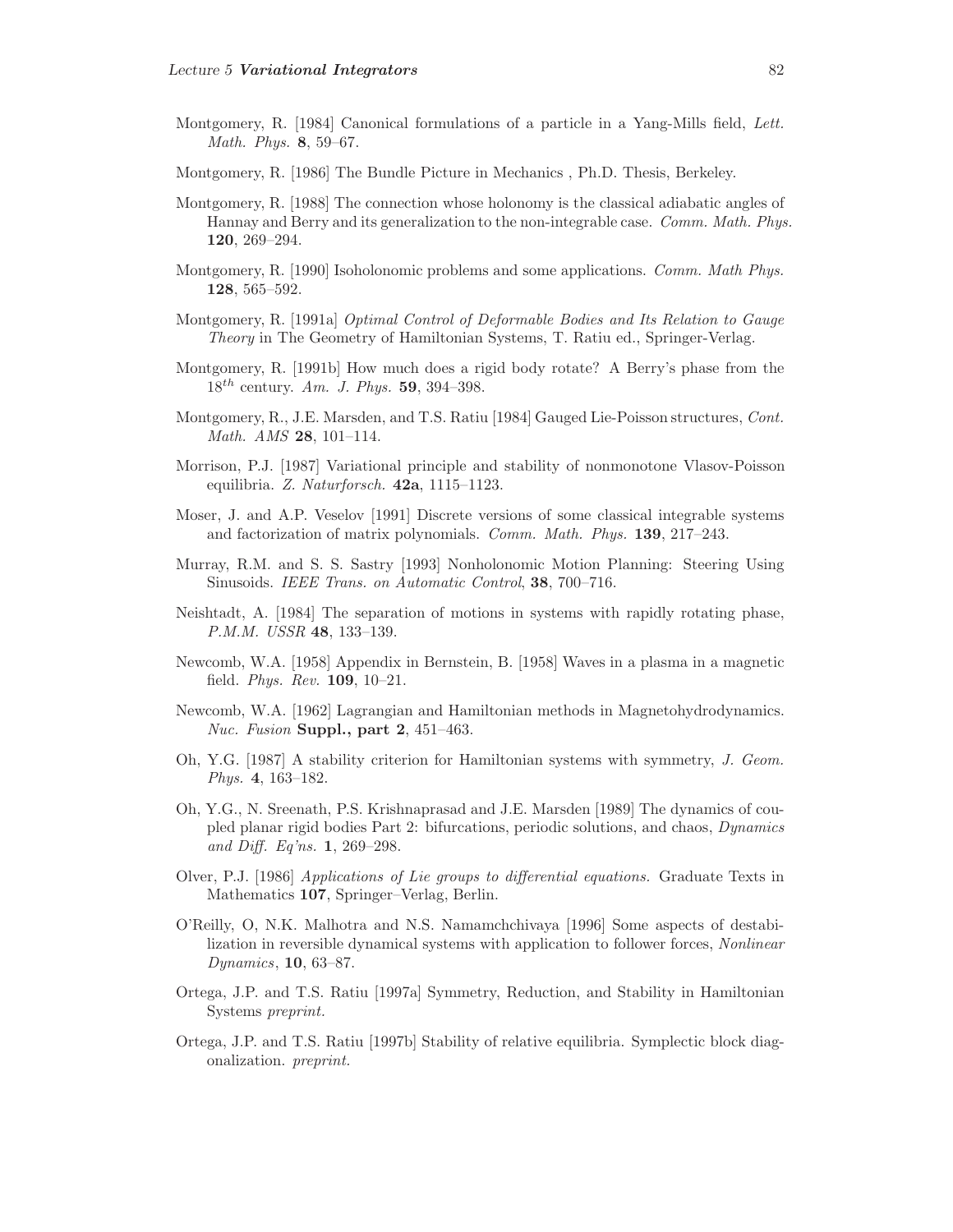Montgomery, R. [1984] Canonical formulations of a particle in a Yang-Mills field, *Lett. Math. Phys.* **8**, 59–67.

Montgomery, R. [1986] The Bundle Picture in Mechanics , Ph.D. Thesis, Berkeley.

Montgomery, R. [1988] The connection whose holonomy is the classical adiabatic angles of Hannay and Berry and its generalization to the non-integrable case. *Comm. Math. Phys.* **120**, 269–294.

Montgomery, R. [1990] Isoholonomic problems and some applications. *Comm. Math Phys.* **128**, 565–592.

Montgomery, R. [1991a] *Optimal Control of Deformable Bodies and Its Relation to Gauge Theory* in The Geometry of Hamiltonian Systems, T. Ratiu ed., Springer-Verlag.

Montgomery, R. [1991b] How much does a rigid body rotate? A Berry's phase from the $18^{th}$ century. *Am. J. Phys.* **59**, 394–398.

Montgomery, R., J.E. Marsden, and T.S. Ratiu [1984] Gauged Lie-Poisson structures, *Cont. Math. AMS* **28**, 101–114.

Morrison, P.J. [1987] Variational principle and stability of nonmonotone Vlasov-Poisson equilibria. *Z. Naturforsch.* **42a**, 1115–1123.

Moser, J. and A.P. Veselov [1991] Discrete versions of some classical integrable systems and factorization of matrix polynomials. *Comm. Math. Phys.* **139**, 217–243.

Murray, R.M. and S. S. Sastry [1993] Nonholonomic Motion Planning: Steering Using Sinusoids. *IEEE Trans. on Automatic Control*, **38**, 700–716.

Neishtadt, A. [1984] The separation of motions in systems with rapidly rotating phase, *P.M.M. USSR* **48**, 133–139.

Newcomb, W.A. [1958] Appendix in Bernstein, B. [1958] Waves in a plasma in a magnetic field. *Phys. Rev.* **109**, 10–21.

Newcomb, W.A. [1962] Lagrangian and Hamiltonian methods in Magnetohydrodynamics. *Nuc. Fusion* **Suppl., part 2**, 451–463.

Oh, Y.G. [1987] A stability criterion for Hamiltonian systems with symmetry, *J. Geom. Phys.* **4**, 163–182.

Oh, Y.G., N. Sreenath, P.S. Krishnaprasad and J.E. Marsden [1989] The dynamics of coupled planar rigid bodies Part 2: bifurcations, periodic solutions, and chaos, *Dynamics and Diff. Eq'ns.* **1**, 269–298.

Olver, P.J. [1986] *Applications of Lie groups to differential equations.* Graduate Texts in Mathematics **107**, Springer–Verlag, Berlin.

O'Reilly, O, N.K. Malhotra and N.S. Namamchchivaya [1996] Some aspects of destabilization in reversible dynamical systems with application to follower forces, *Nonlinear Dynamics*, **10**, 63–87.

Ortega, J.P. and T.S. Ratiu [1997a] Symmetry, Reduction, and Stability in Hamiltonian Systems *preprint.*

Ortega, J.P. and T.S. Ratiu [1997b] Stability of relative equilibria. Symplectic block diagonalization. *preprint.*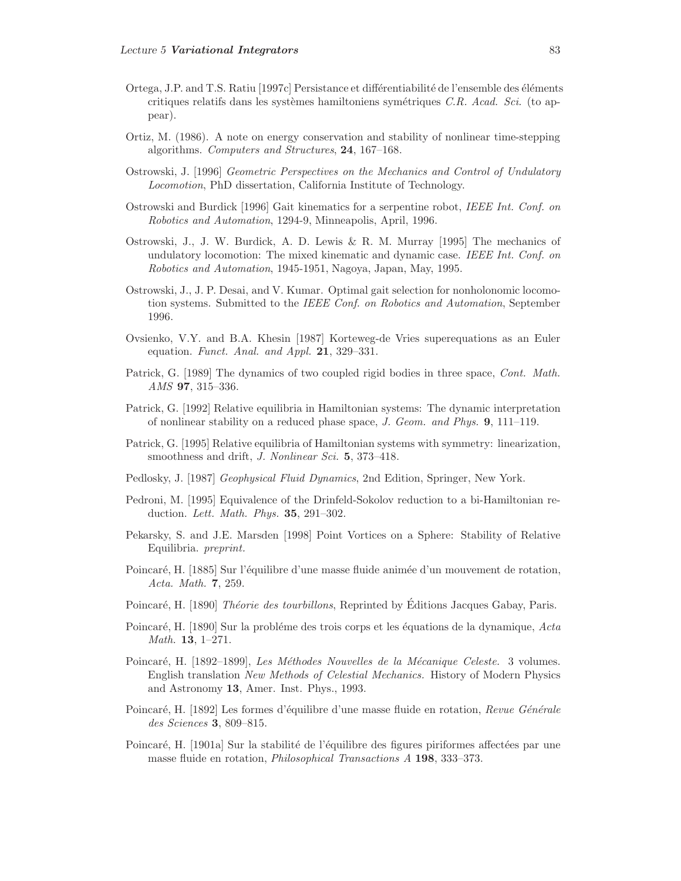Ortega, J.P. and T.S. Ratiu [1997c] Persistance et différentiabilité de l'ensemble des éléments critiques relatifs dans les systèmes hamiltoniens symétriques *C.R. Acad. Sci.* (to appear).

Ortiz, M. (1986). A note on energy conservation and stability of nonlinear time-stepping algorithms. *Computers and Structures*, **24**, 167–168.

Ostrowski, J. [1996] *Geometric Perspectives on the Mechanics and Control of Undulatory Locomotion*, PhD dissertation, California Institute of Technology.

Ostrowski and Burdick [1996] Gait kinematics for a serpentine robot, *IEEE Int. Conf. on Robotics and Automation*, 1294-9, Minneapolis, April, 1996.

Ostrowski, J., J. W. Burdick, A. D. Lewis & R. M. Murray [1995] The mechanics of undulatory locomotion: The mixed kinematic and dynamic case. *IEEE Int. Conf. on Robotics and Automation*, 1945-1951, Nagoya, Japan, May, 1995.

Ostrowski, J., J. P. Desai, and V. Kumar. Optimal gait selection for nonholonomic locomotion systems. Submitted to the *IEEE Conf. on Robotics and Automation*, September 1996.

Ovsienko, V.Y. and B.A. Khesin [1987] Korteweg-de Vries superequations as an Euler equation. *Funct. Anal. and Appl.* **21**, 329–331.

Patrick, G. [1989] The dynamics of two coupled rigid bodies in three space, *Cont. Math. AMS* **97**, 315–336.

Patrick, G. [1992] Relative equilibria in Hamiltonian systems: The dynamic interpretation of nonlinear stability on a reduced phase space, *J. Geom. and Phys.* **9**, 111–119.

Patrick, G. [1995] Relative equilibria of Hamiltonian systems with symmetry: linearization, smoothness and drift, *J. Nonlinear Sci.* **5**, 373–418.

Pedlosky, J. [1987] *Geophysical Fluid Dynamics*, 2nd Edition, Springer, New York.

Pedroni, M. [1995] Equivalence of the Drinfeld-Sokolov reduction to a bi-Hamiltonian reduction. *Lett. Math. Phys.* **35**, 291–302.

Pekarsky, S. and J.E. Marsden [1998] Point Vortices on a Sphere: Stability of Relative Equilibria. *preprint.*

Poincaré, H. [1885] Sur l'équilibre d'une masse fluide animée d'un mouvement de rotation, *Acta. Math.* **7**, 259.

Poincaré, H. [1890] *Théorie des tourbillons*, Reprinted by Éditions Jacques Gabay, Paris.

Poincaré, H. [1890] Sur la probléme des trois corps et les équations de la dynamique, *Acta Math.* **13**, 1–271.

Poincaré, H. [1892–1899], *Les Méthodes Nouvelles de la Mécanique Celeste.* 3 volumes. English translation *New Methods of Celestial Mechanics.* History of Modern Physics and Astronomy **13**, Amer. Inst. Phys., 1993.

Poincaré, H. [1892] Les formes d'équilibre d'une masse fluide en rotation, *Revue Générale des Sciences* **3**, 809–815.

Poincaré, H. [1901a] Sur la stabilité de l'équilibre des figures piriformes affectées par une masse fluide en rotation, *Philosophical Transactions A* **198**, 333–373.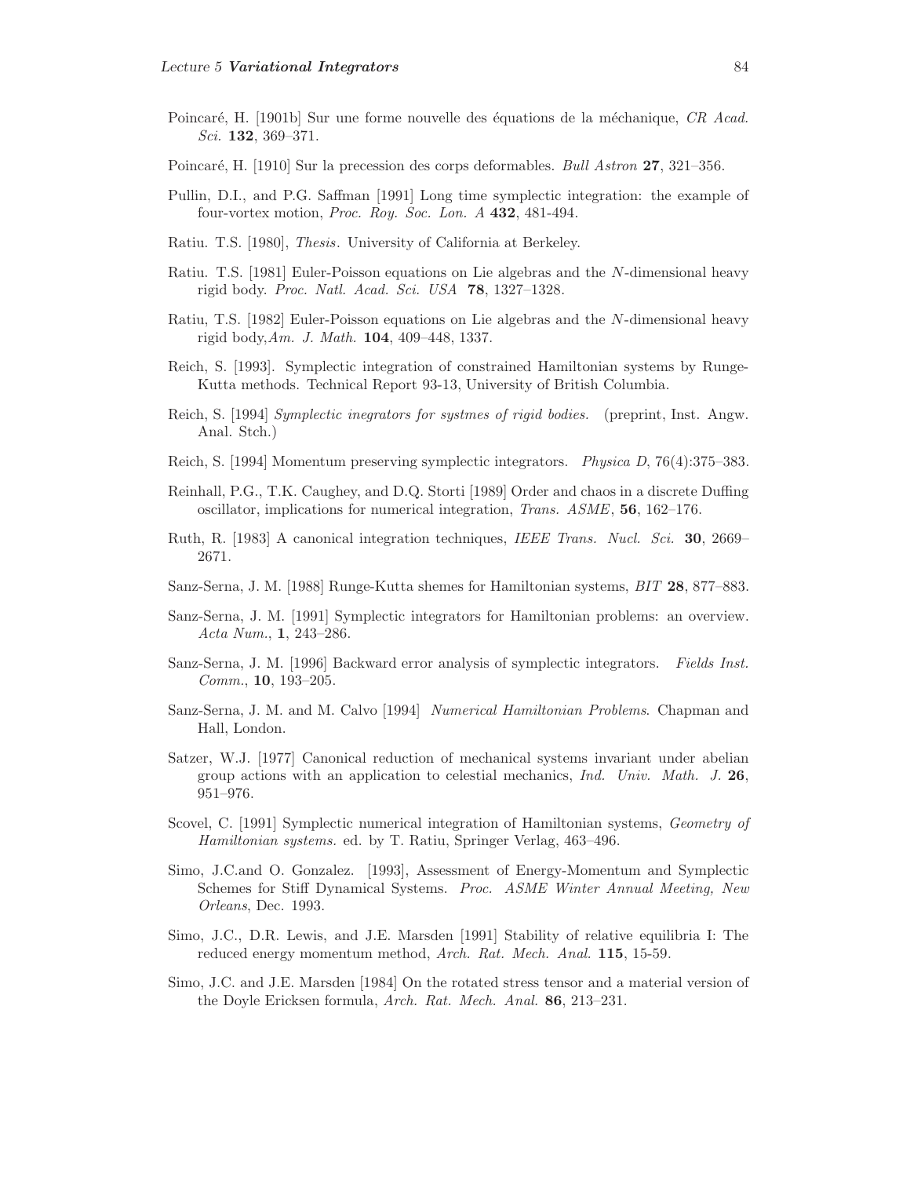Poincaré, H. [1901b] Sur une forme nouvelle des équations de la méchanique, *CR Acad. Sci.* **132**, 369–371.

Poincaré, H. [1910] Sur la precession des corps deformables. *Bull Astron* **27**, 321–356.

Pullin, D.I., and P.G. Saffman [1991] Long time symplectic integration: the example of four-vortex motion, *Proc. Roy. Soc. Lon. A* **432**, 481-494.

Ratiu. T.S. [1980], *Thesis*. University of California at Berkeley.

Ratiu. T.S. [1981] Euler-Poisson equations on Lie algebras and the $N$-dimensional heavy rigid body. *Proc. Natl. Acad. Sci. USA* **78**, 1327–1328.

Ratiu, T.S. [1982] Euler-Poisson equations on Lie algebras and the $N$-dimensional heavy rigid body,*Am. J. Math.* **104**, 409–448, 1337.

Reich, S. [1993]. Symplectic integration of constrained Hamiltonian systems by Runge-Kutta methods. Technical Report 93-13, University of British Columbia.

Reich, S. [1994] *Symplectic inegrators for systmes of rigid bodies.* (preprint, Inst. Angw. Anal. Stch.)

Reich, S. [1994] Momentum preserving symplectic integrators. *Physica D*, 76(4):375–383.

Reinhall, P.G., T.K. Caughey, and D.Q. Storti [1989] Order and chaos in a discrete Duffing oscillator, implications for numerical integration, *Trans. ASME*, **56**, 162–176.

Ruth, R. [1983] A canonical integration techniques, *IEEE Trans. Nucl. Sci.* **30**, 2669–2671.

Sanz-Serna, J. M. [1988] Runge-Kutta shemes for Hamiltonian systems, *BIT* **28**, 877–883.

Sanz-Serna, J. M. [1991] Symplectic integrators for Hamiltonian problems: an overview. *Acta Num.*, **1**, 243–286.

Sanz-Serna, J. M. [1996] Backward error analysis of symplectic integrators. *Fields Inst. Comm.*, **10**, 193–205.

Sanz-Serna, J. M. and M. Calvo [1994] *Numerical Hamiltonian Problems*. Chapman and Hall, London.

Satzer, W.J. [1977] Canonical reduction of mechanical systems invariant under abelian group actions with an application to celestial mechanics, *Ind. Univ. Math. J.* **26**, 951–976.

Scovel, C. [1991] Symplectic numerical integration of Hamiltonian systems, *Geometry of Hamiltonian systems.* ed. by T. Ratiu, Springer Verlag, 463–496.

Simo, J.C.and O. Gonzalez. [1993], Assessment of Energy-Momentum and Symplectic Schemes for Stiff Dynamical Systems. *Proc. ASME Winter Annual Meeting, New Orleans*, Dec. 1993.

Simo, J.C., D.R. Lewis, and J.E. Marsden [1991] Stability of relative equilibria I: The reduced energy momentum method, *Arch. Rat. Mech. Anal.* **115**, 15-59.

Simo, J.C. and J.E. Marsden [1984] On the rotated stress tensor and a material version of the Doyle Ericksen formula, *Arch. Rat. Mech. Anal.* **86**, 213–231.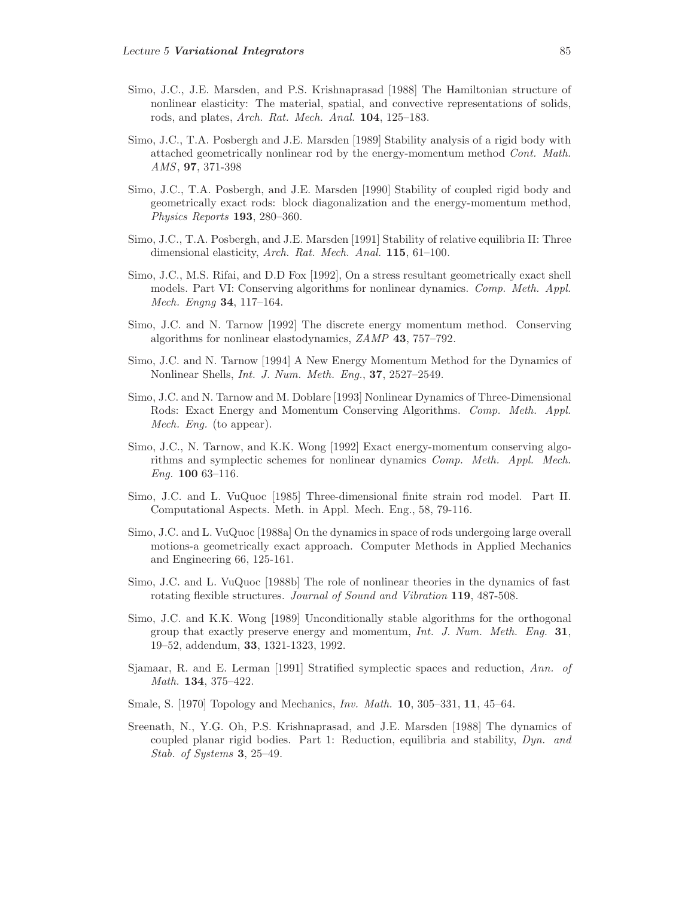Simo, J.C., J.E. Marsden, and P.S. Krishnaprasad [1988] The Hamiltonian structure of nonlinear elasticity: The material, spatial, and convective representations of solids, rods, and plates, *Arch. Rat. Mech. Anal.* **104**, 125–183.

Simo, J.C., T.A. Posbergh and J.E. Marsden [1989] Stability analysis of a rigid body with attached geometrically nonlinear rod by the energy-momentum method *Cont. Math. AMS*, **97**, 371-398

Simo, J.C., T.A. Posbergh, and J.E. Marsden [1990] Stability of coupled rigid body and geometrically exact rods: block diagonalization and the energy-momentum method, *Physics Reports* **193**, 280–360.

Simo, J.C., T.A. Posbergh, and J.E. Marsden [1991] Stability of relative equilibria II: Three dimensional elasticity, *Arch. Rat. Mech. Anal.* **115**, 61–100.

Simo, J.C., M.S. Rifai, and D.D Fox [1992], On a stress resultant geometrically exact shell models. Part VI: Conserving algorithms for nonlinear dynamics. *Comp. Meth. Appl. Mech. Engng* **34**, 117–164.

Simo, J.C. and N. Tarnow [1992] The discrete energy momentum method. Conserving algorithms for nonlinear elastodynamics, *ZAMP* **43**, 757–792.

Simo, J.C. and N. Tarnow [1994] A New Energy Momentum Method for the Dynamics of Nonlinear Shells, *Int. J. Num. Meth. Eng.*, **37**, 2527–2549.

Simo, J.C. and N. Tarnow and M. Doblare [1993] Nonlinear Dynamics of Three-Dimensional Rods: Exact Energy and Momentum Conserving Algorithms. *Comp. Meth. Appl. Mech. Eng.* (to appear).

Simo, J.C., N. Tarnow, and K.K. Wong [1992] Exact energy-momentum conserving algorithms and symplectic schemes for nonlinear dynamics *Comp. Meth. Appl. Mech. Eng.* **100** 63–116.

Simo, J.C. and L. VuQuoc [1985] Three-dimensional finite strain rod model. Part II. Computational Aspects. Meth. in Appl. Mech. Eng., 58, 79-116.

Simo, J.C. and L. VuQuoc [1988a] On the dynamics in space of rods undergoing large overall motions-a geometrically exact approach. Computer Methods in Applied Mechanics and Engineering 66, 125-161.

Simo, J.C. and L. VuQuoc [1988b] The role of nonlinear theories in the dynamics of fast rotating flexible structures. *Journal of Sound and Vibration* **119**, 487-508.

Simo, J.C. and K.K. Wong [1989] Unconditionally stable algorithms for the orthogonal group that exactly preserve energy and momentum, *Int. J. Num. Meth. Eng.* **31**, 19–52, addendum, **33**, 1321-1323, 1992.

Sjamaar, R. and E. Lerman [1991] Stratified symplectic spaces and reduction, *Ann. of Math.* **134**, 375–422.

Smale, S. [1970] Topology and Mechanics, *Inv. Math.* **10**, 305–331, **11**, 45–64.

Sreenath, N., Y.G. Oh, P.S. Krishnaprasad, and J.E. Marsden [1988] The dynamics of coupled planar rigid bodies. Part 1: Reduction, equilibria and stability, *Dyn. and Stab. of Systems* **3**, 25–49.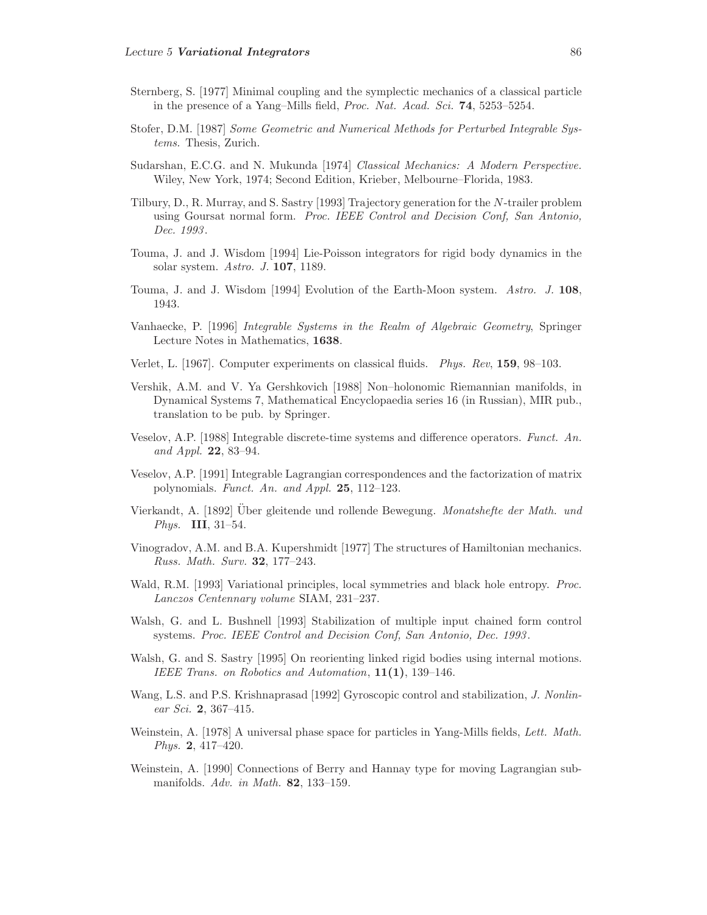Sternberg, S. [1977] Minimal coupling and the symplectic mechanics of a classical particle in the presence of a Yang–Mills field, *Proc. Nat. Acad. Sci.* **74**, 5253–5254.

Stofer, D.M. [1987] *Some Geometric and Numerical Methods for Perturbed Integrable Systems.* Thesis, Zurich.

Sudarshan, E.C.G. and N. Mukunda [1974] *Classical Mechanics: A Modern Perspective.* Wiley, New York, 1974; Second Edition, Krieber, Melbourne–Florida, 1983.

Tilbury, D., R. Murray, and S. Sastry [1993] Trajectory generation for the $N$-trailer problem using Goursat normal form. *Proc. IEEE Control and Decision Conf, San Antonio, Dec. 1993*.

Touma, J. and J. Wisdom [1994] Lie-Poisson integrators for rigid body dynamics in the solar system. *Astro. J.* **107**, 1189.

Touma, J. and J. Wisdom [1994] Evolution of the Earth-Moon system. *Astro. J.* **108**, 1943.

Vanhaecke, P. [1996] *Integrable Systems in the Realm of Algebraic Geometry*, Springer Lecture Notes in Mathematics, **1638**.

Verlet, L. [1967]. Computer experiments on classical fluids. *Phys. Rev*, **159**, 98–103.

Vershik, A.M. and V. Ya Gershkovich [1988] Non–holonomic Riemannian manifolds, in Dynamical Systems 7, Mathematical Encyclopaedia series 16 (in Russian), MIR pub., translation to be pub. by Springer.

Veselov, A.P. [1988] Integrable discrete-time systems and difference operators. *Funct. An. and Appl.* **22**, 83–94.

Veselov, A.P. [1991] Integrable Lagrangian correspondences and the factorization of matrix polynomials. *Funct. An. and Appl.* **25**, 112–123.

Vierkandt, A. [1892] Über gleitende und rollende Bewegung. *Monatshefte der Math. und Phys.* **III**, 31–54.

Vinogradov, A.M. and B.A. Kupershmidt [1977] The structures of Hamiltonian mechanics. *Russ. Math. Surv.* **32**, 177–243.

Wald, R.M. [1993] Variational principles, local symmetries and black hole entropy. *Proc. Lanczos Centennary volume* SIAM, 231–237.

Walsh, G. and L. Bushnell [1993] Stabilization of multiple input chained form control systems. *Proc. IEEE Control and Decision Conf, San Antonio, Dec. 1993*.

Walsh, G. and S. Sastry [1995] On reorienting linked rigid bodies using internal motions. *IEEE Trans. on Robotics and Automation*, **11(1)**, 139–146.

Wang, L.S. and P.S. Krishnaprasad [1992] Gyroscopic control and stabilization, *J. Nonlinear Sci.* **2**, 367–415.

Weinstein, A. [1978] A universal phase space for particles in Yang-Mills fields, *Lett. Math. Phys.* **2**, 417–420.

Weinstein, A. [1990] Connections of Berry and Hannay type for moving Lagrangian submanifolds. *Adv. in Math.* **82**, 133–159.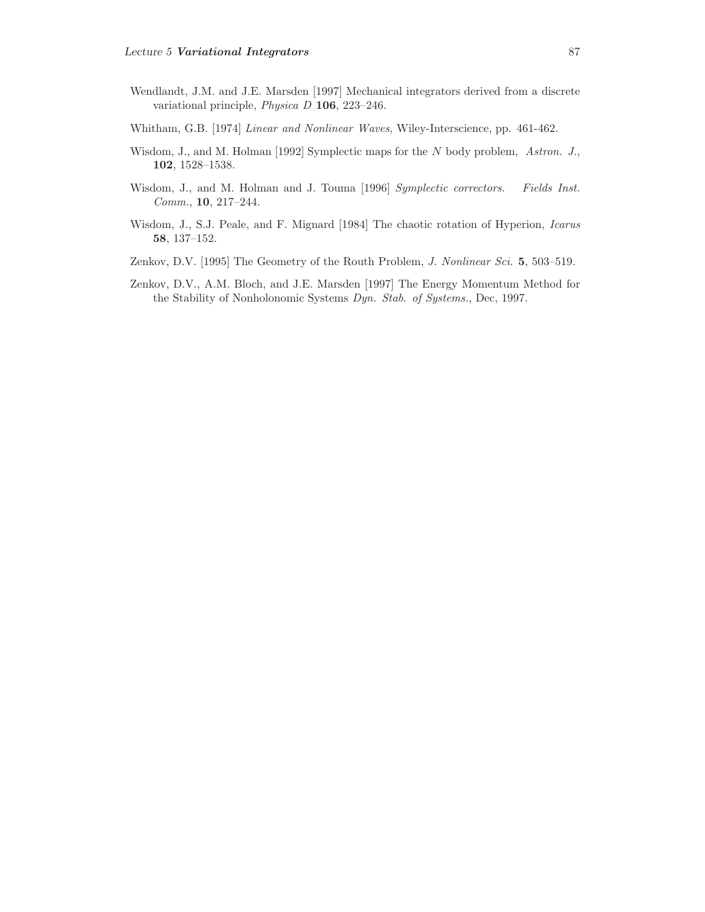Wendlandt, J.M. and J.E. Marsden [1997] Mechanical integrators derived from a discrete variational principle, *Physica D* **106**, 223–246.

Whitham, G.B. [1974] *Linear and Nonlinear Waves*, Wiley-Interscience, pp. 461-462.

Wisdom, J., and M. Holman [1992] Symplectic maps for the $N$ body problem, *Astron. J.*, **102**, 1528–1538.

Wisdom, J., and M. Holman and J. Touma [1996] *Symplectic correctors.* *Fields Inst. Comm.*, **10**, 217–244.

Wisdom, J., S.J. Peale, and F. Mignard [1984] The chaotic rotation of Hyperion, *Icarus* **58**, 137–152.

Zenkov, D.V. [1995] The Geometry of the Routh Problem, *J. Nonlinear Sci.* **5**, 503–519.

Zenkov, D.V., A.M. Bloch, and J.E. Marsden [1997] The Energy Momentum Method for the Stability of Nonholonomic Systems *Dyn. Stab. of Systems.*, Dec, 1997.